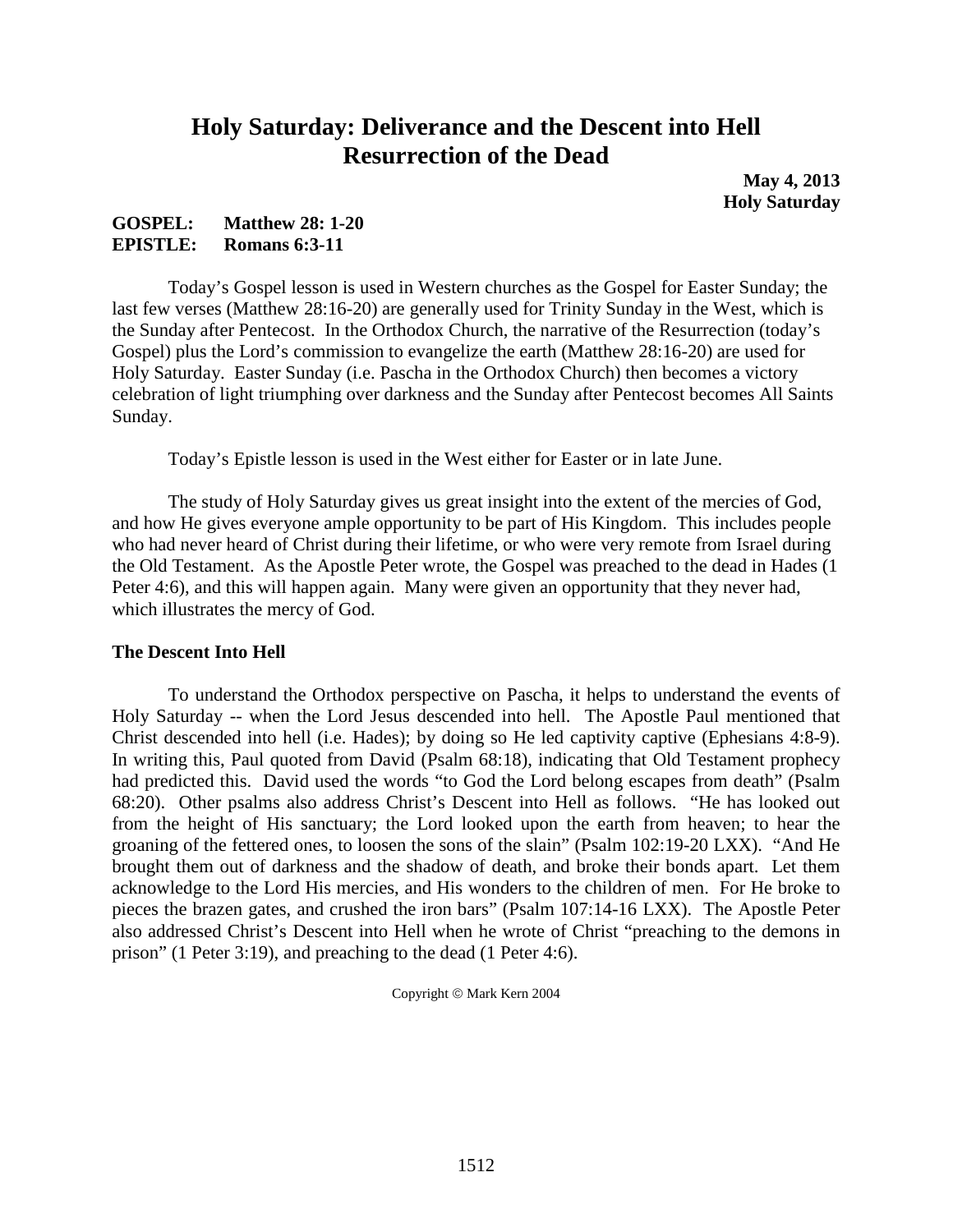# Holy Saturday: Deliverance and the Descent into Hell Resurrection of the Dead

**May 4, 2013**
**Holy Saturday**

**GOSPEL: Matthew 28: 1-20**
**EPISTLE: Romans 6:3-11**

Today's Gospel lesson is used in Western churches as the Gospel for Easter Sunday; the last few verses (Matthew 28:16-20) are generally used for Trinity Sunday in the West, which is the Sunday after Pentecost. In the Orthodox Church, the narrative of the Resurrection (today's Gospel) plus the Lord's commission to evangelize the earth (Matthew 28:16-20) are used for Holy Saturday. Easter Sunday (i.e. Pascha in the Orthodox Church) then becomes a victory celebration of light triumphing over darkness and the Sunday after Pentecost becomes All Saints Sunday.

Today's Epistle lesson is used in the West either for Easter or in late June.

The study of Holy Saturday gives us great insight into the extent of the mercies of God, and how He gives everyone ample opportunity to be part of His Kingdom. This includes people who had never heard of Christ during their lifetime, or who were very remote from Israel during the Old Testament. As the Apostle Peter wrote, the Gospel was preached to the dead in Hades (1 Peter 4:6), and this will happen again. Many were given an opportunity that they never had, which illustrates the mercy of God.

### The Descent Into Hell

To understand the Orthodox perspective on Pascha, it helps to understand the events of Holy Saturday -- when the Lord Jesus descended into hell. The Apostle Paul mentioned that Christ descended into hell (i.e. Hades); by doing so He led captivity captive (Ephesians 4:8-9). In writing this, Paul quoted from David (Psalm 68:18), indicating that Old Testament prophecy had predicted this. David used the words "to God the Lord belong escapes from death" (Psalm 68:20). Other psalms also address Christ's Descent into Hell as follows. "He has looked out from the height of His sanctuary; the Lord looked upon the earth from heaven; to hear the groaning of the fettered ones, to loosen the sons of the slain" (Psalm 102:19-20 LXX). "And He brought them out of darkness and the shadow of death, and broke their bonds apart. Let them acknowledge to the Lord His mercies, and His wonders to the children of men. For He broke to pieces the brazen gates, and crushed the iron bars" (Psalm 107:14-16 LXX). The Apostle Peter also addressed Christ's Descent into Hell when he wrote of Christ "preaching to the demons in prison" (1 Peter 3:19), and preaching to the dead (1 Peter 4:6).

Copyright © Mark Kern 2004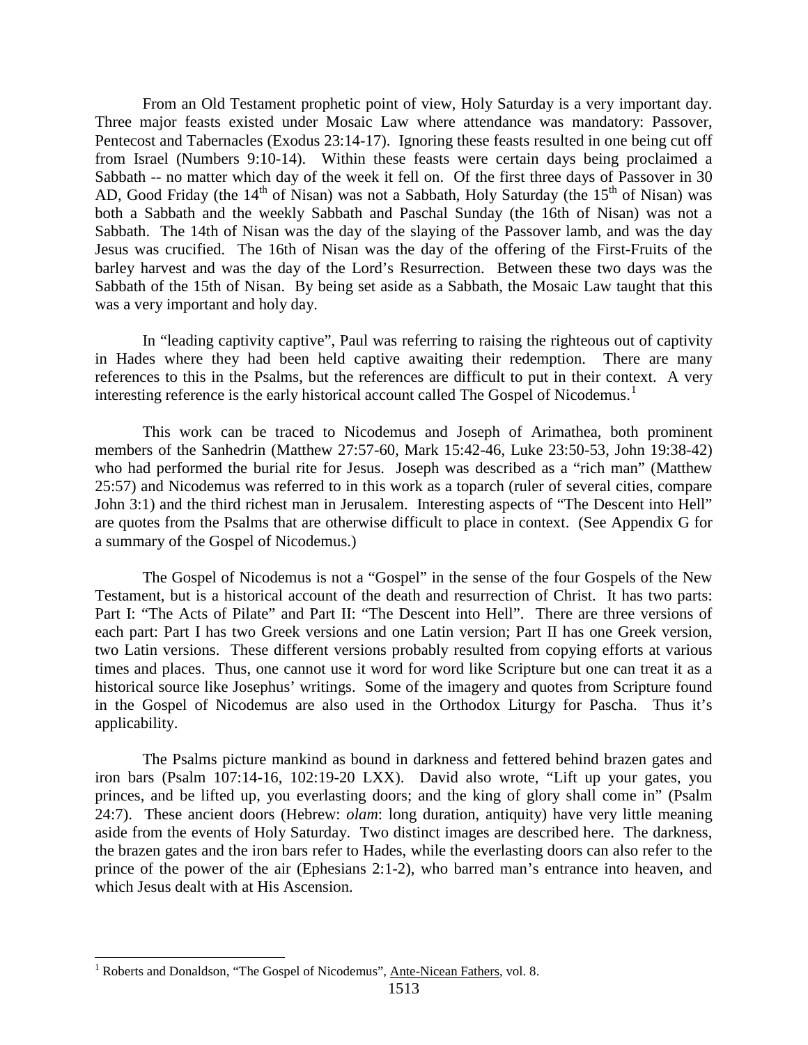From an Old Testament prophetic point of view, Holy Saturday is a very important day. Three major feasts existed under Mosaic Law where attendance was mandatory: Passover, Pentecost and Tabernacles (Exodus 23:14-17). Ignoring these feasts resulted in one being cut off from Israel (Numbers 9:10-14). Within these feasts were certain days being proclaimed a Sabbath -- no matter which day of the week it fell on. Of the first three days of Passover in 30 AD, Good Friday (the 14th of Nisan) was not a Sabbath, Holy Saturday (the 15th of Nisan) was both a Sabbath and the weekly Sabbath and Paschal Sunday (the 16th of Nisan) was not a Sabbath. The 14th of Nisan was the day of the slaying of the Passover lamb, and was the day Jesus was crucified. The 16th of Nisan was the day of the offering of the First-Fruits of the barley harvest and was the day of the Lord's Resurrection. Between these two days was the Sabbath of the 15th of Nisan. By being set aside as a Sabbath, the Mosaic Law taught that this was a very important and holy day.

In "leading captivity captive", Paul was referring to raising the righteous out of captivity in Hades where they had been held captive awaiting their redemption. There are many references to this in the Psalms, but the references are difficult to put in their context. A very interesting reference is the early historical account called The Gospel of Nicodemus.[1]

This work can be traced to Nicodemus and Joseph of Arimathea, both prominent members of the Sanhedrin (Matthew 27:57-60, Mark 15:42-46, Luke 23:50-53, John 19:38-42) who had performed the burial rite for Jesus. Joseph was described as a "rich man" (Matthew 25:57) and Nicodemus was referred to in this work as a toparch (ruler of several cities, compare John 3:1) and the third richest man in Jerusalem. Interesting aspects of "The Descent into Hell" are quotes from the Psalms that are otherwise difficult to place in context. (See Appendix G for a summary of the Gospel of Nicodemus.)

The Gospel of Nicodemus is not a "Gospel" in the sense of the four Gospels of the New Testament, but is a historical account of the death and resurrection of Christ. It has two parts: Part I: "The Acts of Pilate" and Part II: "The Descent into Hell". There are three versions of each part: Part I has two Greek versions and one Latin version; Part II has one Greek version, two Latin versions. These different versions probably resulted from copying efforts at various times and places. Thus, one cannot use it word for word like Scripture but one can treat it as a historical source like Josephus' writings. Some of the imagery and quotes from Scripture found in the Gospel of Nicodemus are also used in the Orthodox Liturgy for Pascha. Thus it's applicability.

The Psalms picture mankind as bound in darkness and fettered behind brazen gates and iron bars (Psalm 107:14-16, 102:19-20 LXX). David also wrote, "Lift up your gates, you princes, and be lifted up, you everlasting doors; and the king of glory shall come in" (Psalm 24:7). These ancient doors (Hebrew: *olam*: long duration, antiquity) have very little meaning aside from the events of Holy Saturday. Two distinct images are described here. The darkness, the brazen gates and the iron bars refer to Hades, while the everlasting doors can also refer to the prince of the power of the air (Ephesians 2:1-2), who barred man's entrance into heaven, and which Jesus dealt with at His Ascension.

---

[1] Roberts and Donaldson, "The Gospel of Nicodemus", Ante-Nicean Fathers, vol. 8.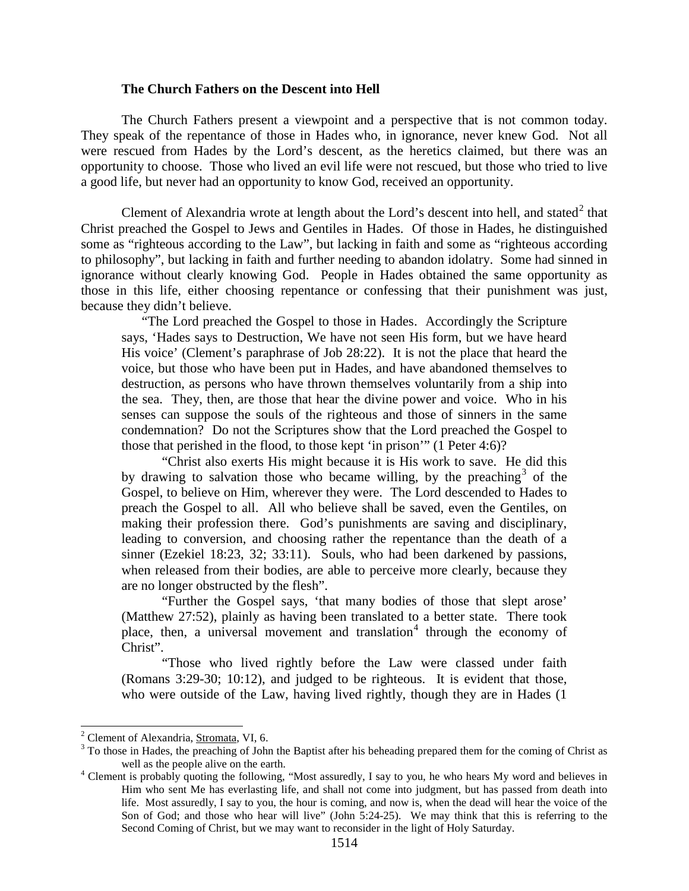### The Church Fathers on the Descent into Hell

The Church Fathers present a viewpoint and a perspective that is not common today. They speak of the repentance of those in Hades who, in ignorance, never knew God. Not all were rescued from Hades by the Lord's descent, as the heretics claimed, but there was an opportunity to choose. Those who lived an evil life were not rescued, but those who tried to live a good life, but never had an opportunity to know God, received an opportunity.

Clement of Alexandria wrote at length about the Lord's descent into hell, and stated[2] that Christ preached the Gospel to Jews and Gentiles in Hades. Of those in Hades, he distinguished some as "righteous according to the Law", but lacking in faith and some as "righteous according to philosophy", but lacking in faith and further needing to abandon idolatry. Some had sinned in ignorance without clearly knowing God. People in Hades obtained the same opportunity as those in this life, either choosing repentance or confessing that their punishment was just, because they didn't believe.

> "The Lord preached the Gospel to those in Hades. Accordingly the Scripture says, 'Hades says to Destruction, We have not seen His form, but we have heard His voice' (Clement's paraphrase of Job 28:22). It is not the place that heard the voice, but those who have been put in Hades, and have abandoned themselves to destruction, as persons who have thrown themselves voluntarily from a ship into the sea. They, then, are those that hear the divine power and voice. Who in his senses can suppose the souls of the righteous and those of sinners in the same condemnation? Do not the Scriptures show that the Lord preached the Gospel to those that perished in the flood, to those kept 'in prison'" (1 Peter 4:6)?
>
> "Christ also exerts His might because it is His work to save. He did this by drawing to salvation those who became willing, by the preaching[3] of the Gospel, to believe on Him, wherever they were. The Lord descended to Hades to preach the Gospel to all. All who believe shall be saved, even the Gentiles, on making their profession there. God's punishments are saving and disciplinary, leading to conversion, and choosing rather the repentance than the death of a sinner (Ezekiel 18:23, 32; 33:11). Souls, who had been darkened by passions, when released from their bodies, are able to perceive more clearly, because they are no longer obstructed by the flesh".
>
> "Further the Gospel says, 'that many bodies of those that slept arose' (Matthew 27:52), plainly as having been translated to a better state. There took place, then, a universal movement and translation[4] through the economy of Christ".
>
> "Those who lived rightly before the Law were classed under faith (Romans 3:29-30; 10:12), and judged to be righteous. It is evident that those, who were outside of the Law, having lived rightly, though they are in Hades (1

---

[2] Clement of Alexandria, Stromata, VI, 6.

[3] To those in Hades, the preaching of John the Baptist after his beheading prepared them for the coming of Christ as well as the people alive on the earth.

[4] Clement is probably quoting the following, "Most assuredly, I say to you, he who hears My word and believes in Him who sent Me has everlasting life, and shall not come into judgment, but has passed from death into life. Most assuredly, I say to you, the hour is coming, and now is, when the dead will hear the voice of the Son of God; and those who hear will live" (John 5:24-25). We may think that this is referring to the Second Coming of Christ, but we may want to reconsider in the light of Holy Saturday.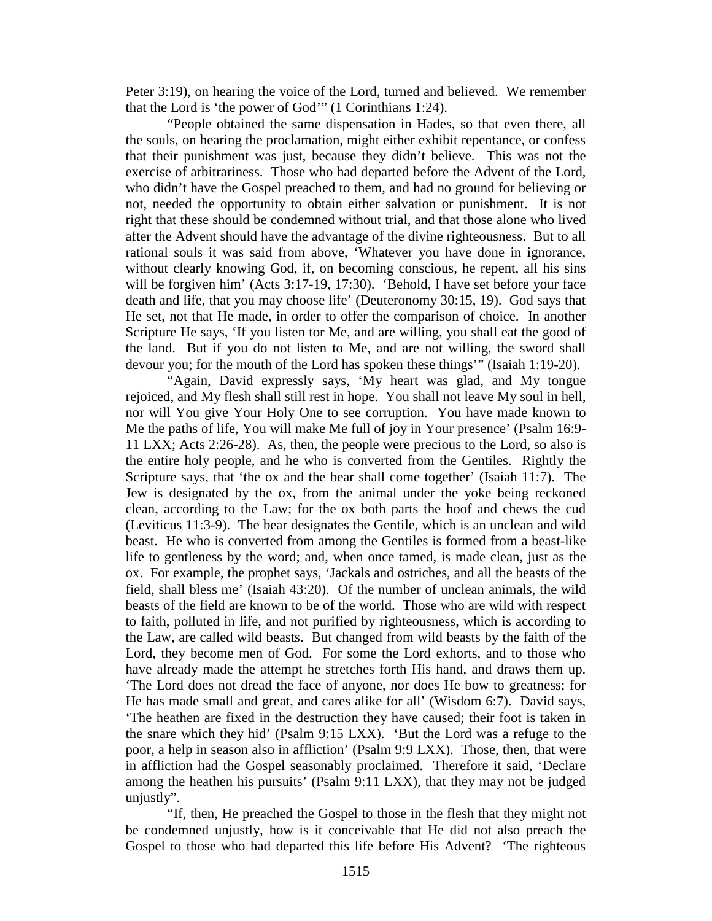Peter 3:19), on hearing the voice of the Lord, turned and believed. We remember that the Lord is 'the power of God'" (1 Corinthians 1:24).

"People obtained the same dispensation in Hades, so that even there, all the souls, on hearing the proclamation, might either exhibit repentance, or confess that their punishment was just, because they didn't believe. This was not the exercise of arbitrariness. Those who had departed before the Advent of the Lord, who didn't have the Gospel preached to them, and had no ground for believing or not, needed the opportunity to obtain either salvation or punishment. It is not right that these should be condemned without trial, and that those alone who lived after the Advent should have the advantage of the divine righteousness. But to all rational souls it was said from above, 'Whatever you have done in ignorance, without clearly knowing God, if, on becoming conscious, he repent, all his sins will be forgiven him' (Acts 3:17-19, 17:30). 'Behold, I have set before your face death and life, that you may choose life' (Deuteronomy 30:15, 19). God says that He set, not that He made, in order to offer the comparison of choice. In another Scripture He says, 'If you listen tor Me, and are willing, you shall eat the good of the land. But if you do not listen to Me, and are not willing, the sword shall devour you; for the mouth of the Lord has spoken these things'" (Isaiah 1:19-20).

"Again, David expressly says, 'My heart was glad, and My tongue rejoiced, and My flesh shall still rest in hope. You shall not leave My soul in hell, nor will You give Your Holy One to see corruption. You have made known to Me the paths of life, You will make Me full of joy in Your presence' (Psalm 16:9-11 LXX; Acts 2:26-28). As, then, the people were precious to the Lord, so also is the entire holy people, and he who is converted from the Gentiles. Rightly the Scripture says, that 'the ox and the bear shall come together' (Isaiah 11:7). The Jew is designated by the ox, from the animal under the yoke being reckoned clean, according to the Law; for the ox both parts the hoof and chews the cud (Leviticus 11:3-9). The bear designates the Gentile, which is an unclean and wild beast. He who is converted from among the Gentiles is formed from a beast-like life to gentleness by the word; and, when once tamed, is made clean, just as the ox. For example, the prophet says, 'Jackals and ostriches, and all the beasts of the field, shall bless me' (Isaiah 43:20). Of the number of unclean animals, the wild beasts of the field are known to be of the world. Those who are wild with respect to faith, polluted in life, and not purified by righteousness, which is according to the Law, are called wild beasts. But changed from wild beasts by the faith of the Lord, they become men of God. For some the Lord exhorts, and to those who have already made the attempt he stretches forth His hand, and draws them up. 'The Lord does not dread the face of anyone, nor does He bow to greatness; for He has made small and great, and cares alike for all' (Wisdom 6:7). David says, 'The heathen are fixed in the destruction they have caused; their foot is taken in the snare which they hid' (Psalm 9:15 LXX). 'But the Lord was a refuge to the poor, a help in season also in affliction' (Psalm 9:9 LXX). Those, then, that were in affliction had the Gospel seasonably proclaimed. Therefore it said, 'Declare among the heathen his pursuits' (Psalm 9:11 LXX), that they may not be judged unjustly".

"If, then, He preached the Gospel to those in the flesh that they might not be condemned unjustly, how is it conceivable that He did not also preach the Gospel to those who had departed this life before His Advent? 'The righteous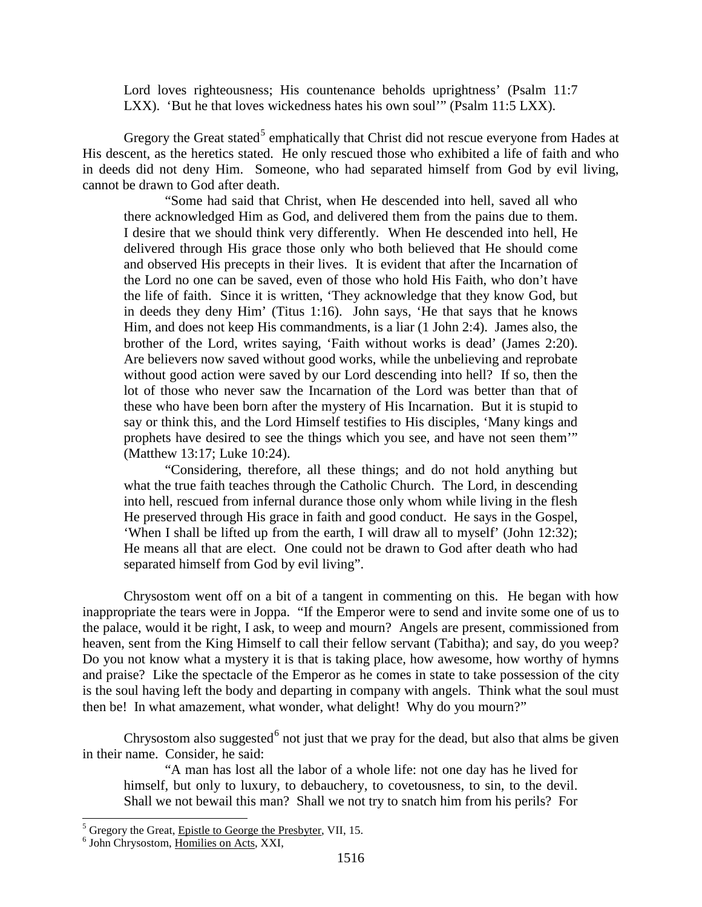> Lord loves righteousness; His countenance beholds uprightness' (Psalm 11:7 LXX). 'But he that loves wickedness hates his own soul'" (Psalm 11:5 LXX).

Gregory the Great stated[5] emphatically that Christ did not rescue everyone from Hades at His descent, as the heretics stated. He only rescued those who exhibited a life of faith and who in deeds did not deny Him. Someone, who had separated himself from God by evil living, cannot be drawn to God after death.

> "Some had said that Christ, when He descended into hell, saved all who there acknowledged Him as God, and delivered them from the pains due to them. I desire that we should think very differently. When He descended into hell, He delivered through His grace those only who both believed that He should come and observed His precepts in their lives. It is evident that after the Incarnation of the Lord no one can be saved, even of those who hold His Faith, who don't have the life of faith. Since it is written, 'They acknowledge that they know God, but in deeds they deny Him' (Titus 1:16). John says, 'He that says that he knows Him, and does not keep His commandments, is a liar (1 John 2:4). James also, the brother of the Lord, writes saying, 'Faith without works is dead' (James 2:20). Are believers now saved without good works, while the unbelieving and reprobate without good action were saved by our Lord descending into hell? If so, then the lot of those who never saw the Incarnation of the Lord was better than that of these who have been born after the mystery of His Incarnation. But it is stupid to say or think this, and the Lord Himself testifies to His disciples, 'Many kings and prophets have desired to see the things which you see, and have not seen them'" (Matthew 13:17; Luke 10:24).
>
> "Considering, therefore, all these things; and do not hold anything but what the true faith teaches through the Catholic Church. The Lord, in descending into hell, rescued from infernal durance those only whom while living in the flesh He preserved through His grace in faith and good conduct. He says in the Gospel, 'When I shall be lifted up from the earth, I will draw all to myself' (John 12:32); He means all that are elect. One could not be drawn to God after death who had separated himself from God by evil living".

Chrysostom went off on a bit of a tangent in commenting on this. He began with how inappropriate the tears were in Joppa. "If the Emperor were to send and invite some one of us to the palace, would it be right, I ask, to weep and mourn? Angels are present, commissioned from heaven, sent from the King Himself to call their fellow servant (Tabitha); and say, do you weep? Do you not know what a mystery it is that is taking place, how awesome, how worthy of hymns and praise? Like the spectacle of the Emperor as he comes in state to take possession of the city is the soul having left the body and departing in company with angels. Think what the soul must then be! In what amazement, what wonder, what delight! Why do you mourn?"

Chrysostom also suggested[6] not just that we pray for the dead, but also that alms be given in their name. Consider, he said:

> "A man has lost all the labor of a whole life: not one day has he lived for himself, but only to luxury, to debauchery, to covetousness, to sin, to the devil. Shall we not bewail this man? Shall we not try to snatch him from his perils? For

---

[5] Gregory the Great, Epistle to George the Presbyter, VII, 15.

[6] John Chrysostom, Homilies on Acts, XXI,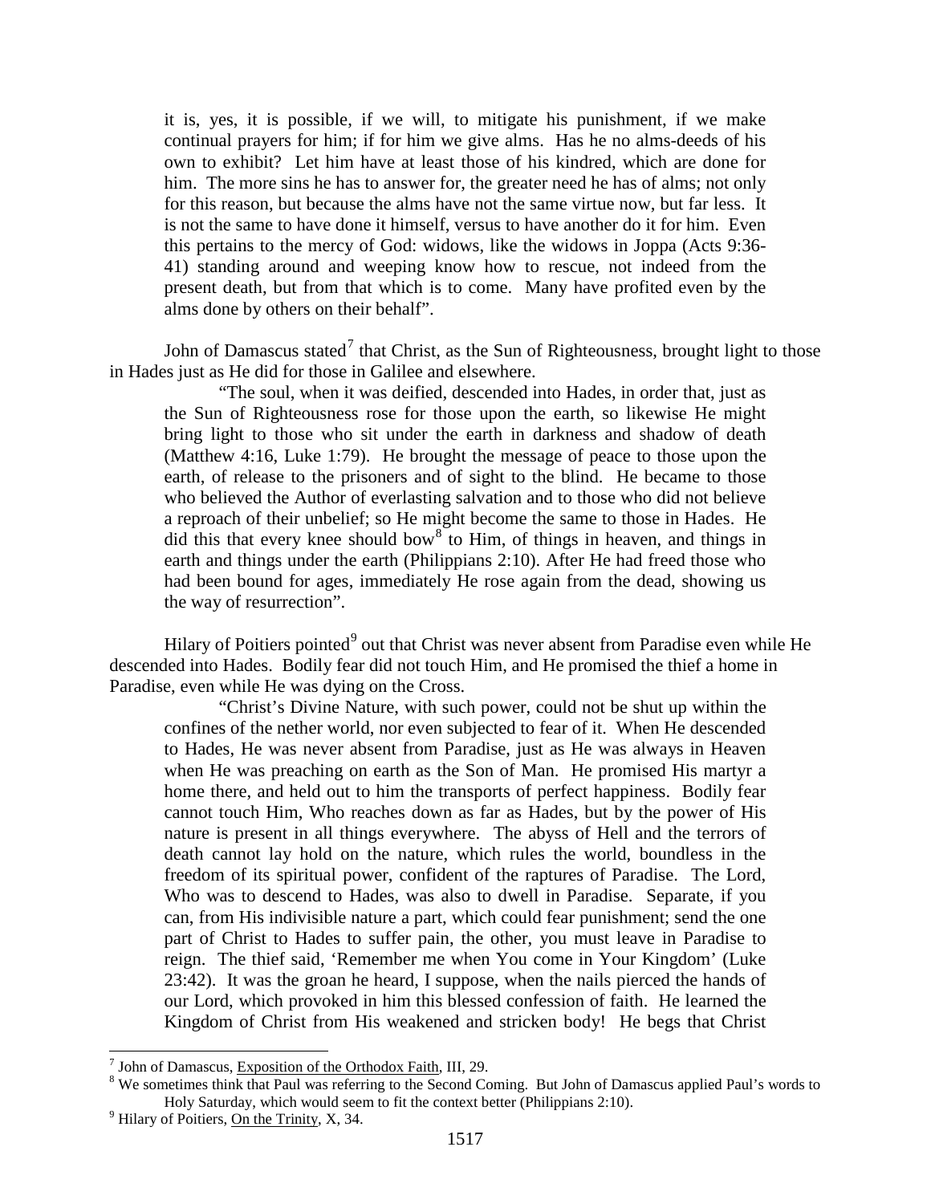it is, yes, it is possible, if we will, to mitigate his punishment, if we make continual prayers for him; if for him we give alms. Has he no alms-deeds of his own to exhibit? Let him have at least those of his kindred, which are done for him. The more sins he has to answer for, the greater need he has of alms; not only for this reason, but because the alms have not the same virtue now, but far less. It is not the same to have done it himself, versus to have another do it for him. Even this pertains to the mercy of God: widows, like the widows in Joppa (Acts 9:36-41) standing around and weeping know how to rescue, not indeed from the present death, but from that which is to come. Many have profited even by the alms done by others on their behalf".

John of Damascus stated[7] that Christ, as the Sun of Righteousness, brought light to those in Hades just as He did for those in Galilee and elsewhere.

> "The soul, when it was deified, descended into Hades, in order that, just as the Sun of Righteousness rose for those upon the earth, so likewise He might bring light to those who sit under the earth in darkness and shadow of death (Matthew 4:16, Luke 1:79). He brought the message of peace to those upon the earth, of release to the prisoners and of sight to the blind. He became to those who believed the Author of everlasting salvation and to those who did not believe a reproach of their unbelief; so He might become the same to those in Hades. He did this that every knee should bow[8] to Him, of things in heaven, and things in earth and things under the earth (Philippians 2:10). After He had freed those who had been bound for ages, immediately He rose again from the dead, showing us the way of resurrection".

Hilary of Poitiers pointed[9] out that Christ was never absent from Paradise even while He descended into Hades. Bodily fear did not touch Him, and He promised the thief a home in Paradise, even while He was dying on the Cross.

> "Christ's Divine Nature, with such power, could not be shut up within the confines of the nether world, nor even subjected to fear of it. When He descended to Hades, He was never absent from Paradise, just as He was always in Heaven when He was preaching on earth as the Son of Man. He promised His martyr a home there, and held out to him the transports of perfect happiness. Bodily fear cannot touch Him, Who reaches down as far as Hades, but by the power of His nature is present in all things everywhere. The abyss of Hell and the terrors of death cannot lay hold on the nature, which rules the world, boundless in the freedom of its spiritual power, confident of the raptures of Paradise. The Lord, Who was to descend to Hades, was also to dwell in Paradise. Separate, if you can, from His indivisible nature a part, which could fear punishment; send the one part of Christ to Hades to suffer pain, the other, you must leave in Paradise to reign. The thief said, 'Remember me when You come in Your Kingdom' (Luke 23:42). It was the groan he heard, I suppose, when the nails pierced the hands of our Lord, which provoked in him this blessed confession of faith. He learned the Kingdom of Christ from His weakened and stricken body! He begs that Christ

---

[7] John of Damascus, Exposition of the Orthodox Faith, III, 29.

[8] We sometimes think that Paul was referring to the Second Coming. But John of Damascus applied Paul's words to Holy Saturday, which would seem to fit the context better (Philippians 2:10).

[9] Hilary of Poitiers, On the Trinity, X, 34.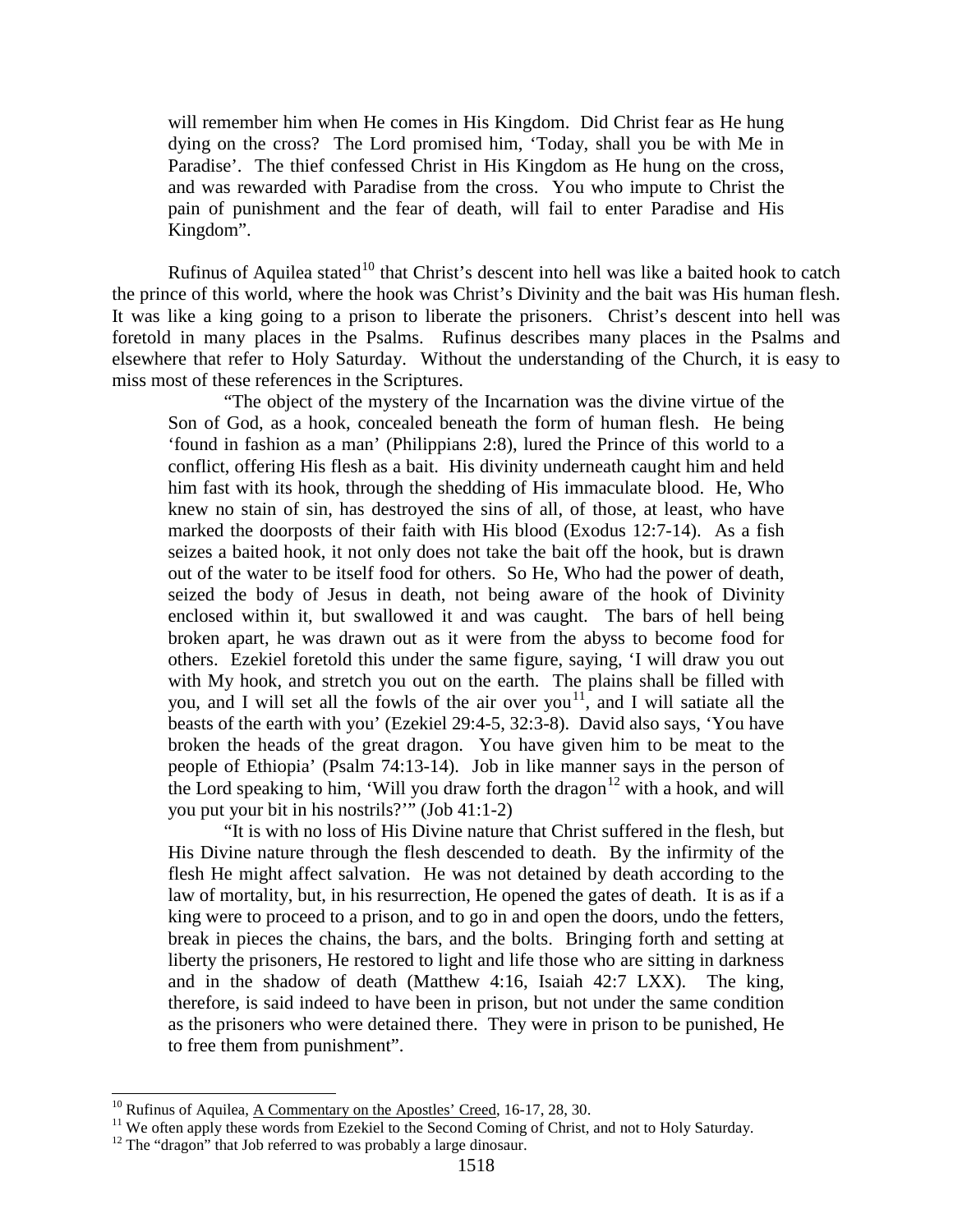will remember him when He comes in His Kingdom. Did Christ fear as He hung dying on the cross? The Lord promised him, 'Today, shall you be with Me in Paradise'. The thief confessed Christ in His Kingdom as He hung on the cross, and was rewarded with Paradise from the cross. You who impute to Christ the pain of punishment and the fear of death, will fail to enter Paradise and His Kingdom".

Rufinus of Aquilea stated[10] that Christ's descent into hell was like a baited hook to catch the prince of this world, where the hook was Christ's Divinity and the bait was His human flesh. It was like a king going to a prison to liberate the prisoners. Christ's descent into hell was foretold in many places in the Psalms. Rufinus describes many places in the Psalms and elsewhere that refer to Holy Saturday. Without the understanding of the Church, it is easy to miss most of these references in the Scriptures.

> "The object of the mystery of the Incarnation was the divine virtue of the Son of God, as a hook, concealed beneath the form of human flesh. He being 'found in fashion as a man' (Philippians 2:8), lured the Prince of this world to a conflict, offering His flesh as a bait. His divinity underneath caught him and held him fast with its hook, through the shedding of His immaculate blood. He, Who knew no stain of sin, has destroyed the sins of all, of those, at least, who have marked the doorposts of their faith with His blood (Exodus 12:7-14). As a fish seizes a baited hook, it not only does not take the bait off the hook, but is drawn out of the water to be itself food for others. So He, Who had the power of death, seized the body of Jesus in death, not being aware of the hook of Divinity enclosed within it, but swallowed it and was caught. The bars of hell being broken apart, he was drawn out as it were from the abyss to become food for others. Ezekiel foretold this under the same figure, saying, 'I will draw you out with My hook, and stretch you out on the earth. The plains shall be filled with you, and I will set all the fowls of the air over you[11], and I will satiate all the beasts of the earth with you' (Ezekiel 29:4-5, 32:3-8). David also says, 'You have broken the heads of the great dragon. You have given him to be meat to the people of Ethiopia' (Psalm 74:13-14). Job in like manner says in the person of the Lord speaking to him, 'Will you draw forth the dragon[12] with a hook, and will you put your bit in his nostrils?'" (Job 41:1-2)
>
> "It is with no loss of His Divine nature that Christ suffered in the flesh, but His Divine nature through the flesh descended to death. By the infirmity of the flesh He might affect salvation. He was not detained by death according to the law of mortality, but, in his resurrection, He opened the gates of death. It is as if a king were to proceed to a prison, and to go in and open the doors, undo the fetters, break in pieces the chains, the bars, and the bolts. Bringing forth and setting at liberty the prisoners, He restored to light and life those who are sitting in darkness and in the shadow of death (Matthew 4:16, Isaiah 42:7 LXX). The king, therefore, is said indeed to have been in prison, but not under the same condition as the prisoners who were detained there. They were in prison to be punished, He to free them from punishment".

---

[10] Rufinus of Aquilea, A Commentary on the Apostles' Creed, 16-17, 28, 30.

[11] We often apply these words from Ezekiel to the Second Coming of Christ, and not to Holy Saturday.

[12] The "dragon" that Job referred to was probably a large dinosaur.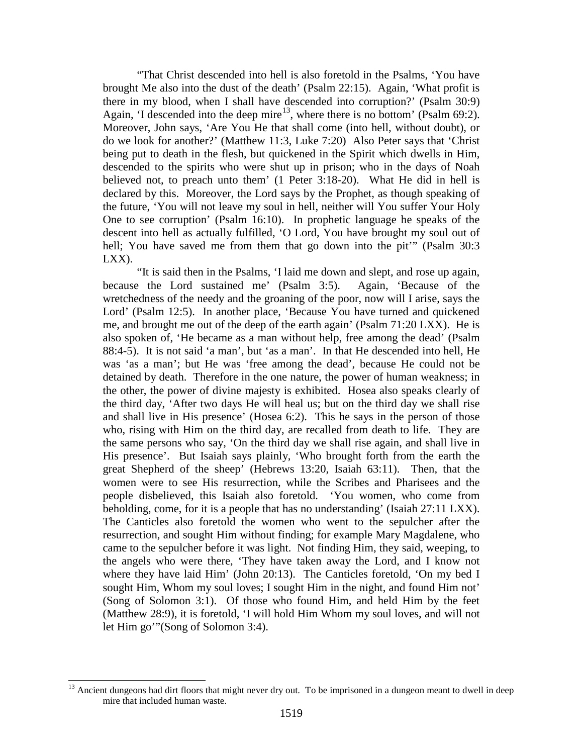"That Christ descended into hell is also foretold in the Psalms, 'You have brought Me also into the dust of the death' (Psalm 22:15). Again, 'What profit is there in my blood, when I shall have descended into corruption?' (Psalm 30:9) Again, 'I descended into the deep mire[13], where there is no bottom' (Psalm 69:2). Moreover, John says, 'Are You He that shall come (into hell, without doubt), or do we look for another?' (Matthew 11:3, Luke 7:20) Also Peter says that 'Christ being put to death in the flesh, but quickened in the Spirit which dwells in Him, descended to the spirits who were shut up in prison; who in the days of Noah believed not, to preach unto them' (1 Peter 3:18-20). What He did in hell is declared by this. Moreover, the Lord says by the Prophet, as though speaking of the future, 'You will not leave my soul in hell, neither will You suffer Your Holy One to see corruption' (Psalm 16:10). In prophetic language he speaks of the descent into hell as actually fulfilled, 'O Lord, You have brought my soul out of hell; You have saved me from them that go down into the pit'" (Psalm 30:3 LXX).

"It is said then in the Psalms, 'I laid me down and slept, and rose up again, because the Lord sustained me' (Psalm 3:5). Again, 'Because of the wretchedness of the needy and the groaning of the poor, now will I arise, says the Lord' (Psalm 12:5). In another place, 'Because You have turned and quickened me, and brought me out of the deep of the earth again' (Psalm 71:20 LXX). He is also spoken of, 'He became as a man without help, free among the dead' (Psalm 88:4-5). It is not said 'a man', but 'as a man'. In that He descended into hell, He was 'as a man'; but He was 'free among the dead', because He could not be detained by death. Therefore in the one nature, the power of human weakness; in the other, the power of divine majesty is exhibited. Hosea also speaks clearly of the third day, 'After two days He will heal us; but on the third day we shall rise and shall live in His presence' (Hosea 6:2). This he says in the person of those who, rising with Him on the third day, are recalled from death to life. They are the same persons who say, 'On the third day we shall rise again, and shall live in His presence'. But Isaiah says plainly, 'Who brought forth from the earth the great Shepherd of the sheep' (Hebrews 13:20, Isaiah 63:11). Then, that the women were to see His resurrection, while the Scribes and Pharisees and the people disbelieved, this Isaiah also foretold. 'You women, who come from beholding, come, for it is a people that has no understanding' (Isaiah 27:11 LXX). The Canticles also foretold the women who went to the sepulcher after the resurrection, and sought Him without finding; for example Mary Magdalene, who came to the sepulcher before it was light. Not finding Him, they said, weeping, to the angels who were there, 'They have taken away the Lord, and I know not where they have laid Him' (John 20:13). The Canticles foretold, 'On my bed I sought Him, Whom my soul loves; I sought Him in the night, and found Him not' (Song of Solomon 3:1). Of those who found Him, and held Him by the feet (Matthew 28:9), it is foretold, 'I will hold Him Whom my soul loves, and will not let Him go'"(Song of Solomon 3:4).

---

[13] Ancient dungeons had dirt floors that might never dry out. To be imprisoned in a dungeon meant to dwell in deep mire that included human waste.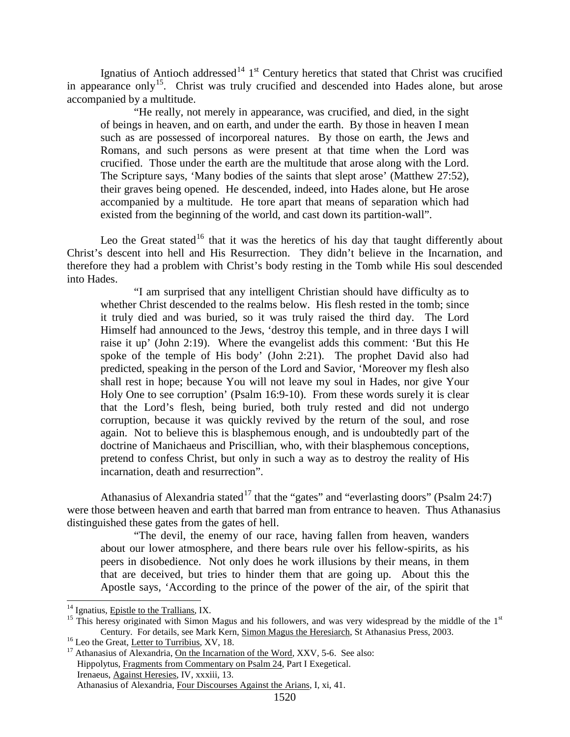Ignatius of Antioch addressed[14] 1st Century heretics that stated that Christ was crucified in appearance only[15]. Christ was truly crucified and descended into Hades alone, but arose accompanied by a multitude.

> "He really, not merely in appearance, was crucified, and died, in the sight of beings in heaven, and on earth, and under the earth. By those in heaven I mean such as are possessed of incorporeal natures. By those on earth, the Jews and Romans, and such persons as were present at that time when the Lord was crucified. Those under the earth are the multitude that arose along with the Lord. The Scripture says, 'Many bodies of the saints that slept arose' (Matthew 27:52), their graves being opened. He descended, indeed, into Hades alone, but He arose accompanied by a multitude. He tore apart that means of separation which had existed from the beginning of the world, and cast down its partition-wall".

Leo the Great stated[16] that it was the heretics of his day that taught differently about Christ's descent into hell and His Resurrection. They didn't believe in the Incarnation, and therefore they had a problem with Christ's body resting in the Tomb while His soul descended into Hades.

> "I am surprised that any intelligent Christian should have difficulty as to whether Christ descended to the realms below. His flesh rested in the tomb; since it truly died and was buried, so it was truly raised the third day. The Lord Himself had announced to the Jews, 'destroy this temple, and in three days I will raise it up' (John 2:19). Where the evangelist adds this comment: 'But this He spoke of the temple of His body' (John 2:21). The prophet David also had predicted, speaking in the person of the Lord and Savior, 'Moreover my flesh also shall rest in hope; because You will not leave my soul in Hades, nor give Your Holy One to see corruption' (Psalm 16:9-10). From these words surely it is clear that the Lord's flesh, being buried, both truly rested and did not undergo corruption, because it was quickly revived by the return of the soul, and rose again. Not to believe this is blasphemous enough, and is undoubtedly part of the doctrine of Manichaeus and Priscillian, who, with their blasphemous conceptions, pretend to confess Christ, but only in such a way as to destroy the reality of His incarnation, death and resurrection".

Athanasius of Alexandria stated[17] that the "gates" and "everlasting doors" (Psalm 24:7) were those between heaven and earth that barred man from entrance to heaven. Thus Athanasius distinguished these gates from the gates of hell.

> "The devil, the enemy of our race, having fallen from heaven, wanders about our lower atmosphere, and there bears rule over his fellow-spirits, as his peers in disobedience. Not only does he work illusions by their means, in them that are deceived, but tries to hinder them that are going up. About this the Apostle says, 'According to the prince of the power of the air, of the spirit that

---

[14] Ignatius, Epistle to the Trallians, IX.

[15] This heresy originated with Simon Magus and his followers, and was very widespread by the middle of the 1st Century. For details, see Mark Kern, Simon Magus the Heresiarch, St Athanasius Press, 2003.

[16] Leo the Great, Letter to Turribius, XV, 18.

[17] Athanasius of Alexandria, On the Incarnation of the Word, XXV, 5-6. See also:
Hippolytus, Fragments from Commentary on Psalm 24, Part I Exegetical.
Irenaeus, Against Heresies, IV, xxxiii, 13.
Athanasius of Alexandria, Four Discourses Against the Arians, I, xi, 41.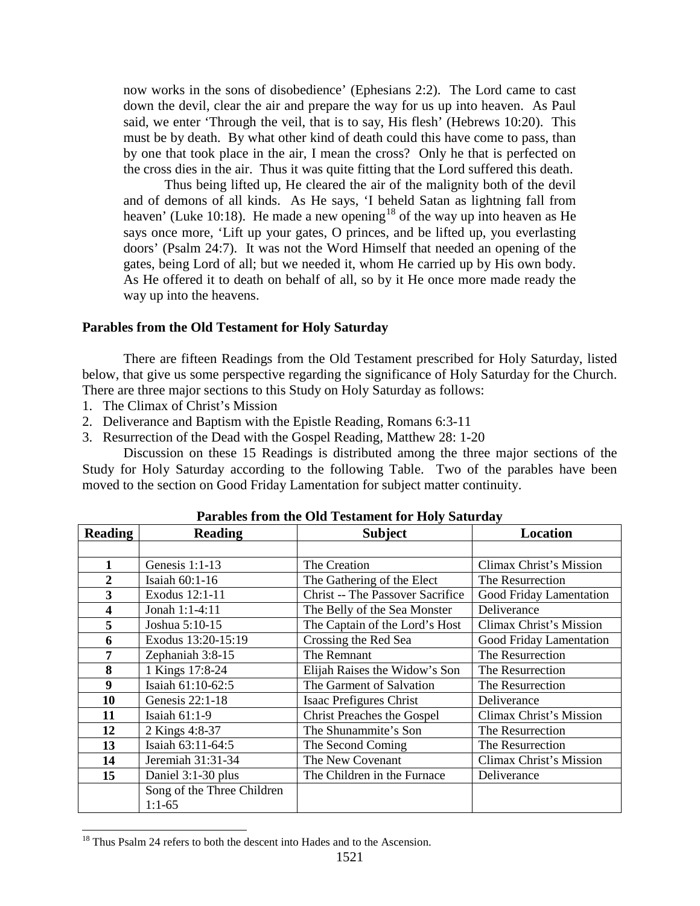now works in the sons of disobedience' (Ephesians 2:2). The Lord came to cast down the devil, clear the air and prepare the way for us up into heaven. As Paul said, we enter 'Through the veil, that is to say, His flesh' (Hebrews 10:20). This must be by death. By what other kind of death could this have come to pass, than by one that took place in the air, I mean the cross? Only he that is perfected on the cross dies in the air. Thus it was quite fitting that the Lord suffered this death.

Thus being lifted up, He cleared the air of the malignity both of the devil and of demons of all kinds. As He says, 'I beheld Satan as lightning fall from heaven' (Luke 10:18). He made a new opening[18] of the way up into heaven as He says once more, 'Lift up your gates, O princes, and be lifted up, you everlasting doors' (Psalm 24:7). It was not the Word Himself that needed an opening of the gates, being Lord of all; but we needed it, whom He carried up by His own body. As He offered it to death on behalf of all, so by it He once more made ready the way up into the heavens.

### Parables from the Old Testament for Holy Saturday

There are fifteen Readings from the Old Testament prescribed for Holy Saturday, listed below, that give us some perspective regarding the significance of Holy Saturday for the Church. There are three major sections to this Study on Holy Saturday as follows:

1. The Climax of Christ's Mission
2. Deliverance and Baptism with the Epistle Reading, Romans 6:3-11
3. Resurrection of the Dead with the Gospel Reading, Matthew 28: 1-20

Discussion on these 15 Readings is distributed among the three major sections of the Study for Holy Saturday according to the following Table. Two of the parables have been moved to the section on Good Friday Lamentation for subject matter continuity.

**Parables from the Old Testament for Holy Saturday**

| Reading | Reading | Subject | Location |
|---|---|---|---|
| | | | |
| 1 | Genesis 1:1-13 | The Creation | Climax Christ's Mission |
| 2 | Isaiah 60:1-16 | The Gathering of the Elect | The Resurrection |
| 3 | Exodus 12:1-11 | Christ -- The Passover Sacrifice | Good Friday Lamentation |
| 4 | Jonah 1:1-4:11 | The Belly of the Sea Monster | Deliverance |
| 5 | Joshua 5:10-15 | The Captain of the Lord's Host | Climax Christ's Mission |
| 6 | Exodus 13:20-15:19 | Crossing the Red Sea | Good Friday Lamentation |
| 7 | Zephaniah 3:8-15 | The Remnant | The Resurrection |
| 8 | 1 Kings 17:8-24 | Elijah Raises the Widow's Son | The Resurrection |
| 9 | Isaiah 61:10-62:5 | The Garment of Salvation | The Resurrection |
| 10 | Genesis 22:1-18 | Isaac Prefigures Christ | Deliverance |
| 11 | Isaiah 61:1-9 | Christ Preaches the Gospel | Climax Christ's Mission |
| 12 | 2 Kings 4:8-37 | The Shunammite's Son | The Resurrection |
| 13 | Isaiah 63:11-64:5 | The Second Coming | The Resurrection |
| 14 | Jeremiah 31:31-34 | The New Covenant | Climax Christ's Mission |
| 15 | Daniel 3:1-30 plus | The Children in the Furnace | Deliverance |
| | Song of the Three Children 1:1-65 | | |

[18] Thus Psalm 24 refers to both the descent into Hades and to the Ascension.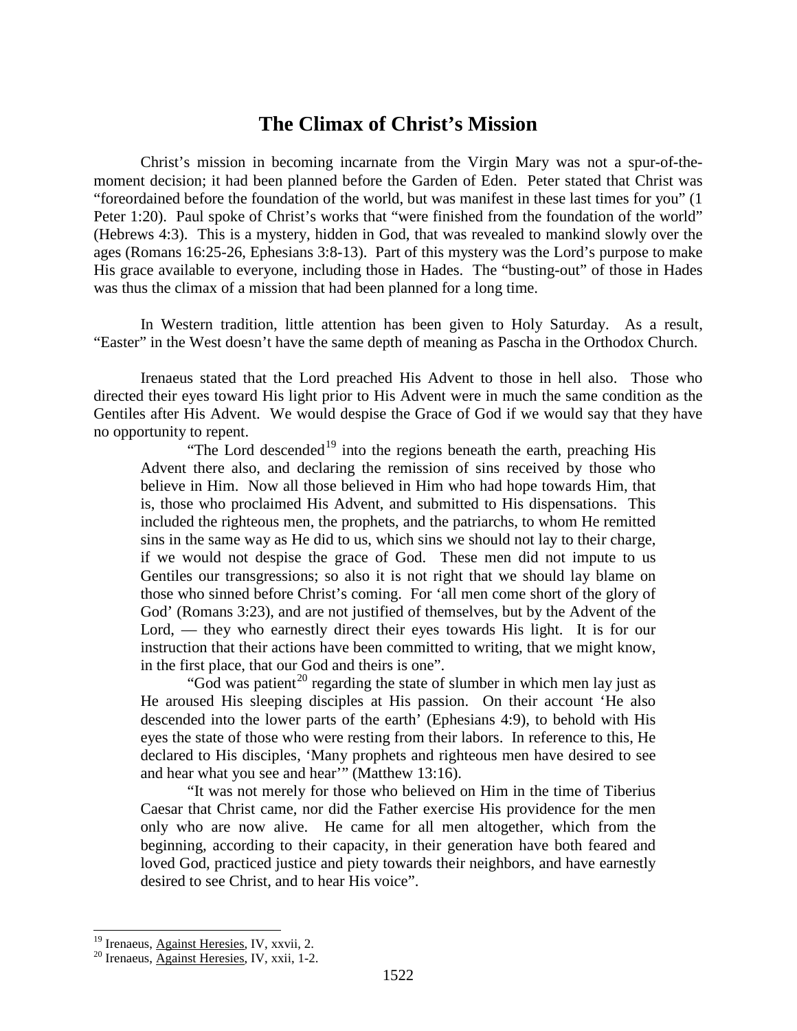# The Climax of Christ's Mission

Christ's mission in becoming incarnate from the Virgin Mary was not a spur-of-the-moment decision; it had been planned before the Garden of Eden. Peter stated that Christ was "foreordained before the foundation of the world, but was manifest in these last times for you" (1 Peter 1:20). Paul spoke of Christ's works that "were finished from the foundation of the world" (Hebrews 4:3). This is a mystery, hidden in God, that was revealed to mankind slowly over the ages (Romans 16:25-26, Ephesians 3:8-13). Part of this mystery was the Lord's purpose to make His grace available to everyone, including those in Hades. The "busting-out" of those in Hades was thus the climax of a mission that had been planned for a long time.

In Western tradition, little attention has been given to Holy Saturday. As a result, "Easter" in the West doesn't have the same depth of meaning as Pascha in the Orthodox Church.

Irenaeus stated that the Lord preached His Advent to those in hell also. Those who directed their eyes toward His light prior to His Advent were in much the same condition as the Gentiles after His Advent. We would despise the Grace of God if we would say that they have no opportunity to repent.

> "The Lord descended[19] into the regions beneath the earth, preaching His Advent there also, and declaring the remission of sins received by those who believe in Him. Now all those believed in Him who had hope towards Him, that is, those who proclaimed His Advent, and submitted to His dispensations. This included the righteous men, the prophets, and the patriarchs, to whom He remitted sins in the same way as He did to us, which sins we should not lay to their charge, if we would not despise the grace of God. These men did not impute to us Gentiles our transgressions; so also it is not right that we should lay blame on those who sinned before Christ's coming. For 'all men come short of the glory of God' (Romans 3:23), and are not justified of themselves, but by the Advent of the Lord, — they who earnestly direct their eyes towards His light. It is for our instruction that their actions have been committed to writing, that we might know, in the first place, that our God and theirs is one".
>
> "God was patient[20] regarding the state of slumber in which men lay just as He aroused His sleeping disciples at His passion. On their account 'He also descended into the lower parts of the earth' (Ephesians 4:9), to behold with His eyes the state of those who were resting from their labors. In reference to this, He declared to His disciples, 'Many prophets and righteous men have desired to see and hear what you see and hear'" (Matthew 13:16).
>
> "It was not merely for those who believed on Him in the time of Tiberius Caesar that Christ came, nor did the Father exercise His providence for the men only who are now alive. He came for all men altogether, which from the beginning, according to their capacity, in their generation have both feared and loved God, practiced justice and piety towards their neighbors, and have earnestly desired to see Christ, and to hear His voice".

---

[19] Irenaeus, Against Heresies, IV, xxvii, 2.

[20] Irenaeus, Against Heresies, IV, xxii, 1-2.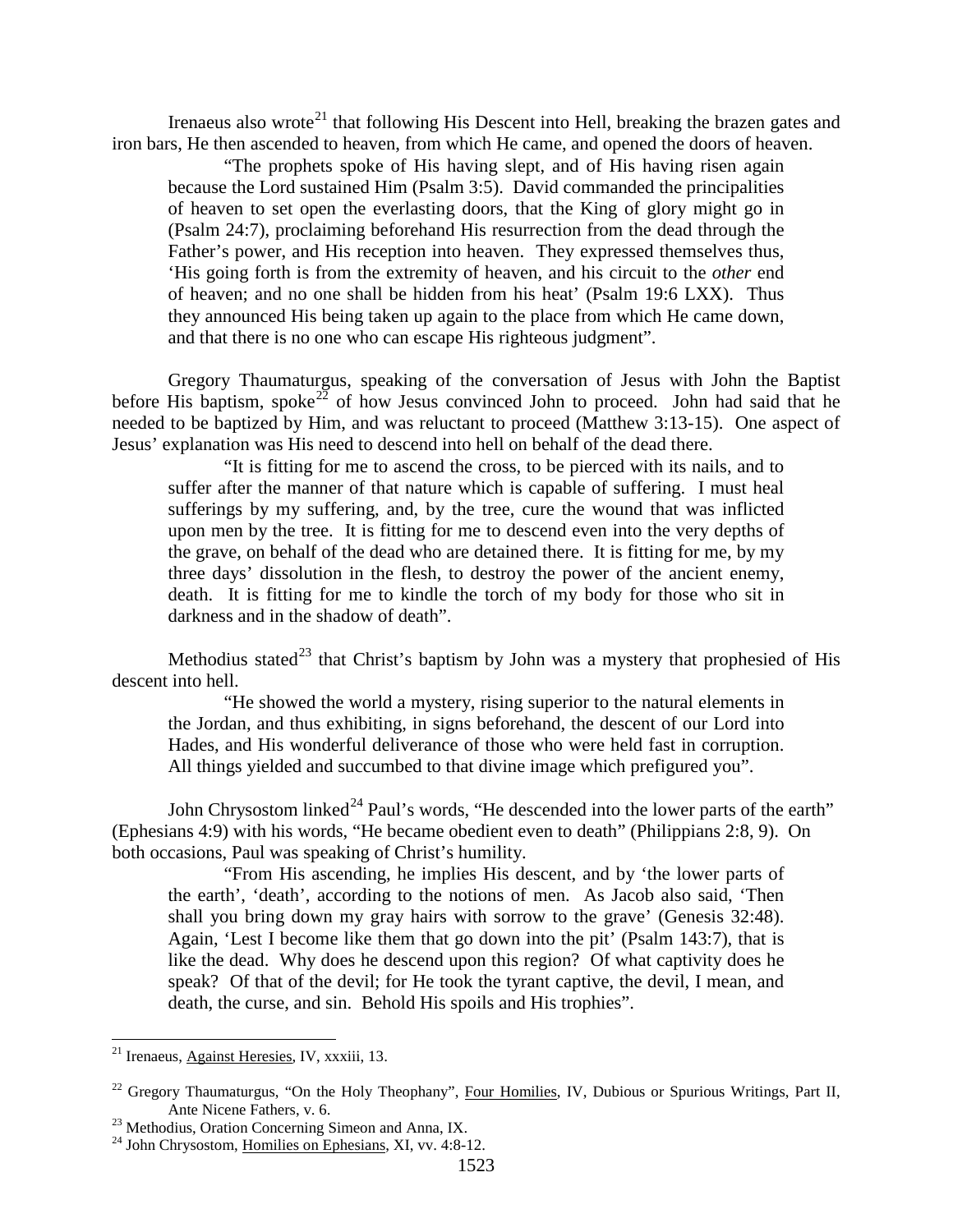Irenaeus also wrote[21] that following His Descent into Hell, breaking the brazen gates and iron bars, He then ascended to heaven, from which He came, and opened the doors of heaven.

> "The prophets spoke of His having slept, and of His having risen again because the Lord sustained Him (Psalm 3:5). David commanded the principalities of heaven to set open the everlasting doors, that the King of glory might go in (Psalm 24:7), proclaiming beforehand His resurrection from the dead through the Father's power, and His reception into heaven. They expressed themselves thus, 'His going forth is from the extremity of heaven, and his circuit to the *other* end of heaven; and no one shall be hidden from his heat' (Psalm 19:6 LXX). Thus they announced His being taken up again to the place from which He came down, and that there is no one who can escape His righteous judgment".

Gregory Thaumaturgus, speaking of the conversation of Jesus with John the Baptist before His baptism, spoke[22] of how Jesus convinced John to proceed. John had said that he needed to be baptized by Him, and was reluctant to proceed (Matthew 3:13-15). One aspect of Jesus' explanation was His need to descend into hell on behalf of the dead there.

> "It is fitting for me to ascend the cross, to be pierced with its nails, and to suffer after the manner of that nature which is capable of suffering. I must heal sufferings by my suffering, and, by the tree, cure the wound that was inflicted upon men by the tree. It is fitting for me to descend even into the very depths of the grave, on behalf of the dead who are detained there. It is fitting for me, by my three days' dissolution in the flesh, to destroy the power of the ancient enemy, death. It is fitting for me to kindle the torch of my body for those who sit in darkness and in the shadow of death".

Methodius stated[23] that Christ's baptism by John was a mystery that prophesied of His descent into hell.

> "He showed the world a mystery, rising superior to the natural elements in the Jordan, and thus exhibiting, in signs beforehand, the descent of our Lord into Hades, and His wonderful deliverance of those who were held fast in corruption. All things yielded and succumbed to that divine image which prefigured you".

John Chrysostom linked[24] Paul's words, "He descended into the lower parts of the earth" (Ephesians 4:9) with his words, "He became obedient even to death" (Philippians 2:8, 9). On both occasions, Paul was speaking of Christ's humility.

> "From His ascending, he implies His descent, and by 'the lower parts of the earth', 'death', according to the notions of men. As Jacob also said, 'Then shall you bring down my gray hairs with sorrow to the grave' (Genesis 32:48). Again, 'Lest I become like them that go down into the pit' (Psalm 143:7), that is like the dead. Why does he descend upon this region? Of what captivity does he speak? Of that of the devil; for He took the tyrant captive, the devil, I mean, and death, the curse, and sin. Behold His spoils and His trophies".

---

[21] Irenaeus, Against Heresies, IV, xxxiii, 13.

[22] Gregory Thaumaturgus, "On the Holy Theophany", Four Homilies, IV, Dubious or Spurious Writings, Part II, Ante Nicene Fathers, v. 6.

[23] Methodius, Oration Concerning Simeon and Anna, IX.

[24] John Chrysostom, Homilies on Ephesians, XI, vv. 4:8-12.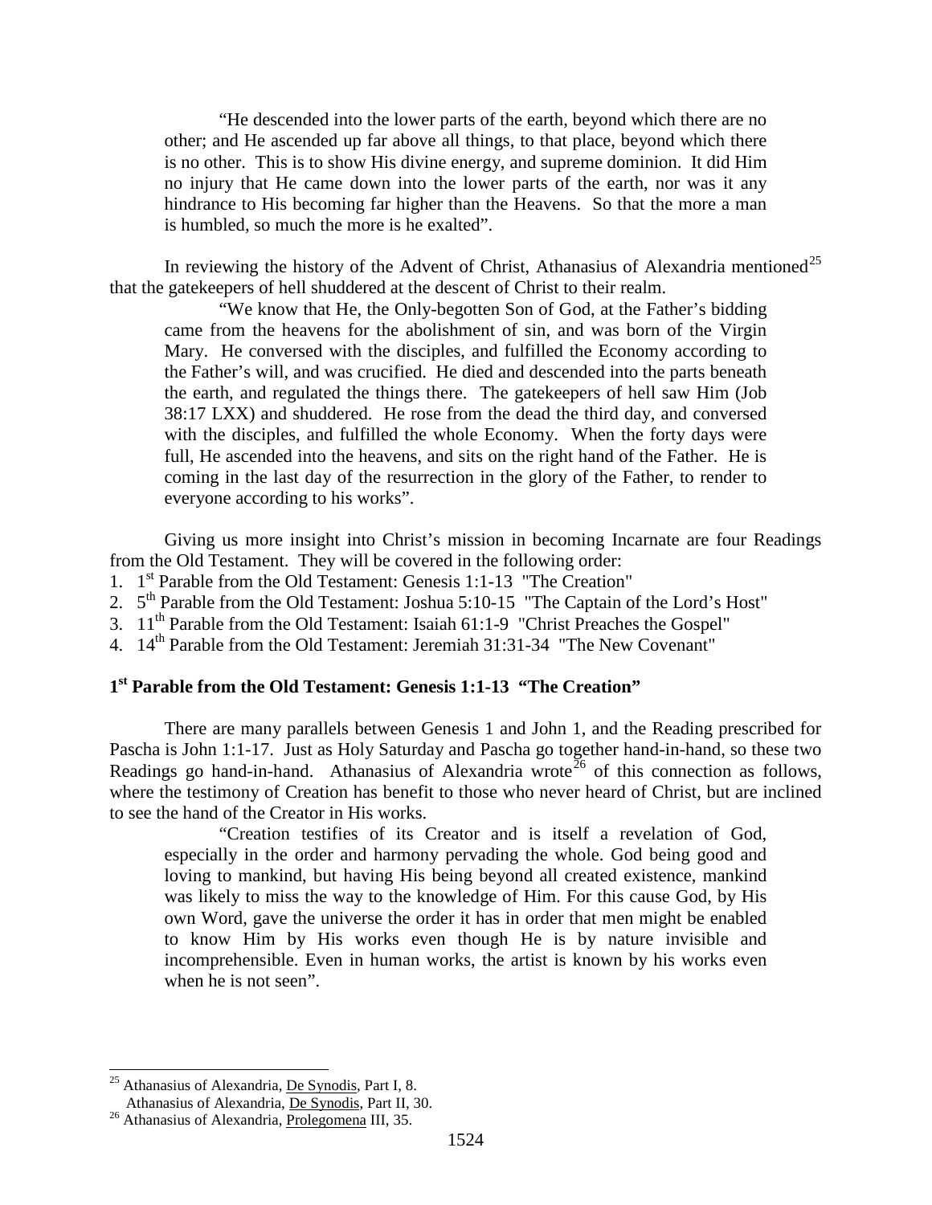> "He descended into the lower parts of the earth, beyond which there are no other; and He ascended up far above all things, to that place, beyond which there is no other. This is to show His divine energy, and supreme dominion. It did Him no injury that He came down into the lower parts of the earth, nor was it any hindrance to His becoming far higher than the Heavens. So that the more a man is humbled, so much the more is he exalted".

In reviewing the history of the Advent of Christ, Athanasius of Alexandria mentioned[25] that the gatekeepers of hell shuddered at the descent of Christ to their realm.

> "We know that He, the Only-begotten Son of God, at the Father's bidding came from the heavens for the abolishment of sin, and was born of the Virgin Mary. He conversed with the disciples, and fulfilled the Economy according to the Father's will, and was crucified. He died and descended into the parts beneath the earth, and regulated the things there. The gatekeepers of hell saw Him (Job 38:17 LXX) and shuddered. He rose from the dead the third day, and conversed with the disciples, and fulfilled the whole Economy. When the forty days were full, He ascended into the heavens, and sits on the right hand of the Father. He is coming in the last day of the resurrection in the glory of the Father, to render to everyone according to his works".

Giving us more insight into Christ's mission in becoming Incarnate are four Readings from the Old Testament. They will be covered in the following order:

1. 1st Parable from the Old Testament: Genesis 1:1-13 "The Creation"
2. 5th Parable from the Old Testament: Joshua 5:10-15 "The Captain of the Lord's Host"
3. 11th Parable from the Old Testament: Isaiah 61:1-9 "Christ Preaches the Gospel"
4. 14th Parable from the Old Testament: Jeremiah 31:31-34 "The New Covenant"

## 1st Parable from the Old Testament: Genesis 1:1-13 "The Creation"

There are many parallels between Genesis 1 and John 1, and the Reading prescribed for Pascha is John 1:1-17. Just as Holy Saturday and Pascha go together hand-in-hand, so these two Readings go hand-in-hand. Athanasius of Alexandria wrote[26] of this connection as follows, where the testimony of Creation has benefit to those who never heard of Christ, but are inclined to see the hand of the Creator in His works.

> "Creation testifies of its Creator and is itself a revelation of God, especially in the order and harmony pervading the whole. God being good and loving to mankind, but having His being beyond all created existence, mankind was likely to miss the way to the knowledge of Him. For this cause God, by His own Word, gave the universe the order it has in order that men might be enabled to know Him by His works even though He is by nature invisible and incomprehensible. Even in human works, the artist is known by his works even when he is not seen".

---

[25] Athanasius of Alexandria, De Synodis, Part I, 8.
Athanasius of Alexandria, De Synodis, Part II, 30.

[26] Athanasius of Alexandria, Prolegomena III, 35.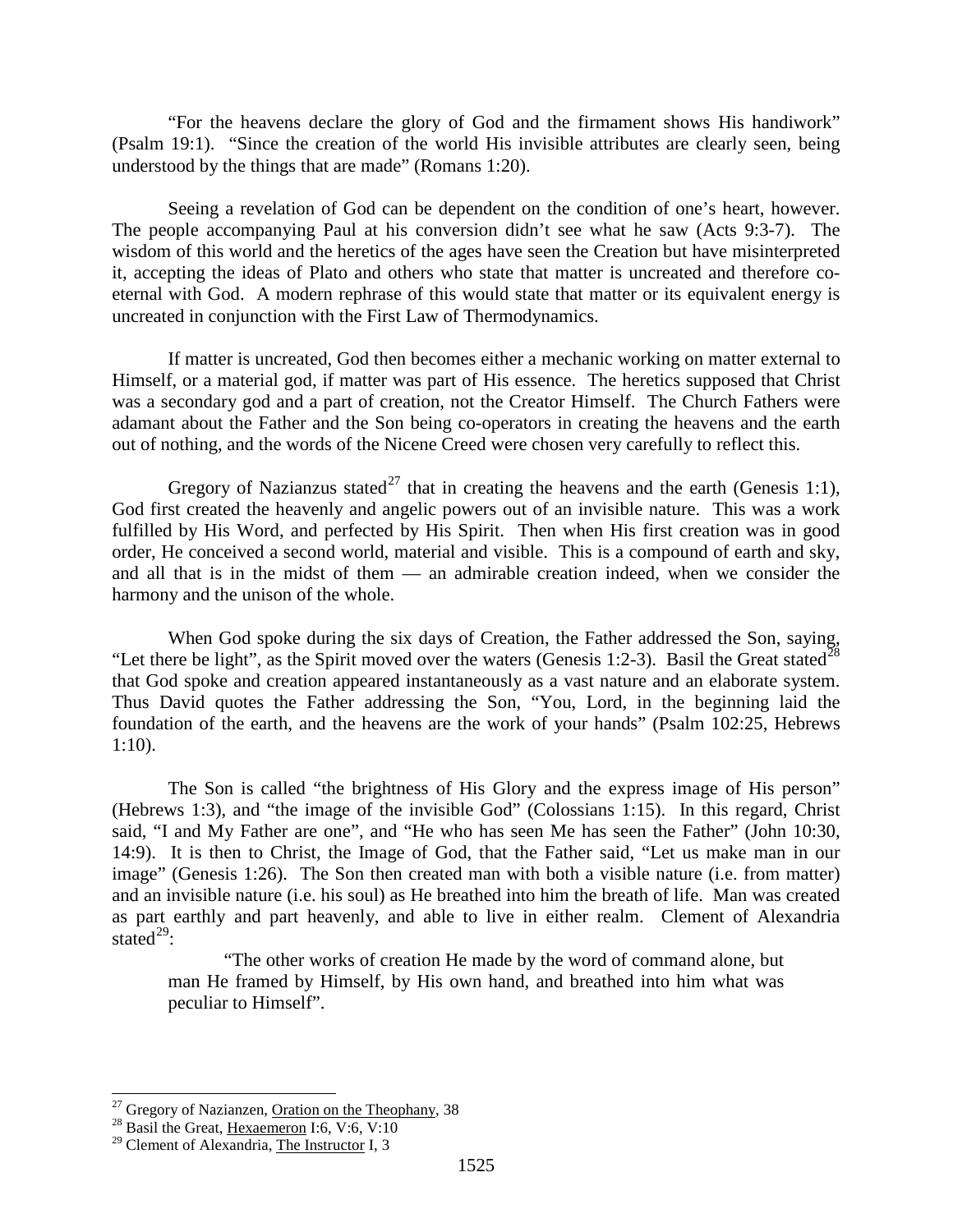"For the heavens declare the glory of God and the firmament shows His handiwork" (Psalm 19:1). "Since the creation of the world His invisible attributes are clearly seen, being understood by the things that are made" (Romans 1:20).

Seeing a revelation of God can be dependent on the condition of one's heart, however. The people accompanying Paul at his conversion didn't see what he saw (Acts 9:3-7). The wisdom of this world and the heretics of the ages have seen the Creation but have misinterpreted it, accepting the ideas of Plato and others who state that matter is uncreated and therefore co-eternal with God. A modern rephrase of this would state that matter or its equivalent energy is uncreated in conjunction with the First Law of Thermodynamics.

If matter is uncreated, God then becomes either a mechanic working on matter external to Himself, or a material god, if matter was part of His essence. The heretics supposed that Christ was a secondary god and a part of creation, not the Creator Himself. The Church Fathers were adamant about the Father and the Son being co-operators in creating the heavens and the earth out of nothing, and the words of the Nicene Creed were chosen very carefully to reflect this.

Gregory of Nazianzus stated[27] that in creating the heavens and the earth (Genesis 1:1), God first created the heavenly and angelic powers out of an invisible nature. This was a work fulfilled by His Word, and perfected by His Spirit. Then when His first creation was in good order, He conceived a second world, material and visible. This is a compound of earth and sky, and all that is in the midst of them — an admirable creation indeed, when we consider the harmony and the unison of the whole.

When God spoke during the six days of Creation, the Father addressed the Son, saying, "Let there be light", as the Spirit moved over the waters (Genesis 1:2-3). Basil the Great stated[28] that God spoke and creation appeared instantaneously as a vast nature and an elaborate system. Thus David quotes the Father addressing the Son, "You, Lord, in the beginning laid the foundation of the earth, and the heavens are the work of your hands" (Psalm 102:25, Hebrews 1:10).

The Son is called "the brightness of His Glory and the express image of His person" (Hebrews 1:3), and "the image of the invisible God" (Colossians 1:15). In this regard, Christ said, "I and My Father are one", and "He who has seen Me has seen the Father" (John 10:30, 14:9). It is then to Christ, the Image of God, that the Father said, "Let us make man in our image" (Genesis 1:26). The Son then created man with both a visible nature (i.e. from matter) and an invisible nature (i.e. his soul) as He breathed into him the breath of life. Man was created as part earthly and part heavenly, and able to live in either realm. Clement of Alexandria stated[29]:

> "The other works of creation He made by the word of command alone, but man He framed by Himself, by His own hand, and breathed into him what was peculiar to Himself".

---

[27] Gregory of Nazianzen, Oration on the Theophany, 38

[28] Basil the Great, Hexaemeron I:6, V:6, V:10

[29] Clement of Alexandria, The Instructor I, 3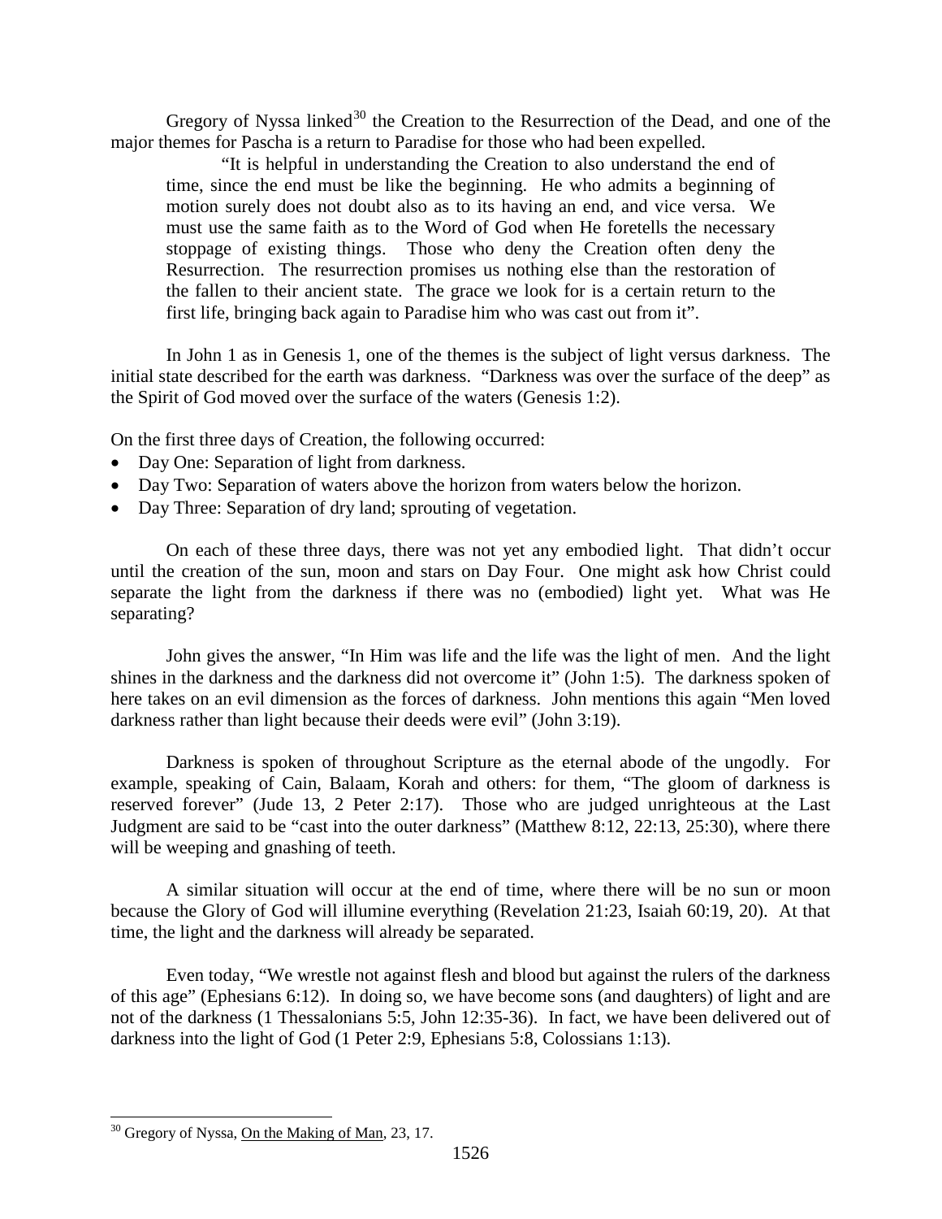Gregory of Nyssa linked[30] the Creation to the Resurrection of the Dead, and one of the major themes for Pascha is a return to Paradise for those who had been expelled.

> "It is helpful in understanding the Creation to also understand the end of time, since the end must be like the beginning. He who admits a beginning of motion surely does not doubt also as to its having an end, and vice versa. We must use the same faith as to the Word of God when He foretells the necessary stoppage of existing things. Those who deny the Creation often deny the Resurrection. The resurrection promises us nothing else than the restoration of the fallen to their ancient state. The grace we look for is a certain return to the first life, bringing back again to Paradise him who was cast out from it".

In John 1 as in Genesis 1, one of the themes is the subject of light versus darkness. The initial state described for the earth was darkness. "Darkness was over the surface of the deep" as the Spirit of God moved over the surface of the waters (Genesis 1:2).

On the first three days of Creation, the following occurred:

- Day One: Separation of light from darkness.
- Day Two: Separation of waters above the horizon from waters below the horizon.
- Day Three: Separation of dry land; sprouting of vegetation.

On each of these three days, there was not yet any embodied light. That didn't occur until the creation of the sun, moon and stars on Day Four. One might ask how Christ could separate the light from the darkness if there was no (embodied) light yet. What was He separating?

John gives the answer, "In Him was life and the life was the light of men. And the light shines in the darkness and the darkness did not overcome it" (John 1:5). The darkness spoken of here takes on an evil dimension as the forces of darkness. John mentions this again "Men loved darkness rather than light because their deeds were evil" (John 3:19).

Darkness is spoken of throughout Scripture as the eternal abode of the ungodly. For example, speaking of Cain, Balaam, Korah and others: for them, "The gloom of darkness is reserved forever" (Jude 13, 2 Peter 2:17). Those who are judged unrighteous at the Last Judgment are said to be "cast into the outer darkness" (Matthew 8:12, 22:13, 25:30), where there will be weeping and gnashing of teeth.

A similar situation will occur at the end of time, where there will be no sun or moon because the Glory of God will illumine everything (Revelation 21:23, Isaiah 60:19, 20). At that time, the light and the darkness will already be separated.

Even today, "We wrestle not against flesh and blood but against the rulers of the darkness of this age" (Ephesians 6:12). In doing so, we have become sons (and daughters) of light and are not of the darkness (1 Thessalonians 5:5, John 12:35-36). In fact, we have been delivered out of darkness into the light of God (1 Peter 2:9, Ephesians 5:8, Colossians 1:13).

---

[30] Gregory of Nyssa, On the Making of Man, 23, 17.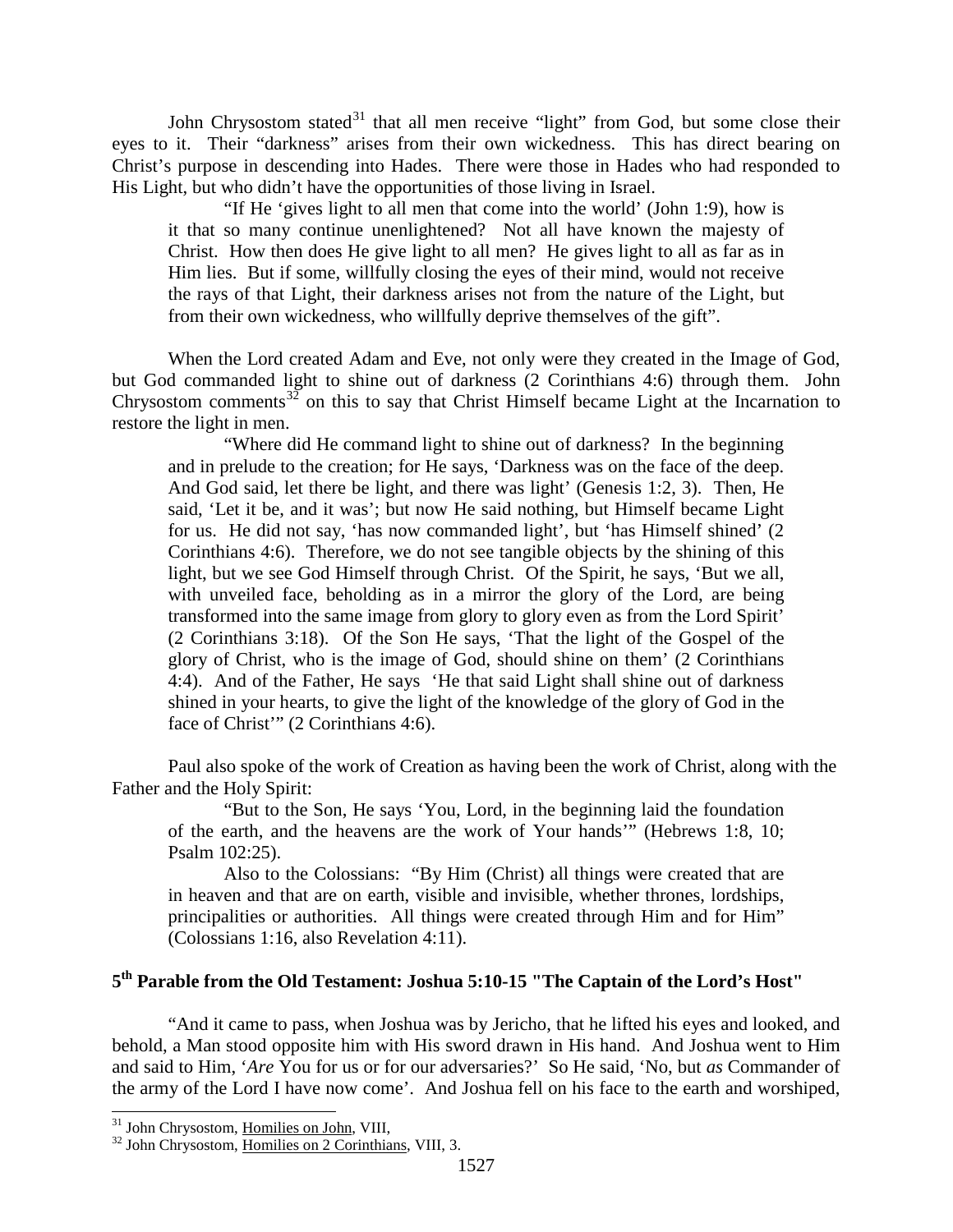John Chrysostom stated[31] that all men receive "light" from God, but some close their eyes to it. Their "darkness" arises from their own wickedness. This has direct bearing on Christ's purpose in descending into Hades. There were those in Hades who had responded to His Light, but who didn't have the opportunities of those living in Israel.

> "If He 'gives light to all men that come into the world' (John 1:9), how is it that so many continue unenlightened? Not all have known the majesty of Christ. How then does He give light to all men? He gives light to all as far as in Him lies. But if some, willfully closing the eyes of their mind, would not receive the rays of that Light, their darkness arises not from the nature of the Light, but from their own wickedness, who willfully deprive themselves of the gift".

When the Lord created Adam and Eve, not only were they created in the Image of God, but God commanded light to shine out of darkness (2 Corinthians 4:6) through them. John Chrysostom comments[32] on this to say that Christ Himself became Light at the Incarnation to restore the light in men.

> "Where did He command light to shine out of darkness? In the beginning and in prelude to the creation; for He says, 'Darkness was on the face of the deep. And God said, let there be light, and there was light' (Genesis 1:2, 3). Then, He said, 'Let it be, and it was'; but now He said nothing, but Himself became Light for us. He did not say, 'has now commanded light', but 'has Himself shined' (2 Corinthians 4:6). Therefore, we do not see tangible objects by the shining of this light, but we see God Himself through Christ. Of the Spirit, he says, 'But we all, with unveiled face, beholding as in a mirror the glory of the Lord, are being transformed into the same image from glory to glory even as from the Lord Spirit' (2 Corinthians 3:18). Of the Son He says, 'That the light of the Gospel of the glory of Christ, who is the image of God, should shine on them' (2 Corinthians 4:4). And of the Father, He says 'He that said Light shall shine out of darkness shined in your hearts, to give the light of the knowledge of the glory of God in the face of Christ'" (2 Corinthians 4:6).

Paul also spoke of the work of Creation as having been the work of Christ, along with the Father and the Holy Spirit:

> "But to the Son, He says 'You, Lord, in the beginning laid the foundation of the earth, and the heavens are the work of Your hands'" (Hebrews 1:8, 10; Psalm 102:25).
>
> Also to the Colossians: "By Him (Christ) all things were created that are in heaven and that are on earth, visible and invisible, whether thrones, lordships, principalities or authorities. All things were created through Him and for Him" (Colossians 1:16, also Revelation 4:11).

## 5th Parable from the Old Testament: Joshua 5:10-15 "The Captain of the Lord's Host"

"And it came to pass, when Joshua was by Jericho, that he lifted his eyes and looked, and behold, a Man stood opposite him with His sword drawn in His hand. And Joshua went to Him and said to Him, '*Are* You for us or for our adversaries?' So He said, 'No, but *as* Commander of the army of the Lord I have now come'. And Joshua fell on his face to the earth and worshiped,

---

[31] John Chrysostom, Homilies on John, VIII,

[32] John Chrysostom, Homilies on 2 Corinthians, VIII, 3.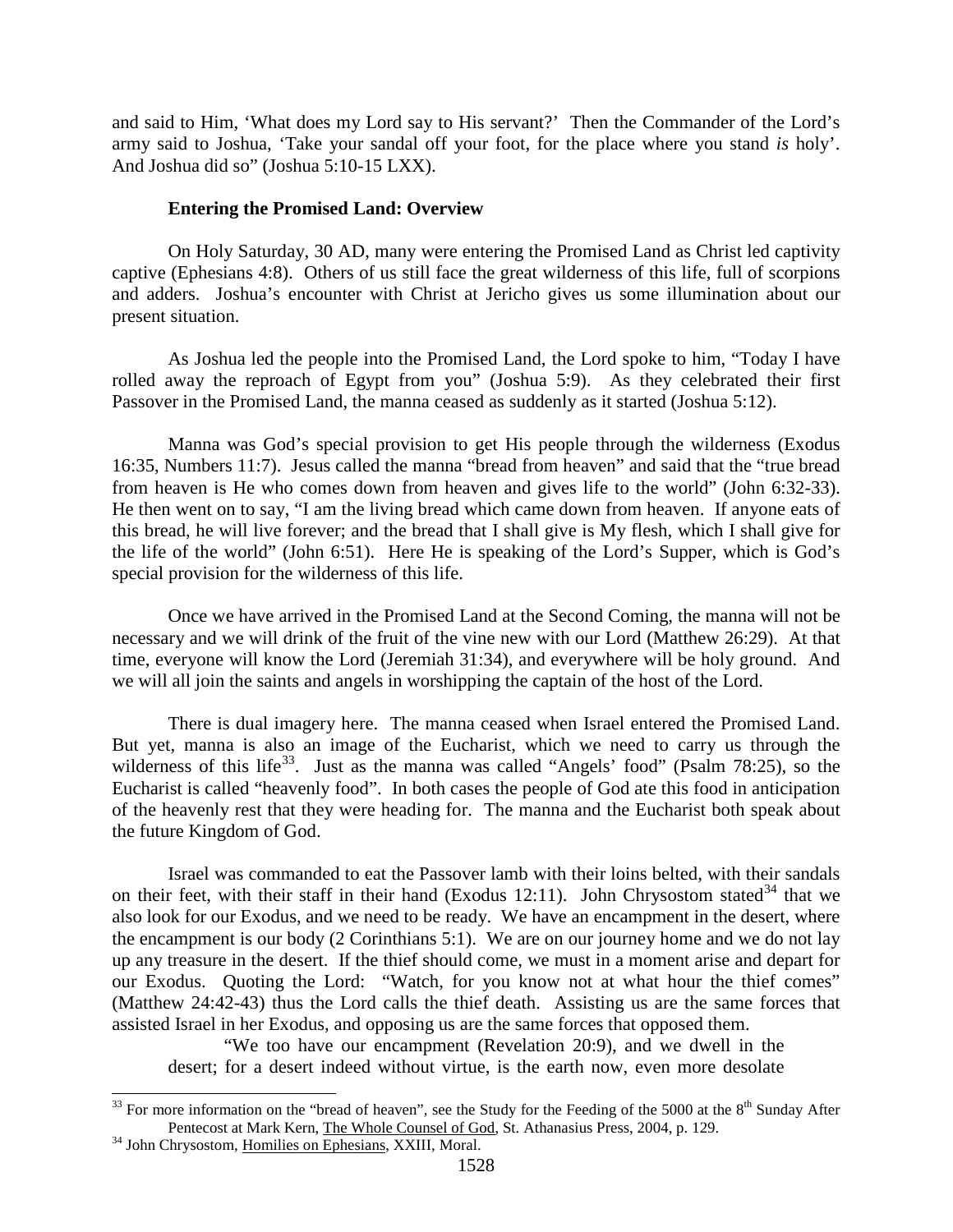and said to Him, 'What does my Lord say to His servant?' Then the Commander of the Lord's army said to Joshua, 'Take your sandal off your foot, for the place where you stand *is* holy'. And Joshua did so" (Joshua 5:10-15 LXX).

### Entering the Promised Land: Overview

On Holy Saturday, 30 AD, many were entering the Promised Land as Christ led captivity captive (Ephesians 4:8). Others of us still face the great wilderness of this life, full of scorpions and adders. Joshua's encounter with Christ at Jericho gives us some illumination about our present situation.

As Joshua led the people into the Promised Land, the Lord spoke to him, "Today I have rolled away the reproach of Egypt from you" (Joshua 5:9). As they celebrated their first Passover in the Promised Land, the manna ceased as suddenly as it started (Joshua 5:12).

Manna was God's special provision to get His people through the wilderness (Exodus 16:35, Numbers 11:7). Jesus called the manna "bread from heaven" and said that the "true bread from heaven is He who comes down from heaven and gives life to the world" (John 6:32-33). He then went on to say, "I am the living bread which came down from heaven. If anyone eats of this bread, he will live forever; and the bread that I shall give is My flesh, which I shall give for the life of the world" (John 6:51). Here He is speaking of the Lord's Supper, which is God's special provision for the wilderness of this life.

Once we have arrived in the Promised Land at the Second Coming, the manna will not be necessary and we will drink of the fruit of the vine new with our Lord (Matthew 26:29). At that time, everyone will know the Lord (Jeremiah 31:34), and everywhere will be holy ground. And we will all join the saints and angels in worshipping the captain of the host of the Lord.

There is dual imagery here. The manna ceased when Israel entered the Promised Land. But yet, manna is also an image of the Eucharist, which we need to carry us through the wilderness of this life[33]. Just as the manna was called "Angels' food" (Psalm 78:25), so the Eucharist is called "heavenly food". In both cases the people of God ate this food in anticipation of the heavenly rest that they were heading for. The manna and the Eucharist both speak about the future Kingdom of God.

Israel was commanded to eat the Passover lamb with their loins belted, with their sandals on their feet, with their staff in their hand (Exodus 12:11). John Chrysostom stated[34] that we also look for our Exodus, and we need to be ready. We have an encampment in the desert, where the encampment is our body (2 Corinthians 5:1). We are on our journey home and we do not lay up any treasure in the desert. If the thief should come, we must in a moment arise and depart for our Exodus. Quoting the Lord: "Watch, for you know not at what hour the thief comes" (Matthew 24:42-43) thus the Lord calls the thief death. Assisting us are the same forces that assisted Israel in her Exodus, and opposing us are the same forces that opposed them.

> "We too have our encampment (Revelation 20:9), and we dwell in the desert; for a desert indeed without virtue, is the earth now, even more desolate

---

[33] For more information on the "bread of heaven", see the Study for the Feeding of the 5000 at the 8th Sunday After Pentecost at Mark Kern, The Whole Counsel of God, St. Athanasius Press, 2004, p. 129.

[34] John Chrysostom, Homilies on Ephesians, XXIII, Moral.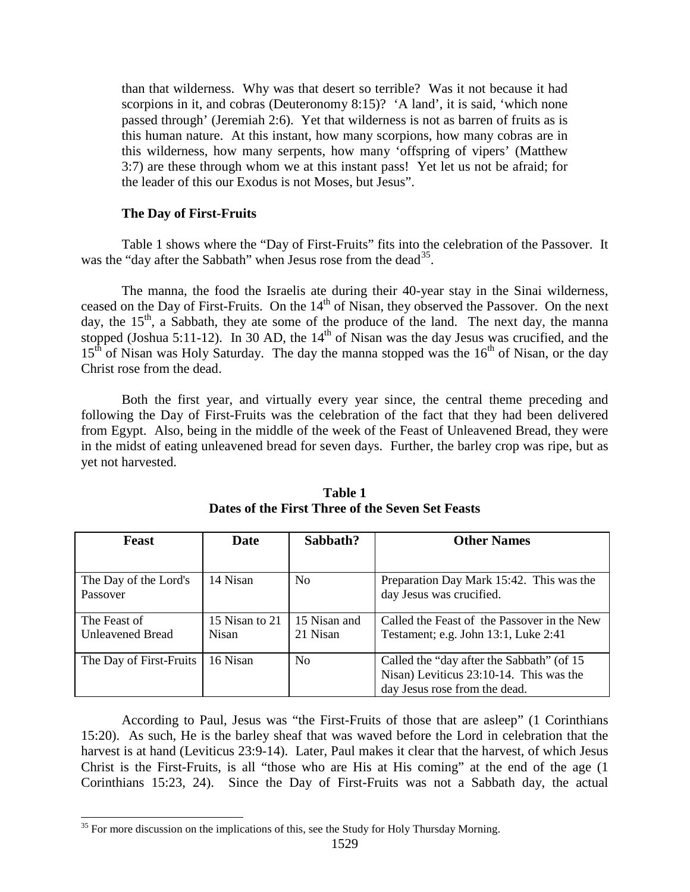than that wilderness. Why was that desert so terrible? Was it not because it had scorpions in it, and cobras (Deuteronomy 8:15)? 'A land', it is said, 'which none passed through' (Jeremiah 2:6). Yet that wilderness is not as barren of fruits as is this human nature. At this instant, how many scorpions, how many cobras are in this wilderness, how many serpents, how many 'offspring of vipers' (Matthew 3:7) are these through whom we at this instant pass! Yet let us not be afraid; for the leader of this our Exodus is not Moses, but Jesus".

### The Day of First-Fruits

Table 1 shows where the "Day of First-Fruits" fits into the celebration of the Passover. It was the "day after the Sabbath" when Jesus rose from the dead[35].

The manna, the food the Israelis ate during their 40-year stay in the Sinai wilderness, ceased on the Day of First-Fruits. On the 14th of Nisan, they observed the Passover. On the next day, the 15th, a Sabbath, they ate some of the produce of the land. The next day, the manna stopped (Joshua 5:11-12). In 30 AD, the 14th of Nisan was the day Jesus was crucified, and the 15th of Nisan was Holy Saturday. The day the manna stopped was the 16th of Nisan, or the day Christ rose from the dead.

Both the first year, and virtually every year since, the central theme preceding and following the Day of First-Fruits was the celebration of the fact that they had been delivered from Egypt. Also, being in the middle of the week of the Feast of Unleavened Bread, they were in the midst of eating unleavened bread for seven days. Further, the barley crop was ripe, but as yet not harvested.

**Table 1**
**Dates of the First Three of the Seven Set Feasts**

| Feast | Date | Sabbath? | Other Names |
|---|---|---|---|
| The Day of the Lord's Passover | 14 Nisan | No | Preparation Day Mark 15:42. This was the day Jesus was crucified. |
| The Feast of Unleavened Bread | 15 Nisan to 21 Nisan | 15 Nisan and 21 Nisan | Called the Feast of the Passover in the New Testament; e.g. John 13:1, Luke 2:41 |
| The Day of First-Fruits | 16 Nisan | No | Called the "day after the Sabbath" (of 15 Nisan) Leviticus 23:10-14. This was the day Jesus rose from the dead. |

According to Paul, Jesus was "the First-Fruits of those that are asleep" (1 Corinthians 15:20). As such, He is the barley sheaf that was waved before the Lord in celebration that the harvest is at hand (Leviticus 23:9-14). Later, Paul makes it clear that the harvest, of which Jesus Christ is the First-Fruits, is all "those who are His at His coming" at the end of the age (1 Corinthians 15:23, 24). Since the Day of First-Fruits was not a Sabbath day, the actual

[35] For more discussion on the implications of this, see the Study for Holy Thursday Morning.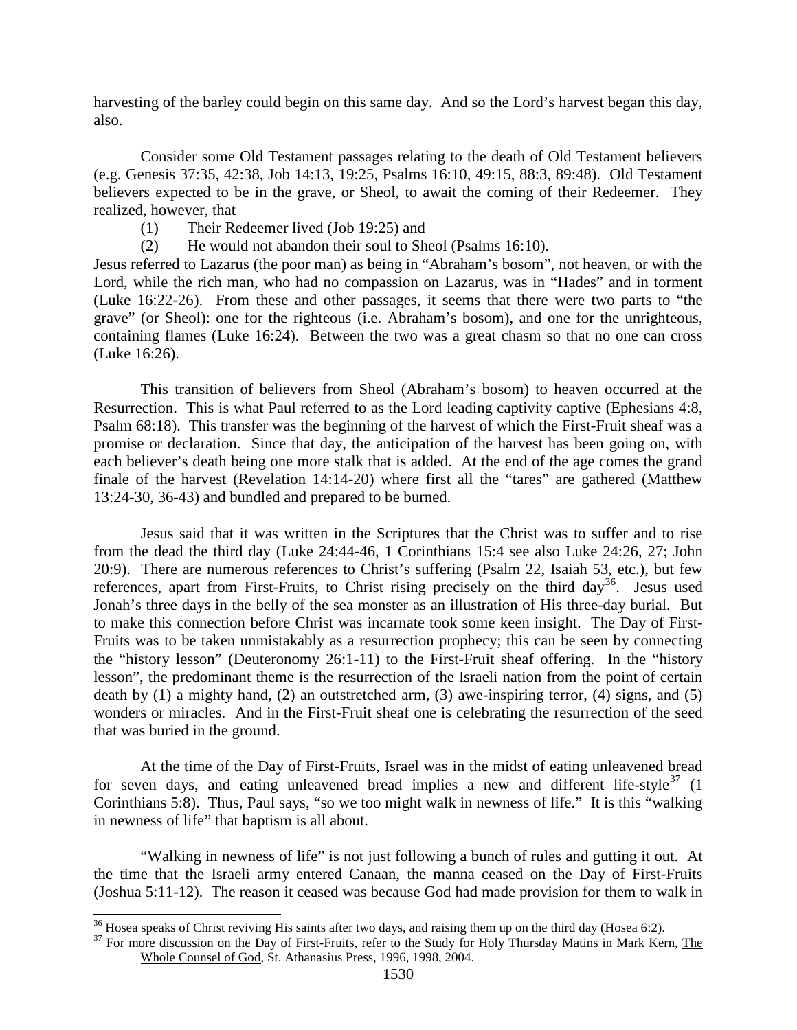harvesting of the barley could begin on this same day. And so the Lord's harvest began this day, also.

Consider some Old Testament passages relating to the death of Old Testament believers (e.g. Genesis 37:35, 42:38, Job 14:13, 19:25, Psalms 16:10, 49:15, 88:3, 89:48). Old Testament believers expected to be in the grave, or Sheol, to await the coming of their Redeemer. They realized, however, that

(1) Their Redeemer lived (Job 19:25) and

(2) He would not abandon their soul to Sheol (Psalms 16:10).

Jesus referred to Lazarus (the poor man) as being in "Abraham's bosom", not heaven, or with the Lord, while the rich man, who had no compassion on Lazarus, was in "Hades" and in torment (Luke 16:22-26). From these and other passages, it seems that there were two parts to "the grave" (or Sheol): one for the righteous (i.e. Abraham's bosom), and one for the unrighteous, containing flames (Luke 16:24). Between the two was a great chasm so that no one can cross (Luke 16:26).

This transition of believers from Sheol (Abraham's bosom) to heaven occurred at the Resurrection. This is what Paul referred to as the Lord leading captivity captive (Ephesians 4:8, Psalm 68:18). This transfer was the beginning of the harvest of which the First-Fruit sheaf was a promise or declaration. Since that day, the anticipation of the harvest has been going on, with each believer's death being one more stalk that is added. At the end of the age comes the grand finale of the harvest (Revelation 14:14-20) where first all the "tares" are gathered (Matthew 13:24-30, 36-43) and bundled and prepared to be burned.

Jesus said that it was written in the Scriptures that the Christ was to suffer and to rise from the dead the third day (Luke 24:44-46, 1 Corinthians 15:4 see also Luke 24:26, 27; John 20:9). There are numerous references to Christ's suffering (Psalm 22, Isaiah 53, etc.), but few references, apart from First-Fruits, to Christ rising precisely on the third day[36]. Jesus used Jonah's three days in the belly of the sea monster as an illustration of His three-day burial. But to make this connection before Christ was incarnate took some keen insight. The Day of First-Fruits was to be taken unmistakably as a resurrection prophecy; this can be seen by connecting the "history lesson" (Deuteronomy 26:1-11) to the First-Fruit sheaf offering. In the "history lesson", the predominant theme is the resurrection of the Israeli nation from the point of certain death by (1) a mighty hand, (2) an outstretched arm, (3) awe-inspiring terror, (4) signs, and (5) wonders or miracles. And in the First-Fruit sheaf one is celebrating the resurrection of the seed that was buried in the ground.

At the time of the Day of First-Fruits, Israel was in the midst of eating unleavened bread for seven days, and eating unleavened bread implies a new and different life-style[37] (1 Corinthians 5:8). Thus, Paul says, "so we too might walk in newness of life." It is this "walking in newness of life" that baptism is all about.

"Walking in newness of life" is not just following a bunch of rules and gutting it out. At the time that the Israeli army entered Canaan, the manna ceased on the Day of First-Fruits (Joshua 5:11-12). The reason it ceased was because God had made provision for them to walk in

---

[36] Hosea speaks of Christ reviving His saints after two days, and raising them up on the third day (Hosea 6:2).

[37] For more discussion on the Day of First-Fruits, refer to the Study for Holy Thursday Matins in Mark Kern, The Whole Counsel of God, St. Athanasius Press, 1996, 1998, 2004.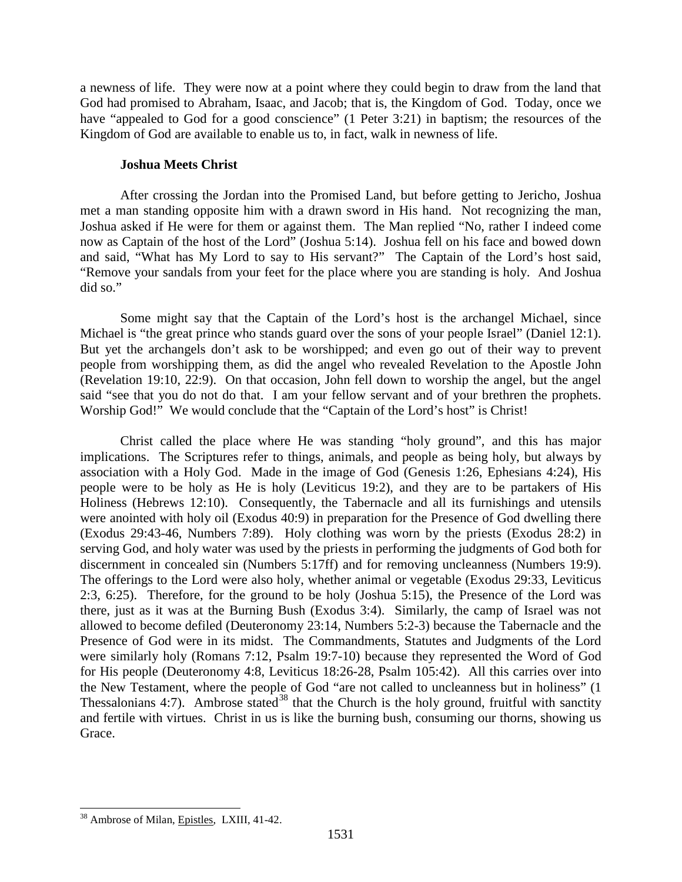a newness of life. They were now at a point where they could begin to draw from the land that God had promised to Abraham, Isaac, and Jacob; that is, the Kingdom of God. Today, once we have "appealed to God for a good conscience" (1 Peter 3:21) in baptism; the resources of the Kingdom of God are available to enable us to, in fact, walk in newness of life.

### Joshua Meets Christ

After crossing the Jordan into the Promised Land, but before getting to Jericho, Joshua met a man standing opposite him with a drawn sword in His hand. Not recognizing the man, Joshua asked if He were for them or against them. The Man replied "No, rather I indeed come now as Captain of the host of the Lord" (Joshua 5:14). Joshua fell on his face and bowed down and said, "What has My Lord to say to His servant?" The Captain of the Lord's host said, "Remove your sandals from your feet for the place where you are standing is holy. And Joshua did so."

Some might say that the Captain of the Lord's host is the archangel Michael, since Michael is "the great prince who stands guard over the sons of your people Israel" (Daniel 12:1). But yet the archangels don't ask to be worshipped; and even go out of their way to prevent people from worshipping them, as did the angel who revealed Revelation to the Apostle John (Revelation 19:10, 22:9). On that occasion, John fell down to worship the angel, but the angel said "see that you do not do that. I am your fellow servant and of your brethren the prophets. Worship God!" We would conclude that the "Captain of the Lord's host" is Christ!

Christ called the place where He was standing "holy ground", and this has major implications. The Scriptures refer to things, animals, and people as being holy, but always by association with a Holy God. Made in the image of God (Genesis 1:26, Ephesians 4:24), His people were to be holy as He is holy (Leviticus 19:2), and they are to be partakers of His Holiness (Hebrews 12:10). Consequently, the Tabernacle and all its furnishings and utensils were anointed with holy oil (Exodus 40:9) in preparation for the Presence of God dwelling there (Exodus 29:43-46, Numbers 7:89). Holy clothing was worn by the priests (Exodus 28:2) in serving God, and holy water was used by the priests in performing the judgments of God both for discernment in concealed sin (Numbers 5:17ff) and for removing uncleanness (Numbers 19:9). The offerings to the Lord were also holy, whether animal or vegetable (Exodus 29:33, Leviticus 2:3, 6:25). Therefore, for the ground to be holy (Joshua 5:15), the Presence of the Lord was there, just as it was at the Burning Bush (Exodus 3:4). Similarly, the camp of Israel was not allowed to become defiled (Deuteronomy 23:14, Numbers 5:2-3) because the Tabernacle and the Presence of God were in its midst. The Commandments, Statutes and Judgments of the Lord were similarly holy (Romans 7:12, Psalm 19:7-10) because they represented the Word of God for His people (Deuteronomy 4:8, Leviticus 18:26-28, Psalm 105:42). All this carries over into the New Testament, where the people of God "are not called to uncleanness but in holiness" (1 Thessalonians 4:7). Ambrose stated[38] that the Church is the holy ground, fruitful with sanctity and fertile with virtues. Christ in us is like the burning bush, consuming our thorns, showing us Grace.

---

[38] Ambrose of Milan, Epistles, LXIII, 41-42.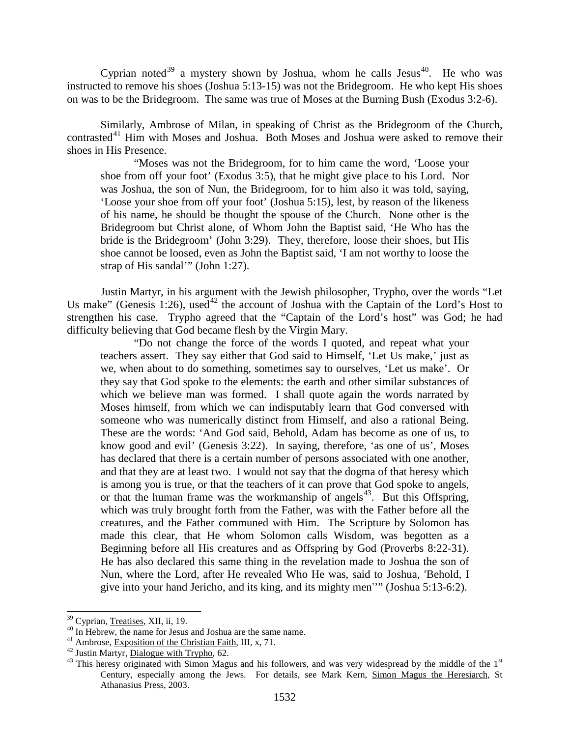Cyprian noted[39] a mystery shown by Joshua, whom he calls Jesus[40]. He who was instructed to remove his shoes (Joshua 5:13-15) was not the Bridegroom. He who kept His shoes on was to be the Bridegroom. The same was true of Moses at the Burning Bush (Exodus 3:2-6).

Similarly, Ambrose of Milan, in speaking of Christ as the Bridegroom of the Church, contrasted[41] Him with Moses and Joshua. Both Moses and Joshua were asked to remove their shoes in His Presence.

> "Moses was not the Bridegroom, for to him came the word, 'Loose your shoe from off your foot' (Exodus 3:5), that he might give place to his Lord. Nor was Joshua, the son of Nun, the Bridegroom, for to him also it was told, saying, 'Loose your shoe from off your foot' (Joshua 5:15), lest, by reason of the likeness of his name, he should be thought the spouse of the Church. None other is the Bridegroom but Christ alone, of Whom John the Baptist said, 'He Who has the bride is the Bridegroom' (John 3:29). They, therefore, loose their shoes, but His shoe cannot be loosed, even as John the Baptist said, 'I am not worthy to loose the strap of His sandal'" (John 1:27).

Justin Martyr, in his argument with the Jewish philosopher, Trypho, over the words "Let Us make" (Genesis 1:26), used[42] the account of Joshua with the Captain of the Lord's Host to strengthen his case. Trypho agreed that the "Captain of the Lord's host" was God; he had difficulty believing that God became flesh by the Virgin Mary.

> "Do not change the force of the words I quoted, and repeat what your teachers assert. They say either that God said to Himself, 'Let Us make,' just as we, when about to do something, sometimes say to ourselves, 'Let us make'. Or they say that God spoke to the elements: the earth and other similar substances of which we believe man was formed. I shall quote again the words narrated by Moses himself, from which we can indisputably learn that God conversed with someone who was numerically distinct from Himself, and also a rational Being. These are the words: 'And God said, Behold, Adam has become as one of us, to know good and evil' (Genesis 3:22). In saying, therefore, 'as one of us', Moses has declared that there is a certain number of persons associated with one another, and that they are at least two. I would not say that the dogma of that heresy which is among you is true, or that the teachers of it can prove that God spoke to angels, or that the human frame was the workmanship of angels[43]. But this Offspring, which was truly brought forth from the Father, was with the Father before all the creatures, and the Father communed with Him. The Scripture by Solomon has made this clear, that He whom Solomon calls Wisdom, was begotten as a Beginning before all His creatures and as Offspring by God (Proverbs 8:22-31). He has also declared this same thing in the revelation made to Joshua the son of Nun, where the Lord, after He revealed Who He was, said to Joshua, 'Behold, I give into your hand Jericho, and its king, and its mighty men'" (Joshua 5:13-6:2).

---

[39] Cyprian, Treatises, XII, ii, 19.

[40] In Hebrew, the name for Jesus and Joshua are the same name.

[41] Ambrose, Exposition of the Christian Faith, III, x, 71.

[42] Justin Martyr, Dialogue with Trypho, 62.

[43] This heresy originated with Simon Magus and his followers, and was very widespread by the middle of the 1st Century, especially among the Jews. For details, see Mark Kern, Simon Magus the Heresiarch, St Athanasius Press, 2003.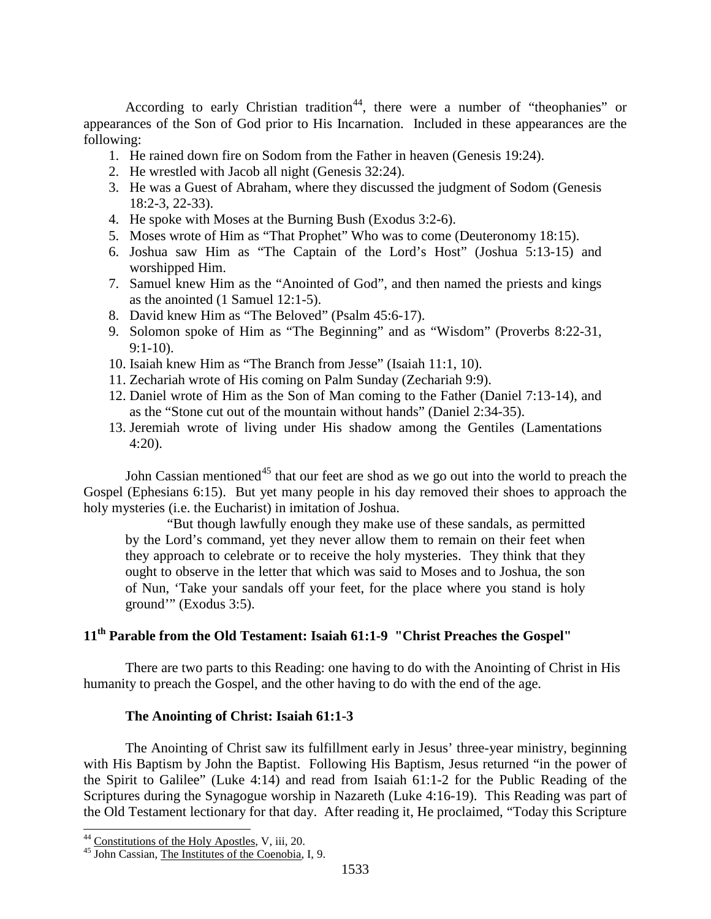According to early Christian tradition[44], there were a number of "theophanies" or appearances of the Son of God prior to His Incarnation. Included in these appearances are the following:

1. He rained down fire on Sodom from the Father in heaven (Genesis 19:24).
2. He wrestled with Jacob all night (Genesis 32:24).
3. He was a Guest of Abraham, where they discussed the judgment of Sodom (Genesis 18:2-3, 22-33).
4. He spoke with Moses at the Burning Bush (Exodus 3:2-6).
5. Moses wrote of Him as "That Prophet" Who was to come (Deuteronomy 18:15).
6. Joshua saw Him as "The Captain of the Lord's Host" (Joshua 5:13-15) and worshipped Him.
7. Samuel knew Him as the "Anointed of God", and then named the priests and kings as the anointed (1 Samuel 12:1-5).
8. David knew Him as "The Beloved" (Psalm 45:6-17).
9. Solomon spoke of Him as "The Beginning" and as "Wisdom" (Proverbs 8:22-31, 9:1-10).
10. Isaiah knew Him as "The Branch from Jesse" (Isaiah 11:1, 10).
11. Zechariah wrote of His coming on Palm Sunday (Zechariah 9:9).
12. Daniel wrote of Him as the Son of Man coming to the Father (Daniel 7:13-14), and as the "Stone cut out of the mountain without hands" (Daniel 2:34-35).
13. Jeremiah wrote of living under His shadow among the Gentiles (Lamentations 4:20).

John Cassian mentioned[45] that our feet are shod as we go out into the world to preach the Gospel (Ephesians 6:15). But yet many people in his day removed their shoes to approach the holy mysteries (i.e. the Eucharist) in imitation of Joshua.

> "But though lawfully enough they make use of these sandals, as permitted by the Lord's command, yet they never allow them to remain on their feet when they approach to celebrate or to receive the holy mysteries. They think that they ought to observe in the letter that which was said to Moses and to Joshua, the son of Nun, 'Take your sandals off your feet, for the place where you stand is holy ground'" (Exodus 3:5).

## 11th Parable from the Old Testament: Isaiah 61:1-9 "Christ Preaches the Gospel"

There are two parts to this Reading: one having to do with the Anointing of Christ in His humanity to preach the Gospel, and the other having to do with the end of the age.

### The Anointing of Christ: Isaiah 61:1-3

The Anointing of Christ saw its fulfillment early in Jesus' three-year ministry, beginning with His Baptism by John the Baptist. Following His Baptism, Jesus returned "in the power of the Spirit to Galilee" (Luke 4:14) and read from Isaiah 61:1-2 for the Public Reading of the Scriptures during the Synagogue worship in Nazareth (Luke 4:16-19). This Reading was part of the Old Testament lectionary for that day. After reading it, He proclaimed, "Today this Scripture

---

[44] Constitutions of the Holy Apostles, V, iii, 20.

[45] John Cassian, The Institutes of the Coenobia, I, 9.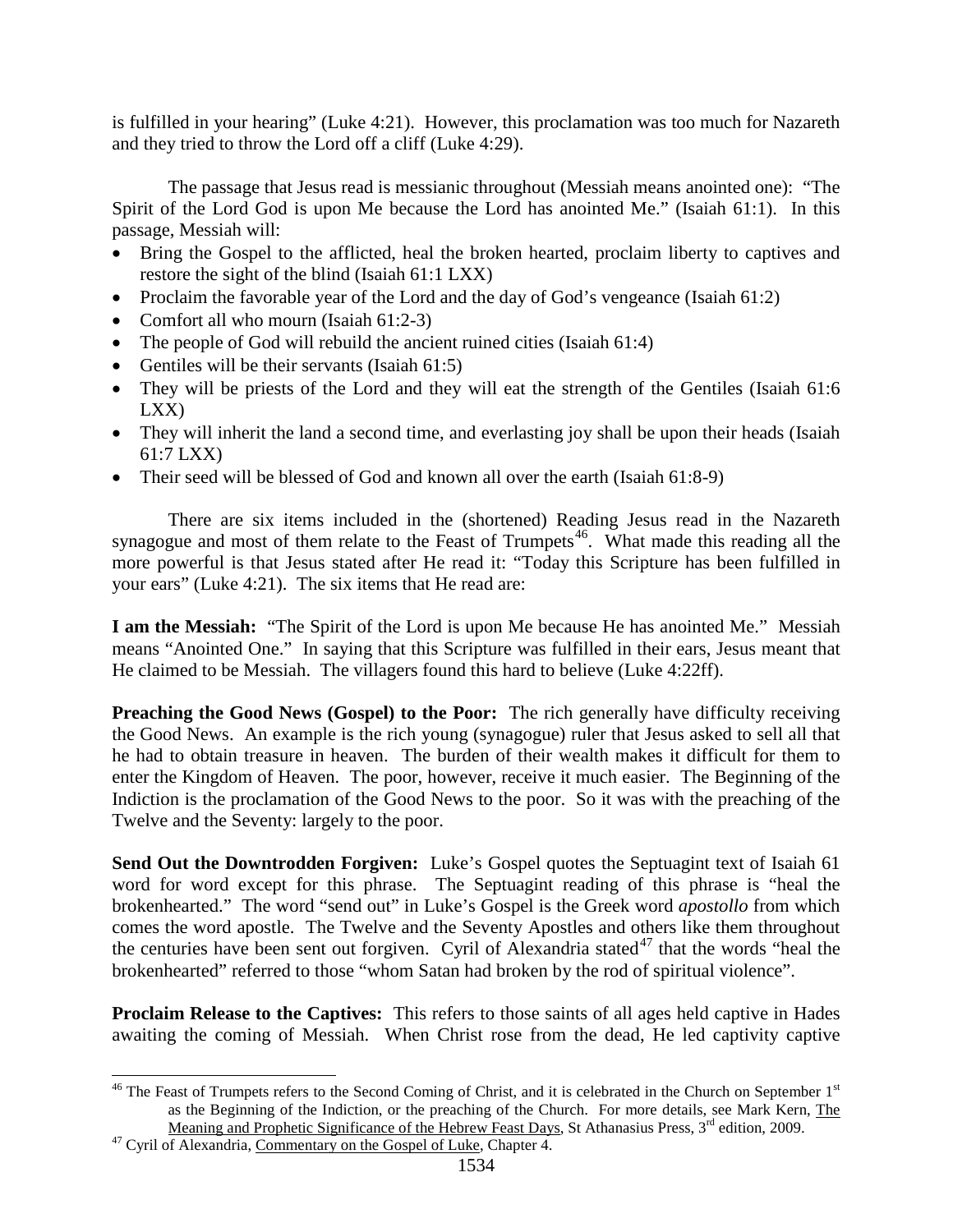is fulfilled in your hearing" (Luke 4:21). However, this proclamation was too much for Nazareth and they tried to throw the Lord off a cliff (Luke 4:29).

The passage that Jesus read is messianic throughout (Messiah means anointed one): "The Spirit of the Lord God is upon Me because the Lord has anointed Me." (Isaiah 61:1). In this passage, Messiah will:

- Bring the Gospel to the afflicted, heal the broken hearted, proclaim liberty to captives and restore the sight of the blind (Isaiah 61:1 LXX)
- Proclaim the favorable year of the Lord and the day of God's vengeance (Isaiah 61:2)
- Comfort all who mourn (Isaiah 61:2-3)
- The people of God will rebuild the ancient ruined cities (Isaiah 61:4)
- Gentiles will be their servants (Isaiah 61:5)
- They will be priests of the Lord and they will eat the strength of the Gentiles (Isaiah 61:6 LXX)
- They will inherit the land a second time, and everlasting joy shall be upon their heads (Isaiah 61:7 LXX)
- Their seed will be blessed of God and known all over the earth (Isaiah 61:8-9)

There are six items included in the (shortened) Reading Jesus read in the Nazareth synagogue and most of them relate to the Feast of Trumpets[46]. What made this reading all the more powerful is that Jesus stated after He read it: "Today this Scripture has been fulfilled in your ears" (Luke 4:21). The six items that He read are:

**I am the Messiah:** "The Spirit of the Lord is upon Me because He has anointed Me." Messiah means "Anointed One." In saying that this Scripture was fulfilled in their ears, Jesus meant that He claimed to be Messiah. The villagers found this hard to believe (Luke 4:22ff).

**Preaching the Good News (Gospel) to the Poor:** The rich generally have difficulty receiving the Good News. An example is the rich young (synagogue) ruler that Jesus asked to sell all that he had to obtain treasure in heaven. The burden of their wealth makes it difficult for them to enter the Kingdom of Heaven. The poor, however, receive it much easier. The Beginning of the Indiction is the proclamation of the Good News to the poor. So it was with the preaching of the Twelve and the Seventy: largely to the poor.

**Send Out the Downtrodden Forgiven:** Luke's Gospel quotes the Septuagint text of Isaiah 61 word for word except for this phrase. The Septuagint reading of this phrase is "heal the brokenhearted." The word "send out" in Luke's Gospel is the Greek word *apostollo* from which comes the word apostle. The Twelve and the Seventy Apostles and others like them throughout the centuries have been sent out forgiven. Cyril of Alexandria stated[47] that the words "heal the brokenhearted" referred to those "whom Satan had broken by the rod of spiritual violence".

**Proclaim Release to the Captives:** This refers to those saints of all ages held captive in Hades awaiting the coming of Messiah. When Christ rose from the dead, He led captivity captive

---

[46] The Feast of Trumpets refers to the Second Coming of Christ, and it is celebrated in the Church on September 1st as the Beginning of the Indiction, or the preaching of the Church. For more details, see Mark Kern, The Meaning and Prophetic Significance of the Hebrew Feast Days, St Athanasius Press, 3rd edition, 2009.

[47] Cyril of Alexandria, Commentary on the Gospel of Luke, Chapter 4.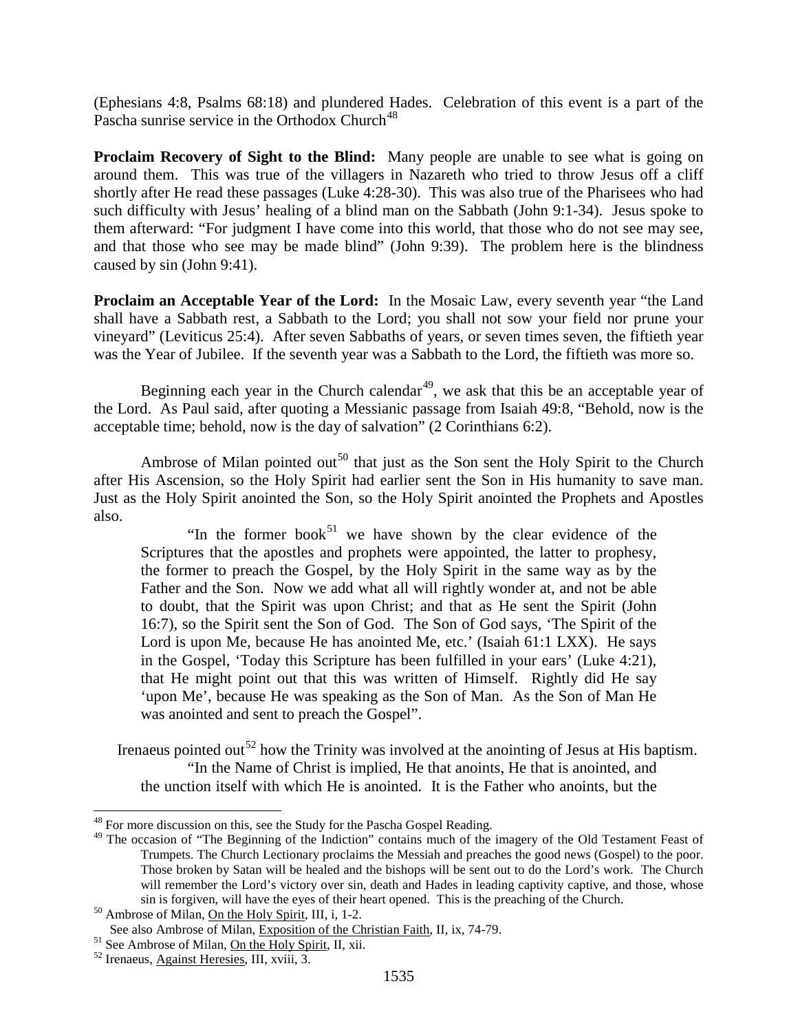(Ephesians 4:8, Psalms 68:18) and plundered Hades. Celebration of this event is a part of the Pascha sunrise service in the Orthodox Church[48]

**Proclaim Recovery of Sight to the Blind:** Many people are unable to see what is going on around them. This was true of the villagers in Nazareth who tried to throw Jesus off a cliff shortly after He read these passages (Luke 4:28-30). This was also true of the Pharisees who had such difficulty with Jesus' healing of a blind man on the Sabbath (John 9:1-34). Jesus spoke to them afterward: "For judgment I have come into this world, that those who do not see may see, and that those who see may be made blind" (John 9:39). The problem here is the blindness caused by sin (John 9:41).

**Proclaim an Acceptable Year of the Lord:** In the Mosaic Law, every seventh year "the Land shall have a Sabbath rest, a Sabbath to the Lord; you shall not sow your field nor prune your vineyard" (Leviticus 25:4). After seven Sabbaths of years, or seven times seven, the fiftieth year was the Year of Jubilee. If the seventh year was a Sabbath to the Lord, the fiftieth was more so.

Beginning each year in the Church calendar[49], we ask that this be an acceptable year of the Lord. As Paul said, after quoting a Messianic passage from Isaiah 49:8, "Behold, now is the acceptable time; behold, now is the day of salvation" (2 Corinthians 6:2).

Ambrose of Milan pointed out[50] that just as the Son sent the Holy Spirit to the Church after His Ascension, so the Holy Spirit had earlier sent the Son in His humanity to save man. Just as the Holy Spirit anointed the Son, so the Holy Spirit anointed the Prophets and Apostles also.

> "In the former book[51] we have shown by the clear evidence of the Scriptures that the apostles and prophets were appointed, the latter to prophesy, the former to preach the Gospel, by the Holy Spirit in the same way as by the Father and the Son. Now we add what all will rightly wonder at, and not be able to doubt, that the Spirit was upon Christ; and that as He sent the Spirit (John 16:7), so the Spirit sent the Son of God. The Son of God says, 'The Spirit of the Lord is upon Me, because He has anointed Me, etc.' (Isaiah 61:1 LXX). He says in the Gospel, 'Today this Scripture has been fulfilled in your ears' (Luke 4:21), that He might point out that this was written of Himself. Rightly did He say 'upon Me', because He was speaking as the Son of Man. As the Son of Man He was anointed and sent to preach the Gospel".

Irenaeus pointed out[52] how the Trinity was involved at the anointing of Jesus at His baptism.

> "In the Name of Christ is implied, He that anoints, He that is anointed, and the unction itself with which He is anointed. It is the Father who anoints, but the

---

[48] For more discussion on this, see the Study for the Pascha Gospel Reading.

[49] The occasion of "The Beginning of the Indiction" contains much of the imagery of the Old Testament Feast of Trumpets. The Church Lectionary proclaims the Messiah and preaches the good news (Gospel) to the poor. Those broken by Satan will be healed and the bishops will be sent out to do the Lord's work. The Church will remember the Lord's victory over sin, death and Hades in leading captivity captive, and those, whose sin is forgiven, will have the eyes of their heart opened. This is the preaching of the Church.

[50] Ambrose of Milan, On the Holy Spirit, III, i, 1-2.
See also Ambrose of Milan, Exposition of the Christian Faith, II, ix, 74-79.

[51] See Ambrose of Milan, On the Holy Spirit, II, xii.

[52] Irenaeus, Against Heresies, III, xviii, 3.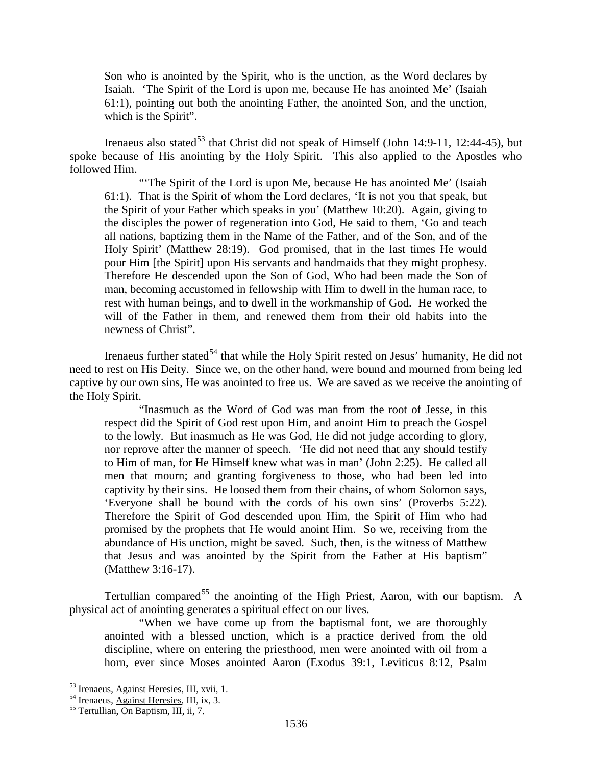Son who is anointed by the Spirit, who is the unction, as the Word declares by Isaiah. 'The Spirit of the Lord is upon me, because He has anointed Me' (Isaiah 61:1), pointing out both the anointing Father, the anointed Son, and the unction, which is the Spirit".

Irenaeus also stated[53] that Christ did not speak of Himself (John 14:9-11, 12:44-45), but spoke because of His anointing by the Holy Spirit. This also applied to the Apostles who followed Him.

> "'The Spirit of the Lord is upon Me, because He has anointed Me' (Isaiah 61:1). That is the Spirit of whom the Lord declares, 'It is not you that speak, but the Spirit of your Father which speaks in you' (Matthew 10:20). Again, giving to the disciples the power of regeneration into God, He said to them, 'Go and teach all nations, baptizing them in the Name of the Father, and of the Son, and of the Holy Spirit' (Matthew 28:19). God promised, that in the last times He would pour Him [the Spirit] upon His servants and handmaids that they might prophesy. Therefore He descended upon the Son of God, Who had been made the Son of man, becoming accustomed in fellowship with Him to dwell in the human race, to rest with human beings, and to dwell in the workmanship of God. He worked the will of the Father in them, and renewed them from their old habits into the newness of Christ".

Irenaeus further stated[54] that while the Holy Spirit rested on Jesus' humanity, He did not need to rest on His Deity. Since we, on the other hand, were bound and mourned from being led captive by our own sins, He was anointed to free us. We are saved as we receive the anointing of the Holy Spirit.

> "Inasmuch as the Word of God was man from the root of Jesse, in this respect did the Spirit of God rest upon Him, and anoint Him to preach the Gospel to the lowly. But inasmuch as He was God, He did not judge according to glory, nor reprove after the manner of speech. 'He did not need that any should testify to Him of man, for He Himself knew what was in man' (John 2:25). He called all men that mourn; and granting forgiveness to those, who had been led into captivity by their sins. He loosed them from their chains, of whom Solomon says, 'Everyone shall be bound with the cords of his own sins' (Proverbs 5:22). Therefore the Spirit of God descended upon Him, the Spirit of Him who had promised by the prophets that He would anoint Him. So we, receiving from the abundance of His unction, might be saved. Such, then, is the witness of Matthew that Jesus and was anointed by the Spirit from the Father at His baptism" (Matthew 3:16-17).

Tertullian compared[55] the anointing of the High Priest, Aaron, with our baptism. A physical act of anointing generates a spiritual effect on our lives.

> "When we have come up from the baptismal font, we are thoroughly anointed with a blessed unction, which is a practice derived from the old discipline, where on entering the priesthood, men were anointed with oil from a horn, ever since Moses anointed Aaron (Exodus 39:1, Leviticus 8:12, Psalm

---

[53] Irenaeus, Against Heresies, III, xvii, 1.

[54] Irenaeus, Against Heresies, III, ix, 3.

[55] Tertullian, On Baptism, III, ii, 7.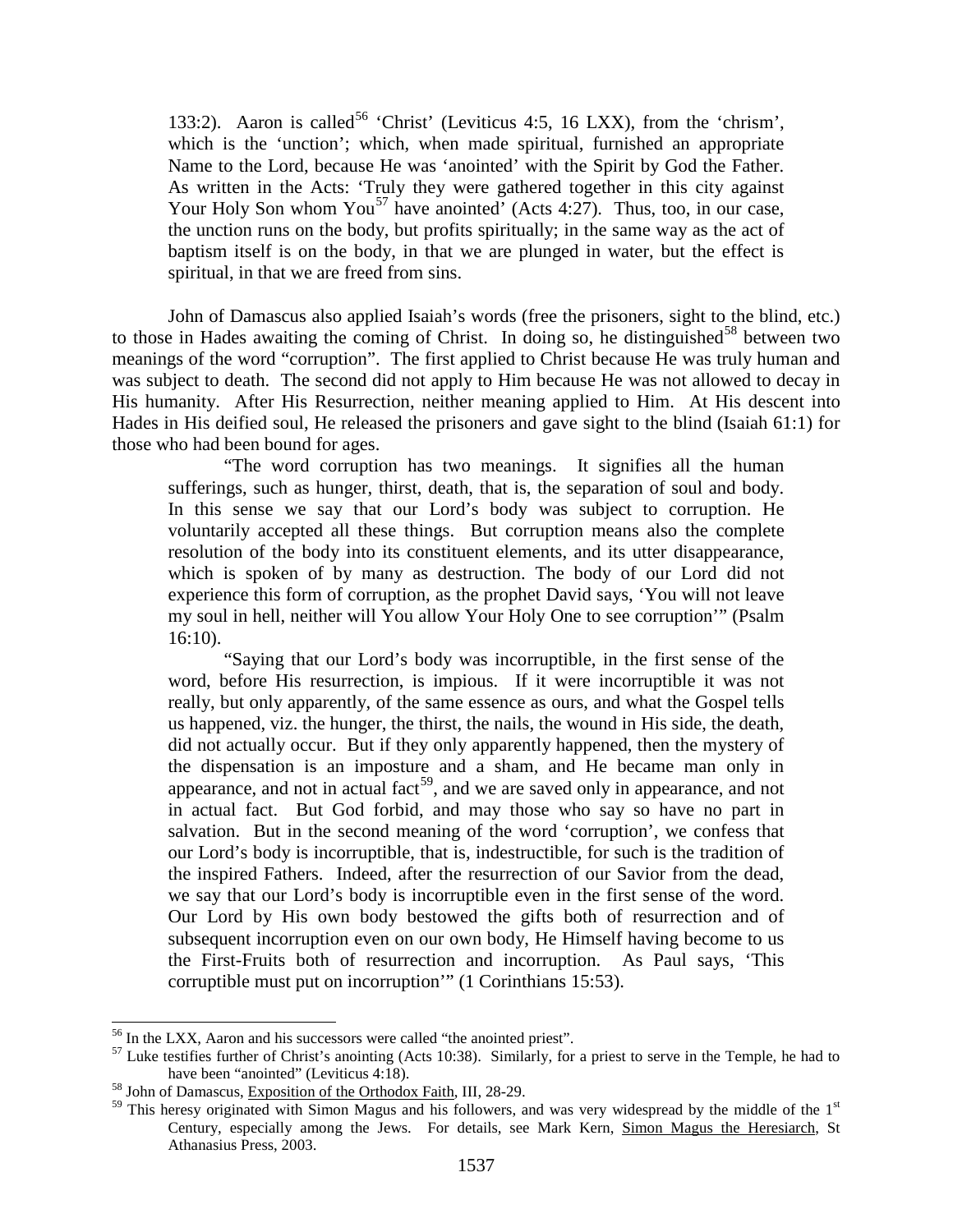> 133:2). Aaron is called[56] 'Christ' (Leviticus 4:5, 16 LXX), from the 'chrism', which is the 'unction'; which, when made spiritual, furnished an appropriate Name to the Lord, because He was 'anointed' with the Spirit by God the Father. As written in the Acts: 'Truly they were gathered together in this city against Your Holy Son whom You[57] have anointed' (Acts 4:27). Thus, too, in our case, the unction runs on the body, but profits spiritually; in the same way as the act of baptism itself is on the body, in that we are plunged in water, but the effect is spiritual, in that we are freed from sins.

John of Damascus also applied Isaiah's words (free the prisoners, sight to the blind, etc.) to those in Hades awaiting the coming of Christ. In doing so, he distinguished[58] between two meanings of the word "corruption". The first applied to Christ because He was truly human and was subject to death. The second did not apply to Him because He was not allowed to decay in His humanity. After His Resurrection, neither meaning applied to Him. At His descent into Hades in His deified soul, He released the prisoners and gave sight to the blind (Isaiah 61:1) for those who had been bound for ages.

> "The word corruption has two meanings. It signifies all the human sufferings, such as hunger, thirst, death, that is, the separation of soul and body. In this sense we say that our Lord's body was subject to corruption. He voluntarily accepted all these things. But corruption means also the complete resolution of the body into its constituent elements, and its utter disappearance, which is spoken of by many as destruction. The body of our Lord did not experience this form of corruption, as the prophet David says, 'You will not leave my soul in hell, neither will You allow Your Holy One to see corruption'" (Psalm 16:10).
>
> "Saying that our Lord's body was incorruptible, in the first sense of the word, before His resurrection, is impious. If it were incorruptible it was not really, but only apparently, of the same essence as ours, and what the Gospel tells us happened, viz. the hunger, the thirst, the nails, the wound in His side, the death, did not actually occur. But if they only apparently happened, then the mystery of the dispensation is an imposture and a sham, and He became man only in appearance, and not in actual fact[59], and we are saved only in appearance, and not in actual fact. But God forbid, and may those who say so have no part in salvation. But in the second meaning of the word 'corruption', we confess that our Lord's body is incorruptible, that is, indestructible, for such is the tradition of the inspired Fathers. Indeed, after the resurrection of our Savior from the dead, we say that our Lord's body is incorruptible even in the first sense of the word. Our Lord by His own body bestowed the gifts both of resurrection and of subsequent incorruption even on our own body, He Himself having become to us the First-Fruits both of resurrection and incorruption. As Paul says, 'This corruptible must put on incorruption'" (1 Corinthians 15:53).

---

[56] In the LXX, Aaron and his successors were called "the anointed priest".

[57] Luke testifies further of Christ's anointing (Acts 10:38). Similarly, for a priest to serve in the Temple, he had to have been "anointed" (Leviticus 4:18).

[58] John of Damascus, Exposition of the Orthodox Faith, III, 28-29.

[59] This heresy originated with Simon Magus and his followers, and was very widespread by the middle of the 1st Century, especially among the Jews. For details, see Mark Kern, Simon Magus the Heresiarch, St Athanasius Press, 2003.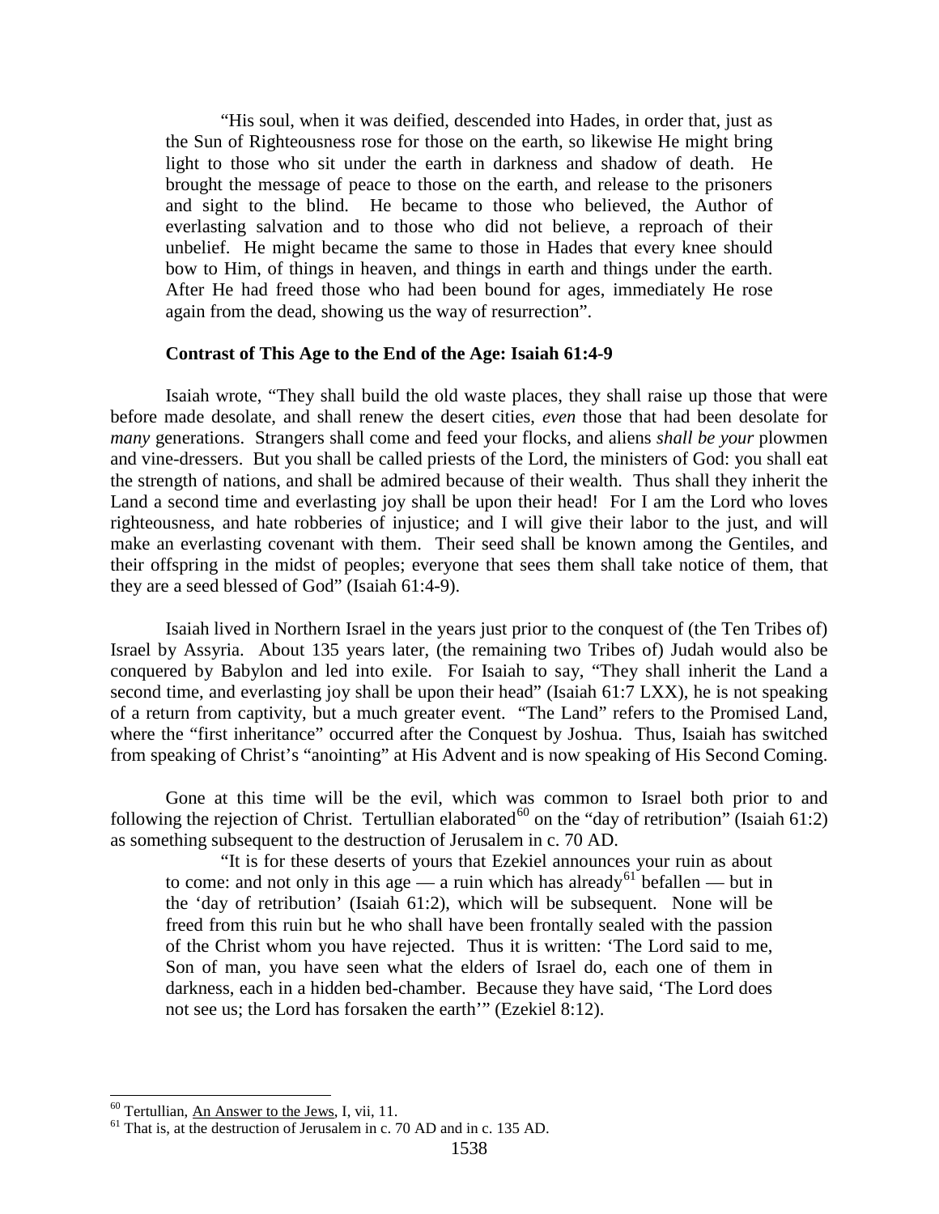> "His soul, when it was deified, descended into Hades, in order that, just as the Sun of Righteousness rose for those on the earth, so likewise He might bring light to those who sit under the earth in darkness and shadow of death. He brought the message of peace to those on the earth, and release to the prisoners and sight to the blind. He became to those who believed, the Author of everlasting salvation and to those who did not believe, a reproach of their unbelief. He might became the same to those in Hades that every knee should bow to Him, of things in heaven, and things in earth and things under the earth. After He had freed those who had been bound for ages, immediately He rose again from the dead, showing us the way of resurrection".

**Contrast of This Age to the End of the Age: Isaiah 61:4-9**

Isaiah wrote, "They shall build the old waste places, they shall raise up those that were before made desolate, and shall renew the desert cities, *even* those that had been desolate for *many* generations. Strangers shall come and feed your flocks, and aliens *shall be your* plowmen and vine-dressers. But you shall be called priests of the Lord, the ministers of God: you shall eat the strength of nations, and shall be admired because of their wealth. Thus shall they inherit the Land a second time and everlasting joy shall be upon their head! For I am the Lord who loves righteousness, and hate robberies of injustice; and I will give their labor to the just, and will make an everlasting covenant with them. Their seed shall be known among the Gentiles, and their offspring in the midst of peoples; everyone that sees them shall take notice of them, that they are a seed blessed of God" (Isaiah 61:4-9).

Isaiah lived in Northern Israel in the years just prior to the conquest of (the Ten Tribes of) Israel by Assyria. About 135 years later, (the remaining two Tribes of) Judah would also be conquered by Babylon and led into exile. For Isaiah to say, "They shall inherit the Land a second time, and everlasting joy shall be upon their head" (Isaiah 61:7 LXX), he is not speaking of a return from captivity, but a much greater event. "The Land" refers to the Promised Land, where the "first inheritance" occurred after the Conquest by Joshua. Thus, Isaiah has switched from speaking of Christ's "anointing" at His Advent and is now speaking of His Second Coming.

Gone at this time will be the evil, which was common to Israel both prior to and following the rejection of Christ. Tertullian elaborated[60] on the "day of retribution" (Isaiah 61:2) as something subsequent to the destruction of Jerusalem in c. 70 AD.

> "It is for these deserts of yours that Ezekiel announces your ruin as about to come: and not only in this age — a ruin which has already[61] befallen — but in the 'day of retribution' (Isaiah 61:2), which will be subsequent. None will be freed from this ruin but he who shall have been frontally sealed with the passion of the Christ whom you have rejected. Thus it is written: 'The Lord said to me, Son of man, you have seen what the elders of Israel do, each one of them in darkness, each in a hidden bed-chamber. Because they have said, 'The Lord does not see us; the Lord has forsaken the earth'" (Ezekiel 8:12).

---

[60] Tertullian, An Answer to the Jews, I, vii, 11.

[61] That is, at the destruction of Jerusalem in c. 70 AD and in c. 135 AD.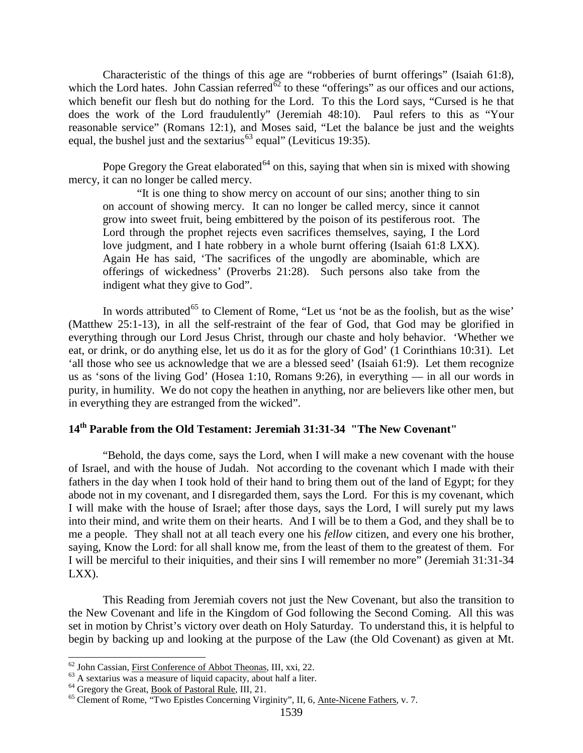Characteristic of the things of this age are "robberies of burnt offerings" (Isaiah 61:8), which the Lord hates. John Cassian referred[62] to these "offerings" as our offices and our actions, which benefit our flesh but do nothing for the Lord. To this the Lord says, "Cursed is he that does the work of the Lord fraudulently" (Jeremiah 48:10). Paul refers to this as "Your reasonable service" (Romans 12:1), and Moses said, "Let the balance be just and the weights equal, the bushel just and the sextarius[63] equal" (Leviticus 19:35).

Pope Gregory the Great elaborated[64] on this, saying that when sin is mixed with showing mercy, it can no longer be called mercy.

> "It is one thing to show mercy on account of our sins; another thing to sin on account of showing mercy. It can no longer be called mercy, since it cannot grow into sweet fruit, being embittered by the poison of its pestiferous root. The Lord through the prophet rejects even sacrifices themselves, saying, I the Lord love judgment, and I hate robbery in a whole burnt offering (Isaiah 61:8 LXX). Again He has said, 'The sacrifices of the ungodly are abominable, which are offerings of wickedness' (Proverbs 21:28). Such persons also take from the indigent what they give to God".

In words attributed[65] to Clement of Rome, "Let us 'not be as the foolish, but as the wise' (Matthew 25:1-13), in all the self-restraint of the fear of God, that God may be glorified in everything through our Lord Jesus Christ, through our chaste and holy behavior. 'Whether we eat, or drink, or do anything else, let us do it as for the glory of God' (1 Corinthians 10:31). Let 'all those who see us acknowledge that we are a blessed seed' (Isaiah 61:9). Let them recognize us as 'sons of the living God' (Hosea 1:10, Romans 9:26), in everything — in all our words in purity, in humility. We do not copy the heathen in anything, nor are believers like other men, but in everything they are estranged from the wicked".

## 14th Parable from the Old Testament: Jeremiah 31:31-34 "The New Covenant"

"Behold, the days come, says the Lord, when I will make a new covenant with the house of Israel, and with the house of Judah. Not according to the covenant which I made with their fathers in the day when I took hold of their hand to bring them out of the land of Egypt; for they abode not in my covenant, and I disregarded them, says the Lord. For this is my covenant, which I will make with the house of Israel; after those days, says the Lord, I will surely put my laws into their mind, and write them on their hearts. And I will be to them a God, and they shall be to me a people. They shall not at all teach every one his *fellow* citizen, and every one his brother, saying, Know the Lord: for all shall know me, from the least of them to the greatest of them. For I will be merciful to their iniquities, and their sins I will remember no more" (Jeremiah 31:31-34 LXX).

This Reading from Jeremiah covers not just the New Covenant, but also the transition to the New Covenant and life in the Kingdom of God following the Second Coming. All this was set in motion by Christ's victory over death on Holy Saturday. To understand this, it is helpful to begin by backing up and looking at the purpose of the Law (the Old Covenant) as given at Mt.

---

[62] John Cassian, First Conference of Abbot Theonas, III, xxi, 22.

[63] A sextarius was a measure of liquid capacity, about half a liter.

[64] Gregory the Great, Book of Pastoral Rule, III, 21.

[65] Clement of Rome, "Two Epistles Concerning Virginity", II, 6, Ante-Nicene Fathers, v. 7.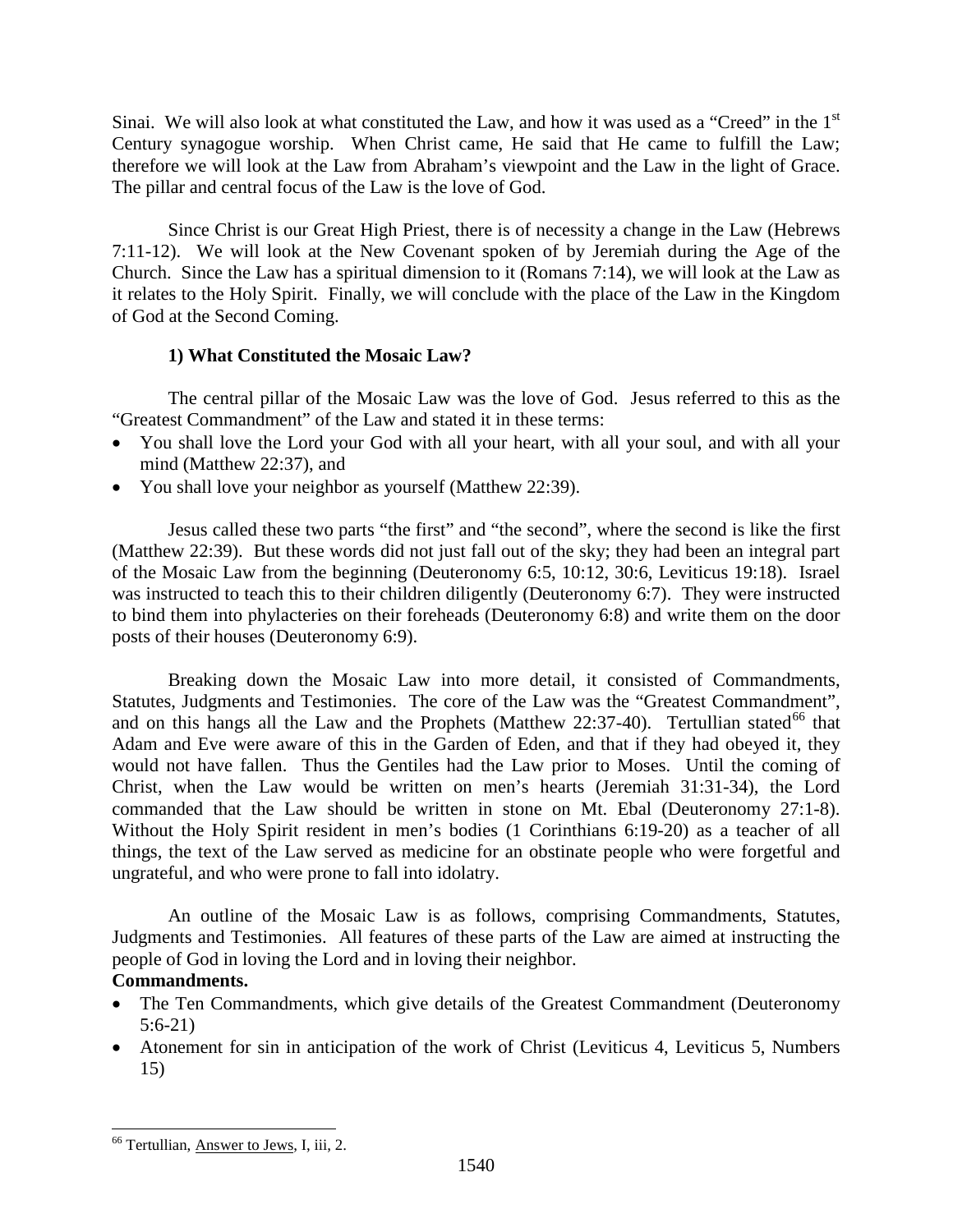Sinai. We will also look at what constituted the Law, and how it was used as a "Creed" in the 1st Century synagogue worship. When Christ came, He said that He came to fulfill the Law; therefore we will look at the Law from Abraham's viewpoint and the Law in the light of Grace. The pillar and central focus of the Law is the love of God.

Since Christ is our Great High Priest, there is of necessity a change in the Law (Hebrews 7:11-12). We will look at the New Covenant spoken of by Jeremiah during the Age of the Church. Since the Law has a spiritual dimension to it (Romans 7:14), we will look at the Law as it relates to the Holy Spirit. Finally, we will conclude with the place of the Law in the Kingdom of God at the Second Coming.

### 1) What Constituted the Mosaic Law?

The central pillar of the Mosaic Law was the love of God. Jesus referred to this as the "Greatest Commandment" of the Law and stated it in these terms:

- You shall love the Lord your God with all your heart, with all your soul, and with all your mind (Matthew 22:37), and
- You shall love your neighbor as yourself (Matthew 22:39).

Jesus called these two parts "the first" and "the second", where the second is like the first (Matthew 22:39). But these words did not just fall out of the sky; they had been an integral part of the Mosaic Law from the beginning (Deuteronomy 6:5, 10:12, 30:6, Leviticus 19:18). Israel was instructed to teach this to their children diligently (Deuteronomy 6:7). They were instructed to bind them into phylacteries on their foreheads (Deuteronomy 6:8) and write them on the door posts of their houses (Deuteronomy 6:9).

Breaking down the Mosaic Law into more detail, it consisted of Commandments, Statutes, Judgments and Testimonies. The core of the Law was the "Greatest Commandment", and on this hangs all the Law and the Prophets (Matthew 22:37-40). Tertullian stated[66] that Adam and Eve were aware of this in the Garden of Eden, and that if they had obeyed it, they would not have fallen. Thus the Gentiles had the Law prior to Moses. Until the coming of Christ, when the Law would be written on men's hearts (Jeremiah 31:31-34), the Lord commanded that the Law should be written in stone on Mt. Ebal (Deuteronomy 27:1-8). Without the Holy Spirit resident in men's bodies (1 Corinthians 6:19-20) as a teacher of all things, the text of the Law served as medicine for an obstinate people who were forgetful and ungrateful, and who were prone to fall into idolatry.

An outline of the Mosaic Law is as follows, comprising Commandments, Statutes, Judgments and Testimonies. All features of these parts of the Law are aimed at instructing the people of God in loving the Lord and in loving their neighbor.

**Commandments.**

- The Ten Commandments, which give details of the Greatest Commandment (Deuteronomy 5:6-21)
- Atonement for sin in anticipation of the work of Christ (Leviticus 4, Leviticus 5, Numbers 15)

---

[66] Tertullian, Answer to Jews, I, iii, 2.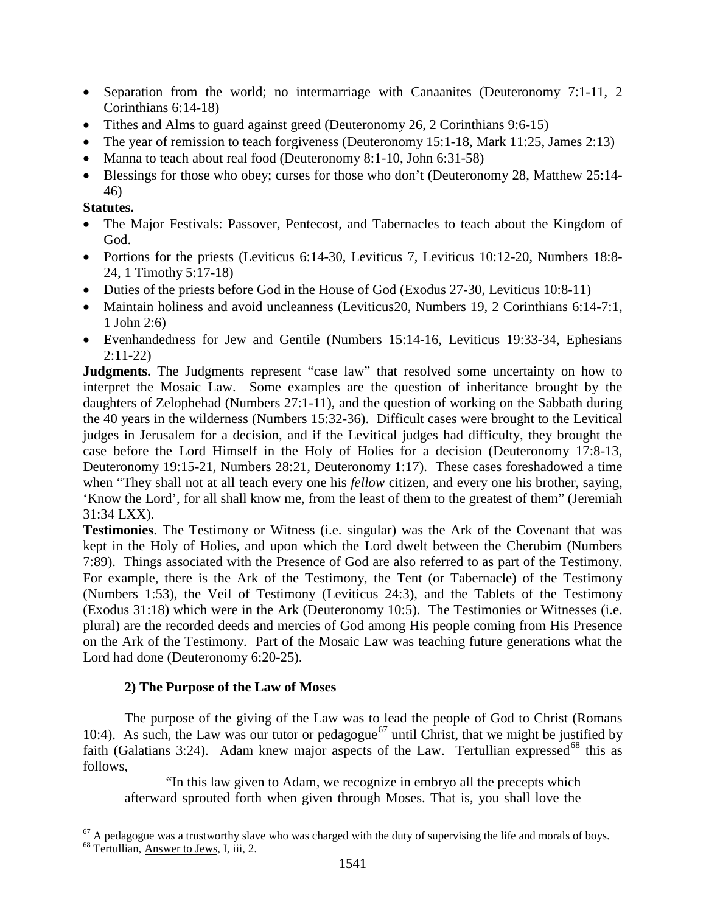- Separation from the world; no intermarriage with Canaanites (Deuteronomy 7:1-11, 2 Corinthians 6:14-18)
- Tithes and Alms to guard against greed (Deuteronomy 26, 2 Corinthians 9:6-15)
- The year of remission to teach forgiveness (Deuteronomy 15:1-18, Mark 11:25, James 2:13)
- Manna to teach about real food (Deuteronomy 8:1-10, John 6:31-58)
- Blessings for those who obey; curses for those who don't (Deuteronomy 28, Matthew 25:14-46)

**Statutes.**

- The Major Festivals: Passover, Pentecost, and Tabernacles to teach about the Kingdom of God.
- Portions for the priests (Leviticus 6:14-30, Leviticus 7, Leviticus 10:12-20, Numbers 18:8-24, 1 Timothy 5:17-18)
- Duties of the priests before God in the House of God (Exodus 27-30, Leviticus 10:8-11)
- Maintain holiness and avoid uncleanness (Leviticus20, Numbers 19, 2 Corinthians 6:14-7:1, 1 John 2:6)
- Evenhandedness for Jew and Gentile (Numbers 15:14-16, Leviticus 19:33-34, Ephesians 2:11-22)

**Judgments.** The Judgments represent "case law" that resolved some uncertainty on how to interpret the Mosaic Law. Some examples are the question of inheritance brought by the daughters of Zelophehad (Numbers 27:1-11), and the question of working on the Sabbath during the 40 years in the wilderness (Numbers 15:32-36). Difficult cases were brought to the Levitical judges in Jerusalem for a decision, and if the Levitical judges had difficulty, they brought the case before the Lord Himself in the Holy of Holies for a decision (Deuteronomy 17:8-13, Deuteronomy 19:15-21, Numbers 28:21, Deuteronomy 1:17). These cases foreshadowed a time when "They shall not at all teach every one his *fellow* citizen, and every one his brother, saying, 'Know the Lord', for all shall know me, from the least of them to the greatest of them" (Jeremiah 31:34 LXX).

**Testimonies**. The Testimony or Witness (i.e. singular) was the Ark of the Covenant that was kept in the Holy of Holies, and upon which the Lord dwelt between the Cherubim (Numbers 7:89). Things associated with the Presence of God are also referred to as part of the Testimony. For example, there is the Ark of the Testimony, the Tent (or Tabernacle) of the Testimony (Numbers 1:53), the Veil of Testimony (Leviticus 24:3), and the Tablets of the Testimony (Exodus 31:18) which were in the Ark (Deuteronomy 10:5). The Testimonies or Witnesses (i.e. plural) are the recorded deeds and mercies of God among His people coming from His Presence on the Ark of the Testimony. Part of the Mosaic Law was teaching future generations what the Lord had done (Deuteronomy 6:20-25).

### 2) The Purpose of the Law of Moses

The purpose of the giving of the Law was to lead the people of God to Christ (Romans 10:4). As such, the Law was our tutor or pedagogue[67] until Christ, that we might be justified by faith (Galatians 3:24). Adam knew major aspects of the Law. Tertullian expressed[68] this as follows,

> "In this law given to Adam, we recognize in embryo all the precepts which afterward sprouted forth when given through Moses. That is, you shall love the

---

[67] A pedagogue was a trustworthy slave who was charged with the duty of supervising the life and morals of boys.

[68] Tertullian, Answer to Jews, I, iii, 2.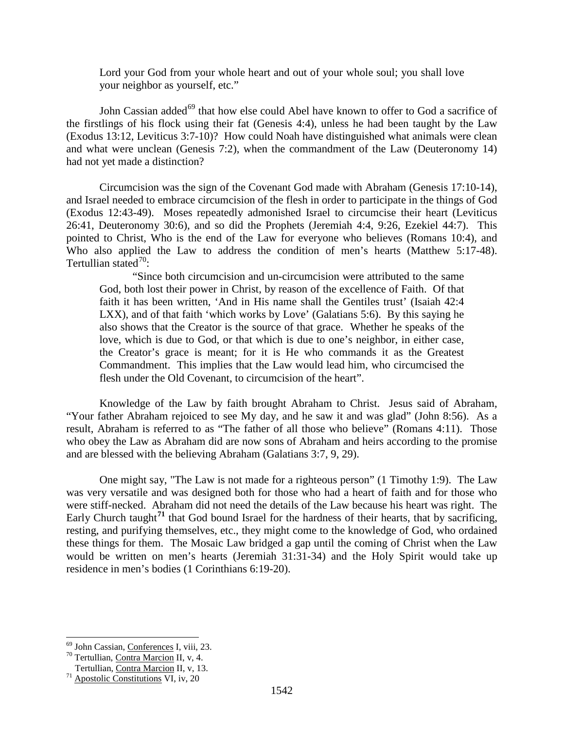> Lord your God from your whole heart and out of your whole soul; you shall love your neighbor as yourself, etc."

John Cassian added[69] that how else could Abel have known to offer to God a sacrifice of the firstlings of his flock using their fat (Genesis 4:4), unless he had been taught by the Law (Exodus 13:12, Leviticus 3:7-10)? How could Noah have distinguished what animals were clean and what were unclean (Genesis 7:2), when the commandment of the Law (Deuteronomy 14) had not yet made a distinction?

Circumcision was the sign of the Covenant God made with Abraham (Genesis 17:10-14), and Israel needed to embrace circumcision of the flesh in order to participate in the things of God (Exodus 12:43-49). Moses repeatedly admonished Israel to circumcise their heart (Leviticus 26:41, Deuteronomy 30:6), and so did the Prophets (Jeremiah 4:4, 9:26, Ezekiel 44:7). This pointed to Christ, Who is the end of the Law for everyone who believes (Romans 10:4), and Who also applied the Law to address the condition of men's hearts (Matthew 5:17-48). Tertullian stated[70]:

> "Since both circumcision and un-circumcision were attributed to the same God, both lost their power in Christ, by reason of the excellence of Faith. Of that faith it has been written, 'And in His name shall the Gentiles trust' (Isaiah 42:4 LXX), and of that faith 'which works by Love' (Galatians 5:6). By this saying he also shows that the Creator is the source of that grace. Whether he speaks of the love, which is due to God, or that which is due to one's neighbor, in either case, the Creator's grace is meant; for it is He who commands it as the Greatest Commandment. This implies that the Law would lead him, who circumcised the flesh under the Old Covenant, to circumcision of the heart".

Knowledge of the Law by faith brought Abraham to Christ. Jesus said of Abraham, "Your father Abraham rejoiced to see My day, and he saw it and was glad" (John 8:56). As a result, Abraham is referred to as "The father of all those who believe" (Romans 4:11). Those who obey the Law as Abraham did are now sons of Abraham and heirs according to the promise and are blessed with the believing Abraham (Galatians 3:7, 9, 29).

One might say, "The Law is not made for a righteous person" (1 Timothy 1:9). The Law was very versatile and was designed both for those who had a heart of faith and for those who were stiff-necked. Abraham did not need the details of the Law because his heart was right. The Early Church taught[71] that God bound Israel for the hardness of their hearts, that by sacrificing, resting, and purifying themselves, etc., they might come to the knowledge of God, who ordained these things for them. The Mosaic Law bridged a gap until the coming of Christ when the Law would be written on men's hearts (Jeremiah 31:31-34) and the Holy Spirit would take up residence in men's bodies (1 Corinthians 6:19-20).

---

[69] John Cassian, Conferences I, viii, 23.

[70] Tertullian, Contra Marcion II, v, 4.
Tertullian, Contra Marcion II, v, 13.

[71] Apostolic Constitutions VI, iv, 20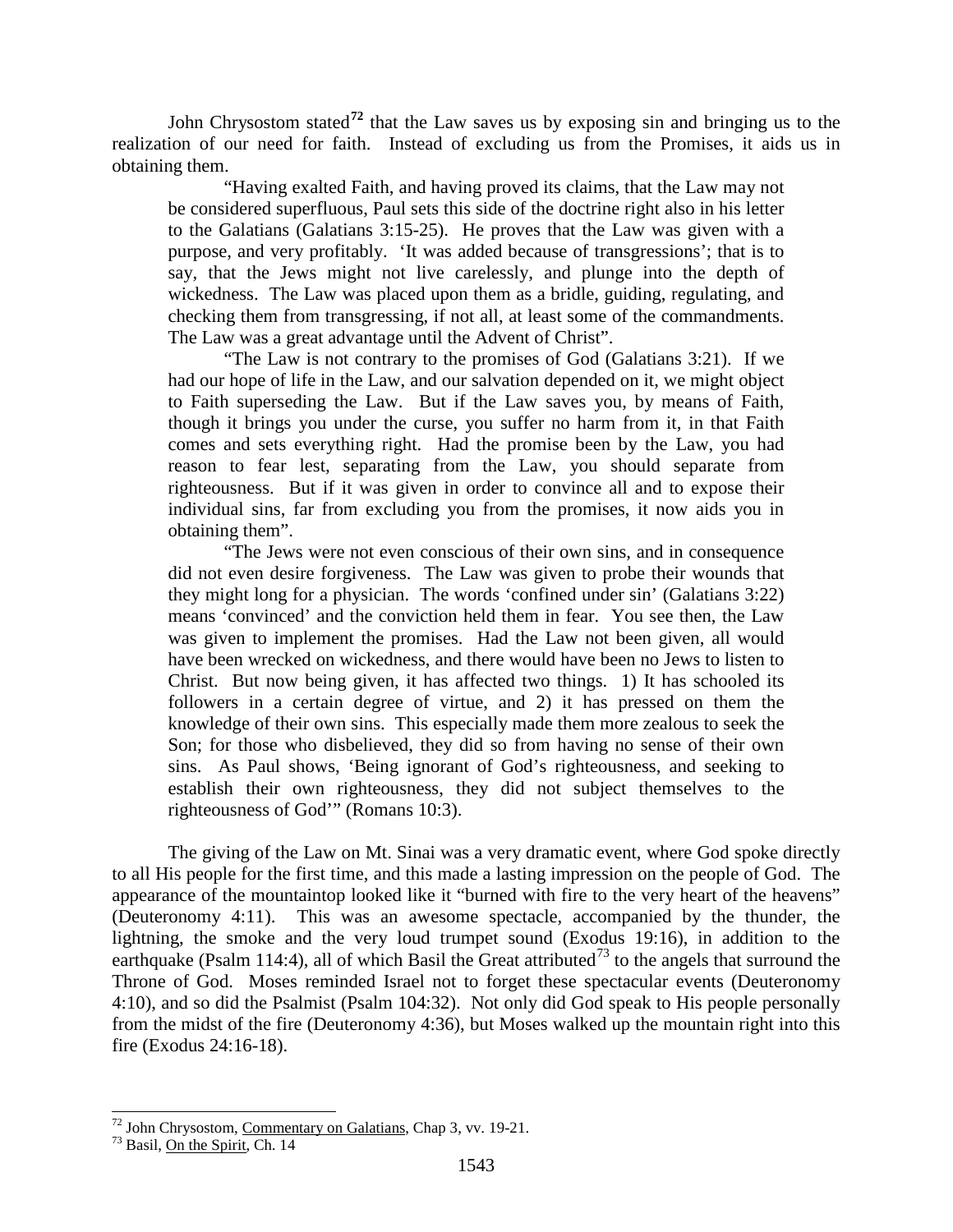John Chrysostom stated[72] that the Law saves us by exposing sin and bringing us to the realization of our need for faith. Instead of excluding us from the Promises, it aids us in obtaining them.

> "Having exalted Faith, and having proved its claims, that the Law may not be considered superfluous, Paul sets this side of the doctrine right also in his letter to the Galatians (Galatians 3:15-25). He proves that the Law was given with a purpose, and very profitably. 'It was added because of transgressions'; that is to say, that the Jews might not live carelessly, and plunge into the depth of wickedness. The Law was placed upon them as a bridle, guiding, regulating, and checking them from transgressing, if not all, at least some of the commandments. The Law was a great advantage until the Advent of Christ".
>
> "The Law is not contrary to the promises of God (Galatians 3:21). If we had our hope of life in the Law, and our salvation depended on it, we might object to Faith superseding the Law. But if the Law saves you, by means of Faith, though it brings you under the curse, you suffer no harm from it, in that Faith comes and sets everything right. Had the promise been by the Law, you had reason to fear lest, separating from the Law, you should separate from righteousness. But if it was given in order to convince all and to expose their individual sins, far from excluding you from the promises, it now aids you in obtaining them".
>
> "The Jews were not even conscious of their own sins, and in consequence did not even desire forgiveness. The Law was given to probe their wounds that they might long for a physician. The words 'confined under sin' (Galatians 3:22) means 'convinced' and the conviction held them in fear. You see then, the Law was given to implement the promises. Had the Law not been given, all would have been wrecked on wickedness, and there would have been no Jews to listen to Christ. But now being given, it has affected two things. 1) It has schooled its followers in a certain degree of virtue, and 2) it has pressed on them the knowledge of their own sins. This especially made them more zealous to seek the Son; for those who disbelieved, they did so from having no sense of their own sins. As Paul shows, 'Being ignorant of God's righteousness, and seeking to establish their own righteousness, they did not subject themselves to the righteousness of God'" (Romans 10:3).

The giving of the Law on Mt. Sinai was a very dramatic event, where God spoke directly to all His people for the first time, and this made a lasting impression on the people of God. The appearance of the mountaintop looked like it "burned with fire to the very heart of the heavens" (Deuteronomy 4:11). This was an awesome spectacle, accompanied by the thunder, the lightning, the smoke and the very loud trumpet sound (Exodus 19:16), in addition to the earthquake (Psalm 114:4), all of which Basil the Great attributed[73] to the angels that surround the Throne of God. Moses reminded Israel not to forget these spectacular events (Deuteronomy 4:10), and so did the Psalmist (Psalm 104:32). Not only did God speak to His people personally from the midst of the fire (Deuteronomy 4:36), but Moses walked up the mountain right into this fire (Exodus 24:16-18).

---

[72] John Chrysostom, Commentary on Galatians, Chap 3, vv. 19-21.

[73] Basil, On the Spirit, Ch. 14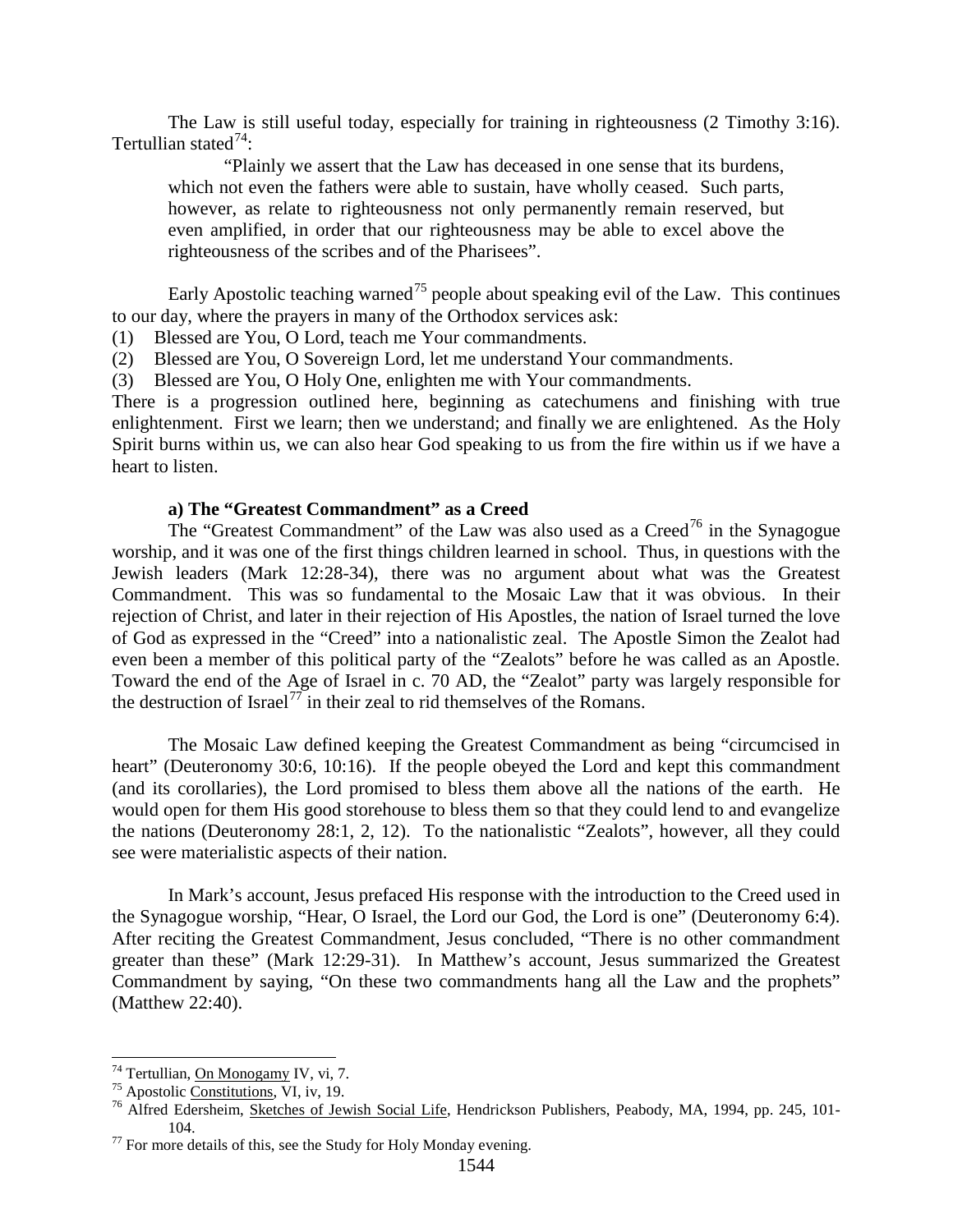The Law is still useful today, especially for training in righteousness (2 Timothy 3:16). Tertullian stated[74]:

> "Plainly we assert that the Law has deceased in one sense that its burdens, which not even the fathers were able to sustain, have wholly ceased. Such parts, however, as relate to righteousness not only permanently remain reserved, but even amplified, in order that our righteousness may be able to excel above the righteousness of the scribes and of the Pharisees".

Early Apostolic teaching warned[75] people about speaking evil of the Law. This continues to our day, where the prayers in many of the Orthodox services ask:

(1) Blessed are You, O Lord, teach me Your commandments.
(2) Blessed are You, O Sovereign Lord, let me understand Your commandments.
(3) Blessed are You, O Holy One, enlighten me with Your commandments.

There is a progression outlined here, beginning as catechumens and finishing with true enlightenment. First we learn; then we understand; and finally we are enlightened. As the Holy Spirit burns within us, we can also hear God speaking to us from the fire within us if we have a heart to listen.

#### a) The "Greatest Commandment" as a Creed

The "Greatest Commandment" of the Law was also used as a Creed[76] in the Synagogue worship, and it was one of the first things children learned in school. Thus, in questions with the Jewish leaders (Mark 12:28-34), there was no argument about what was the Greatest Commandment. This was so fundamental to the Mosaic Law that it was obvious. In their rejection of Christ, and later in their rejection of His Apostles, the nation of Israel turned the love of God as expressed in the "Creed" into a nationalistic zeal. The Apostle Simon the Zealot had even been a member of this political party of the "Zealots" before he was called as an Apostle. Toward the end of the Age of Israel in c. 70 AD, the "Zealot" party was largely responsible for the destruction of Israel[77] in their zeal to rid themselves of the Romans.

The Mosaic Law defined keeping the Greatest Commandment as being "circumcised in heart" (Deuteronomy 30:6, 10:16). If the people obeyed the Lord and kept this commandment (and its corollaries), the Lord promised to bless them above all the nations of the earth. He would open for them His good storehouse to bless them so that they could lend to and evangelize the nations (Deuteronomy 28:1, 2, 12). To the nationalistic "Zealots", however, all they could see were materialistic aspects of their nation.

In Mark's account, Jesus prefaced His response with the introduction to the Creed used in the Synagogue worship, "Hear, O Israel, the Lord our God, the Lord is one" (Deuteronomy 6:4). After reciting the Greatest Commandment, Jesus concluded, "There is no other commandment greater than these" (Mark 12:29-31). In Matthew's account, Jesus summarized the Greatest Commandment by saying, "On these two commandments hang all the Law and the prophets" (Matthew 22:40).

---

[74] Tertullian, On Monogamy IV, vi, 7.

[75] Apostolic Constitutions, VI, iv, 19.

[76] Alfred Edersheim, Sketches of Jewish Social Life, Hendrickson Publishers, Peabody, MA, 1994, pp. 245, 101-104.

[77] For more details of this, see the Study for Holy Monday evening.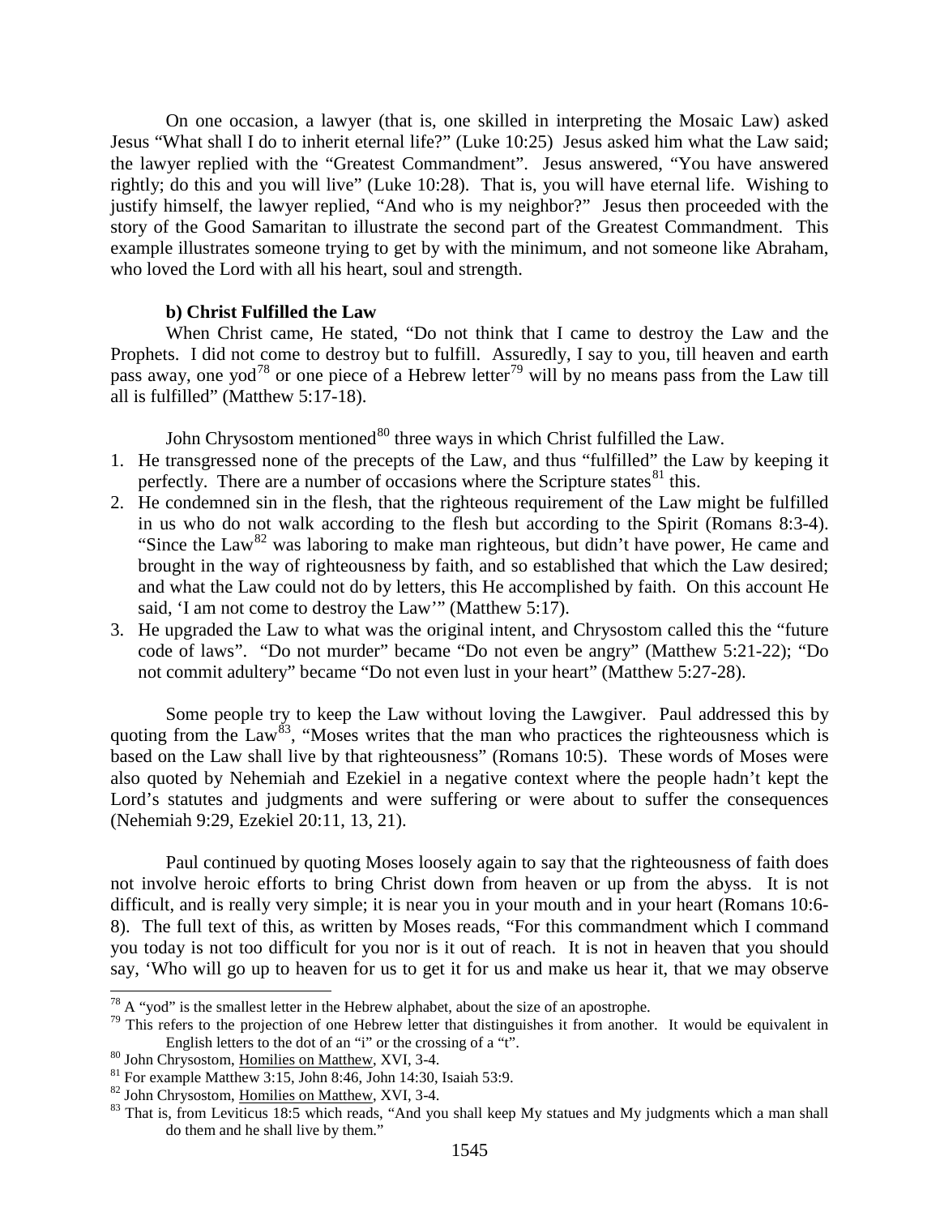On one occasion, a lawyer (that is, one skilled in interpreting the Mosaic Law) asked Jesus "What shall I do to inherit eternal life?" (Luke 10:25) Jesus asked him what the Law said; the lawyer replied with the "Greatest Commandment". Jesus answered, "You have answered rightly; do this and you will live" (Luke 10:28). That is, you will have eternal life. Wishing to justify himself, the lawyer replied, "And who is my neighbor?" Jesus then proceeded with the story of the Good Samaritan to illustrate the second part of the Greatest Commandment. This example illustrates someone trying to get by with the minimum, and not someone like Abraham, who loved the Lord with all his heart, soul and strength.

#### b) Christ Fulfilled the Law

When Christ came, He stated, "Do not think that I came to destroy the Law and the Prophets. I did not come to destroy but to fulfill. Assuredly, I say to you, till heaven and earth pass away, one yod[78] or one piece of a Hebrew letter[79] will by no means pass from the Law till all is fulfilled" (Matthew 5:17-18).

John Chrysostom mentioned[80] three ways in which Christ fulfilled the Law.

1. He transgressed none of the precepts of the Law, and thus "fulfilled" the Law by keeping it perfectly. There are a number of occasions where the Scripture states[81] this.
2. He condemned sin in the flesh, that the righteous requirement of the Law might be fulfilled in us who do not walk according to the flesh but according to the Spirit (Romans 8:3-4). "Since the Law[82] was laboring to make man righteous, but didn't have power, He came and brought in the way of righteousness by faith, and so established that which the Law desired; and what the Law could not do by letters, this He accomplished by faith. On this account He said, 'I am not come to destroy the Law'" (Matthew 5:17).
3. He upgraded the Law to what was the original intent, and Chrysostom called this the "future code of laws". "Do not murder" became "Do not even be angry" (Matthew 5:21-22); "Do not commit adultery" became "Do not even lust in your heart" (Matthew 5:27-28).

Some people try to keep the Law without loving the Lawgiver. Paul addressed this by quoting from the Law[83], "Moses writes that the man who practices the righteousness which is based on the Law shall live by that righteousness" (Romans 10:5). These words of Moses were also quoted by Nehemiah and Ezekiel in a negative context where the people hadn't kept the Lord's statutes and judgments and were suffering or were about to suffer the consequences (Nehemiah 9:29, Ezekiel 20:11, 13, 21).

Paul continued by quoting Moses loosely again to say that the righteousness of faith does not involve heroic efforts to bring Christ down from heaven or up from the abyss. It is not difficult, and is really very simple; it is near you in your mouth and in your heart (Romans 10:6-8). The full text of this, as written by Moses reads, "For this commandment which I command you today is not too difficult for you nor is it out of reach. It is not in heaven that you should say, 'Who will go up to heaven for us to get it for us and make us hear it, that we may observe

---

[78] A "yod" is the smallest letter in the Hebrew alphabet, about the size of an apostrophe.

[79] This refers to the projection of one Hebrew letter that distinguishes it from another. It would be equivalent in English letters to the dot of an "i" or the crossing of a "t".

[80] John Chrysostom, Homilies on Matthew, XVI, 3-4.

[81] For example Matthew 3:15, John 8:46, John 14:30, Isaiah 53:9.

[82] John Chrysostom, Homilies on Matthew, XVI, 3-4.

[83] That is, from Leviticus 18:5 which reads, "And you shall keep My statues and My judgments which a man shall do them and he shall live by them."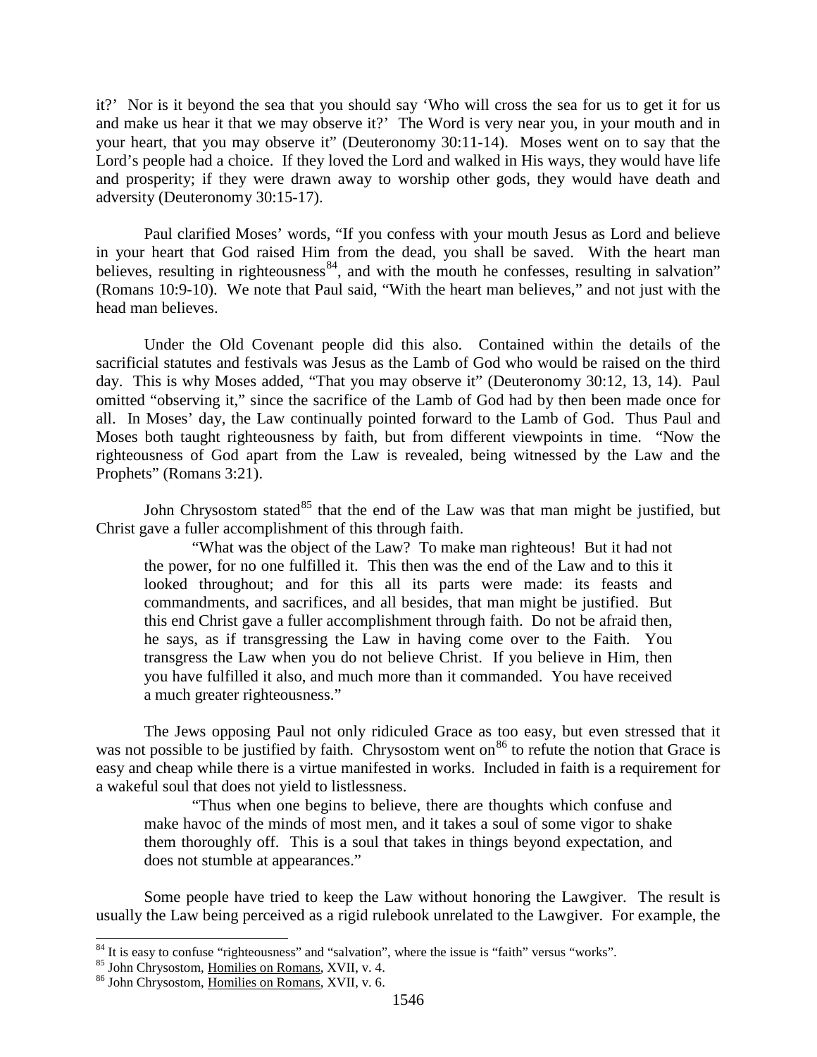it?' Nor is it beyond the sea that you should say 'Who will cross the sea for us to get it for us and make us hear it that we may observe it?' The Word is very near you, in your mouth and in your heart, that you may observe it" (Deuteronomy 30:11-14). Moses went on to say that the Lord's people had a choice. If they loved the Lord and walked in His ways, they would have life and prosperity; if they were drawn away to worship other gods, they would have death and adversity (Deuteronomy 30:15-17).

Paul clarified Moses' words, "If you confess with your mouth Jesus as Lord and believe in your heart that God raised Him from the dead, you shall be saved. With the heart man believes, resulting in righteousness[84], and with the mouth he confesses, resulting in salvation" (Romans 10:9-10). We note that Paul said, "With the heart man believes," and not just with the head man believes.

Under the Old Covenant people did this also. Contained within the details of the sacrificial statutes and festivals was Jesus as the Lamb of God who would be raised on the third day. This is why Moses added, "That you may observe it" (Deuteronomy 30:12, 13, 14). Paul omitted "observing it," since the sacrifice of the Lamb of God had by then been made once for all. In Moses' day, the Law continually pointed forward to the Lamb of God. Thus Paul and Moses both taught righteousness by faith, but from different viewpoints in time. "Now the righteousness of God apart from the Law is revealed, being witnessed by the Law and the Prophets" (Romans 3:21).

John Chrysostom stated[85] that the end of the Law was that man might be justified, but Christ gave a fuller accomplishment of this through faith.

> "What was the object of the Law? To make man righteous! But it had not the power, for no one fulfilled it. This then was the end of the Law and to this it looked throughout; and for this all its parts were made: its feasts and commandments, and sacrifices, and all besides, that man might be justified. But this end Christ gave a fuller accomplishment through faith. Do not be afraid then, he says, as if transgressing the Law in having come over to the Faith. You transgress the Law when you do not believe Christ. If you believe in Him, then you have fulfilled it also, and much more than it commanded. You have received a much greater righteousness."

The Jews opposing Paul not only ridiculed Grace as too easy, but even stressed that it was not possible to be justified by faith. Chrysostom went on[86] to refute the notion that Grace is easy and cheap while there is a virtue manifested in works. Included in faith is a requirement for a wakeful soul that does not yield to listlessness.

> "Thus when one begins to believe, there are thoughts which confuse and make havoc of the minds of most men, and it takes a soul of some vigor to shake them thoroughly off. This is a soul that takes in things beyond expectation, and does not stumble at appearances."

Some people have tried to keep the Law without honoring the Lawgiver. The result is usually the Law being perceived as a rigid rulebook unrelated to the Lawgiver. For example, the

---

[84] It is easy to confuse "righteousness" and "salvation", where the issue is "faith" versus "works".

[85] John Chrysostom, Homilies on Romans, XVII, v. 4.

[86] John Chrysostom, Homilies on Romans, XVII, v. 6.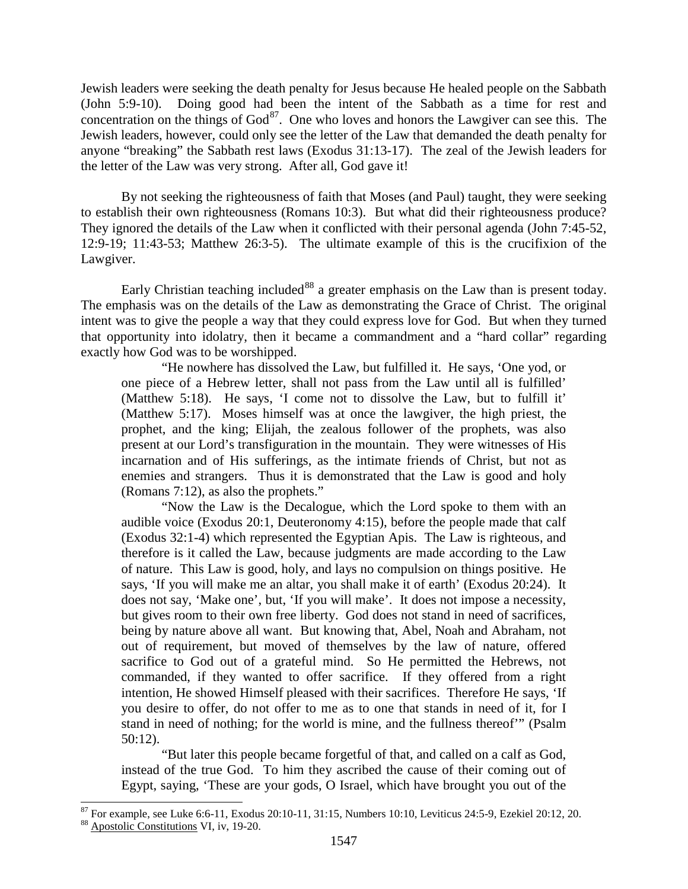Jewish leaders were seeking the death penalty for Jesus because He healed people on the Sabbath (John 5:9-10). Doing good had been the intent of the Sabbath as a time for rest and concentration on the things of God[87]. One who loves and honors the Lawgiver can see this. The Jewish leaders, however, could only see the letter of the Law that demanded the death penalty for anyone "breaking" the Sabbath rest laws (Exodus 31:13-17). The zeal of the Jewish leaders for the letter of the Law was very strong. After all, God gave it!

By not seeking the righteousness of faith that Moses (and Paul) taught, they were seeking to establish their own righteousness (Romans 10:3). But what did their righteousness produce? They ignored the details of the Law when it conflicted with their personal agenda (John 7:45-52, 12:9-19; 11:43-53; Matthew 26:3-5). The ultimate example of this is the crucifixion of the Lawgiver.

Early Christian teaching included[88] a greater emphasis on the Law than is present today. The emphasis was on the details of the Law as demonstrating the Grace of Christ. The original intent was to give the people a way that they could express love for God. But when they turned that opportunity into idolatry, then it became a commandment and a "hard collar" regarding exactly how God was to be worshipped.

> "He nowhere has dissolved the Law, but fulfilled it. He says, 'One yod, or one piece of a Hebrew letter, shall not pass from the Law until all is fulfilled' (Matthew 5:18). He says, 'I come not to dissolve the Law, but to fulfill it' (Matthew 5:17). Moses himself was at once the lawgiver, the high priest, the prophet, and the king; Elijah, the zealous follower of the prophets, was also present at our Lord's transfiguration in the mountain. They were witnesses of His incarnation and of His sufferings, as the intimate friends of Christ, but not as enemies and strangers. Thus it is demonstrated that the Law is good and holy (Romans 7:12), as also the prophets."
>
> "Now the Law is the Decalogue, which the Lord spoke to them with an audible voice (Exodus 20:1, Deuteronomy 4:15), before the people made that calf (Exodus 32:1-4) which represented the Egyptian Apis. The Law is righteous, and therefore is it called the Law, because judgments are made according to the Law of nature. This Law is good, holy, and lays no compulsion on things positive. He says, 'If you will make me an altar, you shall make it of earth' (Exodus 20:24). It does not say, 'Make one', but, 'If you will make'. It does not impose a necessity, but gives room to their own free liberty. God does not stand in need of sacrifices, being by nature above all want. But knowing that, Abel, Noah and Abraham, not out of requirement, but moved of themselves by the law of nature, offered sacrifice to God out of a grateful mind. So He permitted the Hebrews, not commanded, if they wanted to offer sacrifice. If they offered from a right intention, He showed Himself pleased with their sacrifices. Therefore He says, 'If you desire to offer, do not offer to me as to one that stands in need of it, for I stand in need of nothing; for the world is mine, and the fullness thereof'" (Psalm 50:12).
>
> "But later this people became forgetful of that, and called on a calf as God, instead of the true God. To him they ascribed the cause of their coming out of Egypt, saying, 'These are your gods, O Israel, which have brought you out of the

---

[87] For example, see Luke 6:6-11, Exodus 20:10-11, 31:15, Numbers 10:10, Leviticus 24:5-9, Ezekiel 20:12, 20.

[88] Apostolic Constitutions VI, iv, 19-20.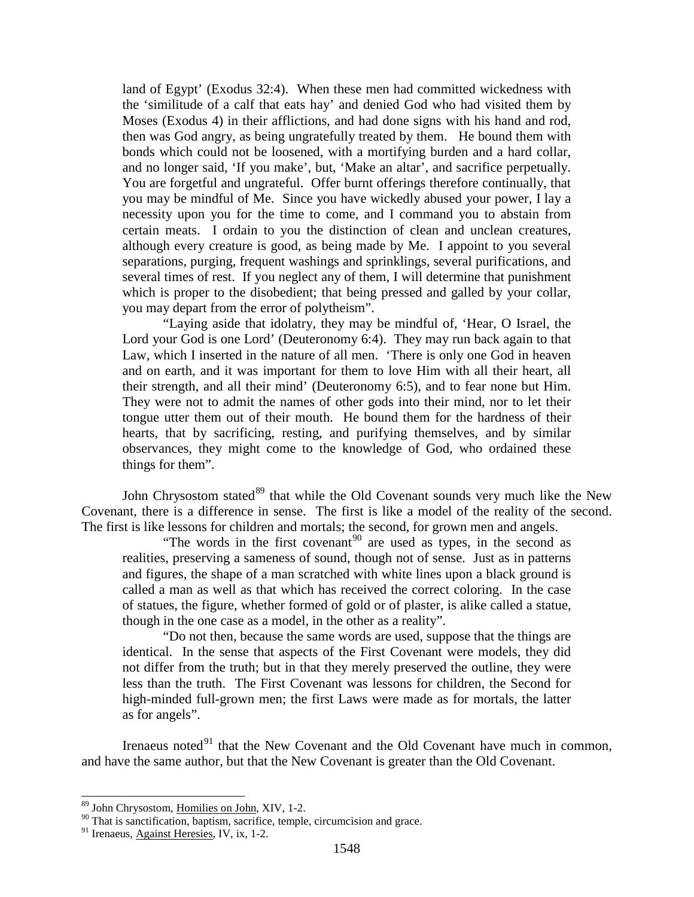land of Egypt' (Exodus 32:4). When these men had committed wickedness with the 'similitude of a calf that eats hay' and denied God who had visited them by Moses (Exodus 4) in their afflictions, and had done signs with his hand and rod, then was God angry, as being ungratefully treated by them. He bound them with bonds which could not be loosened, with a mortifying burden and a hard collar, and no longer said, 'If you make', but, 'Make an altar', and sacrifice perpetually. You are forgetful and ungrateful. Offer burnt offerings therefore continually, that you may be mindful of Me. Since you have wickedly abused your power, I lay a necessity upon you for the time to come, and I command you to abstain from certain meats. I ordain to you the distinction of clean and unclean creatures, although every creature is good, as being made by Me. I appoint to you several separations, purging, frequent washings and sprinklings, several purifications, and several times of rest. If you neglect any of them, I will determine that punishment which is proper to the disobedient; that being pressed and galled by your collar, you may depart from the error of polytheism".

"Laying aside that idolatry, they may be mindful of, 'Hear, O Israel, the Lord your God is one Lord' (Deuteronomy 6:4). They may run back again to that Law, which I inserted in the nature of all men. 'There is only one God in heaven and on earth, and it was important for them to love Him with all their heart, all their strength, and all their mind' (Deuteronomy 6:5), and to fear none but Him. They were not to admit the names of other gods into their mind, nor to let their tongue utter them out of their mouth. He bound them for the hardness of their hearts, that by sacrificing, resting, and purifying themselves, and by similar observances, they might come to the knowledge of God, who ordained these things for them".

John Chrysostom stated[89] that while the Old Covenant sounds very much like the New Covenant, there is a difference in sense. The first is like a model of the reality of the second. The first is like lessons for children and mortals; the second, for grown men and angels.

"The words in the first covenant[90] are used as types, in the second as realities, preserving a sameness of sound, though not of sense. Just as in patterns and figures, the shape of a man scratched with white lines upon a black ground is called a man as well as that which has received the correct coloring. In the case of statues, the figure, whether formed of gold or of plaster, is alike called a statue, though in the one case as a model, in the other as a reality".

"Do not then, because the same words are used, suppose that the things are identical. In the sense that aspects of the First Covenant were models, they did not differ from the truth; but in that they merely preserved the outline, they were less than the truth. The First Covenant was lessons for children, the Second for high-minded full-grown men; the first Laws were made as for mortals, the latter as for angels".

Irenaeus noted[91] that the New Covenant and the Old Covenant have much in common, and have the same author, but that the New Covenant is greater than the Old Covenant.

---

[89] John Chrysostom, Homilies on John, XIV, 1-2.

[90] That is sanctification, baptism, sacrifice, temple, circumcision and grace.

[91] Irenaeus, Against Heresies, IV, ix, 1-2.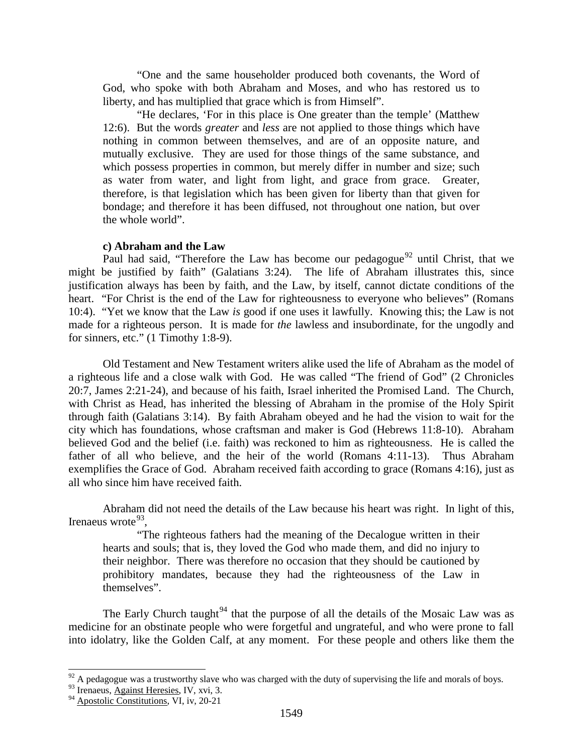> "One and the same householder produced both covenants, the Word of God, who spoke with both Abraham and Moses, and who has restored us to liberty, and has multiplied that grace which is from Himself".
>
> "He declares, 'For in this place is One greater than the temple' (Matthew 12:6). But the words *greater* and *less* are not applied to those things which have nothing in common between themselves, and are of an opposite nature, and mutually exclusive. They are used for those things of the same substance, and which possess properties in common, but merely differ in number and size; such as water from water, and light from light, and grace from grace. Greater, therefore, is that legislation which has been given for liberty than that given for bondage; and therefore it has been diffused, not throughout one nation, but over the whole world".

**c) Abraham and the Law**

Paul had said, "Therefore the Law has become our pedagogue[92] until Christ, that we might be justified by faith" (Galatians 3:24). The life of Abraham illustrates this, since justification always has been by faith, and the Law, by itself, cannot dictate conditions of the heart. "For Christ is the end of the Law for righteousness to everyone who believes" (Romans 10:4). "Yet we know that the Law *is* good if one uses it lawfully. Knowing this; the Law is not made for a righteous person. It is made for *the* lawless and insubordinate, for the ungodly and for sinners, etc." (1 Timothy 1:8-9).

Old Testament and New Testament writers alike used the life of Abraham as the model of a righteous life and a close walk with God. He was called "The friend of God" (2 Chronicles 20:7, James 2:21-24), and because of his faith, Israel inherited the Promised Land. The Church, with Christ as Head, has inherited the blessing of Abraham in the promise of the Holy Spirit through faith (Galatians 3:14). By faith Abraham obeyed and he had the vision to wait for the city which has foundations, whose craftsman and maker is God (Hebrews 11:8-10). Abraham believed God and the belief (i.e. faith) was reckoned to him as righteousness. He is called the father of all who believe, and the heir of the world (Romans 4:11-13). Thus Abraham exemplifies the Grace of God. Abraham received faith according to grace (Romans 4:16), just as all who since him have received faith.

Abraham did not need the details of the Law because his heart was right. In light of this, Irenaeus wrote[93],

> "The righteous fathers had the meaning of the Decalogue written in their hearts and souls; that is, they loved the God who made them, and did no injury to their neighbor. There was therefore no occasion that they should be cautioned by prohibitory mandates, because they had the righteousness of the Law in themselves".

The Early Church taught[94] that the purpose of all the details of the Mosaic Law was as medicine for an obstinate people who were forgetful and ungrateful, and who were prone to fall into idolatry, like the Golden Calf, at any moment. For these people and others like them the

---

[92] A pedagogue was a trustworthy slave who was charged with the duty of supervising the life and morals of boys.

[93] Irenaeus, Against Heresies, IV, xvi, 3.

[94] Apostolic Constitutions, VI, iv, 20-21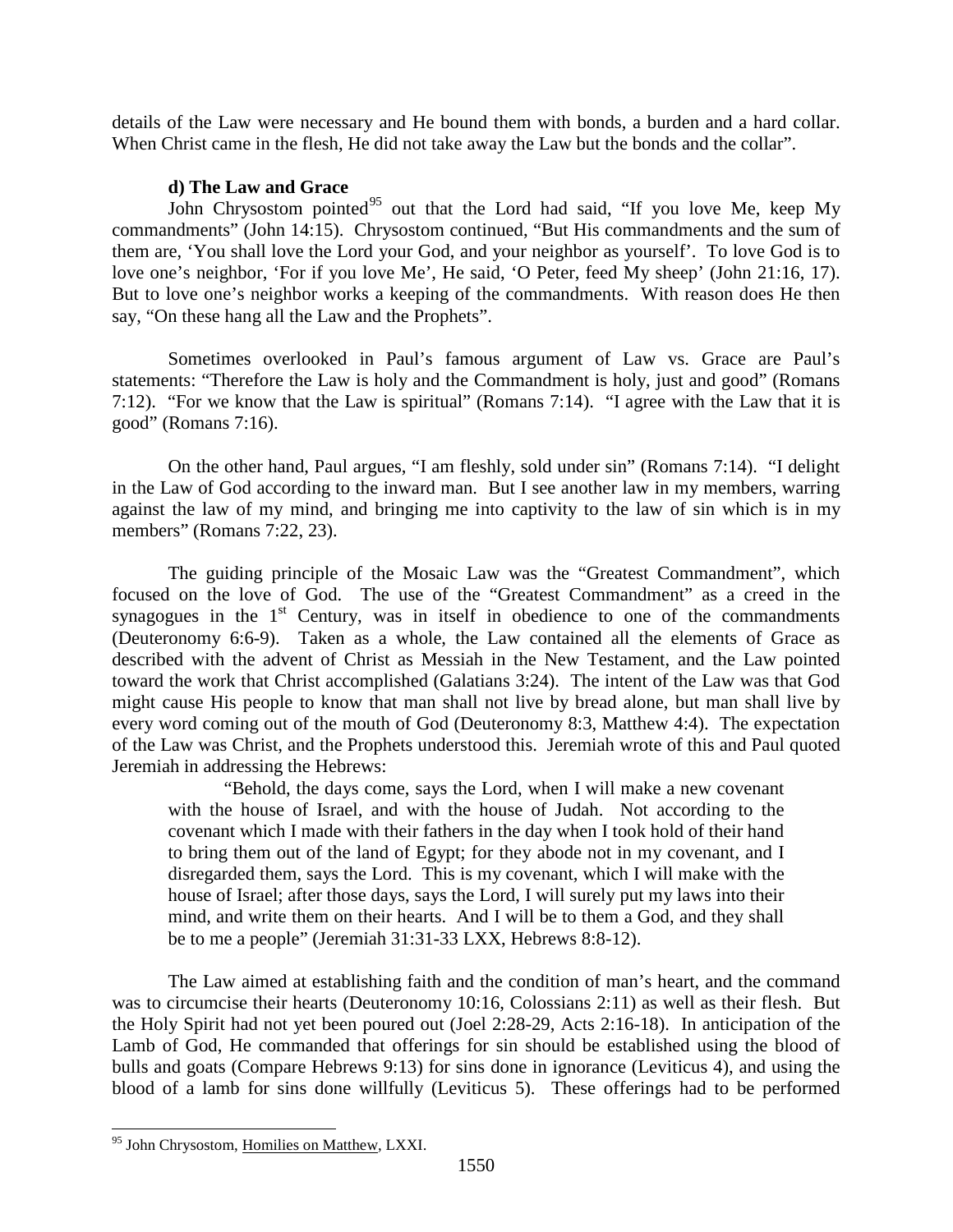details of the Law were necessary and He bound them with bonds, a burden and a hard collar. When Christ came in the flesh, He did not take away the Law but the bonds and the collar".

#### d) The Law and Grace

John Chrysostom pointed[95] out that the Lord had said, "If you love Me, keep My commandments" (John 14:15). Chrysostom continued, "But His commandments and the sum of them are, 'You shall love the Lord your God, and your neighbor as yourself'. To love God is to love one's neighbor, 'For if you love Me', He said, 'O Peter, feed My sheep' (John 21:16, 17). But to love one's neighbor works a keeping of the commandments. With reason does He then say, "On these hang all the Law and the Prophets".

Sometimes overlooked in Paul's famous argument of Law vs. Grace are Paul's statements: "Therefore the Law is holy and the Commandment is holy, just and good" (Romans 7:12). "For we know that the Law is spiritual" (Romans 7:14). "I agree with the Law that it is good" (Romans 7:16).

On the other hand, Paul argues, "I am fleshly, sold under sin" (Romans 7:14). "I delight in the Law of God according to the inward man. But I see another law in my members, warring against the law of my mind, and bringing me into captivity to the law of sin which is in my members" (Romans 7:22, 23).

The guiding principle of the Mosaic Law was the "Greatest Commandment", which focused on the love of God. The use of the "Greatest Commandment" as a creed in the synagogues in the 1st Century, was in itself in obedience to one of the commandments (Deuteronomy 6:6-9). Taken as a whole, the Law contained all the elements of Grace as described with the advent of Christ as Messiah in the New Testament, and the Law pointed toward the work that Christ accomplished (Galatians 3:24). The intent of the Law was that God might cause His people to know that man shall not live by bread alone, but man shall live by every word coming out of the mouth of God (Deuteronomy 8:3, Matthew 4:4). The expectation of the Law was Christ, and the Prophets understood this. Jeremiah wrote of this and Paul quoted Jeremiah in addressing the Hebrews:

> "Behold, the days come, says the Lord, when I will make a new covenant with the house of Israel, and with the house of Judah. Not according to the covenant which I made with their fathers in the day when I took hold of their hand to bring them out of the land of Egypt; for they abode not in my covenant, and I disregarded them, says the Lord. This is my covenant, which I will make with the house of Israel; after those days, says the Lord, I will surely put my laws into their mind, and write them on their hearts. And I will be to them a God, and they shall be to me a people" (Jeremiah 31:31-33 LXX, Hebrews 8:8-12).

The Law aimed at establishing faith and the condition of man's heart, and the command was to circumcise their hearts (Deuteronomy 10:16, Colossians 2:11) as well as their flesh. But the Holy Spirit had not yet been poured out (Joel 2:28-29, Acts 2:16-18). In anticipation of the Lamb of God, He commanded that offerings for sin should be established using the blood of bulls and goats (Compare Hebrews 9:13) for sins done in ignorance (Leviticus 4), and using the blood of a lamb for sins done willfully (Leviticus 5). These offerings had to be performed

---

[95] John Chrysostom, Homilies on Matthew, LXXI.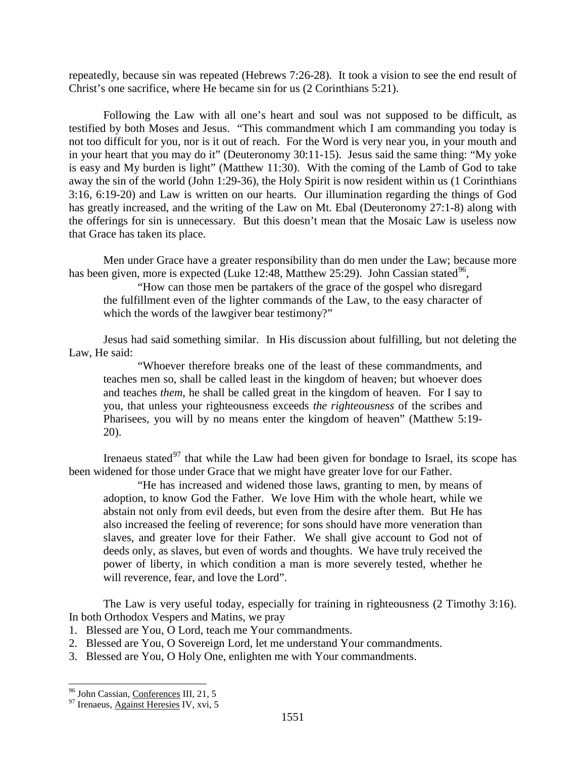repeatedly, because sin was repeated (Hebrews 7:26-28). It took a vision to see the end result of Christ's one sacrifice, where He became sin for us (2 Corinthians 5:21).

Following the Law with all one's heart and soul was not supposed to be difficult, as testified by both Moses and Jesus. "This commandment which I am commanding you today is not too difficult for you, nor is it out of reach. For the Word is very near you, in your mouth and in your heart that you may do it" (Deuteronomy 30:11-15). Jesus said the same thing: "My yoke is easy and My burden is light" (Matthew 11:30). With the coming of the Lamb of God to take away the sin of the world (John 1:29-36), the Holy Spirit is now resident within us (1 Corinthians 3:16, 6:19-20) and Law is written on our hearts. Our illumination regarding the things of God has greatly increased, and the writing of the Law on Mt. Ebal (Deuteronomy 27:1-8) along with the offerings for sin is unnecessary. But this doesn't mean that the Mosaic Law is useless now that Grace has taken its place.

Men under Grace have a greater responsibility than do men under the Law; because more has been given, more is expected (Luke 12:48, Matthew 25:29). John Cassian stated[96],

> "How can those men be partakers of the grace of the gospel who disregard the fulfillment even of the lighter commands of the Law, to the easy character of which the words of the lawgiver bear testimony?"

Jesus had said something similar. In His discussion about fulfilling, but not deleting the Law, He said:

> "Whoever therefore breaks one of the least of these commandments, and teaches men so, shall be called least in the kingdom of heaven; but whoever does and teaches *them,* he shall be called great in the kingdom of heaven. For I say to you, that unless your righteousness exceeds *the righteousness* of the scribes and Pharisees, you will by no means enter the kingdom of heaven" (Matthew 5:19-20).

Irenaeus stated[97] that while the Law had been given for bondage to Israel, its scope has been widened for those under Grace that we might have greater love for our Father.

> "He has increased and widened those laws, granting to men, by means of adoption, to know God the Father. We love Him with the whole heart, while we abstain not only from evil deeds, but even from the desire after them. But He has also increased the feeling of reverence; for sons should have more veneration than slaves, and greater love for their Father. We shall give account to God not of deeds only, as slaves, but even of words and thoughts. We have truly received the power of liberty, in which condition a man is more severely tested, whether he will reverence, fear, and love the Lord".

The Law is very useful today, especially for training in righteousness (2 Timothy 3:16). In both Orthodox Vespers and Matins, we pray

1. Blessed are You, O Lord, teach me Your commandments.
2. Blessed are You, O Sovereign Lord, let me understand Your commandments.
3. Blessed are You, O Holy One, enlighten me with Your commandments.

---

[96] John Cassian, Conferences III, 21, 5

[97] Irenaeus, Against Heresies IV, xvi, 5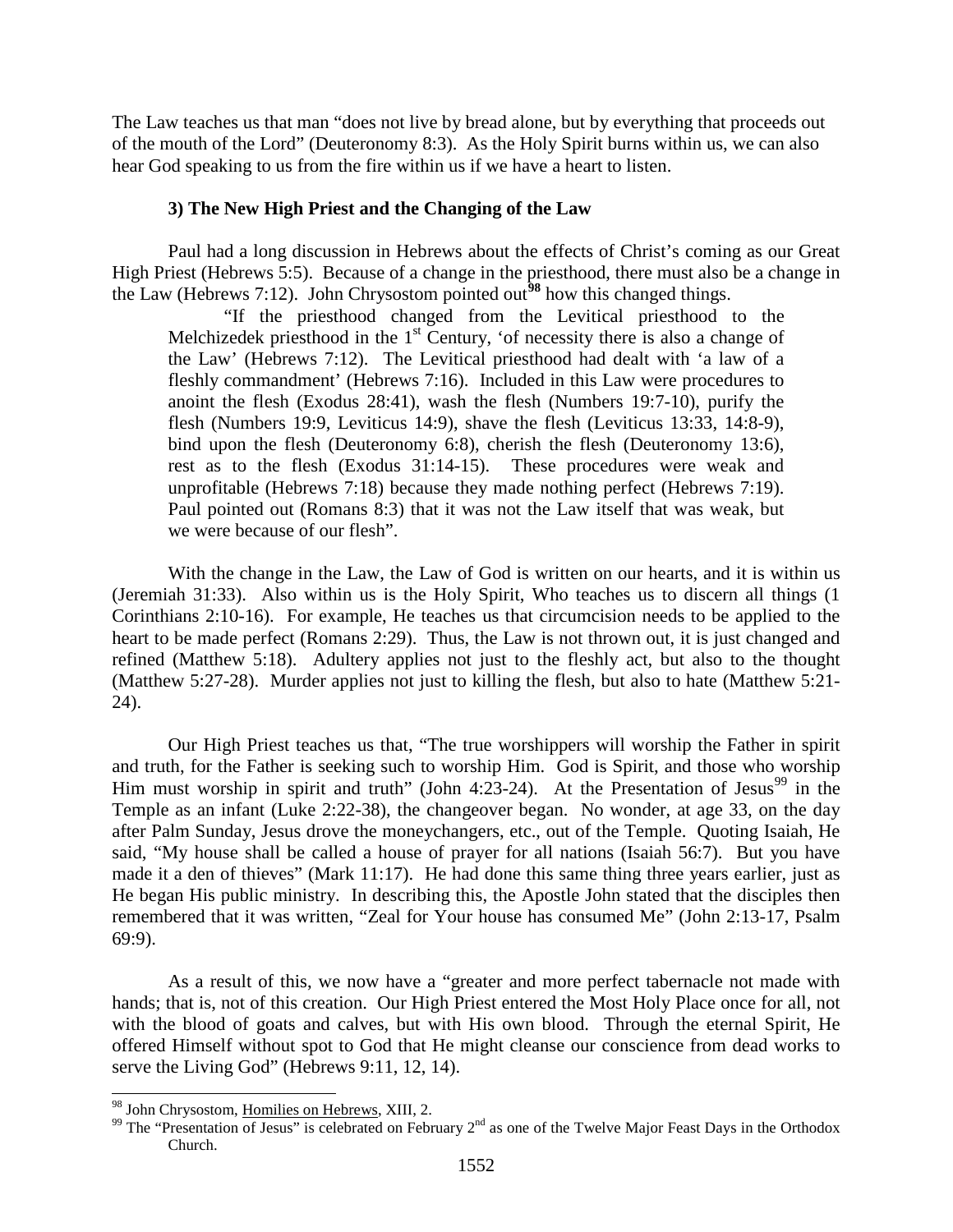The Law teaches us that man "does not live by bread alone, but by everything that proceeds out of the mouth of the Lord" (Deuteronomy 8:3). As the Holy Spirit burns within us, we can also hear God speaking to us from the fire within us if we have a heart to listen.

### 3) The New High Priest and the Changing of the Law

Paul had a long discussion in Hebrews about the effects of Christ's coming as our Great High Priest (Hebrews 5:5). Because of a change in the priesthood, there must also be a change in the Law (Hebrews 7:12). John Chrysostom pointed out[98] how this changed things.

> "If the priesthood changed from the Levitical priesthood to the Melchizedek priesthood in the 1st Century, 'of necessity there is also a change of the Law' (Hebrews 7:12). The Levitical priesthood had dealt with 'a law of a fleshly commandment' (Hebrews 7:16). Included in this Law were procedures to anoint the flesh (Exodus 28:41), wash the flesh (Numbers 19:7-10), purify the flesh (Numbers 19:9, Leviticus 14:9), shave the flesh (Leviticus 13:33, 14:8-9), bind upon the flesh (Deuteronomy 6:8), cherish the flesh (Deuteronomy 13:6), rest as to the flesh (Exodus 31:14-15). These procedures were weak and unprofitable (Hebrews 7:18) because they made nothing perfect (Hebrews 7:19). Paul pointed out (Romans 8:3) that it was not the Law itself that was weak, but we were because of our flesh".

With the change in the Law, the Law of God is written on our hearts, and it is within us (Jeremiah 31:33). Also within us is the Holy Spirit, Who teaches us to discern all things (1 Corinthians 2:10-16). For example, He teaches us that circumcision needs to be applied to the heart to be made perfect (Romans 2:29). Thus, the Law is not thrown out, it is just changed and refined (Matthew 5:18). Adultery applies not just to the fleshly act, but also to the thought (Matthew 5:27-28). Murder applies not just to killing the flesh, but also to hate (Matthew 5:21-24).

Our High Priest teaches us that, "The true worshippers will worship the Father in spirit and truth, for the Father is seeking such to worship Him. God is Spirit, and those who worship Him must worship in spirit and truth" (John 4:23-24). At the Presentation of Jesus[99] in the Temple as an infant (Luke 2:22-38), the changeover began. No wonder, at age 33, on the day after Palm Sunday, Jesus drove the moneychangers, etc., out of the Temple. Quoting Isaiah, He said, "My house shall be called a house of prayer for all nations (Isaiah 56:7). But you have made it a den of thieves" (Mark 11:17). He had done this same thing three years earlier, just as He began His public ministry. In describing this, the Apostle John stated that the disciples then remembered that it was written, "Zeal for Your house has consumed Me" (John 2:13-17, Psalm 69:9).

As a result of this, we now have a "greater and more perfect tabernacle not made with hands; that is, not of this creation. Our High Priest entered the Most Holy Place once for all, not with the blood of goats and calves, but with His own blood. Through the eternal Spirit, He offered Himself without spot to God that He might cleanse our conscience from dead works to serve the Living God" (Hebrews 9:11, 12, 14).

---

[98] John Chrysostom, Homilies on Hebrews, XIII, 2.

[99] The "Presentation of Jesus" is celebrated on February 2nd as one of the Twelve Major Feast Days in the Orthodox Church.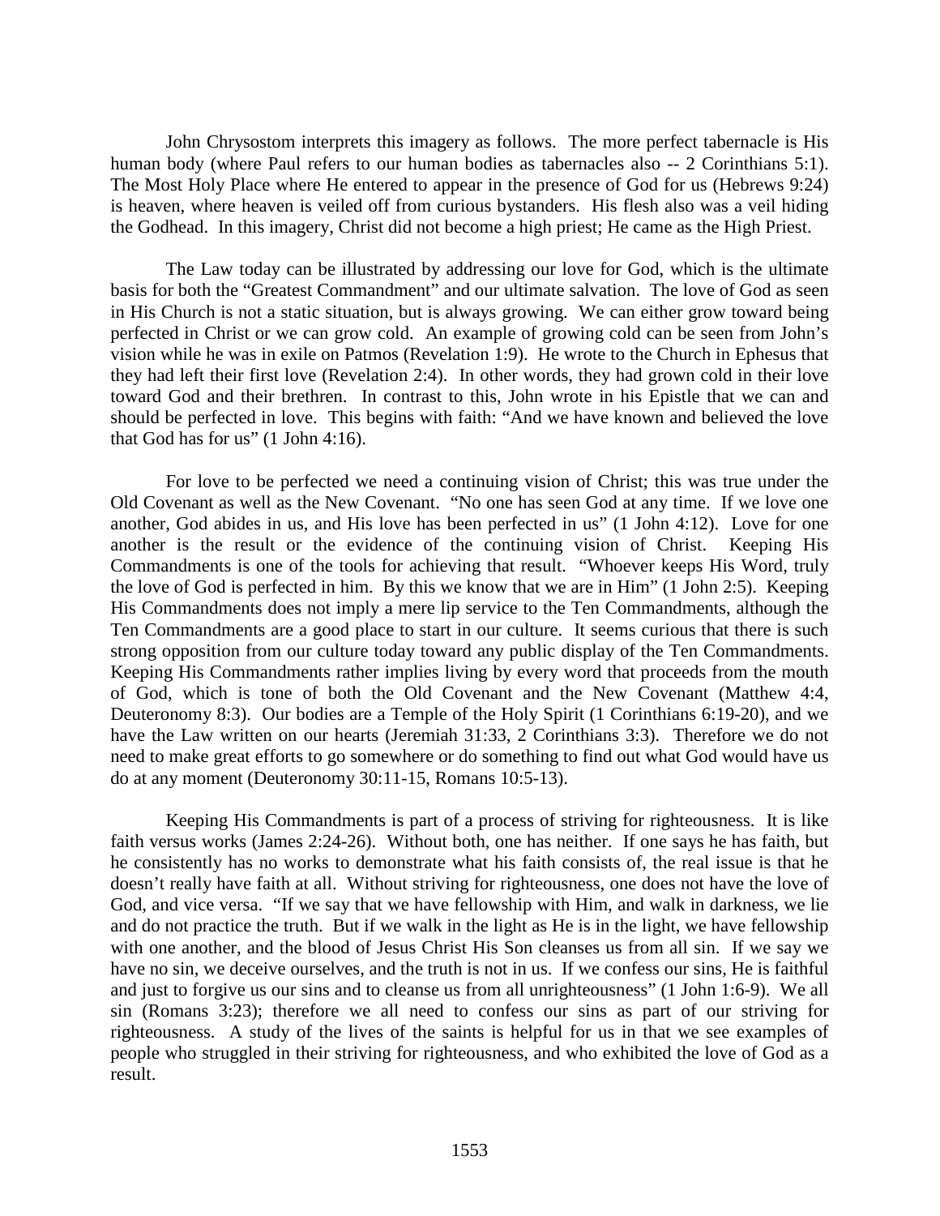John Chrysostom interprets this imagery as follows. The more perfect tabernacle is His human body (where Paul refers to our human bodies as tabernacles also -- 2 Corinthians 5:1). The Most Holy Place where He entered to appear in the presence of God for us (Hebrews 9:24) is heaven, where heaven is veiled off from curious bystanders. His flesh also was a veil hiding the Godhead. In this imagery, Christ did not become a high priest; He came as the High Priest.

The Law today can be illustrated by addressing our love for God, which is the ultimate basis for both the "Greatest Commandment" and our ultimate salvation. The love of God as seen in His Church is not a static situation, but is always growing. We can either grow toward being perfected in Christ or we can grow cold. An example of growing cold can be seen from John's vision while he was in exile on Patmos (Revelation 1:9). He wrote to the Church in Ephesus that they had left their first love (Revelation 2:4). In other words, they had grown cold in their love toward God and their brethren. In contrast to this, John wrote in his Epistle that we can and should be perfected in love. This begins with faith: "And we have known and believed the love that God has for us" (1 John 4:16).

For love to be perfected we need a continuing vision of Christ; this was true under the Old Covenant as well as the New Covenant. "No one has seen God at any time. If we love one another, God abides in us, and His love has been perfected in us" (1 John 4:12). Love for one another is the result or the evidence of the continuing vision of Christ. Keeping His Commandments is one of the tools for achieving that result. "Whoever keeps His Word, truly the love of God is perfected in him. By this we know that we are in Him" (1 John 2:5). Keeping His Commandments does not imply a mere lip service to the Ten Commandments, although the Ten Commandments are a good place to start in our culture. It seems curious that there is such strong opposition from our culture today toward any public display of the Ten Commandments. Keeping His Commandments rather implies living by every word that proceeds from the mouth of God, which is tone of both the Old Covenant and the New Covenant (Matthew 4:4, Deuteronomy 8:3). Our bodies are a Temple of the Holy Spirit (1 Corinthians 6:19-20), and we have the Law written on our hearts (Jeremiah 31:33, 2 Corinthians 3:3). Therefore we do not need to make great efforts to go somewhere or do something to find out what God would have us do at any moment (Deuteronomy 30:11-15, Romans 10:5-13).

Keeping His Commandments is part of a process of striving for righteousness. It is like faith versus works (James 2:24-26). Without both, one has neither. If one says he has faith, but he consistently has no works to demonstrate what his faith consists of, the real issue is that he doesn't really have faith at all. Without striving for righteousness, one does not have the love of God, and vice versa. "If we say that we have fellowship with Him, and walk in darkness, we lie and do not practice the truth. But if we walk in the light as He is in the light, we have fellowship with one another, and the blood of Jesus Christ His Son cleanses us from all sin. If we say we have no sin, we deceive ourselves, and the truth is not in us. If we confess our sins, He is faithful and just to forgive us our sins and to cleanse us from all unrighteousness" (1 John 1:6-9). We all sin (Romans 3:23); therefore we all need to confess our sins as part of our striving for righteousness. A study of the lives of the saints is helpful for us in that we see examples of people who struggled in their striving for righteousness, and who exhibited the love of God as a result.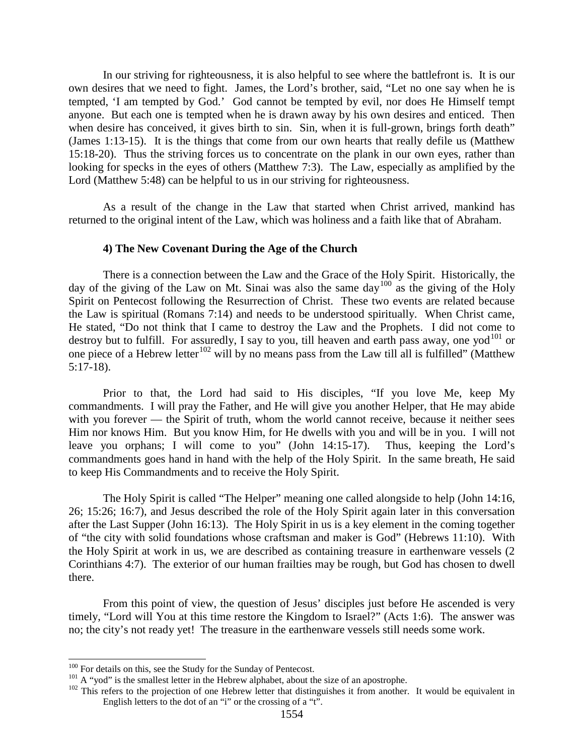In our striving for righteousness, it is also helpful to see where the battlefront is. It is our own desires that we need to fight. James, the Lord's brother, said, "Let no one say when he is tempted, 'I am tempted by God.' God cannot be tempted by evil, nor does He Himself tempt anyone. But each one is tempted when he is drawn away by his own desires and enticed. Then when desire has conceived, it gives birth to sin. Sin, when it is full-grown, brings forth death" (James 1:13-15). It is the things that come from our own hearts that really defile us (Matthew 15:18-20). Thus the striving forces us to concentrate on the plank in our own eyes, rather than looking for specks in the eyes of others (Matthew 7:3). The Law, especially as amplified by the Lord (Matthew 5:48) can be helpful to us in our striving for righteousness.

As a result of the change in the Law that started when Christ arrived, mankind has returned to the original intent of the Law, which was holiness and a faith like that of Abraham.

#### 4) The New Covenant During the Age of the Church

There is a connection between the Law and the Grace of the Holy Spirit. Historically, the day of the giving of the Law on Mt. Sinai was also the same day[100] as the giving of the Holy Spirit on Pentecost following the Resurrection of Christ. These two events are related because the Law is spiritual (Romans 7:14) and needs to be understood spiritually. When Christ came, He stated, "Do not think that I came to destroy the Law and the Prophets. I did not come to destroy but to fulfill. For assuredly, I say to you, till heaven and earth pass away, one yod[101] or one piece of a Hebrew letter[102] will by no means pass from the Law till all is fulfilled" (Matthew 5:17-18).

Prior to that, the Lord had said to His disciples, "If you love Me, keep My commandments. I will pray the Father, and He will give you another Helper, that He may abide with you forever — the Spirit of truth, whom the world cannot receive, because it neither sees Him nor knows Him. But you know Him, for He dwells with you and will be in you. I will not leave you orphans; I will come to you" (John 14:15-17). Thus, keeping the Lord's commandments goes hand in hand with the help of the Holy Spirit. In the same breath, He said to keep His Commandments and to receive the Holy Spirit.

The Holy Spirit is called "The Helper" meaning one called alongside to help (John 14:16, 26; 15:26; 16:7), and Jesus described the role of the Holy Spirit again later in this conversation after the Last Supper (John 16:13). The Holy Spirit in us is a key element in the coming together of "the city with solid foundations whose craftsman and maker is God" (Hebrews 11:10). With the Holy Spirit at work in us, we are described as containing treasure in earthenware vessels (2 Corinthians 4:7). The exterior of our human frailties may be rough, but God has chosen to dwell there.

From this point of view, the question of Jesus' disciples just before He ascended is very timely, "Lord will You at this time restore the Kingdom to Israel?" (Acts 1:6). The answer was no; the city's not ready yet! The treasure in the earthenware vessels still needs some work.

---

[100] For details on this, see the Study for the Sunday of Pentecost.

[101] A "yod" is the smallest letter in the Hebrew alphabet, about the size of an apostrophe.

[102] This refers to the projection of one Hebrew letter that distinguishes it from another. It would be equivalent in English letters to the dot of an "i" or the crossing of a "t".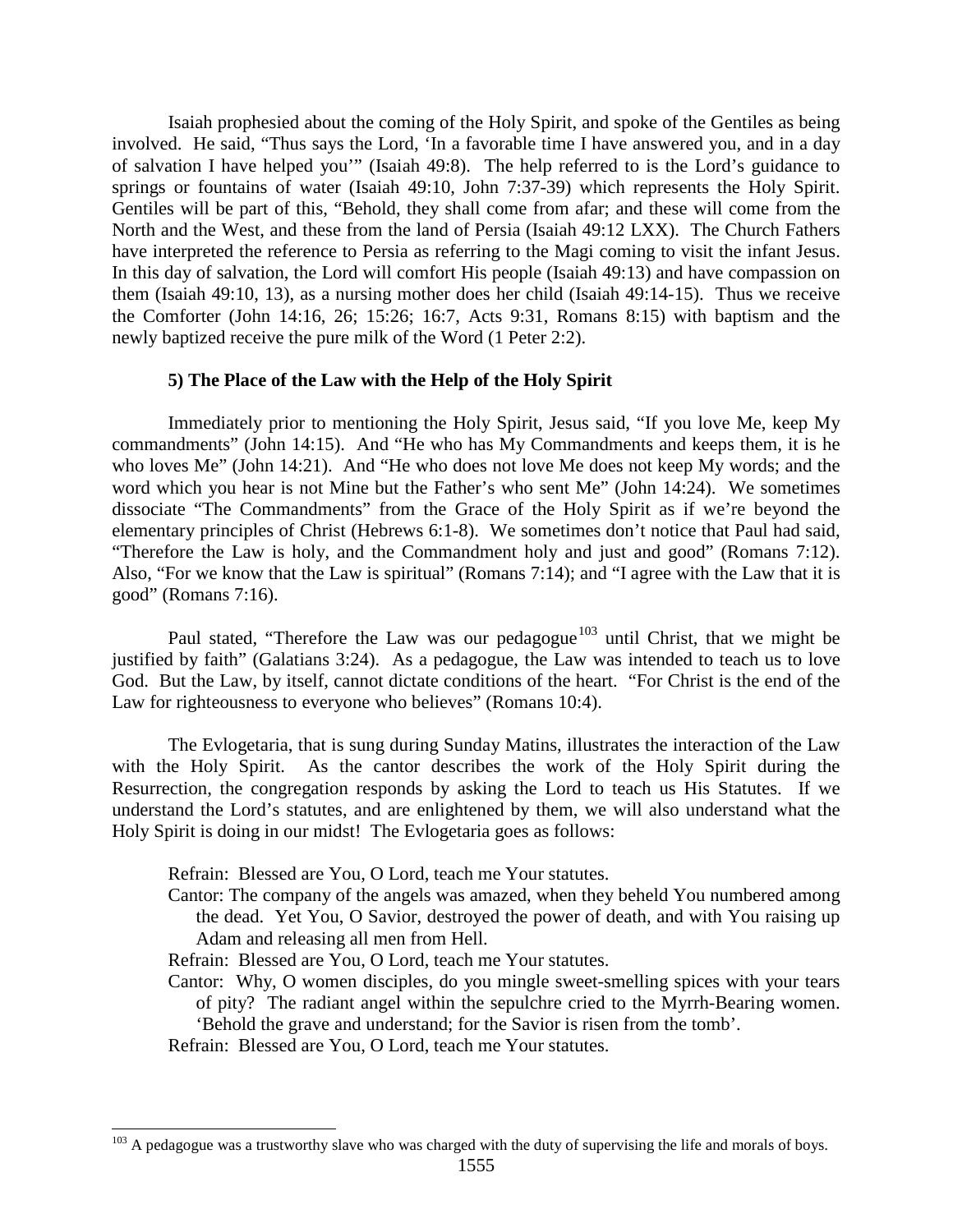Isaiah prophesied about the coming of the Holy Spirit, and spoke of the Gentiles as being involved. He said, "Thus says the Lord, 'In a favorable time I have answered you, and in a day of salvation I have helped you'" (Isaiah 49:8). The help referred to is the Lord's guidance to springs or fountains of water (Isaiah 49:10, John 7:37-39) which represents the Holy Spirit. Gentiles will be part of this, "Behold, they shall come from afar; and these will come from the North and the West, and these from the land of Persia (Isaiah 49:12 LXX). The Church Fathers have interpreted the reference to Persia as referring to the Magi coming to visit the infant Jesus. In this day of salvation, the Lord will comfort His people (Isaiah 49:13) and have compassion on them (Isaiah 49:10, 13), as a nursing mother does her child (Isaiah 49:14-15). Thus we receive the Comforter (John 14:16, 26; 15:26; 16:7, Acts 9:31, Romans 8:15) with baptism and the newly baptized receive the pure milk of the Word (1 Peter 2:2).

### 5) The Place of the Law with the Help of the Holy Spirit

Immediately prior to mentioning the Holy Spirit, Jesus said, "If you love Me, keep My commandments" (John 14:15). And "He who has My Commandments and keeps them, it is he who loves Me" (John 14:21). And "He who does not love Me does not keep My words; and the word which you hear is not Mine but the Father's who sent Me" (John 14:24). We sometimes dissociate "The Commandments" from the Grace of the Holy Spirit as if we're beyond the elementary principles of Christ (Hebrews 6:1-8). We sometimes don't notice that Paul had said, "Therefore the Law is holy, and the Commandment holy and just and good" (Romans 7:12). Also, "For we know that the Law is spiritual" (Romans 7:14); and "I agree with the Law that it is good" (Romans 7:16).

Paul stated, "Therefore the Law was our pedagogue[103] until Christ, that we might be justified by faith" (Galatians 3:24). As a pedagogue, the Law was intended to teach us to love God. But the Law, by itself, cannot dictate conditions of the heart. "For Christ is the end of the Law for righteousness to everyone who believes" (Romans 10:4).

The Evlogetaria, that is sung during Sunday Matins, illustrates the interaction of the Law with the Holy Spirit. As the cantor describes the work of the Holy Spirit during the Resurrection, the congregation responds by asking the Lord to teach us His Statutes. If we understand the Lord's statutes, and are enlightened by them, we will also understand what the Holy Spirit is doing in our midst! The Evlogetaria goes as follows:

Refrain: Blessed are You, O Lord, teach me Your statutes.

Cantor: The company of the angels was amazed, when they beheld You numbered among the dead. Yet You, O Savior, destroyed the power of death, and with You raising up Adam and releasing all men from Hell.

Refrain: Blessed are You, O Lord, teach me Your statutes.

Cantor: Why, O women disciples, do you mingle sweet-smelling spices with your tears of pity? The radiant angel within the sepulchre cried to the Myrrh-Bearing women. 'Behold the grave and understand; for the Savior is risen from the tomb'.

Refrain: Blessed are You, O Lord, teach me Your statutes.

---

[103] A pedagogue was a trustworthy slave who was charged with the duty of supervising the life and morals of boys.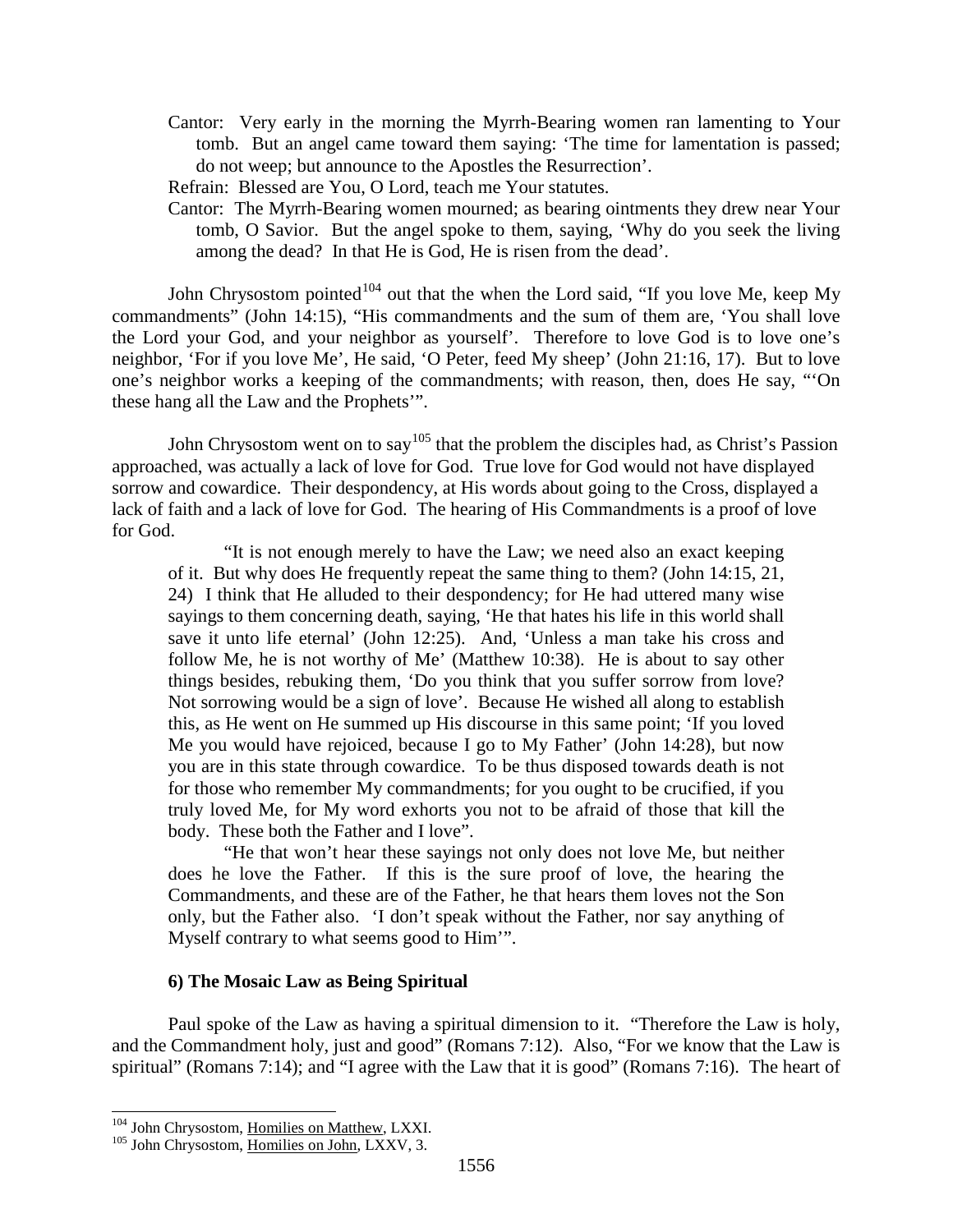Cantor: Very early in the morning the Myrrh-Bearing women ran lamenting to Your tomb. But an angel came toward them saying: 'The time for lamentation is passed; do not weep; but announce to the Apostles the Resurrection'.

Refrain: Blessed are You, O Lord, teach me Your statutes.

Cantor: The Myrrh-Bearing women mourned; as bearing ointments they drew near Your tomb, O Savior. But the angel spoke to them, saying, 'Why do you seek the living among the dead? In that He is God, He is risen from the dead'.

John Chrysostom pointed[104] out that the when the Lord said, "If you love Me, keep My commandments" (John 14:15), "His commandments and the sum of them are, 'You shall love the Lord your God, and your neighbor as yourself'. Therefore to love God is to love one's neighbor, 'For if you love Me', He said, 'O Peter, feed My sheep' (John 21:16, 17). But to love one's neighbor works a keeping of the commandments; with reason, then, does He say, "'On these hang all the Law and the Prophets'".

John Chrysostom went on to say[105] that the problem the disciples had, as Christ's Passion approached, was actually a lack of love for God. True love for God would not have displayed sorrow and cowardice. Their despondency, at His words about going to the Cross, displayed a lack of faith and a lack of love for God. The hearing of His Commandments is a proof of love for God.

> "It is not enough merely to have the Law; we need also an exact keeping of it. But why does He frequently repeat the same thing to them? (John 14:15, 21, 24) I think that He alluded to their despondency; for He had uttered many wise sayings to them concerning death, saying, 'He that hates his life in this world shall save it unto life eternal' (John 12:25). And, 'Unless a man take his cross and follow Me, he is not worthy of Me' (Matthew 10:38). He is about to say other things besides, rebuking them, 'Do you think that you suffer sorrow from love? Not sorrowing would be a sign of love'. Because He wished all along to establish this, as He went on He summed up His discourse in this same point; 'If you loved Me you would have rejoiced, because I go to My Father' (John 14:28), but now you are in this state through cowardice. To be thus disposed towards death is not for those who remember My commandments; for you ought to be crucified, if you truly loved Me, for My word exhorts you not to be afraid of those that kill the body. These both the Father and I love".
>
> "He that won't hear these sayings not only does not love Me, but neither does he love the Father. If this is the sure proof of love, the hearing the Commandments, and these are of the Father, he that hears them loves not the Son only, but the Father also. 'I don't speak without the Father, nor say anything of Myself contrary to what seems good to Him'".

### 6) The Mosaic Law as Being Spiritual

Paul spoke of the Law as having a spiritual dimension to it. "Therefore the Law is holy, and the Commandment holy, just and good" (Romans 7:12). Also, "For we know that the Law is spiritual" (Romans 7:14); and "I agree with the Law that it is good" (Romans 7:16). The heart of

---

[104] John Chrysostom, Homilies on Matthew, LXXI.

[105] John Chrysostom, Homilies on John, LXXV, 3.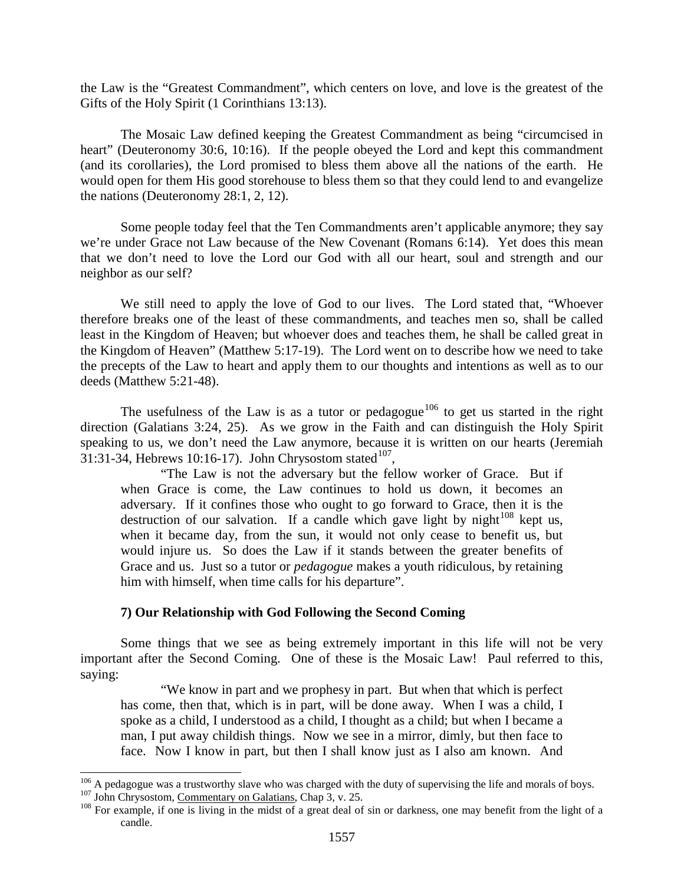the Law is the "Greatest Commandment", which centers on love, and love is the greatest of the Gifts of the Holy Spirit (1 Corinthians 13:13).

The Mosaic Law defined keeping the Greatest Commandment as being "circumcised in heart" (Deuteronomy 30:6, 10:16). If the people obeyed the Lord and kept this commandment (and its corollaries), the Lord promised to bless them above all the nations of the earth. He would open for them His good storehouse to bless them so that they could lend to and evangelize the nations (Deuteronomy 28:1, 2, 12).

Some people today feel that the Ten Commandments aren't applicable anymore; they say we're under Grace not Law because of the New Covenant (Romans 6:14). Yet does this mean that we don't need to love the Lord our God with all our heart, soul and strength and our neighbor as our self?

We still need to apply the love of God to our lives. The Lord stated that, "Whoever therefore breaks one of the least of these commandments, and teaches men so, shall be called least in the Kingdom of Heaven; but whoever does and teaches them, he shall be called great in the Kingdom of Heaven" (Matthew 5:17-19). The Lord went on to describe how we need to take the precepts of the Law to heart and apply them to our thoughts and intentions as well as to our deeds (Matthew 5:21-48).

The usefulness of the Law is as a tutor or pedagogue[106] to get us started in the right direction (Galatians 3:24, 25). As we grow in the Faith and can distinguish the Holy Spirit speaking to us, we don't need the Law anymore, because it is written on our hearts (Jeremiah 31:31-34, Hebrews 10:16-17). John Chrysostom stated[107],

> "The Law is not the adversary but the fellow worker of Grace. But if when Grace is come, the Law continues to hold us down, it becomes an adversary. If it confines those who ought to go forward to Grace, then it is the destruction of our salvation. If a candle which gave light by night[108] kept us, when it became day, from the sun, it would not only cease to benefit us, but would injure us. So does the Law if it stands between the greater benefits of Grace and us. Just so a tutor or *pedagogue* makes a youth ridiculous, by retaining him with himself, when time calls for his departure".

### 7) Our Relationship with God Following the Second Coming

Some things that we see as being extremely important in this life will not be very important after the Second Coming. One of these is the Mosaic Law! Paul referred to this, saying:

> "We know in part and we prophesy in part. But when that which is perfect has come, then that, which is in part, will be done away. When I was a child, I spoke as a child, I understood as a child, I thought as a child; but when I became a man, I put away childish things. Now we see in a mirror, dimly, but then face to face. Now I know in part, but then I shall know just as I also am known. And

---

[106] A pedagogue was a trustworthy slave who was charged with the duty of supervising the life and morals of boys.

[107] John Chrysostom, Commentary on Galatians, Chap 3, v. 25.

[108] For example, if one is living in the midst of a great deal of sin or darkness, one may benefit from the light of a candle.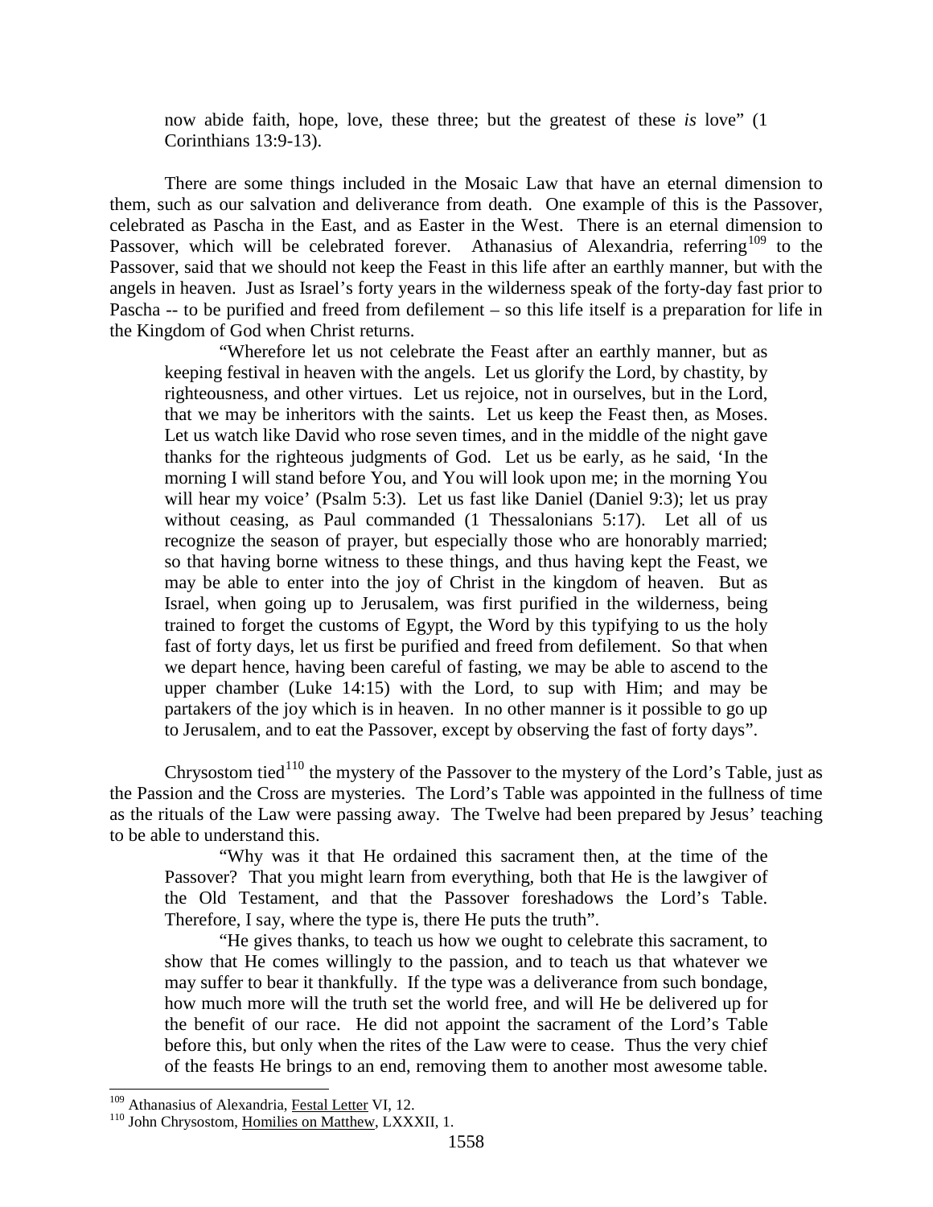now abide faith, hope, love, these three; but the greatest of these *is* love" (1 Corinthians 13:9-13).

There are some things included in the Mosaic Law that have an eternal dimension to them, such as our salvation and deliverance from death. One example of this is the Passover, celebrated as Pascha in the East, and as Easter in the West. There is an eternal dimension to Passover, which will be celebrated forever. Athanasius of Alexandria, referring[109] to the Passover, said that we should not keep the Feast in this life after an earthly manner, but with the angels in heaven. Just as Israel's forty years in the wilderness speak of the forty-day fast prior to Pascha -- to be purified and freed from defilement – so this life itself is a preparation for life in the Kingdom of God when Christ returns.

> "Wherefore let us not celebrate the Feast after an earthly manner, but as keeping festival in heaven with the angels. Let us glorify the Lord, by chastity, by righteousness, and other virtues. Let us rejoice, not in ourselves, but in the Lord, that we may be inheritors with the saints. Let us keep the Feast then, as Moses. Let us watch like David who rose seven times, and in the middle of the night gave thanks for the righteous judgments of God. Let us be early, as he said, 'In the morning I will stand before You, and You will look upon me; in the morning You will hear my voice' (Psalm 5:3). Let us fast like Daniel (Daniel 9:3); let us pray without ceasing, as Paul commanded (1 Thessalonians 5:17). Let all of us recognize the season of prayer, but especially those who are honorably married; so that having borne witness to these things, and thus having kept the Feast, we may be able to enter into the joy of Christ in the kingdom of heaven. But as Israel, when going up to Jerusalem, was first purified in the wilderness, being trained to forget the customs of Egypt, the Word by this typifying to us the holy fast of forty days, let us first be purified and freed from defilement. So that when we depart hence, having been careful of fasting, we may be able to ascend to the upper chamber (Luke 14:15) with the Lord, to sup with Him; and may be partakers of the joy which is in heaven. In no other manner is it possible to go up to Jerusalem, and to eat the Passover, except by observing the fast of forty days".

Chrysostom tied[110] the mystery of the Passover to the mystery of the Lord's Table, just as the Passion and the Cross are mysteries. The Lord's Table was appointed in the fullness of time as the rituals of the Law were passing away. The Twelve had been prepared by Jesus' teaching to be able to understand this.

> "Why was it that He ordained this sacrament then, at the time of the Passover? That you might learn from everything, both that He is the lawgiver of the Old Testament, and that the Passover foreshadows the Lord's Table. Therefore, I say, where the type is, there He puts the truth".
>
> "He gives thanks, to teach us how we ought to celebrate this sacrament, to show that He comes willingly to the passion, and to teach us that whatever we may suffer to bear it thankfully. If the type was a deliverance from such bondage, how much more will the truth set the world free, and will He be delivered up for the benefit of our race. He did not appoint the sacrament of the Lord's Table before this, but only when the rites of the Law were to cease. Thus the very chief of the feasts He brings to an end, removing them to another most awesome table.

---

[109] Athanasius of Alexandria, Festal Letter VI, 12.

[110] John Chrysostom, Homilies on Matthew, LXXXII, 1.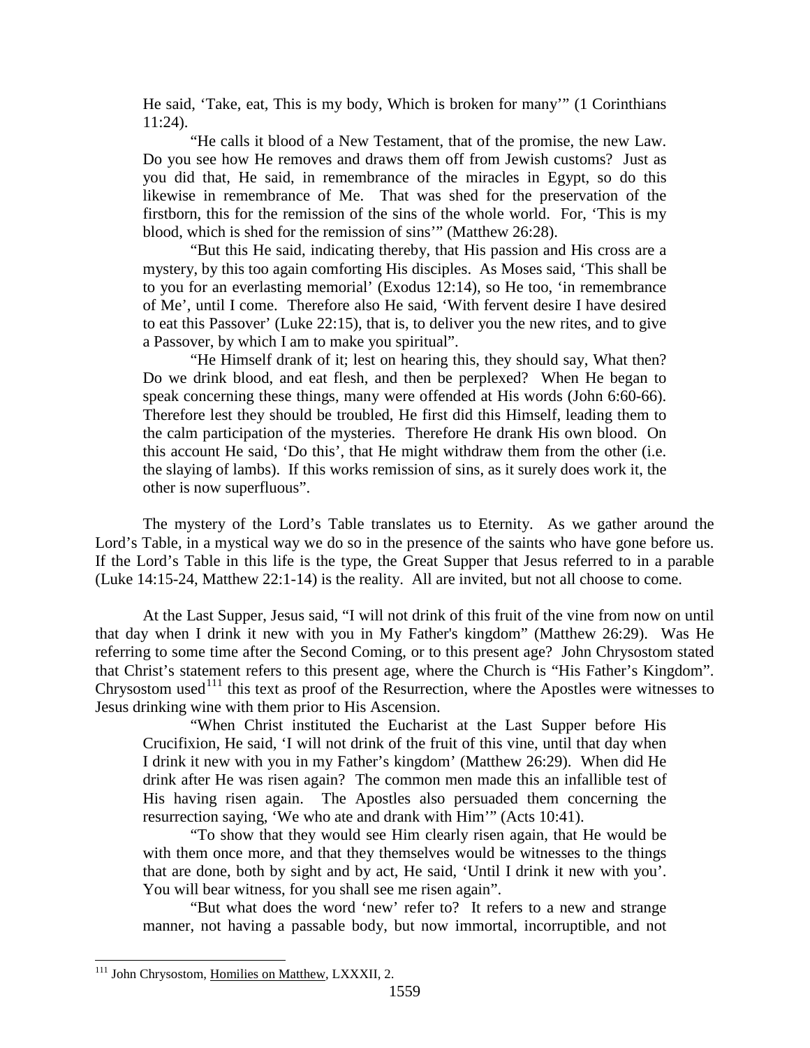He said, 'Take, eat, This is my body, Which is broken for many'" (1 Corinthians 11:24).

> "He calls it blood of a New Testament, that of the promise, the new Law. Do you see how He removes and draws them off from Jewish customs? Just as you did that, He said, in remembrance of the miracles in Egypt, so do this likewise in remembrance of Me. That was shed for the preservation of the firstborn, this for the remission of the sins of the whole world. For, 'This is my blood, which is shed for the remission of sins'" (Matthew 26:28).
>
> "But this He said, indicating thereby, that His passion and His cross are a mystery, by this too again comforting His disciples. As Moses said, 'This shall be to you for an everlasting memorial' (Exodus 12:14), so He too, 'in remembrance of Me', until I come. Therefore also He said, 'With fervent desire I have desired to eat this Passover' (Luke 22:15), that is, to deliver you the new rites, and to give a Passover, by which I am to make you spiritual".
>
> "He Himself drank of it; lest on hearing this, they should say, What then? Do we drink blood, and eat flesh, and then be perplexed? When He began to speak concerning these things, many were offended at His words (John 6:60-66). Therefore lest they should be troubled, He first did this Himself, leading them to the calm participation of the mysteries. Therefore He drank His own blood. On this account He said, 'Do this', that He might withdraw them from the other (i.e. the slaying of lambs). If this works remission of sins, as it surely does work it, the other is now superfluous".

The mystery of the Lord's Table translates us to Eternity. As we gather around the Lord's Table, in a mystical way we do so in the presence of the saints who have gone before us. If the Lord's Table in this life is the type, the Great Supper that Jesus referred to in a parable (Luke 14:15-24, Matthew 22:1-14) is the reality. All are invited, but not all choose to come.

At the Last Supper, Jesus said, "I will not drink of this fruit of the vine from now on until that day when I drink it new with you in My Father's kingdom" (Matthew 26:29). Was He referring to some time after the Second Coming, or to this present age? John Chrysostom stated that Christ's statement refers to this present age, where the Church is "His Father's Kingdom". Chrysostom used[111] this text as proof of the Resurrection, where the Apostles were witnesses to Jesus drinking wine with them prior to His Ascension.

> "When Christ instituted the Eucharist at the Last Supper before His Crucifixion, He said, 'I will not drink of the fruit of this vine, until that day when I drink it new with you in my Father's kingdom' (Matthew 26:29). When did He drink after He was risen again? The common men made this an infallible test of His having risen again. The Apostles also persuaded them concerning the resurrection saying, 'We who ate and drank with Him'" (Acts 10:41).
>
> "To show that they would see Him clearly risen again, that He would be with them once more, and that they themselves would be witnesses to the things that are done, both by sight and by act, He said, 'Until I drink it new with you'. You will bear witness, for you shall see me risen again".
>
> "But what does the word 'new' refer to? It refers to a new and strange manner, not having a passable body, but now immortal, incorruptible, and not

[111] John Chrysostom, Homilies on Matthew, LXXXII, 2.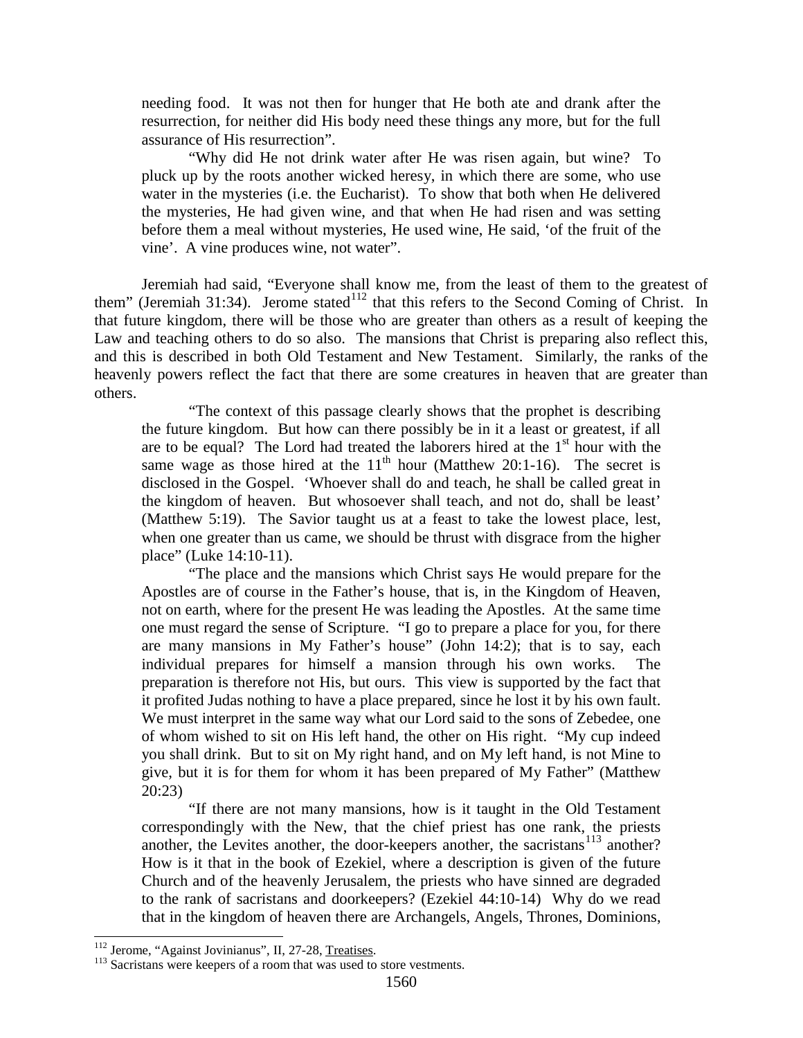needing food. It was not then for hunger that He both ate and drank after the resurrection, for neither did His body need these things any more, but for the full assurance of His resurrection".

"Why did He not drink water after He was risen again, but wine? To pluck up by the roots another wicked heresy, in which there are some, who use water in the mysteries (i.e. the Eucharist). To show that both when He delivered the mysteries, He had given wine, and that when He had risen and was setting before them a meal without mysteries, He used wine, He said, 'of the fruit of the vine'. A vine produces wine, not water".

Jeremiah had said, "Everyone shall know me, from the least of them to the greatest of them" (Jeremiah 31:34). Jerome stated[112] that this refers to the Second Coming of Christ. In that future kingdom, there will be those who are greater than others as a result of keeping the Law and teaching others to do so also. The mansions that Christ is preparing also reflect this, and this is described in both Old Testament and New Testament. Similarly, the ranks of the heavenly powers reflect the fact that there are some creatures in heaven that are greater than others.

"The context of this passage clearly shows that the prophet is describing the future kingdom. But how can there possibly be in it a least or greatest, if all are to be equal? The Lord had treated the laborers hired at the 1st hour with the same wage as those hired at the 11th hour (Matthew 20:1-16). The secret is disclosed in the Gospel. 'Whoever shall do and teach, he shall be called great in the kingdom of heaven. But whosoever shall teach, and not do, shall be least' (Matthew 5:19). The Savior taught us at a feast to take the lowest place, lest, when one greater than us came, we should be thrust with disgrace from the higher place" (Luke 14:10-11).

"The place and the mansions which Christ says He would prepare for the Apostles are of course in the Father's house, that is, in the Kingdom of Heaven, not on earth, where for the present He was leading the Apostles. At the same time one must regard the sense of Scripture. "I go to prepare a place for you, for there are many mansions in My Father's house" (John 14:2); that is to say, each individual prepares for himself a mansion through his own works. The preparation is therefore not His, but ours. This view is supported by the fact that it profited Judas nothing to have a place prepared, since he lost it by his own fault. We must interpret in the same way what our Lord said to the sons of Zebedee, one of whom wished to sit on His left hand, the other on His right. "My cup indeed you shall drink. But to sit on My right hand, and on My left hand, is not Mine to give, but it is for them for whom it has been prepared of My Father" (Matthew 20:23)

"If there are not many mansions, how is it taught in the Old Testament correspondingly with the New, that the chief priest has one rank, the priests another, the Levites another, the door-keepers another, the sacristans[113] another? How is it that in the book of Ezekiel, where a description is given of the future Church and of the heavenly Jerusalem, the priests who have sinned are degraded to the rank of sacristans and doorkeepers? (Ezekiel 44:10-14) Why do we read that in the kingdom of heaven there are Archangels, Angels, Thrones, Dominions,

---

[112] Jerome, "Against Jovinianus", II, 27-28, Treatises.

[113] Sacristans were keepers of a room that was used to store vestments.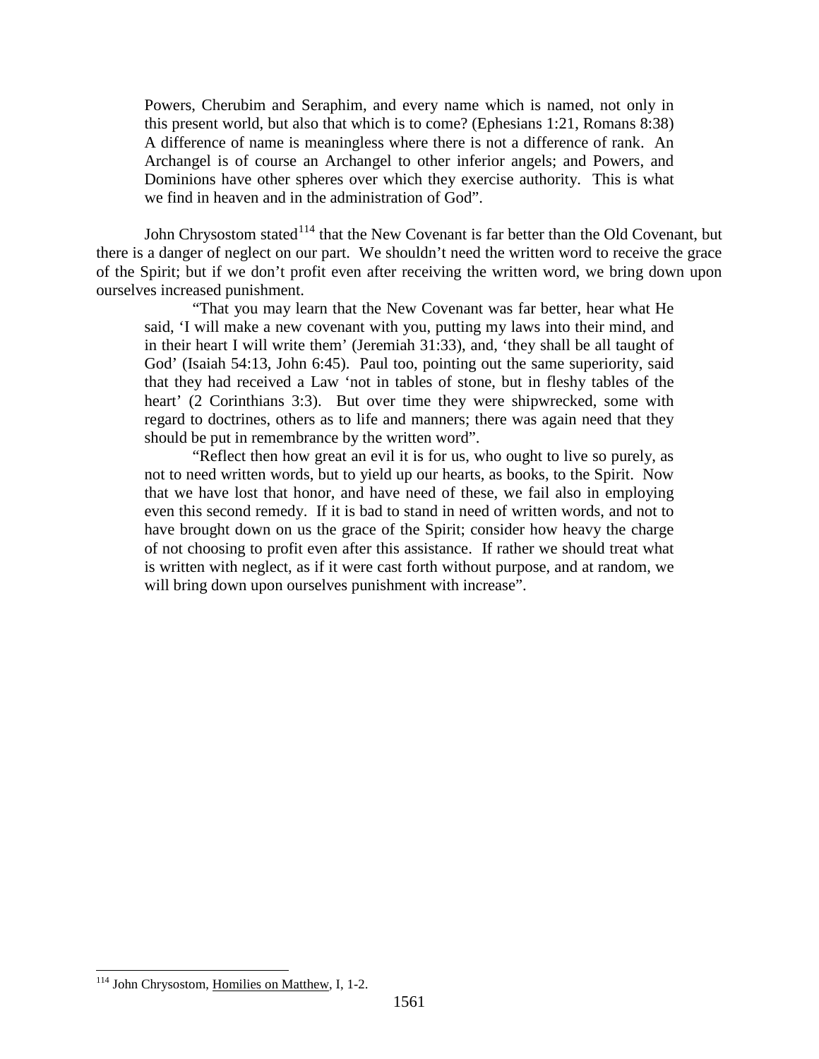> Powers, Cherubim and Seraphim, and every name which is named, not only in this present world, but also that which is to come? (Ephesians 1:21, Romans 8:38) A difference of name is meaningless where there is not a difference of rank. An Archangel is of course an Archangel to other inferior angels; and Powers, and Dominions have other spheres over which they exercise authority. This is what we find in heaven and in the administration of God".

John Chrysostom stated[114] that the New Covenant is far better than the Old Covenant, but there is a danger of neglect on our part. We shouldn't need the written word to receive the grace of the Spirit; but if we don't profit even after receiving the written word, we bring down upon ourselves increased punishment.

> "That you may learn that the New Covenant was far better, hear what He said, 'I will make a new covenant with you, putting my laws into their mind, and in their heart I will write them' (Jeremiah 31:33), and, 'they shall be all taught of God' (Isaiah 54:13, John 6:45). Paul too, pointing out the same superiority, said that they had received a Law 'not in tables of stone, but in fleshy tables of the heart' (2 Corinthians 3:3). But over time they were shipwrecked, some with regard to doctrines, others as to life and manners; there was again need that they should be put in remembrance by the written word".
>
> "Reflect then how great an evil it is for us, who ought to live so purely, as not to need written words, but to yield up our hearts, as books, to the Spirit. Now that we have lost that honor, and have need of these, we fail also in employing even this second remedy. If it is bad to stand in need of written words, and not to have brought down on us the grace of the Spirit; consider how heavy the charge of not choosing to profit even after this assistance. If rather we should treat what is written with neglect, as if it were cast forth without purpose, and at random, we will bring down upon ourselves punishment with increase".

---

[114] John Chrysostom, Homilies on Matthew, I, 1-2.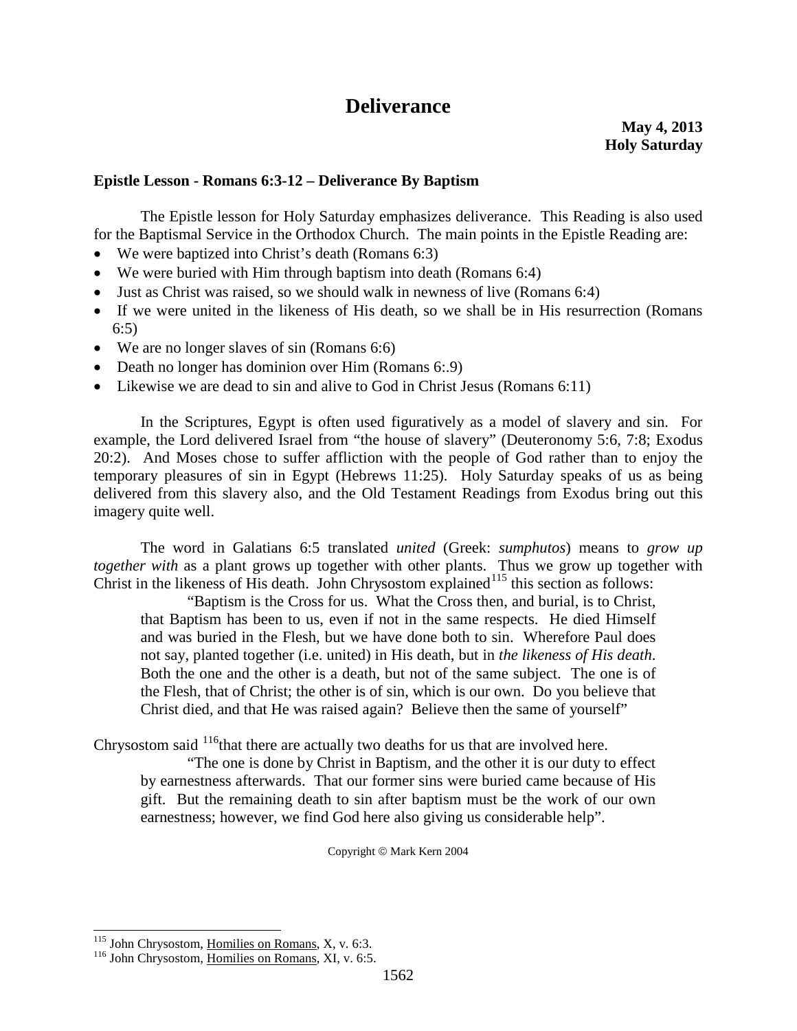# Deliverance

**May 4, 2013**
**Holy Saturday**

**Epistle Lesson - Romans 6:3-12 – Deliverance By Baptism**

The Epistle lesson for Holy Saturday emphasizes deliverance. This Reading is also used for the Baptismal Service in the Orthodox Church. The main points in the Epistle Reading are:

- We were baptized into Christ's death (Romans 6:3)
- We were buried with Him through baptism into death (Romans 6:4)
- Just as Christ was raised, so we should walk in newness of live (Romans 6:4)
- If we were united in the likeness of His death, so we shall be in His resurrection (Romans 6:5)
- We are no longer slaves of sin (Romans 6:6)
- Death no longer has dominion over Him (Romans 6:.9)
- Likewise we are dead to sin and alive to God in Christ Jesus (Romans 6:11)

In the Scriptures, Egypt is often used figuratively as a model of slavery and sin. For example, the Lord delivered Israel from "the house of slavery" (Deuteronomy 5:6, 7:8; Exodus 20:2). And Moses chose to suffer affliction with the people of God rather than to enjoy the temporary pleasures of sin in Egypt (Hebrews 11:25). Holy Saturday speaks of us as being delivered from this slavery also, and the Old Testament Readings from Exodus bring out this imagery quite well.

The word in Galatians 6:5 translated *united* (Greek: *sumphutos*) means to *grow up together with* as a plant grows up together with other plants. Thus we grow up together with Christ in the likeness of His death. John Chrysostom explained[115] this section as follows:

> "Baptism is the Cross for us. What the Cross then, and burial, is to Christ, that Baptism has been to us, even if not in the same respects. He died Himself and was buried in the Flesh, but we have done both to sin. Wherefore Paul does not say, planted together (i.e. united) in His death, but in *the likeness of His death*. Both the one and the other is a death, but not of the same subject. The one is of the Flesh, that of Christ; the other is of sin, which is our own. Do you believe that Christ died, and that He was raised again? Believe then the same of yourself"

Chrysostom said [116]that there are actually two deaths for us that are involved here.

> "The one is done by Christ in Baptism, and the other it is our duty to effect by earnestness afterwards. That our former sins were buried came because of His gift. But the remaining death to sin after baptism must be the work of our own earnestness; however, we find God here also giving us considerable help".

Copyright © Mark Kern 2004

---

[115] John Chrysostom, Homilies on Romans, X, v. 6:3.
[116] John Chrysostom, Homilies on Romans, XI, v. 6:5.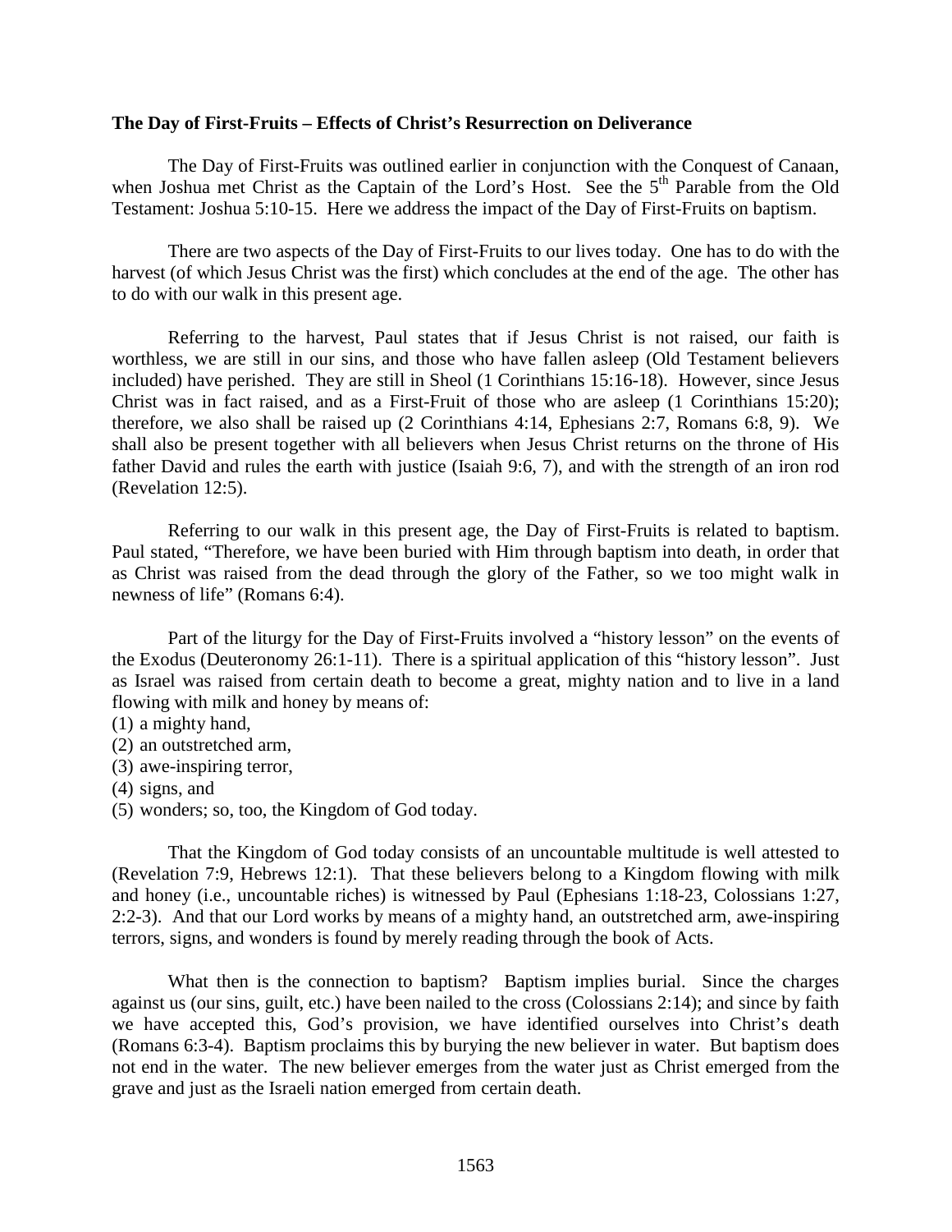**The Day of First-Fruits – Effects of Christ's Resurrection on Deliverance**

The Day of First-Fruits was outlined earlier in conjunction with the Conquest of Canaan, when Joshua met Christ as the Captain of the Lord's Host. See the 5th Parable from the Old Testament: Joshua 5:10-15. Here we address the impact of the Day of First-Fruits on baptism.

There are two aspects of the Day of First-Fruits to our lives today. One has to do with the harvest (of which Jesus Christ was the first) which concludes at the end of the age. The other has to do with our walk in this present age.

Referring to the harvest, Paul states that if Jesus Christ is not raised, our faith is worthless, we are still in our sins, and those who have fallen asleep (Old Testament believers included) have perished. They are still in Sheol (1 Corinthians 15:16-18). However, since Jesus Christ was in fact raised, and as a First-Fruit of those who are asleep (1 Corinthians 15:20); therefore, we also shall be raised up (2 Corinthians 4:14, Ephesians 2:7, Romans 6:8, 9). We shall also be present together with all believers when Jesus Christ returns on the throne of His father David and rules the earth with justice (Isaiah 9:6, 7), and with the strength of an iron rod (Revelation 12:5).

Referring to our walk in this present age, the Day of First-Fruits is related to baptism. Paul stated, "Therefore, we have been buried with Him through baptism into death, in order that as Christ was raised from the dead through the glory of the Father, so we too might walk in newness of life" (Romans 6:4).

Part of the liturgy for the Day of First-Fruits involved a "history lesson" on the events of the Exodus (Deuteronomy 26:1-11). There is a spiritual application of this "history lesson". Just as Israel was raised from certain death to become a great, mighty nation and to live in a land flowing with milk and honey by means of:

(1) a mighty hand,
(2) an outstretched arm,
(3) awe-inspiring terror,
(4) signs, and
(5) wonders; so, too, the Kingdom of God today.

That the Kingdom of God today consists of an uncountable multitude is well attested to (Revelation 7:9, Hebrews 12:1). That these believers belong to a Kingdom flowing with milk and honey (i.e., uncountable riches) is witnessed by Paul (Ephesians 1:18-23, Colossians 1:27, 2:2-3). And that our Lord works by means of a mighty hand, an outstretched arm, awe-inspiring terrors, signs, and wonders is found by merely reading through the book of Acts.

What then is the connection to baptism? Baptism implies burial. Since the charges against us (our sins, guilt, etc.) have been nailed to the cross (Colossians 2:14); and since by faith we have accepted this, God's provision, we have identified ourselves into Christ's death (Romans 6:3-4). Baptism proclaims this by burying the new believer in water. But baptism does not end in the water. The new believer emerges from the water just as Christ emerged from the grave and just as the Israeli nation emerged from certain death.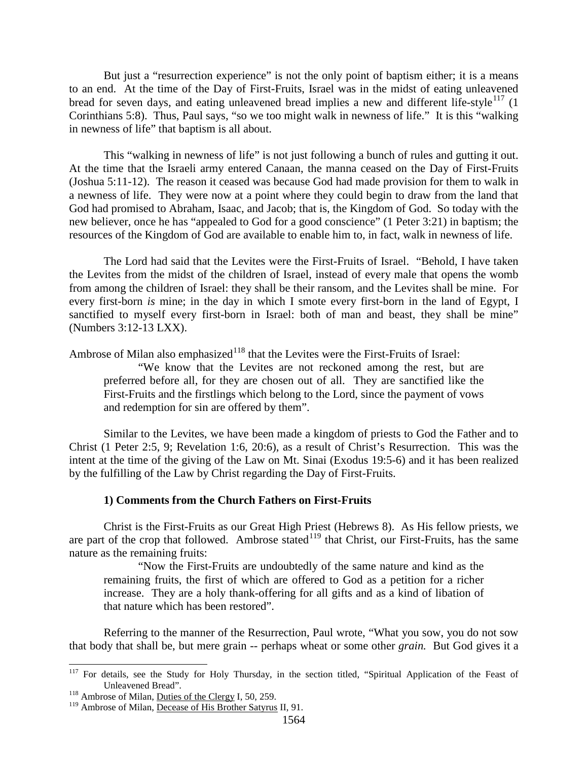But just a "resurrection experience" is not the only point of baptism either; it is a means to an end. At the time of the Day of First-Fruits, Israel was in the midst of eating unleavened bread for seven days, and eating unleavened bread implies a new and different life-style[117] (1 Corinthians 5:8). Thus, Paul says, "so we too might walk in newness of life." It is this "walking in newness of life" that baptism is all about.

This "walking in newness of life" is not just following a bunch of rules and gutting it out. At the time that the Israeli army entered Canaan, the manna ceased on the Day of First-Fruits (Joshua 5:11-12). The reason it ceased was because God had made provision for them to walk in a newness of life. They were now at a point where they could begin to draw from the land that God had promised to Abraham, Isaac, and Jacob; that is, the Kingdom of God. So today with the new believer, once he has "appealed to God for a good conscience" (1 Peter 3:21) in baptism; the resources of the Kingdom of God are available to enable him to, in fact, walk in newness of life.

The Lord had said that the Levites were the First-Fruits of Israel. "Behold, I have taken the Levites from the midst of the children of Israel, instead of every male that opens the womb from among the children of Israel: they shall be their ransom, and the Levites shall be mine. For every first-born *is* mine; in the day in which I smote every first-born in the land of Egypt, I sanctified to myself every first-born in Israel: both of man and beast, they shall be mine" (Numbers 3:12-13 LXX).

Ambrose of Milan also emphasized[118] that the Levites were the First-Fruits of Israel:

> "We know that the Levites are not reckoned among the rest, but are preferred before all, for they are chosen out of all. They are sanctified like the First-Fruits and the firstlings which belong to the Lord, since the payment of vows and redemption for sin are offered by them".

Similar to the Levites, we have been made a kingdom of priests to God the Father and to Christ (1 Peter 2:5, 9; Revelation 1:6, 20:6), as a result of Christ's Resurrection. This was the intent at the time of the giving of the Law on Mt. Sinai (Exodus 19:5-6) and it has been realized by the fulfilling of the Law by Christ regarding the Day of First-Fruits.

### 1) Comments from the Church Fathers on First-Fruits

Christ is the First-Fruits as our Great High Priest (Hebrews 8). As His fellow priests, we are part of the crop that followed. Ambrose stated[119] that Christ, our First-Fruits, has the same nature as the remaining fruits:

> "Now the First-Fruits are undoubtedly of the same nature and kind as the remaining fruits, the first of which are offered to God as a petition for a richer increase. They are a holy thank-offering for all gifts and as a kind of libation of that nature which has been restored".

Referring to the manner of the Resurrection, Paul wrote, "What you sow, you do not sow that body that shall be, but mere grain -- perhaps wheat or some other *grain.* But God gives it a

---

[117] For details, see the Study for Holy Thursday, in the section titled, "Spiritual Application of the Feast of Unleavened Bread".

[118] Ambrose of Milan, Duties of the Clergy I, 50, 259.

[119] Ambrose of Milan, Decease of His Brother Satyrus II, 91.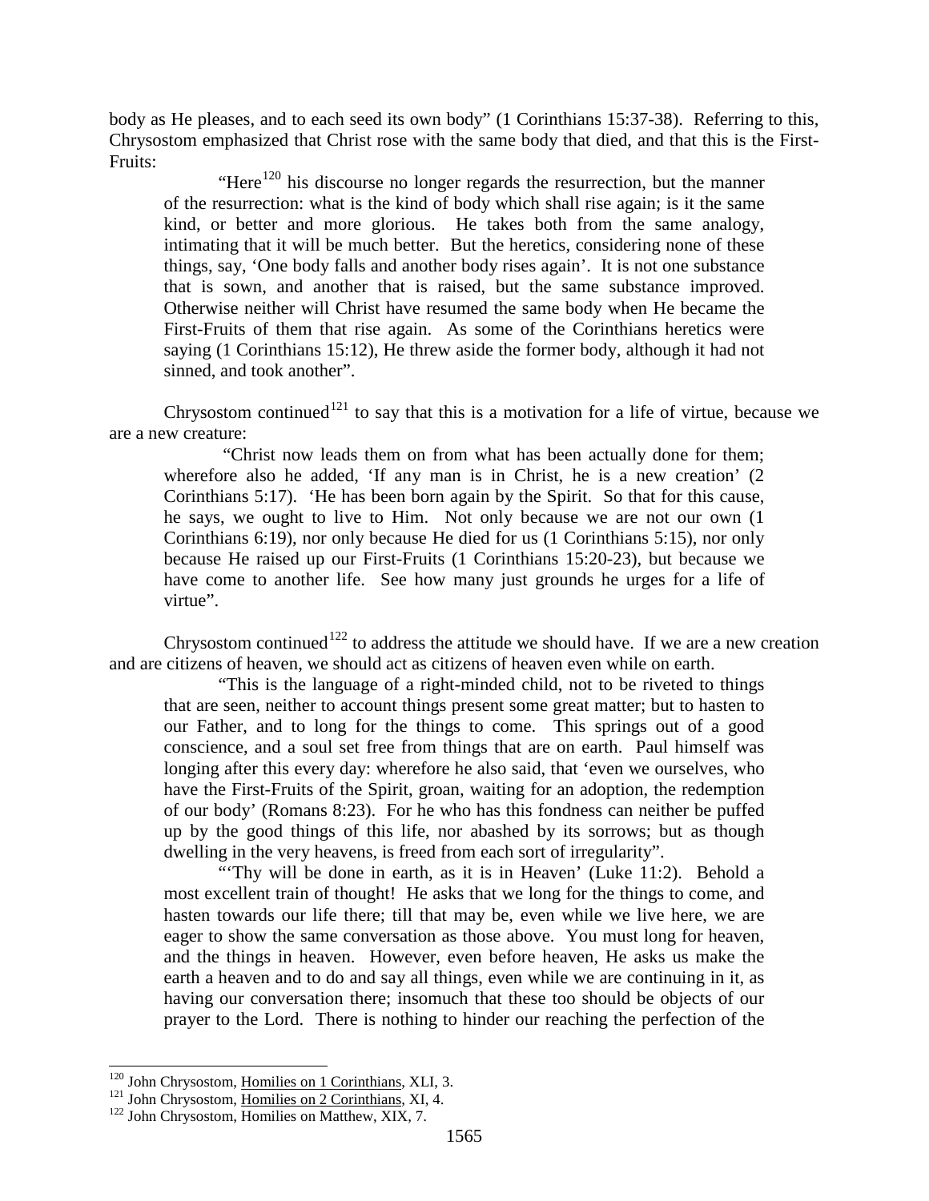body as He pleases, and to each seed its own body" (1 Corinthians 15:37-38). Referring to this, Chrysostom emphasized that Christ rose with the same body that died, and that this is the First-Fruits:

> "Here[120] his discourse no longer regards the resurrection, but the manner of the resurrection: what is the kind of body which shall rise again; is it the same kind, or better and more glorious. He takes both from the same analogy, intimating that it will be much better. But the heretics, considering none of these things, say, 'One body falls and another body rises again'. It is not one substance that is sown, and another that is raised, but the same substance improved. Otherwise neither will Christ have resumed the same body when He became the First-Fruits of them that rise again. As some of the Corinthians heretics were saying (1 Corinthians 15:12), He threw aside the former body, although it had not sinned, and took another".

Chrysostom continued[121] to say that this is a motivation for a life of virtue, because we are a new creature:

> "Christ now leads them on from what has been actually done for them; wherefore also he added, 'If any man is in Christ, he is a new creation' (2 Corinthians 5:17). 'He has been born again by the Spirit. So that for this cause, he says, we ought to live to Him. Not only because we are not our own (1 Corinthians 6:19), nor only because He died for us (1 Corinthians 5:15), nor only because He raised up our First-Fruits (1 Corinthians 15:20-23), but because we have come to another life. See how many just grounds he urges for a life of virtue".

Chrysostom continued[122] to address the attitude we should have. If we are a new creation and are citizens of heaven, we should act as citizens of heaven even while on earth.

> "This is the language of a right-minded child, not to be riveted to things that are seen, neither to account things present some great matter; but to hasten to our Father, and to long for the things to come. This springs out of a good conscience, and a soul set free from things that are on earth. Paul himself was longing after this every day: wherefore he also said, that 'even we ourselves, who have the First-Fruits of the Spirit, groan, waiting for an adoption, the redemption of our body' (Romans 8:23). For he who has this fondness can neither be puffed up by the good things of this life, nor abashed by its sorrows; but as though dwelling in the very heavens, is freed from each sort of irregularity".
>
> "'Thy will be done in earth, as it is in Heaven' (Luke 11:2). Behold a most excellent train of thought! He asks that we long for the things to come, and hasten towards our life there; till that may be, even while we live here, we are eager to show the same conversation as those above. You must long for heaven, and the things in heaven. However, even before heaven, He asks us make the earth a heaven and to do and say all things, even while we are continuing in it, as having our conversation there; insomuch that these too should be objects of our prayer to the Lord. There is nothing to hinder our reaching the perfection of the

---

[120] John Chrysostom, Homilies on 1 Corinthians, XLI, 3.

[121] John Chrysostom, Homilies on 2 Corinthians, XI, 4.

[122] John Chrysostom, Homilies on Matthew, XIX, 7.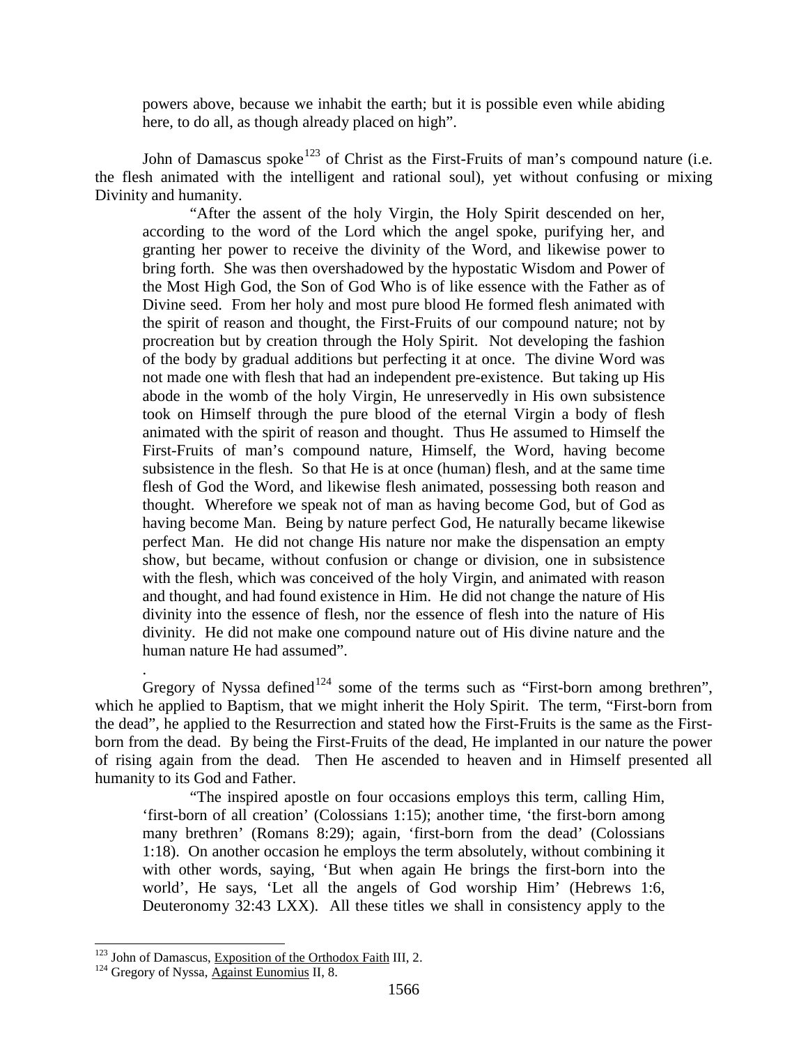powers above, because we inhabit the earth; but it is possible even while abiding here, to do all, as though already placed on high".

John of Damascus spoke[123] of Christ as the First-Fruits of man's compound nature (i.e. the flesh animated with the intelligent and rational soul), yet without confusing or mixing Divinity and humanity.

> "After the assent of the holy Virgin, the Holy Spirit descended on her, according to the word of the Lord which the angel spoke, purifying her, and granting her power to receive the divinity of the Word, and likewise power to bring forth. She was then overshadowed by the hypostatic Wisdom and Power of the Most High God, the Son of God Who is of like essence with the Father as of Divine seed. From her holy and most pure blood He formed flesh animated with the spirit of reason and thought, the First-Fruits of our compound nature; not by procreation but by creation through the Holy Spirit. Not developing the fashion of the body by gradual additions but perfecting it at once. The divine Word was not made one with flesh that had an independent pre-existence. But taking up His abode in the womb of the holy Virgin, He unreservedly in His own subsistence took on Himself through the pure blood of the eternal Virgin a body of flesh animated with the spirit of reason and thought. Thus He assumed to Himself the First-Fruits of man's compound nature, Himself, the Word, having become subsistence in the flesh. So that He is at once (human) flesh, and at the same time flesh of God the Word, and likewise flesh animated, possessing both reason and thought. Wherefore we speak not of man as having become God, but of God as having become Man. Being by nature perfect God, He naturally became likewise perfect Man. He did not change His nature nor make the dispensation an empty show, but became, without confusion or change or division, one in subsistence with the flesh, which was conceived of the holy Virgin, and animated with reason and thought, and had found existence in Him. He did not change the nature of His divinity into the essence of flesh, nor the essence of flesh into the nature of His divinity. He did not make one compound nature out of His divine nature and the human nature He had assumed".

Gregory of Nyssa defined[124] some of the terms such as "First-born among brethren", which he applied to Baptism, that we might inherit the Holy Spirit. The term, "First-born from the dead", he applied to the Resurrection and stated how the First-Fruits is the same as the First-born from the dead. By being the First-Fruits of the dead, He implanted in our nature the power of rising again from the dead. Then He ascended to heaven and in Himself presented all humanity to its God and Father.

> "The inspired apostle on four occasions employs this term, calling Him, 'first-born of all creation' (Colossians 1:15); another time, 'the first-born among many brethren' (Romans 8:29); again, 'first-born from the dead' (Colossians 1:18). On another occasion he employs the term absolutely, without combining it with other words, saying, 'But when again He brings the first-born into the world', He says, 'Let all the angels of God worship Him' (Hebrews 1:6, Deuteronomy 32:43 LXX). All these titles we shall in consistency apply to the

---

[123] John of Damascus, Exposition of the Orthodox Faith III, 2.

[124] Gregory of Nyssa, Against Eunomius II, 8.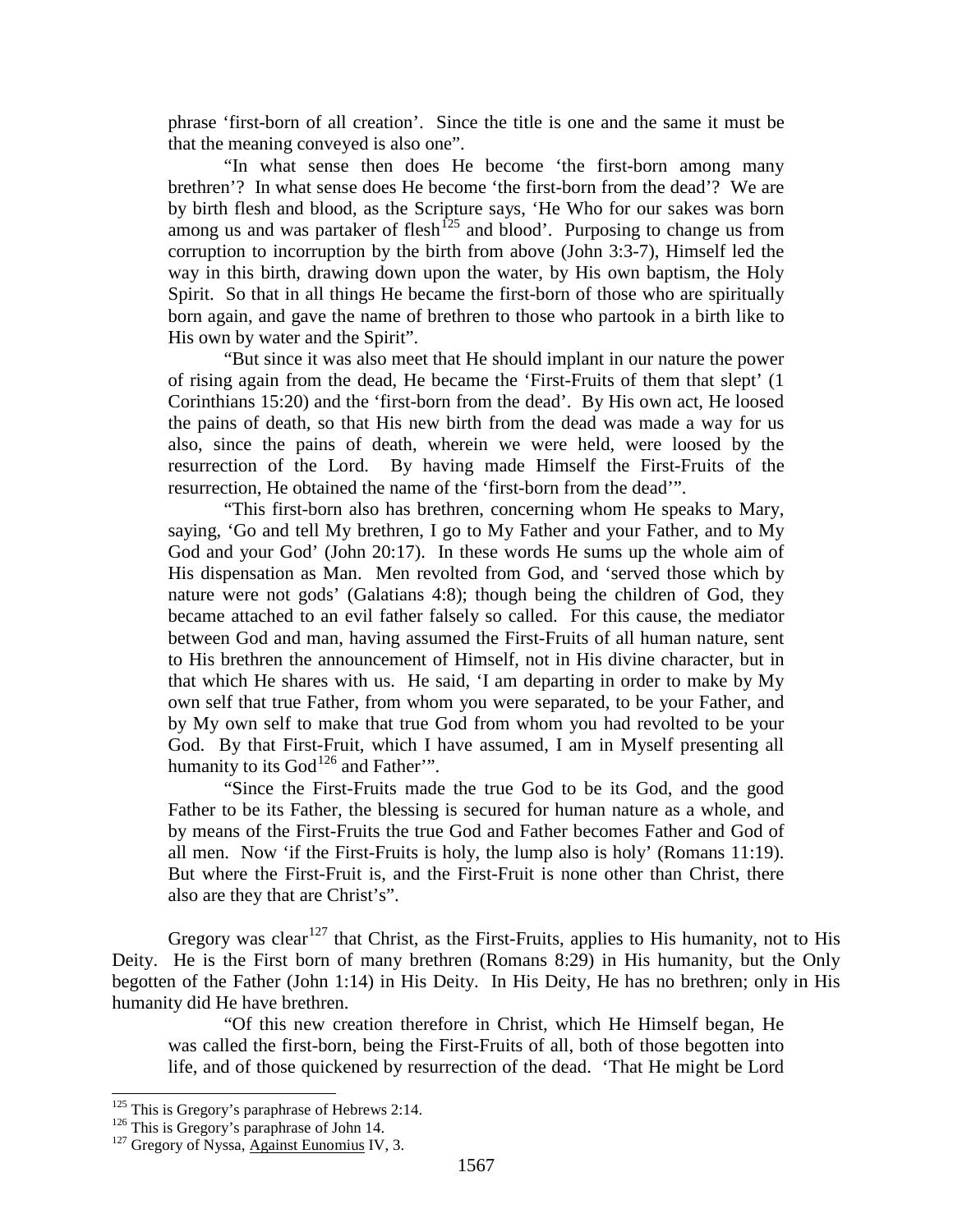phrase 'first-born of all creation'. Since the title is one and the same it must be that the meaning conveyed is also one".

> "In what sense then does He become 'the first-born among many brethren'? In what sense does He become 'the first-born from the dead'? We are by birth flesh and blood, as the Scripture says, 'He Who for our sakes was born among us and was partaker of flesh[125] and blood'. Purposing to change us from corruption to incorruption by the birth from above (John 3:3-7), Himself led the way in this birth, drawing down upon the water, by His own baptism, the Holy Spirit. So that in all things He became the first-born of those who are spiritually born again, and gave the name of brethren to those who partook in a birth like to His own by water and the Spirit".
>
> "But since it was also meet that He should implant in our nature the power of rising again from the dead, He became the 'First-Fruits of them that slept' (1 Corinthians 15:20) and the 'first-born from the dead'. By His own act, He loosed the pains of death, so that His new birth from the dead was made a way for us also, since the pains of death, wherein we were held, were loosed by the resurrection of the Lord. By having made Himself the First-Fruits of the resurrection, He obtained the name of the 'first-born from the dead'".
>
> "This first-born also has brethren, concerning whom He speaks to Mary, saying, 'Go and tell My brethren, I go to My Father and your Father, and to My God and your God' (John 20:17). In these words He sums up the whole aim of His dispensation as Man. Men revolted from God, and 'served those which by nature were not gods' (Galatians 4:8); though being the children of God, they became attached to an evil father falsely so called. For this cause, the mediator between God and man, having assumed the First-Fruits of all human nature, sent to His brethren the announcement of Himself, not in His divine character, but in that which He shares with us. He said, 'I am departing in order to make by My own self that true Father, from whom you were separated, to be your Father, and by My own self to make that true God from whom you had revolted to be your God. By that First-Fruit, which I have assumed, I am in Myself presenting all humanity to its God[126] and Father'".
>
> "Since the First-Fruits made the true God to be its God, and the good Father to be its Father, the blessing is secured for human nature as a whole, and by means of the First-Fruits the true God and Father becomes Father and God of all men. Now 'if the First-Fruits is holy, the lump also is holy' (Romans 11:19). But where the First-Fruit is, and the First-Fruit is none other than Christ, there also are they that are Christ's".

Gregory was clear[127] that Christ, as the First-Fruits, applies to His humanity, not to His Deity. He is the First born of many brethren (Romans 8:29) in His humanity, but the Only begotten of the Father (John 1:14) in His Deity. In His Deity, He has no brethren; only in His humanity did He have brethren.

> "Of this new creation therefore in Christ, which He Himself began, He was called the first-born, being the First-Fruits of all, both of those begotten into life, and of those quickened by resurrection of the dead. 'That He might be Lord

---

[125] This is Gregory's paraphrase of Hebrews 2:14.

[126] This is Gregory's paraphrase of John 14.

[127] Gregory of Nyssa, Against Eunomius IV, 3.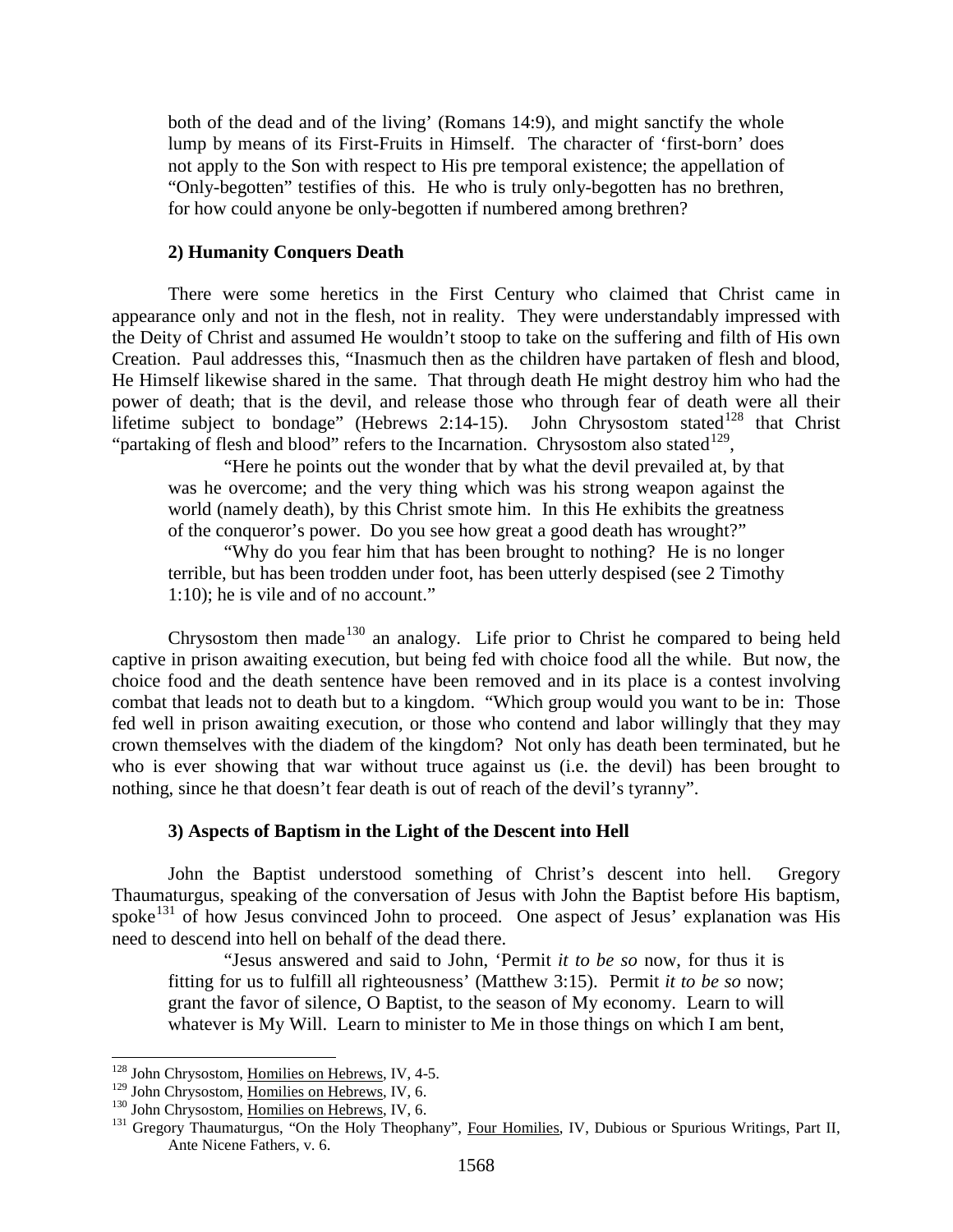both of the dead and of the living' (Romans 14:9), and might sanctify the whole lump by means of its First-Fruits in Himself. The character of 'first-born' does not apply to the Son with respect to His pre temporal existence; the appellation of "Only-begotten" testifies of this. He who is truly only-begotten has no brethren, for how could anyone be only-begotten if numbered among brethren?

### 2) Humanity Conquers Death

There were some heretics in the First Century who claimed that Christ came in appearance only and not in the flesh, not in reality. They were understandably impressed with the Deity of Christ and assumed He wouldn't stoop to take on the suffering and filth of His own Creation. Paul addresses this, "Inasmuch then as the children have partaken of flesh and blood, He Himself likewise shared in the same. That through death He might destroy him who had the power of death; that is the devil, and release those who through fear of death were all their lifetime subject to bondage" (Hebrews 2:14-15). John Chrysostom stated[128] that Christ "partaking of flesh and blood" refers to the Incarnation. Chrysostom also stated[129],

> "Here he points out the wonder that by what the devil prevailed at, by that was he overcome; and the very thing which was his strong weapon against the world (namely death), by this Christ smote him. In this He exhibits the greatness of the conqueror's power. Do you see how great a good death has wrought?"
>
> "Why do you fear him that has been brought to nothing? He is no longer terrible, but has been trodden under foot, has been utterly despised (see 2 Timothy 1:10); he is vile and of no account."

Chrysostom then made[130] an analogy. Life prior to Christ he compared to being held captive in prison awaiting execution, but being fed with choice food all the while. But now, the choice food and the death sentence have been removed and in its place is a contest involving combat that leads not to death but to a kingdom. "Which group would you want to be in: Those fed well in prison awaiting execution, or those who contend and labor willingly that they may crown themselves with the diadem of the kingdom? Not only has death been terminated, but he who is ever showing that war without truce against us (i.e. the devil) has been brought to nothing, since he that doesn't fear death is out of reach of the devil's tyranny".

### 3) Aspects of Baptism in the Light of the Descent into Hell

John the Baptist understood something of Christ's descent into hell. Gregory Thaumaturgus, speaking of the conversation of Jesus with John the Baptist before His baptism, spoke[131] of how Jesus convinced John to proceed. One aspect of Jesus' explanation was His need to descend into hell on behalf of the dead there.

> "Jesus answered and said to John, 'Permit *it to be so* now, for thus it is fitting for us to fulfill all righteousness' (Matthew 3:15). Permit *it to be so* now; grant the favor of silence, O Baptist, to the season of My economy. Learn to will whatever is My Will. Learn to minister to Me in those things on which I am bent,

---

[128] John Chrysostom, Homilies on Hebrews, IV, 4-5.

[129] John Chrysostom, Homilies on Hebrews, IV, 6.

[130] John Chrysostom, Homilies on Hebrews, IV, 6.

[131] Gregory Thaumaturgus, "On the Holy Theophany", Four Homilies, IV, Dubious or Spurious Writings, Part II, Ante Nicene Fathers, v. 6.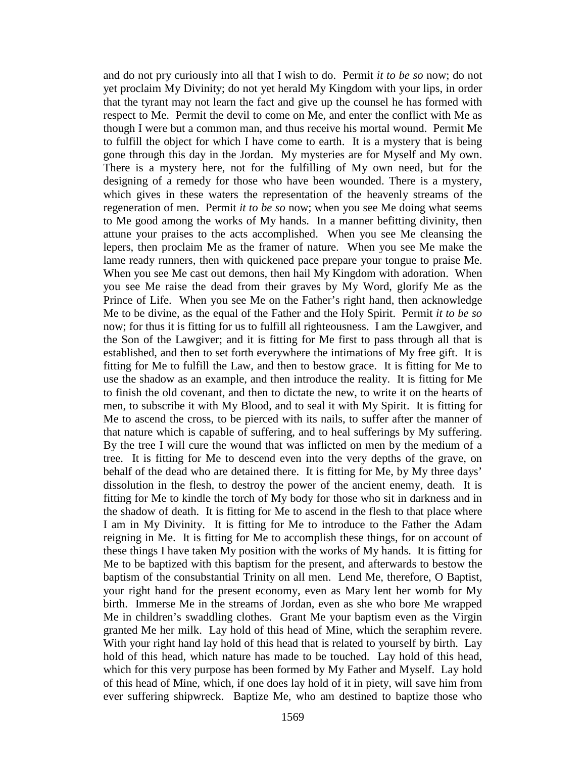and do not pry curiously into all that I wish to do. Permit *it to be so* now; do not yet proclaim My Divinity; do not yet herald My Kingdom with your lips, in order that the tyrant may not learn the fact and give up the counsel he has formed with respect to Me. Permit the devil to come on Me, and enter the conflict with Me as though I were but a common man, and thus receive his mortal wound. Permit Me to fulfill the object for which I have come to earth. It is a mystery that is being gone through this day in the Jordan. My mysteries are for Myself and My own. There is a mystery here, not for the fulfilling of My own need, but for the designing of a remedy for those who have been wounded. There is a mystery, which gives in these waters the representation of the heavenly streams of the regeneration of men. Permit *it to be so* now; when you see Me doing what seems to Me good among the works of My hands. In a manner befitting divinity, then attune your praises to the acts accomplished. When you see Me cleansing the lepers, then proclaim Me as the framer of nature. When you see Me make the lame ready runners, then with quickened pace prepare your tongue to praise Me. When you see Me cast out demons, then hail My Kingdom with adoration. When you see Me raise the dead from their graves by My Word, glorify Me as the Prince of Life. When you see Me on the Father's right hand, then acknowledge Me to be divine, as the equal of the Father and the Holy Spirit. Permit *it to be so* now; for thus it is fitting for us to fulfill all righteousness. I am the Lawgiver, and the Son of the Lawgiver; and it is fitting for Me first to pass through all that is established, and then to set forth everywhere the intimations of My free gift. It is fitting for Me to fulfill the Law, and then to bestow grace. It is fitting for Me to use the shadow as an example, and then introduce the reality. It is fitting for Me to finish the old covenant, and then to dictate the new, to write it on the hearts of men, to subscribe it with My Blood, and to seal it with My Spirit. It is fitting for Me to ascend the cross, to be pierced with its nails, to suffer after the manner of that nature which is capable of suffering, and to heal sufferings by My suffering. By the tree I will cure the wound that was inflicted on men by the medium of a tree. It is fitting for Me to descend even into the very depths of the grave, on behalf of the dead who are detained there. It is fitting for Me, by My three days' dissolution in the flesh, to destroy the power of the ancient enemy, death. It is fitting for Me to kindle the torch of My body for those who sit in darkness and in the shadow of death. It is fitting for Me to ascend in the flesh to that place where I am in My Divinity. It is fitting for Me to introduce to the Father the Adam reigning in Me. It is fitting for Me to accomplish these things, for on account of these things I have taken My position with the works of My hands. It is fitting for Me to be baptized with this baptism for the present, and afterwards to bestow the baptism of the consubstantial Trinity on all men. Lend Me, therefore, O Baptist, your right hand for the present economy, even as Mary lent her womb for My birth. Immerse Me in the streams of Jordan, even as she who bore Me wrapped Me in children's swaddling clothes. Grant Me your baptism even as the Virgin granted Me her milk. Lay hold of this head of Mine, which the seraphim revere. With your right hand lay hold of this head that is related to yourself by birth. Lay hold of this head, which nature has made to be touched. Lay hold of this head, which for this very purpose has been formed by My Father and Myself. Lay hold of this head of Mine, which, if one does lay hold of it in piety, will save him from ever suffering shipwreck. Baptize Me, who am destined to baptize those who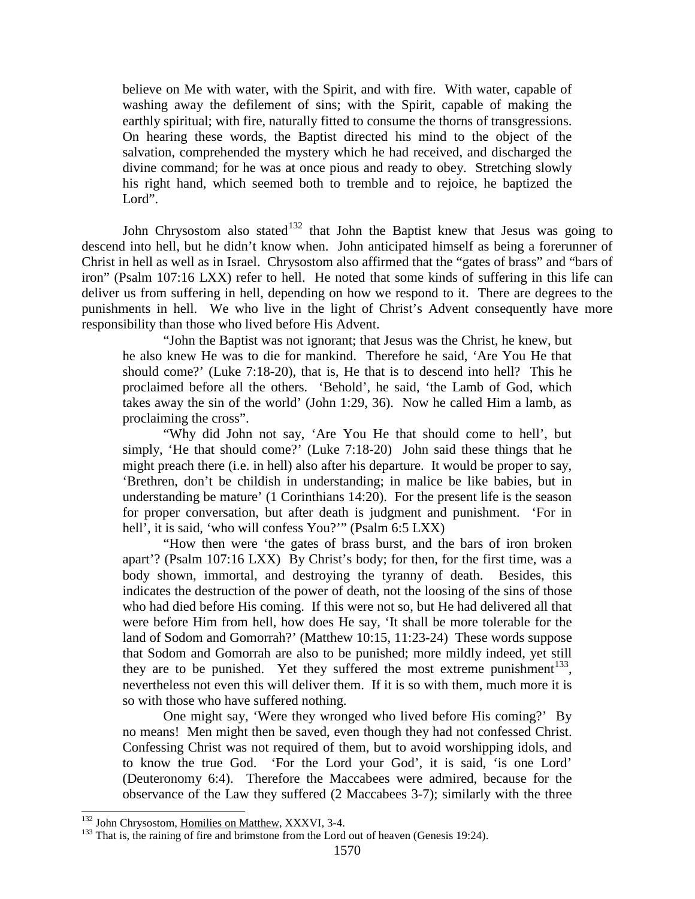believe on Me with water, with the Spirit, and with fire. With water, capable of washing away the defilement of sins; with the Spirit, capable of making the earthly spiritual; with fire, naturally fitted to consume the thorns of transgressions. On hearing these words, the Baptist directed his mind to the object of the salvation, comprehended the mystery which he had received, and discharged the divine command; for he was at once pious and ready to obey. Stretching slowly his right hand, which seemed both to tremble and to rejoice, he baptized the Lord".

John Chrysostom also stated[132] that John the Baptist knew that Jesus was going to descend into hell, but he didn't know when. John anticipated himself as being a forerunner of Christ in hell as well as in Israel. Chrysostom also affirmed that the "gates of brass" and "bars of iron" (Psalm 107:16 LXX) refer to hell. He noted that some kinds of suffering in this life can deliver us from suffering in hell, depending on how we respond to it. There are degrees to the punishments in hell. We who live in the light of Christ's Advent consequently have more responsibility than those who lived before His Advent.

> "John the Baptist was not ignorant; that Jesus was the Christ, he knew, but he also knew He was to die for mankind. Therefore he said, 'Are You He that should come?' (Luke 7:18-20), that is, He that is to descend into hell? This he proclaimed before all the others. 'Behold', he said, 'the Lamb of God, which takes away the sin of the world' (John 1:29, 36). Now he called Him a lamb, as proclaiming the cross".
>
> "Why did John not say, 'Are You He that should come to hell', but simply, 'He that should come?' (Luke 7:18-20) John said these things that he might preach there (i.e. in hell) also after his departure. It would be proper to say, 'Brethren, don't be childish in understanding; in malice be like babies, but in understanding be mature' (1 Corinthians 14:20). For the present life is the season for proper conversation, but after death is judgment and punishment. 'For in hell', it is said, 'who will confess You?'" (Psalm 6:5 LXX)
>
> "How then were 'the gates of brass burst, and the bars of iron broken apart'? (Psalm 107:16 LXX) By Christ's body; for then, for the first time, was a body shown, immortal, and destroying the tyranny of death. Besides, this indicates the destruction of the power of death, not the loosing of the sins of those who had died before His coming. If this were not so, but He had delivered all that were before Him from hell, how does He say, 'It shall be more tolerable for the land of Sodom and Gomorrah?' (Matthew 10:15, 11:23-24) These words suppose that Sodom and Gomorrah are also to be punished; more mildly indeed, yet still they are to be punished. Yet they suffered the most extreme punishment[133], nevertheless not even this will deliver them. If it is so with them, much more it is so with those who have suffered nothing.
>
> One might say, 'Were they wronged who lived before His coming?' By no means! Men might then be saved, even though they had not confessed Christ. Confessing Christ was not required of them, but to avoid worshipping idols, and to know the true God. 'For the Lord your God', it is said, 'is one Lord' (Deuteronomy 6:4). Therefore the Maccabees were admired, because for the observance of the Law they suffered (2 Maccabees 3-7); similarly with the three

---

[132] John Chrysostom, Homilies on Matthew, XXXVI, 3-4.

[133] That is, the raining of fire and brimstone from the Lord out of heaven (Genesis 19:24).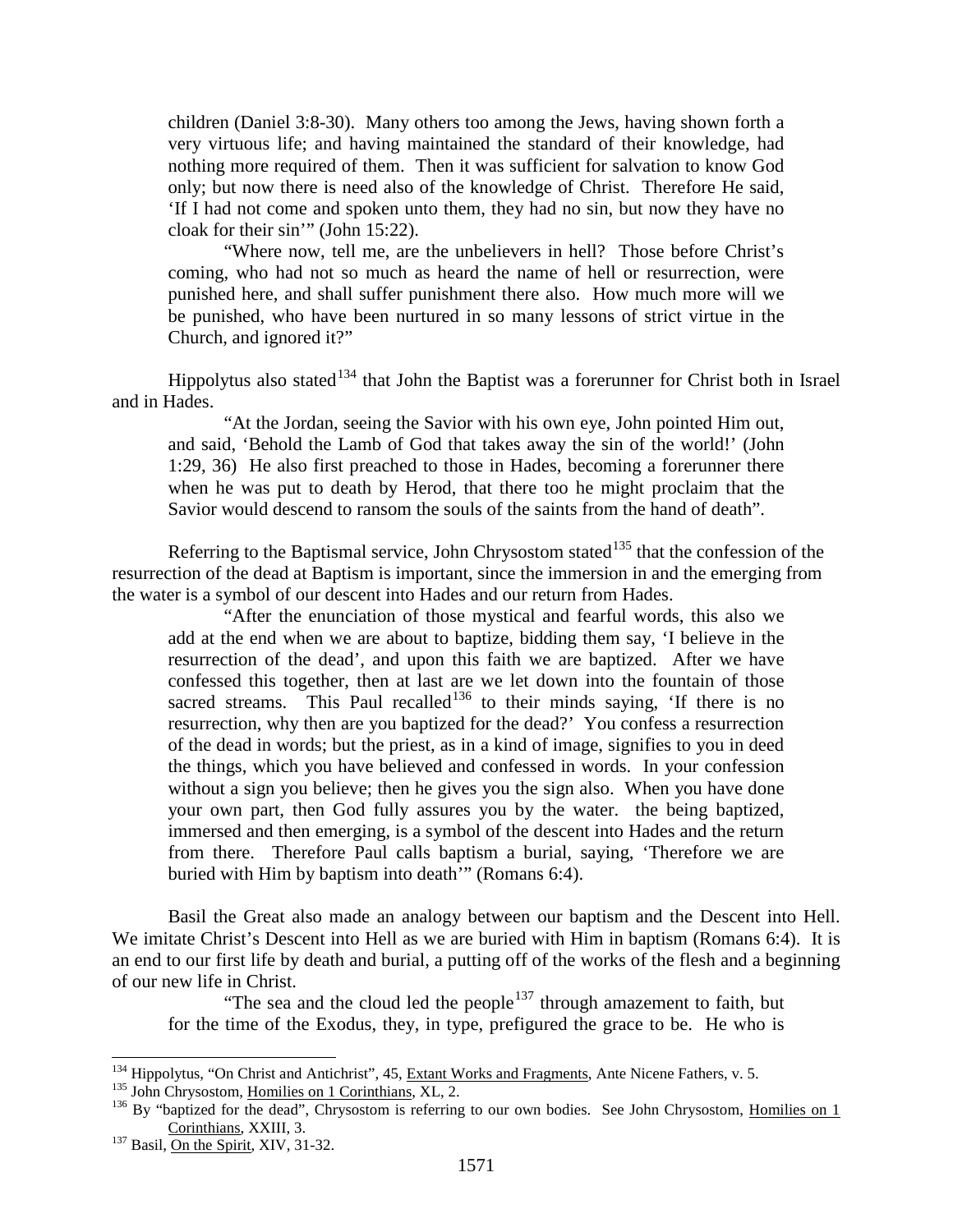children (Daniel 3:8-30). Many others too among the Jews, having shown forth a very virtuous life; and having maintained the standard of their knowledge, had nothing more required of them. Then it was sufficient for salvation to know God only; but now there is need also of the knowledge of Christ. Therefore He said, 'If I had not come and spoken unto them, they had no sin, but now they have no cloak for their sin'" (John 15:22).

> "Where now, tell me, are the unbelievers in hell? Those before Christ's coming, who had not so much as heard the name of hell or resurrection, were punished here, and shall suffer punishment there also. How much more will we be punished, who have been nurtured in so many lessons of strict virtue in the Church, and ignored it?"

Hippolytus also stated[134] that John the Baptist was a forerunner for Christ both in Israel and in Hades.

> "At the Jordan, seeing the Savior with his own eye, John pointed Him out, and said, 'Behold the Lamb of God that takes away the sin of the world!' (John 1:29, 36) He also first preached to those in Hades, becoming a forerunner there when he was put to death by Herod, that there too he might proclaim that the Savior would descend to ransom the souls of the saints from the hand of death".

Referring to the Baptismal service, John Chrysostom stated[135] that the confession of the resurrection of the dead at Baptism is important, since the immersion in and the emerging from the water is a symbol of our descent into Hades and our return from Hades.

> "After the enunciation of those mystical and fearful words, this also we add at the end when we are about to baptize, bidding them say, 'I believe in the resurrection of the dead', and upon this faith we are baptized. After we have confessed this together, then at last are we let down into the fountain of those sacred streams. This Paul recalled[136] to their minds saying, 'If there is no resurrection, why then are you baptized for the dead?' You confess a resurrection of the dead in words; but the priest, as in a kind of image, signifies to you in deed the things, which you have believed and confessed in words. In your confession without a sign you believe; then he gives you the sign also. When you have done your own part, then God fully assures you by the water. the being baptized, immersed and then emerging, is a symbol of the descent into Hades and the return from there. Therefore Paul calls baptism a burial, saying, 'Therefore we are buried with Him by baptism into death'" (Romans 6:4).

Basil the Great also made an analogy between our baptism and the Descent into Hell. We imitate Christ's Descent into Hell as we are buried with Him in baptism (Romans 6:4). It is an end to our first life by death and burial, a putting off of the works of the flesh and a beginning of our new life in Christ.

> "The sea and the cloud led the people[137] through amazement to faith, but for the time of the Exodus, they, in type, prefigured the grace to be. He who is

---

[134] Hippolytus, "On Christ and Antichrist", 45, Extant Works and Fragments, Ante Nicene Fathers, v. 5.

[135] John Chrysostom, Homilies on 1 Corinthians, XL, 2.

[136] By "baptized for the dead", Chrysostom is referring to our own bodies. See John Chrysostom, Homilies on 1 Corinthians, XXIII, 3.

[137] Basil, On the Spirit, XIV, 31-32.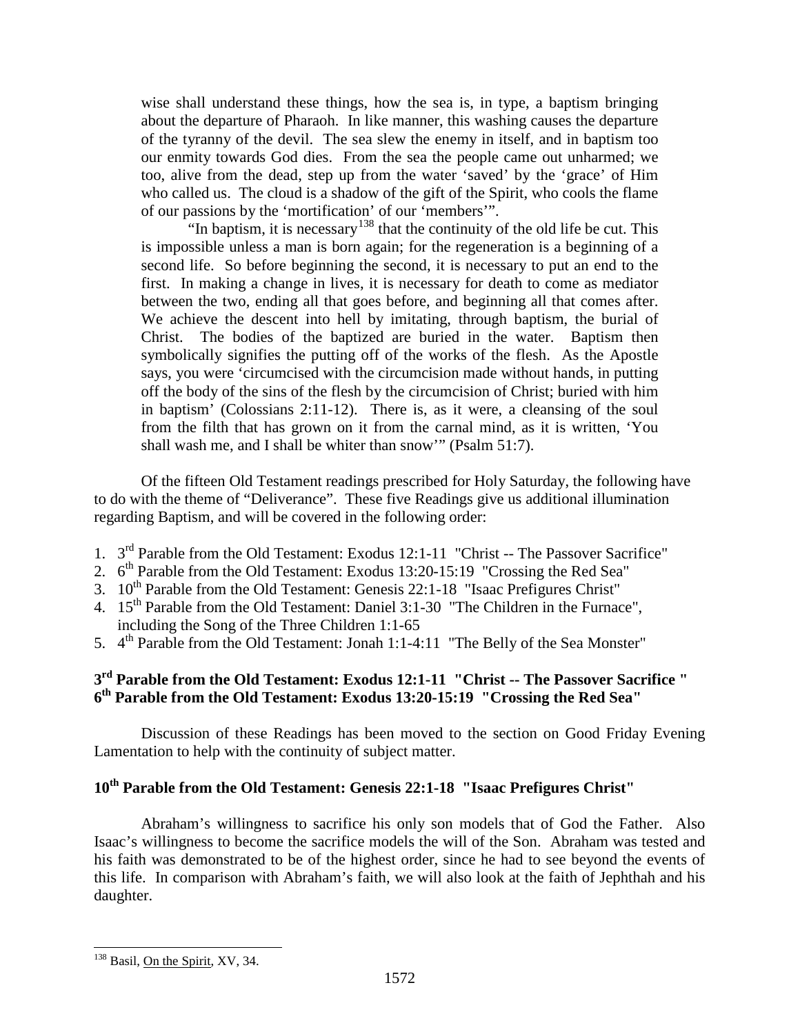> wise shall understand these things, how the sea is, in type, a baptism bringing about the departure of Pharaoh. In like manner, this washing causes the departure of the tyranny of the devil. The sea slew the enemy in itself, and in baptism too our enmity towards God dies. From the sea the people came out unharmed; we too, alive from the dead, step up from the water 'saved' by the 'grace' of Him who called us. The cloud is a shadow of the gift of the Spirit, who cools the flame of our passions by the 'mortification' of our 'members'".
>
> "In baptism, it is necessary[138] that the continuity of the old life be cut. This is impossible unless a man is born again; for the regeneration is a beginning of a second life. So before beginning the second, it is necessary to put an end to the first. In making a change in lives, it is necessary for death to come as mediator between the two, ending all that goes before, and beginning all that comes after. We achieve the descent into hell by imitating, through baptism, the burial of Christ. The bodies of the baptized are buried in the water. Baptism then symbolically signifies the putting off of the works of the flesh. As the Apostle says, you were 'circumcised with the circumcision made without hands, in putting off the body of the sins of the flesh by the circumcision of Christ; buried with him in baptism' (Colossians 2:11-12). There is, as it were, a cleansing of the soul from the filth that has grown on it from the carnal mind, as it is written, 'You shall wash me, and I shall be whiter than snow'" (Psalm 51:7).

Of the fifteen Old Testament readings prescribed for Holy Saturday, the following have to do with the theme of "Deliverance". These five Readings give us additional illumination regarding Baptism, and will be covered in the following order:

1. 3rd Parable from the Old Testament: Exodus 12:1-11 "Christ -- The Passover Sacrifice"
2. 6th Parable from the Old Testament: Exodus 13:20-15:19 "Crossing the Red Sea"
3. 10th Parable from the Old Testament: Genesis 22:1-18 "Isaac Prefigures Christ"
4. 15th Parable from the Old Testament: Daniel 3:1-30 "The Children in the Furnace", including the Song of the Three Children 1:1-65
5. 4th Parable from the Old Testament: Jonah 1:1-4:11 "The Belly of the Sea Monster"

### 3rd Parable from the Old Testament: Exodus 12:1-11 "Christ -- The Passover Sacrifice "
### 6th Parable from the Old Testament: Exodus 13:20-15:19 "Crossing the Red Sea"

Discussion of these Readings has been moved to the section on Good Friday Evening Lamentation to help with the continuity of subject matter.

### 10th Parable from the Old Testament: Genesis 22:1-18 "Isaac Prefigures Christ"

Abraham's willingness to sacrifice his only son models that of God the Father. Also Isaac's willingness to become the sacrifice models the will of the Son. Abraham was tested and his faith was demonstrated to be of the highest order, since he had to see beyond the events of this life. In comparison with Abraham's faith, we will also look at the faith of Jephthah and his daughter.

---

[138] Basil, On the Spirit, XV, 34.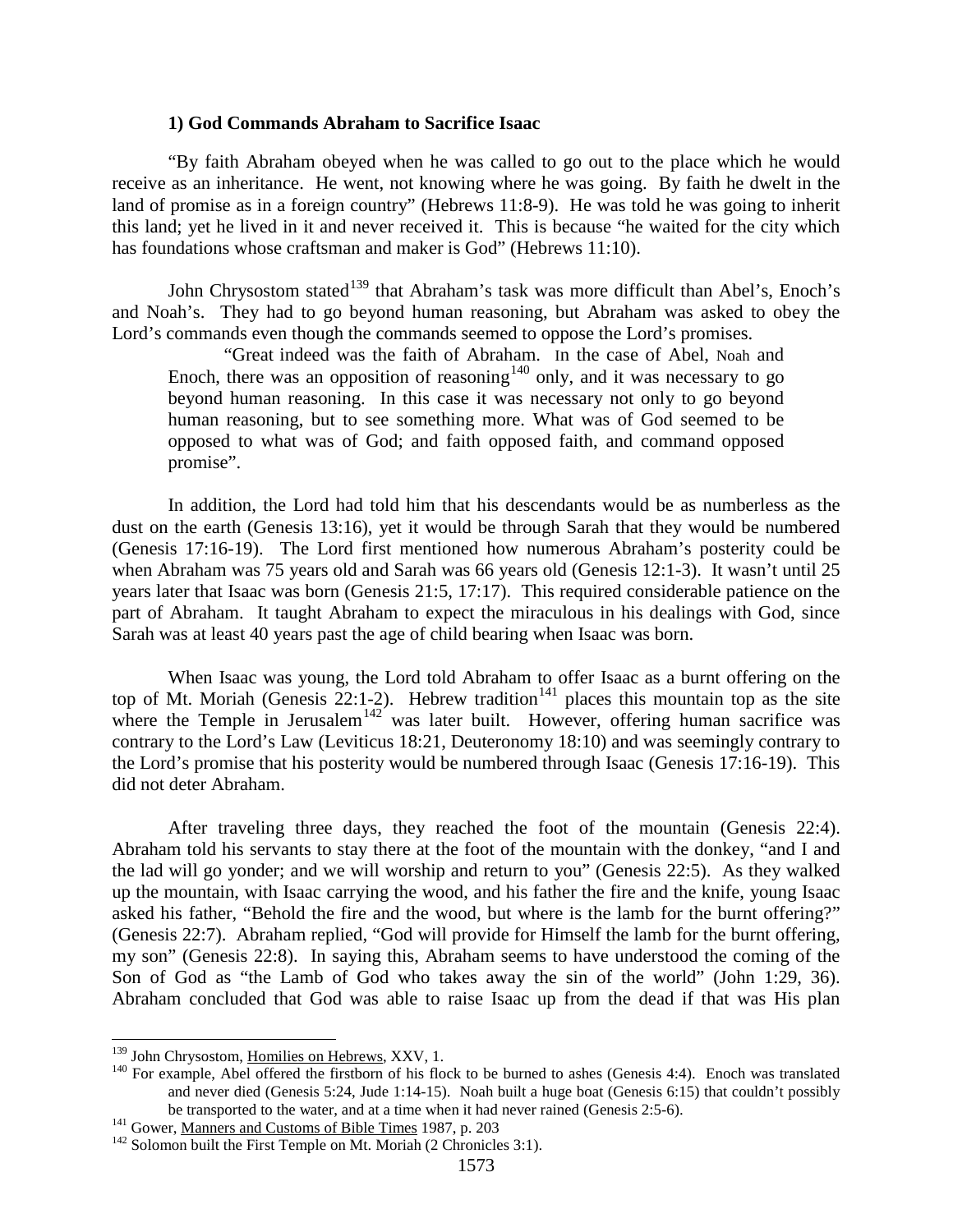### 1) God Commands Abraham to Sacrifice Isaac

"By faith Abraham obeyed when he was called to go out to the place which he would receive as an inheritance. He went, not knowing where he was going. By faith he dwelt in the land of promise as in a foreign country" (Hebrews 11:8-9). He was told he was going to inherit this land; yet he lived in it and never received it. This is because "he waited for the city which has foundations whose craftsman and maker is God" (Hebrews 11:10).

John Chrysostom stated[139] that Abraham's task was more difficult than Abel's, Enoch's and Noah's. They had to go beyond human reasoning, but Abraham was asked to obey the Lord's commands even though the commands seemed to oppose the Lord's promises.

> "Great indeed was the faith of Abraham. In the case of Abel, Noah and Enoch, there was an opposition of reasoning[140] only, and it was necessary to go beyond human reasoning. In this case it was necessary not only to go beyond human reasoning, but to see something more. What was of God seemed to be opposed to what was of God; and faith opposed faith, and command opposed promise".

In addition, the Lord had told him that his descendants would be as numberless as the dust on the earth (Genesis 13:16), yet it would be through Sarah that they would be numbered (Genesis 17:16-19). The Lord first mentioned how numerous Abraham's posterity could be when Abraham was 75 years old and Sarah was 66 years old (Genesis 12:1-3). It wasn't until 25 years later that Isaac was born (Genesis 21:5, 17:17). This required considerable patience on the part of Abraham. It taught Abraham to expect the miraculous in his dealings with God, since Sarah was at least 40 years past the age of child bearing when Isaac was born.

When Isaac was young, the Lord told Abraham to offer Isaac as a burnt offering on the top of Mt. Moriah (Genesis 22:1-2). Hebrew tradition[141] places this mountain top as the site where the Temple in Jerusalem[142] was later built. However, offering human sacrifice was contrary to the Lord's Law (Leviticus 18:21, Deuteronomy 18:10) and was seemingly contrary to the Lord's promise that his posterity would be numbered through Isaac (Genesis 17:16-19). This did not deter Abraham.

After traveling three days, they reached the foot of the mountain (Genesis 22:4). Abraham told his servants to stay there at the foot of the mountain with the donkey, "and I and the lad will go yonder; and we will worship and return to you" (Genesis 22:5). As they walked up the mountain, with Isaac carrying the wood, and his father the fire and the knife, young Isaac asked his father, "Behold the fire and the wood, but where is the lamb for the burnt offering?" (Genesis 22:7). Abraham replied, "God will provide for Himself the lamb for the burnt offering, my son" (Genesis 22:8). In saying this, Abraham seems to have understood the coming of the Son of God as "the Lamb of God who takes away the sin of the world" (John 1:29, 36). Abraham concluded that God was able to raise Isaac up from the dead if that was His plan

---

[139] John Chrysostom, Homilies on Hebrews, XXV, 1.

[140] For example, Abel offered the firstborn of his flock to be burned to ashes (Genesis 4:4). Enoch was translated and never died (Genesis 5:24, Jude 1:14-15). Noah built a huge boat (Genesis 6:15) that couldn't possibly be transported to the water, and at a time when it had never rained (Genesis 2:5-6).

[141] Gower, Manners and Customs of Bible Times 1987, p. 203

[142] Solomon built the First Temple on Mt. Moriah (2 Chronicles 3:1).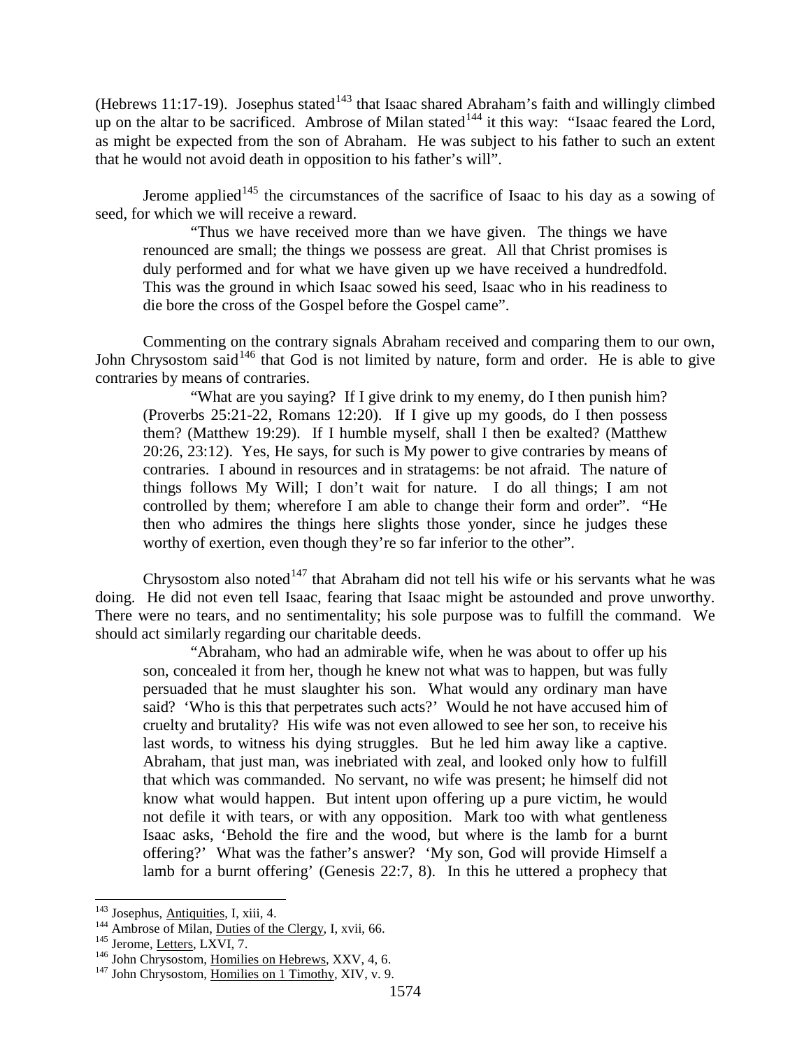(Hebrews 11:17-19). Josephus stated[143] that Isaac shared Abraham's faith and willingly climbed up on the altar to be sacrificed. Ambrose of Milan stated[144] it this way: "Isaac feared the Lord, as might be expected from the son of Abraham. He was subject to his father to such an extent that he would not avoid death in opposition to his father's will".

Jerome applied[145] the circumstances of the sacrifice of Isaac to his day as a sowing of seed, for which we will receive a reward.

> "Thus we have received more than we have given. The things we have renounced are small; the things we possess are great. All that Christ promises is duly performed and for what we have given up we have received a hundredfold. This was the ground in which Isaac sowed his seed, Isaac who in his readiness to die bore the cross of the Gospel before the Gospel came".

Commenting on the contrary signals Abraham received and comparing them to our own, John Chrysostom said[146] that God is not limited by nature, form and order. He is able to give contraries by means of contraries.

> "What are you saying? If I give drink to my enemy, do I then punish him? (Proverbs 25:21-22, Romans 12:20). If I give up my goods, do I then possess them? (Matthew 19:29). If I humble myself, shall I then be exalted? (Matthew 20:26, 23:12). Yes, He says, for such is My power to give contraries by means of contraries. I abound in resources and in stratagems: be not afraid. The nature of things follows My Will; I don't wait for nature. I do all things; I am not controlled by them; wherefore I am able to change their form and order". "He then who admires the things here slights those yonder, since he judges these worthy of exertion, even though they're so far inferior to the other".

Chrysostom also noted[147] that Abraham did not tell his wife or his servants what he was doing. He did not even tell Isaac, fearing that Isaac might be astounded and prove unworthy. There were no tears, and no sentimentality; his sole purpose was to fulfill the command. We should act similarly regarding our charitable deeds.

> "Abraham, who had an admirable wife, when he was about to offer up his son, concealed it from her, though he knew not what was to happen, but was fully persuaded that he must slaughter his son. What would any ordinary man have said? 'Who is this that perpetrates such acts?' Would he not have accused him of cruelty and brutality? His wife was not even allowed to see her son, to receive his last words, to witness his dying struggles. But he led him away like a captive. Abraham, that just man, was inebriated with zeal, and looked only how to fulfill that which was commanded. No servant, no wife was present; he himself did not know what would happen. But intent upon offering up a pure victim, he would not defile it with tears, or with any opposition. Mark too with what gentleness Isaac asks, 'Behold the fire and the wood, but where is the lamb for a burnt offering?' What was the father's answer? 'My son, God will provide Himself a lamb for a burnt offering' (Genesis 22:7, 8). In this he uttered a prophecy that

---

[143] Josephus, Antiquities, I, xiii, 4.

[144] Ambrose of Milan, Duties of the Clergy, I, xvii, 66.

[145] Jerome, Letters, LXVI, 7.

[146] John Chrysostom, Homilies on Hebrews, XXV, 4, 6.

[147] John Chrysostom, Homilies on 1 Timothy, XIV, v. 9.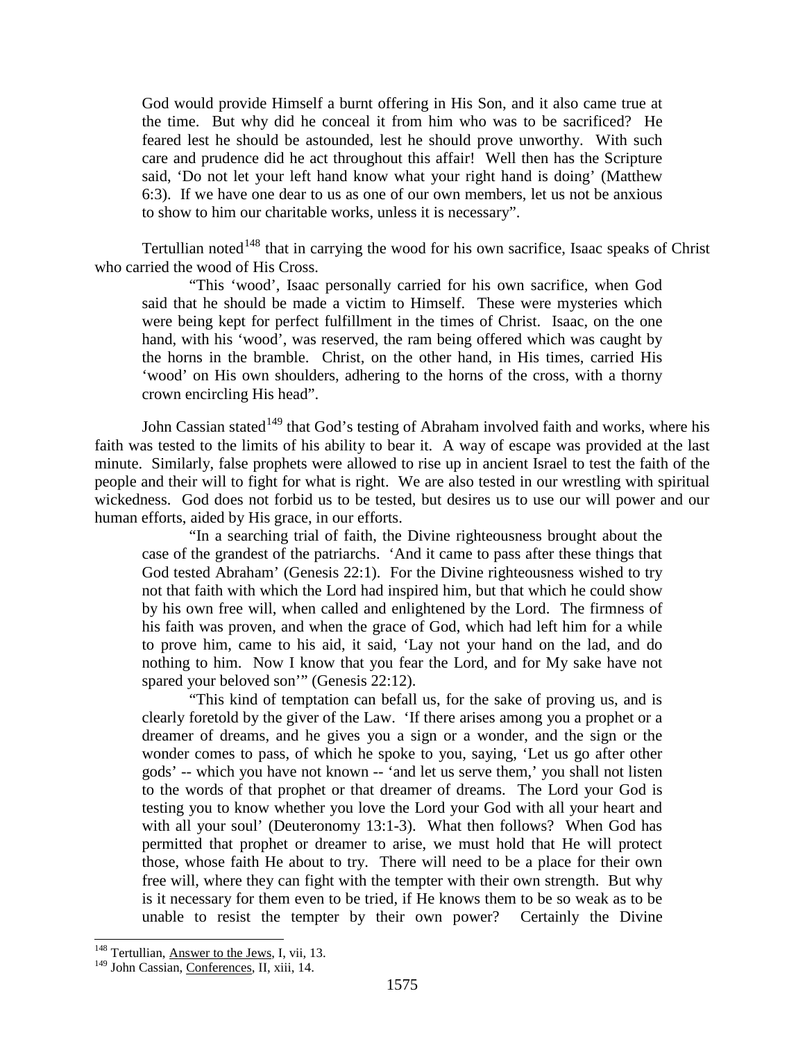God would provide Himself a burnt offering in His Son, and it also came true at the time. But why did he conceal it from him who was to be sacrificed? He feared lest he should be astounded, lest he should prove unworthy. With such care and prudence did he act throughout this affair! Well then has the Scripture said, 'Do not let your left hand know what your right hand is doing' (Matthew 6:3). If we have one dear to us as one of our own members, let us not be anxious to show to him our charitable works, unless it is necessary".

Tertullian noted[148] that in carrying the wood for his own sacrifice, Isaac speaks of Christ who carried the wood of His Cross.

> "This 'wood', Isaac personally carried for his own sacrifice, when God said that he should be made a victim to Himself. These were mysteries which were being kept for perfect fulfillment in the times of Christ. Isaac, on the one hand, with his 'wood', was reserved, the ram being offered which was caught by the horns in the bramble. Christ, on the other hand, in His times, carried His 'wood' on His own shoulders, adhering to the horns of the cross, with a thorny crown encircling His head".

John Cassian stated[149] that God's testing of Abraham involved faith and works, where his faith was tested to the limits of his ability to bear it. A way of escape was provided at the last minute. Similarly, false prophets were allowed to rise up in ancient Israel to test the faith of the people and their will to fight for what is right. We are also tested in our wrestling with spiritual wickedness. God does not forbid us to be tested, but desires us to use our will power and our human efforts, aided by His grace, in our efforts.

> "In a searching trial of faith, the Divine righteousness brought about the case of the grandest of the patriarchs. 'And it came to pass after these things that God tested Abraham' (Genesis 22:1). For the Divine righteousness wished to try not that faith with which the Lord had inspired him, but that which he could show by his own free will, when called and enlightened by the Lord. The firmness of his faith was proven, and when the grace of God, which had left him for a while to prove him, came to his aid, it said, 'Lay not your hand on the lad, and do nothing to him. Now I know that you fear the Lord, and for My sake have not spared your beloved son'" (Genesis 22:12).
>
> "This kind of temptation can befall us, for the sake of proving us, and is clearly foretold by the giver of the Law. 'If there arises among you a prophet or a dreamer of dreams, and he gives you a sign or a wonder, and the sign or the wonder comes to pass, of which he spoke to you, saying, 'Let us go after other gods' -- which you have not known -- 'and let us serve them,' you shall not listen to the words of that prophet or that dreamer of dreams. The Lord your God is testing you to know whether you love the Lord your God with all your heart and with all your soul' (Deuteronomy 13:1-3). What then follows? When God has permitted that prophet or dreamer to arise, we must hold that He will protect those, whose faith He about to try. There will need to be a place for their own free will, where they can fight with the tempter with their own strength. But why is it necessary for them even to be tried, if He knows them to be so weak as to be unable to resist the tempter by their own power? Certainly the Divine

---

[148] Tertullian, Answer to the Jews, I, vii, 13.

[149] John Cassian, Conferences, II, xiii, 14.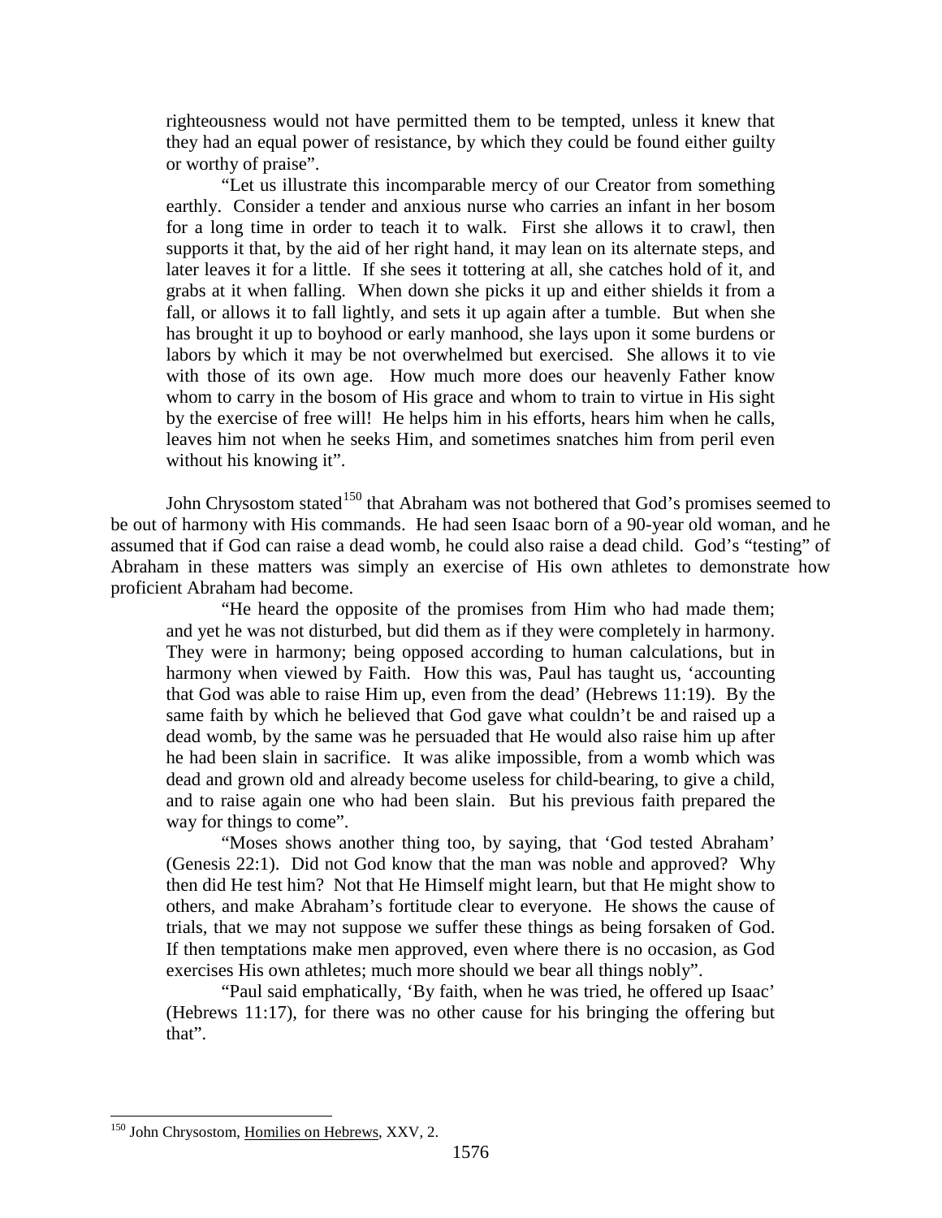righteousness would not have permitted them to be tempted, unless it knew that they had an equal power of resistance, by which they could be found either guilty or worthy of praise".

> "Let us illustrate this incomparable mercy of our Creator from something earthly. Consider a tender and anxious nurse who carries an infant in her bosom for a long time in order to teach it to walk. First she allows it to crawl, then supports it that, by the aid of her right hand, it may lean on its alternate steps, and later leaves it for a little. If she sees it tottering at all, she catches hold of it, and grabs at it when falling. When down she picks it up and either shields it from a fall, or allows it to fall lightly, and sets it up again after a tumble. But when she has brought it up to boyhood or early manhood, she lays upon it some burdens or labors by which it may be not overwhelmed but exercised. She allows it to vie with those of its own age. How much more does our heavenly Father know whom to carry in the bosom of His grace and whom to train to virtue in His sight by the exercise of free will! He helps him in his efforts, hears him when he calls, leaves him not when he seeks Him, and sometimes snatches him from peril even without his knowing it".

John Chrysostom stated[150] that Abraham was not bothered that God's promises seemed to be out of harmony with His commands. He had seen Isaac born of a 90-year old woman, and he assumed that if God can raise a dead womb, he could also raise a dead child. God's "testing" of Abraham in these matters was simply an exercise of His own athletes to demonstrate how proficient Abraham had become.

> "He heard the opposite of the promises from Him who had made them; and yet he was not disturbed, but did them as if they were completely in harmony. They were in harmony; being opposed according to human calculations, but in harmony when viewed by Faith. How this was, Paul has taught us, 'accounting that God was able to raise Him up, even from the dead' (Hebrews 11:19). By the same faith by which he believed that God gave what couldn't be and raised up a dead womb, by the same was he persuaded that He would also raise him up after he had been slain in sacrifice. It was alike impossible, from a womb which was dead and grown old and already become useless for child-bearing, to give a child, and to raise again one who had been slain. But his previous faith prepared the way for things to come".
>
> "Moses shows another thing too, by saying, that 'God tested Abraham' (Genesis 22:1). Did not God know that the man was noble and approved? Why then did He test him? Not that He Himself might learn, but that He might show to others, and make Abraham's fortitude clear to everyone. He shows the cause of trials, that we may not suppose we suffer these things as being forsaken of God. If then temptations make men approved, even where there is no occasion, as God exercises His own athletes; much more should we bear all things nobly".
>
> "Paul said emphatically, 'By faith, when he was tried, he offered up Isaac' (Hebrews 11:17), for there was no other cause for his bringing the offering but that".

---

[150] John Chrysostom, Homilies on Hebrews, XXV, 2.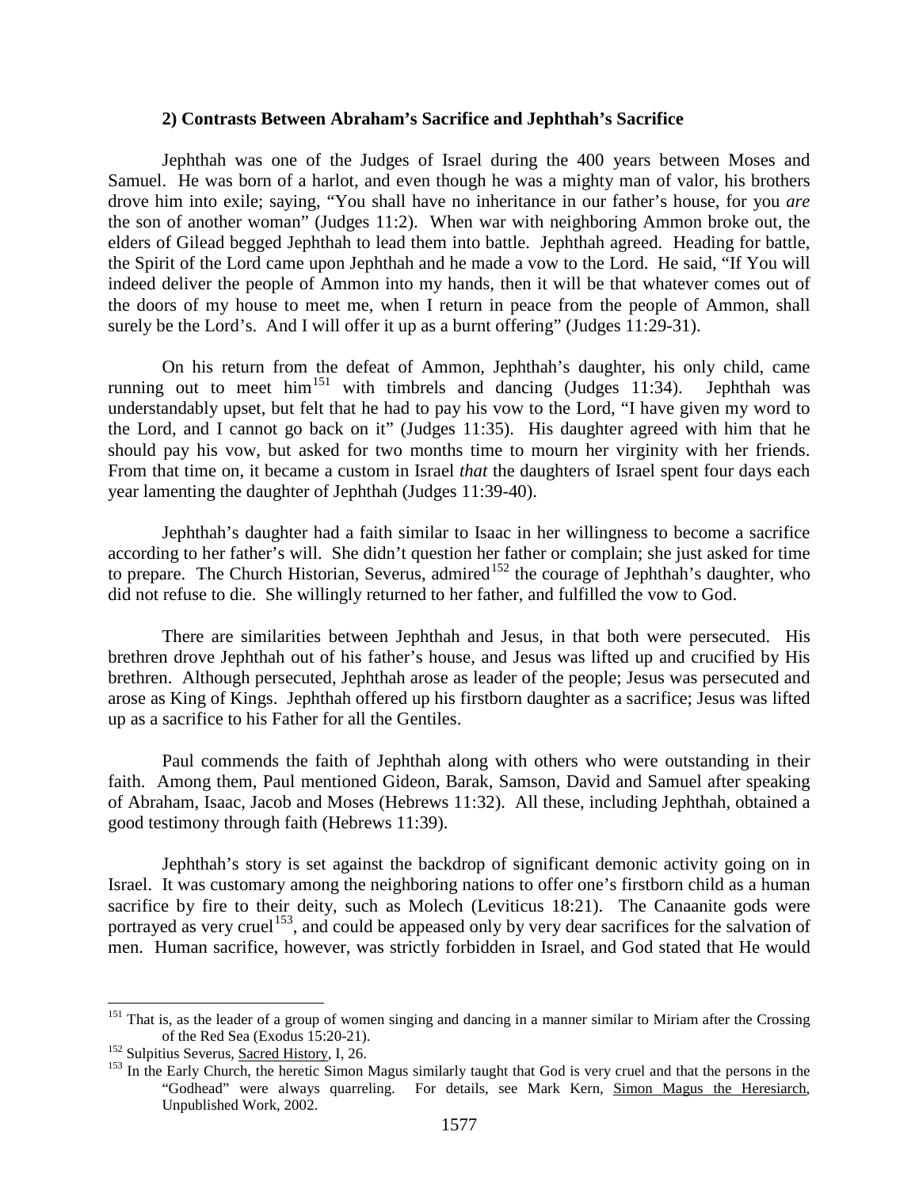### 2) Contrasts Between Abraham's Sacrifice and Jephthah's Sacrifice

Jephthah was one of the Judges of Israel during the 400 years between Moses and Samuel. He was born of a harlot, and even though he was a mighty man of valor, his brothers drove him into exile; saying, "You shall have no inheritance in our father's house, for you *are* the son of another woman" (Judges 11:2). When war with neighboring Ammon broke out, the elders of Gilead begged Jephthah to lead them into battle. Jephthah agreed. Heading for battle, the Spirit of the Lord came upon Jephthah and he made a vow to the Lord. He said, "If You will indeed deliver the people of Ammon into my hands, then it will be that whatever comes out of the doors of my house to meet me, when I return in peace from the people of Ammon, shall surely be the Lord's. And I will offer it up as a burnt offering" (Judges 11:29-31).

On his return from the defeat of Ammon, Jephthah's daughter, his only child, came running out to meet him[151] with timbrels and dancing (Judges 11:34). Jephthah was understandably upset, but felt that he had to pay his vow to the Lord, "I have given my word to the Lord, and I cannot go back on it" (Judges 11:35). His daughter agreed with him that he should pay his vow, but asked for two months time to mourn her virginity with her friends. From that time on, it became a custom in Israel *that* the daughters of Israel spent four days each year lamenting the daughter of Jephthah (Judges 11:39-40).

Jephthah's daughter had a faith similar to Isaac in her willingness to become a sacrifice according to her father's will. She didn't question her father or complain; she just asked for time to prepare. The Church Historian, Severus, admired[152] the courage of Jephthah's daughter, who did not refuse to die. She willingly returned to her father, and fulfilled the vow to God.

There are similarities between Jephthah and Jesus, in that both were persecuted. His brethren drove Jephthah out of his father's house, and Jesus was lifted up and crucified by His brethren. Although persecuted, Jephthah arose as leader of the people; Jesus was persecuted and arose as King of Kings. Jephthah offered up his firstborn daughter as a sacrifice; Jesus was lifted up as a sacrifice to his Father for all the Gentiles.

Paul commends the faith of Jephthah along with others who were outstanding in their faith. Among them, Paul mentioned Gideon, Barak, Samson, David and Samuel after speaking of Abraham, Isaac, Jacob and Moses (Hebrews 11:32). All these, including Jephthah, obtained a good testimony through faith (Hebrews 11:39).

Jephthah's story is set against the backdrop of significant demonic activity going on in Israel. It was customary among the neighboring nations to offer one's firstborn child as a human sacrifice by fire to their deity, such as Molech (Leviticus 18:21). The Canaanite gods were portrayed as very cruel[153], and could be appeased only by very dear sacrifices for the salvation of men. Human sacrifice, however, was strictly forbidden in Israel, and God stated that He would

---

[151] That is, as the leader of a group of women singing and dancing in a manner similar to Miriam after the Crossing of the Red Sea (Exodus 15:20-21).

[152] Sulpitius Severus, Sacred History, I, 26.

[153] In the Early Church, the heretic Simon Magus similarly taught that God is very cruel and that the persons in the "Godhead" were always quarreling. For details, see Mark Kern, Simon Magus the Heresiarch, Unpublished Work, 2002.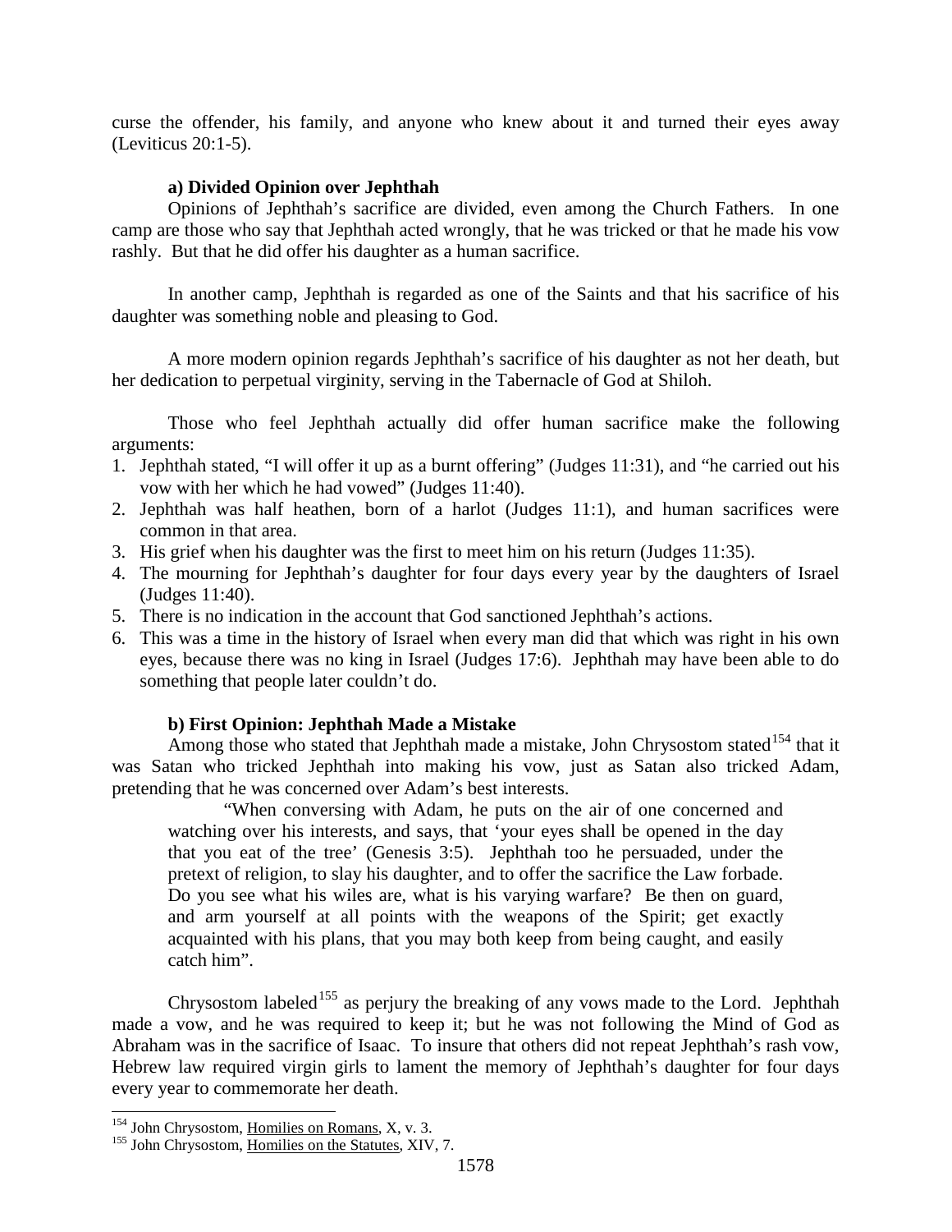curse the offender, his family, and anyone who knew about it and turned their eyes away (Leviticus 20:1-5).

#### a) Divided Opinion over Jephthah

Opinions of Jephthah's sacrifice are divided, even among the Church Fathers. In one camp are those who say that Jephthah acted wrongly, that he was tricked or that he made his vow rashly. But that he did offer his daughter as a human sacrifice.

In another camp, Jephthah is regarded as one of the Saints and that his sacrifice of his daughter was something noble and pleasing to God.

A more modern opinion regards Jephthah's sacrifice of his daughter as not her death, but her dedication to perpetual virginity, serving in the Tabernacle of God at Shiloh.

Those who feel Jephthah actually did offer human sacrifice make the following arguments:

1. Jephthah stated, "I will offer it up as a burnt offering" (Judges 11:31), and "he carried out his vow with her which he had vowed" (Judges 11:40).
2. Jephthah was half heathen, born of a harlot (Judges 11:1), and human sacrifices were common in that area.
3. His grief when his daughter was the first to meet him on his return (Judges 11:35).
4. The mourning for Jephthah's daughter for four days every year by the daughters of Israel (Judges 11:40).
5. There is no indication in the account that God sanctioned Jephthah's actions.
6. This was a time in the history of Israel when every man did that which was right in his own eyes, because there was no king in Israel (Judges 17:6). Jephthah may have been able to do something that people later couldn't do.

#### b) First Opinion: Jephthah Made a Mistake

Among those who stated that Jephthah made a mistake, John Chrysostom stated[154] that it was Satan who tricked Jephthah into making his vow, just as Satan also tricked Adam, pretending that he was concerned over Adam's best interests.

> "When conversing with Adam, he puts on the air of one concerned and watching over his interests, and says, that 'your eyes shall be opened in the day that you eat of the tree' (Genesis 3:5). Jephthah too he persuaded, under the pretext of religion, to slay his daughter, and to offer the sacrifice the Law forbade. Do you see what his wiles are, what is his varying warfare? Be then on guard, and arm yourself at all points with the weapons of the Spirit; get exactly acquainted with his plans, that you may both keep from being caught, and easily catch him".

Chrysostom labeled[155] as perjury the breaking of any vows made to the Lord. Jephthah made a vow, and he was required to keep it; but he was not following the Mind of God as Abraham was in the sacrifice of Isaac. To insure that others did not repeat Jephthah's rash vow, Hebrew law required virgin girls to lament the memory of Jephthah's daughter for four days every year to commemorate her death.

---

[154] John Chrysostom, Homilies on Romans, X, v. 3.

[155] John Chrysostom, Homilies on the Statutes, XIV, 7.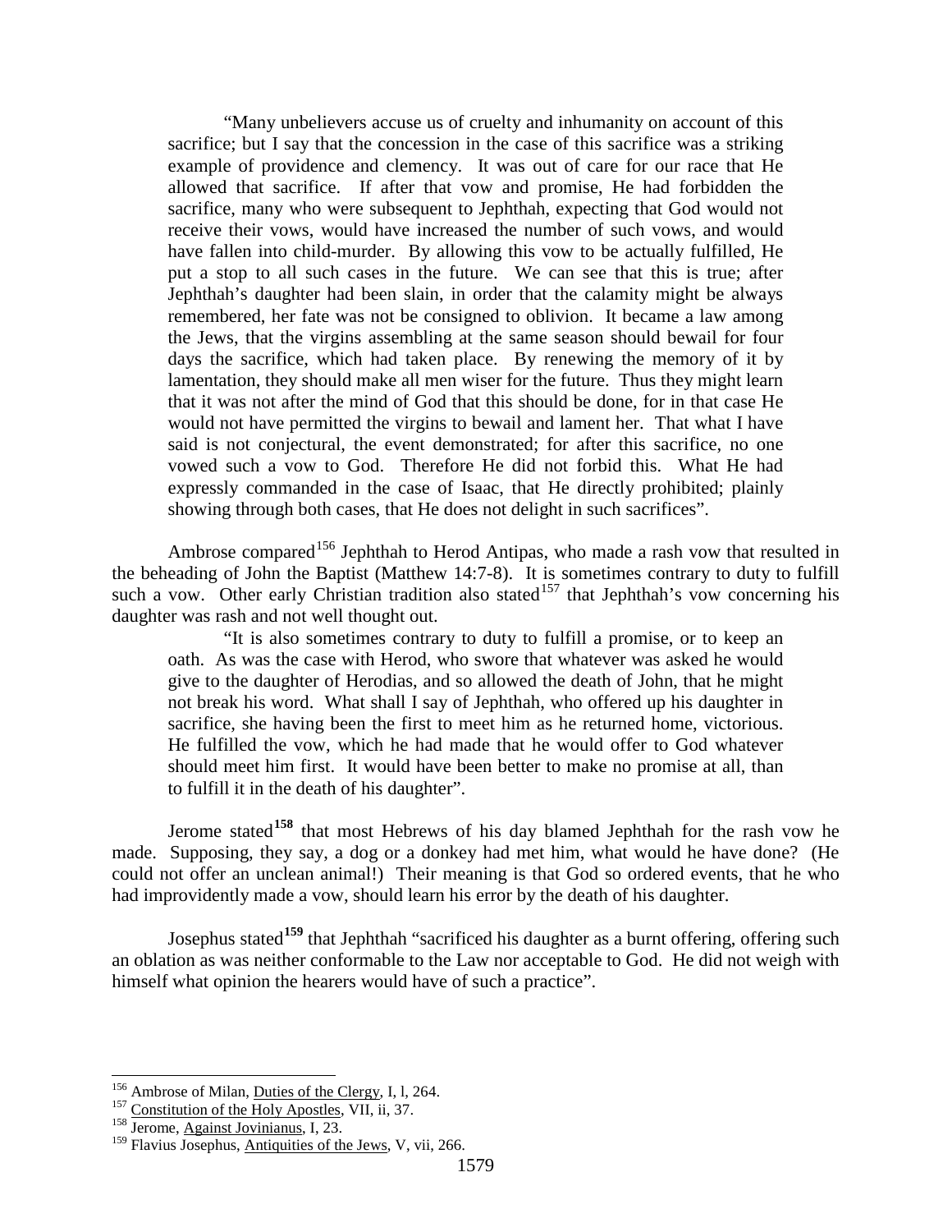> "Many unbelievers accuse us of cruelty and inhumanity on account of this sacrifice; but I say that the concession in the case of this sacrifice was a striking example of providence and clemency. It was out of care for our race that He allowed that sacrifice. If after that vow and promise, He had forbidden the sacrifice, many who were subsequent to Jephthah, expecting that God would not receive their vows, would have increased the number of such vows, and would have fallen into child-murder. By allowing this vow to be actually fulfilled, He put a stop to all such cases in the future. We can see that this is true; after Jephthah's daughter had been slain, in order that the calamity might be always remembered, her fate was not be consigned to oblivion. It became a law among the Jews, that the virgins assembling at the same season should bewail for four days the sacrifice, which had taken place. By renewing the memory of it by lamentation, they should make all men wiser for the future. Thus they might learn that it was not after the mind of God that this should be done, for in that case He would not have permitted the virgins to bewail and lament her. That what I have said is not conjectural, the event demonstrated; for after this sacrifice, no one vowed such a vow to God. Therefore He did not forbid this. What He had expressly commanded in the case of Isaac, that He directly prohibited; plainly showing through both cases, that He does not delight in such sacrifices".

Ambrose compared[156] Jephthah to Herod Antipas, who made a rash vow that resulted in the beheading of John the Baptist (Matthew 14:7-8). It is sometimes contrary to duty to fulfill such a vow. Other early Christian tradition also stated[157] that Jephthah's vow concerning his daughter was rash and not well thought out.

> "It is also sometimes contrary to duty to fulfill a promise, or to keep an oath. As was the case with Herod, who swore that whatever was asked he would give to the daughter of Herodias, and so allowed the death of John, that he might not break his word. What shall I say of Jephthah, who offered up his daughter in sacrifice, she having been the first to meet him as he returned home, victorious. He fulfilled the vow, which he had made that he would offer to God whatever should meet him first. It would have been better to make no promise at all, than to fulfill it in the death of his daughter".

Jerome stated[158] that most Hebrews of his day blamed Jephthah for the rash vow he made. Supposing, they say, a dog or a donkey had met him, what would he have done? (He could not offer an unclean animal!) Their meaning is that God so ordered events, that he who had improvidently made a vow, should learn his error by the death of his daughter.

Josephus stated[159] that Jephthah "sacrificed his daughter as a burnt offering, offering such an oblation as was neither conformable to the Law nor acceptable to God. He did not weigh with himself what opinion the hearers would have of such a practice".

---

[156] Ambrose of Milan, Duties of the Clergy, I, l, 264.
[157] Constitution of the Holy Apostles, VII, ii, 37.
[158] Jerome, Against Jovinianus, I, 23.
[159] Flavius Josephus, Antiquities of the Jews, V, vii, 266.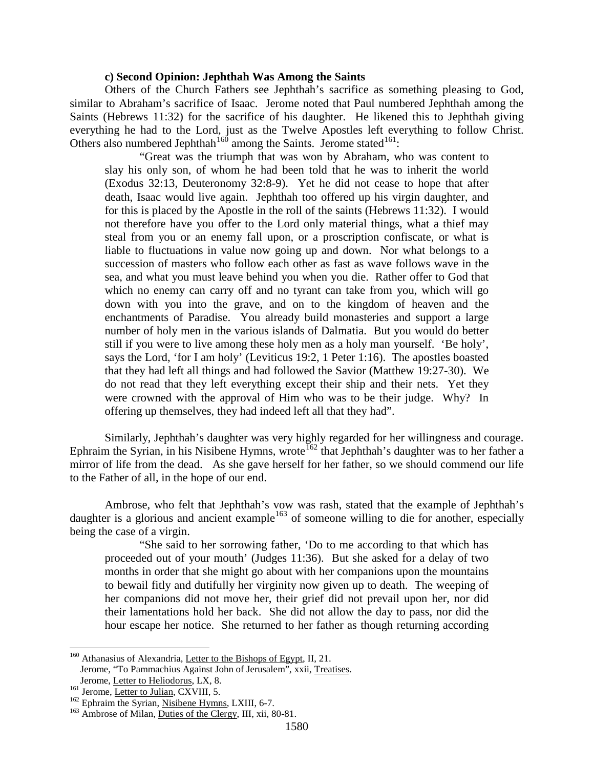**c) Second Opinion: Jephthah Was Among the Saints**

Others of the Church Fathers see Jephthah's sacrifice as something pleasing to God, similar to Abraham's sacrifice of Isaac. Jerome noted that Paul numbered Jephthah among the Saints (Hebrews 11:32) for the sacrifice of his daughter. He likened this to Jephthah giving everything he had to the Lord, just as the Twelve Apostles left everything to follow Christ. Others also numbered Jephthah[160] among the Saints. Jerome stated[161]:

> "Great was the triumph that was won by Abraham, who was content to slay his only son, of whom he had been told that he was to inherit the world (Exodus 32:13, Deuteronomy 32:8-9). Yet he did not cease to hope that after death, Isaac would live again. Jephthah too offered up his virgin daughter, and for this is placed by the Apostle in the roll of the saints (Hebrews 11:32). I would not therefore have you offer to the Lord only material things, what a thief may steal from you or an enemy fall upon, or a proscription confiscate, or what is liable to fluctuations in value now going up and down. Nor what belongs to a succession of masters who follow each other as fast as wave follows wave in the sea, and what you must leave behind you when you die. Rather offer to God that which no enemy can carry off and no tyrant can take from you, which will go down with you into the grave, and on to the kingdom of heaven and the enchantments of Paradise. You already build monasteries and support a large number of holy men in the various islands of Dalmatia. But you would do better still if you were to live among these holy men as a holy man yourself. 'Be holy', says the Lord, 'for I am holy' (Leviticus 19:2, 1 Peter 1:16). The apostles boasted that they had left all things and had followed the Savior (Matthew 19:27-30). We do not read that they left everything except their ship and their nets. Yet they were crowned with the approval of Him who was to be their judge. Why? In offering up themselves, they had indeed left all that they had".

Similarly, Jephthah's daughter was very highly regarded for her willingness and courage. Ephraim the Syrian, in his Nisibene Hymns, wrote[162] that Jephthah's daughter was to her father a mirror of life from the dead. As she gave herself for her father, so we should commend our life to the Father of all, in the hope of our end.

Ambrose, who felt that Jephthah's vow was rash, stated that the example of Jephthah's daughter is a glorious and ancient example[163] of someone willing to die for another, especially being the case of a virgin.

> "She said to her sorrowing father, 'Do to me according to that which has proceeded out of your mouth' (Judges 11:36). But she asked for a delay of two months in order that she might go about with her companions upon the mountains to bewail fitly and dutifully her virginity now given up to death. The weeping of her companions did not move her, their grief did not prevail upon her, nor did their lamentations hold her back. She did not allow the day to pass, nor did the hour escape her notice. She returned to her father as though returning according

---

[160] Athanasius of Alexandria, Letter to the Bishops of Egypt, II, 21.
Jerome, "To Pammachius Against John of Jerusalem", xxii, Treatises.
Jerome, Letter to Heliodorus, LX, 8.

[161] Jerome, Letter to Julian, CXVIII, 5.

[162] Ephraim the Syrian, Nisibene Hymns, LXIII, 6-7.

[163] Ambrose of Milan, Duties of the Clergy, III, xii, 80-81.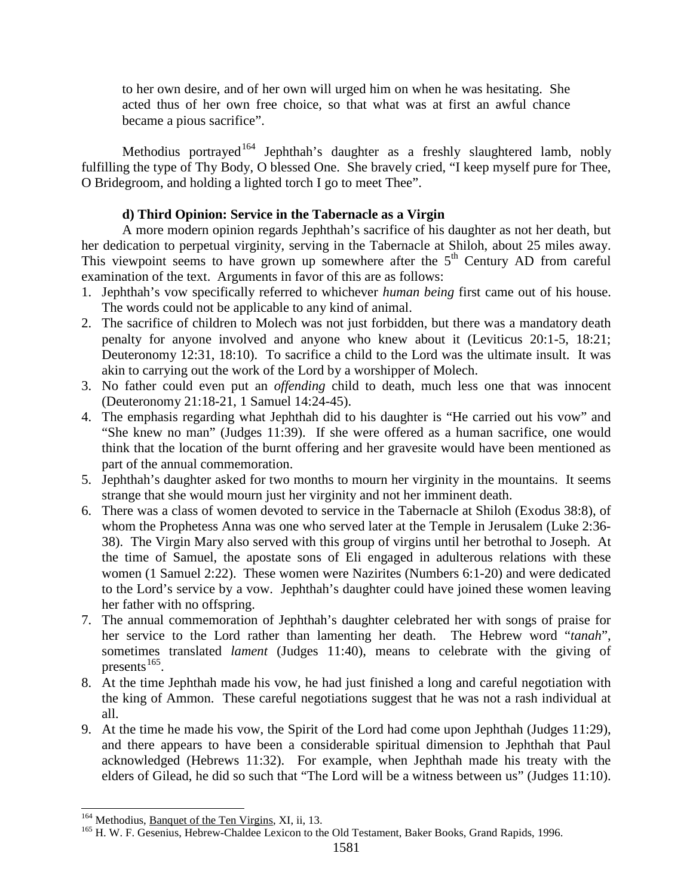to her own desire, and of her own will urged him on when he was hesitating. She acted thus of her own free choice, so that what was at first an awful chance became a pious sacrifice".

Methodius portrayed[164] Jephthah's daughter as a freshly slaughtered lamb, nobly fulfilling the type of Thy Body, O blessed One. She bravely cried, "I keep myself pure for Thee, O Bridegroom, and holding a lighted torch I go to meet Thee".

#### d) Third Opinion: Service in the Tabernacle as a Virgin

A more modern opinion regards Jephthah's sacrifice of his daughter as not her death, but her dedication to perpetual virginity, serving in the Tabernacle at Shiloh, about 25 miles away. This viewpoint seems to have grown up somewhere after the 5th Century AD from careful examination of the text. Arguments in favor of this are as follows:

1. Jephthah's vow specifically referred to whichever *human being* first came out of his house. The words could not be applicable to any kind of animal.
2. The sacrifice of children to Molech was not just forbidden, but there was a mandatory death penalty for anyone involved and anyone who knew about it (Leviticus 20:1-5, 18:21; Deuteronomy 12:31, 18:10). To sacrifice a child to the Lord was the ultimate insult. It was akin to carrying out the work of the Lord by a worshipper of Molech.
3. No father could even put an *offending* child to death, much less one that was innocent (Deuteronomy 21:18-21, 1 Samuel 14:24-45).
4. The emphasis regarding what Jephthah did to his daughter is "He carried out his vow" and "She knew no man" (Judges 11:39). If she were offered as a human sacrifice, one would think that the location of the burnt offering and her gravesite would have been mentioned as part of the annual commemoration.
5. Jephthah's daughter asked for two months to mourn her virginity in the mountains. It seems strange that she would mourn just her virginity and not her imminent death.
6. There was a class of women devoted to service in the Tabernacle at Shiloh (Exodus 38:8), of whom the Prophetess Anna was one who served later at the Temple in Jerusalem (Luke 2:36-38). The Virgin Mary also served with this group of virgins until her betrothal to Joseph. At the time of Samuel, the apostate sons of Eli engaged in adulterous relations with these women (1 Samuel 2:22). These women were Nazirites (Numbers 6:1-20) and were dedicated to the Lord's service by a vow. Jephthah's daughter could have joined these women leaving her father with no offspring.
7. The annual commemoration of Jephthah's daughter celebrated her with songs of praise for her service to the Lord rather than lamenting her death. The Hebrew word "*tanah*", sometimes translated *lament* (Judges 11:40), means to celebrate with the giving of presents[165].
8. At the time Jephthah made his vow, he had just finished a long and careful negotiation with the king of Ammon. These careful negotiations suggest that he was not a rash individual at all.
9. At the time he made his vow, the Spirit of the Lord had come upon Jephthah (Judges 11:29), and there appears to have been a considerable spiritual dimension to Jephthah that Paul acknowledged (Hebrews 11:32). For example, when Jephthah made his treaty with the elders of Gilead, he did so such that "The Lord will be a witness between us" (Judges 11:10).

[164] Methodius, Banquet of the Ten Virgins, XI, ii, 13.
[165] H. W. F. Gesenius, Hebrew-Chaldee Lexicon to the Old Testament, Baker Books, Grand Rapids, 1996.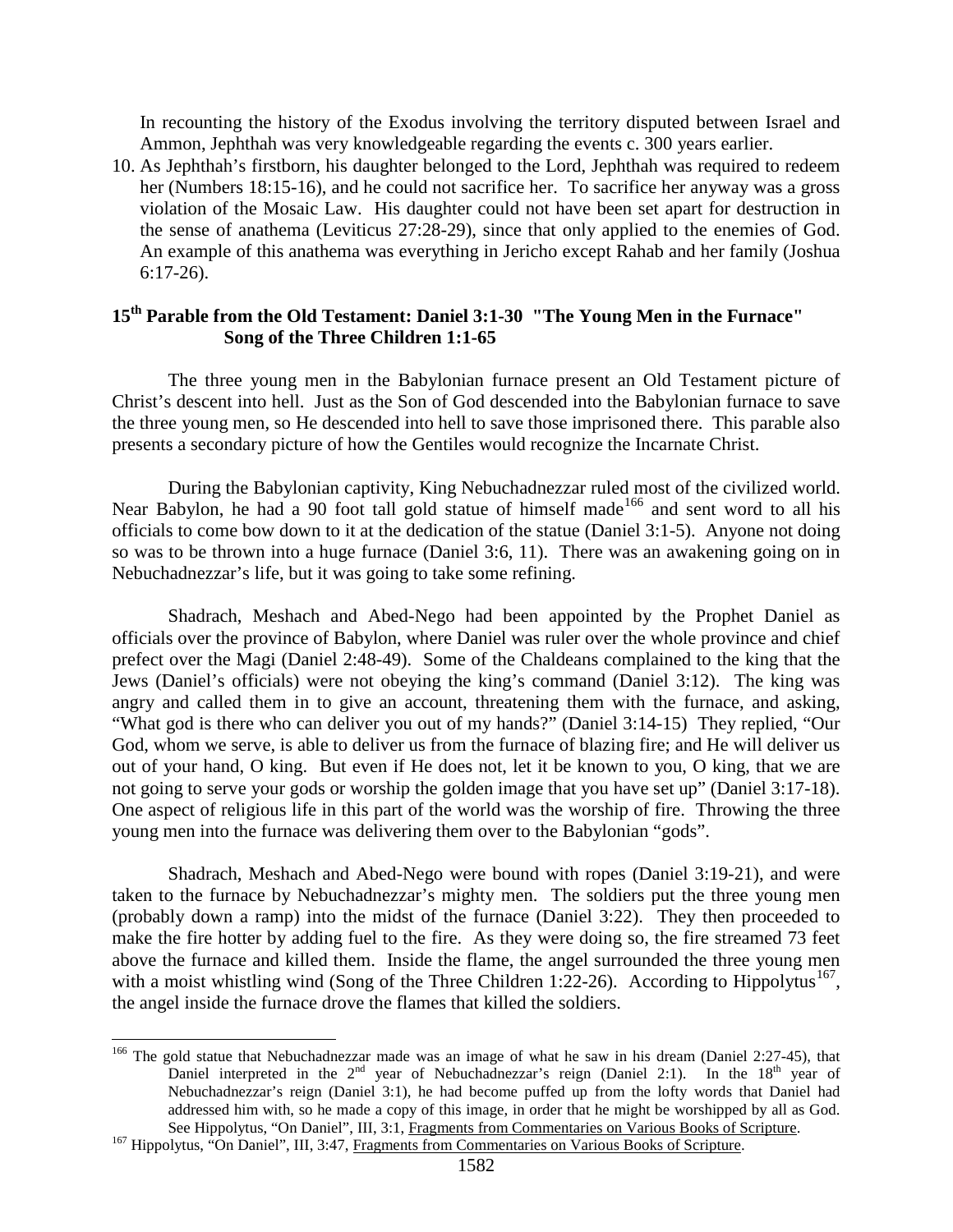In recounting the history of the Exodus involving the territory disputed between Israel and Ammon, Jephthah was very knowledgeable regarding the events c. 300 years earlier.

10. As Jephthah's firstborn, his daughter belonged to the Lord, Jephthah was required to redeem her (Numbers 18:15-16), and he could not sacrifice her. To sacrifice her anyway was a gross violation of the Mosaic Law. His daughter could not have been set apart for destruction in the sense of anathema (Leviticus 27:28-29), since that only applied to the enemies of God. An example of this anathema was everything in Jericho except Rahab and her family (Joshua 6:17-26).

### 15th Parable from the Old Testament: Daniel 3:1-30 "The Young Men in the Furnace" Song of the Three Children 1:1-65

The three young men in the Babylonian furnace present an Old Testament picture of Christ's descent into hell. Just as the Son of God descended into the Babylonian furnace to save the three young men, so He descended into hell to save those imprisoned there. This parable also presents a secondary picture of how the Gentiles would recognize the Incarnate Christ.

During the Babylonian captivity, King Nebuchadnezzar ruled most of the civilized world. Near Babylon, he had a 90 foot tall gold statue of himself made[166] and sent word to all his officials to come bow down to it at the dedication of the statue (Daniel 3:1-5). Anyone not doing so was to be thrown into a huge furnace (Daniel 3:6, 11). There was an awakening going on in Nebuchadnezzar's life, but it was going to take some refining.

Shadrach, Meshach and Abed-Nego had been appointed by the Prophet Daniel as officials over the province of Babylon, where Daniel was ruler over the whole province and chief prefect over the Magi (Daniel 2:48-49). Some of the Chaldeans complained to the king that the Jews (Daniel's officials) were not obeying the king's command (Daniel 3:12). The king was angry and called them in to give an account, threatening them with the furnace, and asking, "What god is there who can deliver you out of my hands?" (Daniel 3:14-15) They replied, "Our God, whom we serve, is able to deliver us from the furnace of blazing fire; and He will deliver us out of your hand, O king. But even if He does not, let it be known to you, O king, that we are not going to serve your gods or worship the golden image that you have set up" (Daniel 3:17-18). One aspect of religious life in this part of the world was the worship of fire. Throwing the three young men into the furnace was delivering them over to the Babylonian "gods".

Shadrach, Meshach and Abed-Nego were bound with ropes (Daniel 3:19-21), and were taken to the furnace by Nebuchadnezzar's mighty men. The soldiers put the three young men (probably down a ramp) into the midst of the furnace (Daniel 3:22). They then proceeded to make the fire hotter by adding fuel to the fire. As they were doing so, the fire streamed 73 feet above the furnace and killed them. Inside the flame, the angel surrounded the three young men with a moist whistling wind (Song of the Three Children 1:22-26). According to Hippolytus[167], the angel inside the furnace drove the flames that killed the soldiers.

---

[166] The gold statue that Nebuchadnezzar made was an image of what he saw in his dream (Daniel 2:27-45), that Daniel interpreted in the 2nd year of Nebuchadnezzar's reign (Daniel 2:1). In the 18th year of Nebuchadnezzar's reign (Daniel 3:1), he had become puffed up from the lofty words that Daniel had addressed him with, so he made a copy of this image, in order that he might be worshipped by all as God. See Hippolytus, "On Daniel", III, 3:1, Fragments from Commentaries on Various Books of Scripture.

[167] Hippolytus, "On Daniel", III, 3:47, Fragments from Commentaries on Various Books of Scripture.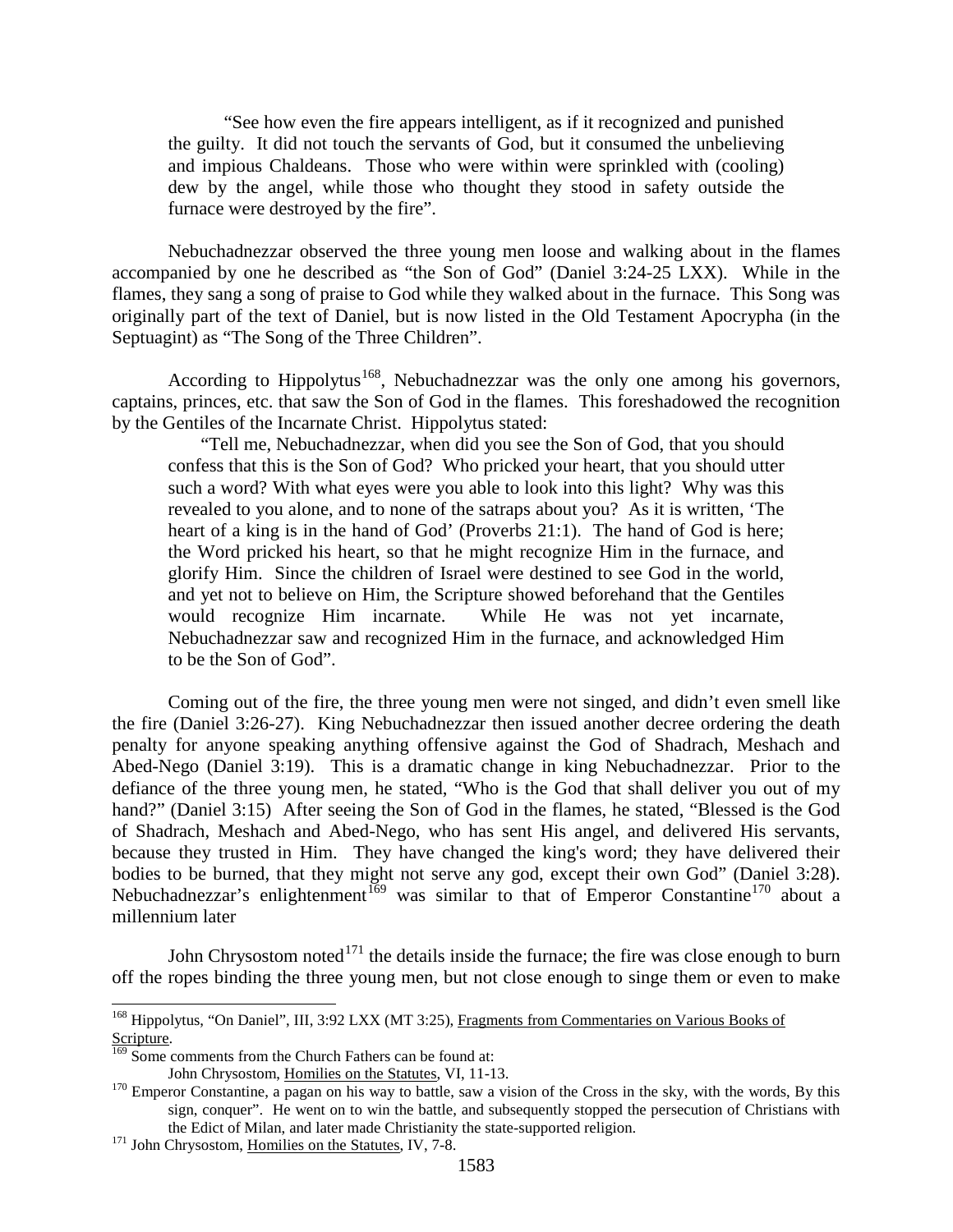> "See how even the fire appears intelligent, as if it recognized and punished the guilty. It did not touch the servants of God, but it consumed the unbelieving and impious Chaldeans. Those who were within were sprinkled with (cooling) dew by the angel, while those who thought they stood in safety outside the furnace were destroyed by the fire".

Nebuchadnezzar observed the three young men loose and walking about in the flames accompanied by one he described as "the Son of God" (Daniel 3:24-25 LXX). While in the flames, they sang a song of praise to God while they walked about in the furnace. This Song was originally part of the text of Daniel, but is now listed in the Old Testament Apocrypha (in the Septuagint) as "The Song of the Three Children".

According to Hippolytus[168], Nebuchadnezzar was the only one among his governors, captains, princes, etc. that saw the Son of God in the flames. This foreshadowed the recognition by the Gentiles of the Incarnate Christ. Hippolytus stated:

> "Tell me, Nebuchadnezzar, when did you see the Son of God, that you should confess that this is the Son of God? Who pricked your heart, that you should utter such a word? With what eyes were you able to look into this light? Why was this revealed to you alone, and to none of the satraps about you? As it is written, 'The heart of a king is in the hand of God' (Proverbs 21:1). The hand of God is here; the Word pricked his heart, so that he might recognize Him in the furnace, and glorify Him. Since the children of Israel were destined to see God in the world, and yet not to believe on Him, the Scripture showed beforehand that the Gentiles would recognize Him incarnate. While He was not yet incarnate, Nebuchadnezzar saw and recognized Him in the furnace, and acknowledged Him to be the Son of God".

Coming out of the fire, the three young men were not singed, and didn't even smell like the fire (Daniel 3:26-27). King Nebuchadnezzar then issued another decree ordering the death penalty for anyone speaking anything offensive against the God of Shadrach, Meshach and Abed-Nego (Daniel 3:19). This is a dramatic change in king Nebuchadnezzar. Prior to the defiance of the three young men, he stated, "Who is the God that shall deliver you out of my hand?" (Daniel 3:15) After seeing the Son of God in the flames, he stated, "Blessed is the God of Shadrach, Meshach and Abed-Nego, who has sent His angel, and delivered His servants, because they trusted in Him. They have changed the king's word; they have delivered their bodies to be burned, that they might not serve any god, except their own God" (Daniel 3:28). Nebuchadnezzar's enlightenment[169] was similar to that of Emperor Constantine[170] about a millennium later

John Chrysostom noted[171] the details inside the furnace; the fire was close enough to burn off the ropes binding the three young men, but not close enough to singe them or even to make

---

[168] Hippolytus, "On Daniel", III, 3:92 LXX (MT 3:25), Fragments from Commentaries on Various Books of Scripture.

[169] Some comments from the Church Fathers can be found at:
John Chrysostom, Homilies on the Statutes, VI, 11-13.

[170] Emperor Constantine, a pagan on his way to battle, saw a vision of the Cross in the sky, with the words, By this sign, conquer". He went on to win the battle, and subsequently stopped the persecution of Christians with the Edict of Milan, and later made Christianity the state-supported religion.

[171] John Chrysostom, Homilies on the Statutes, IV, 7-8.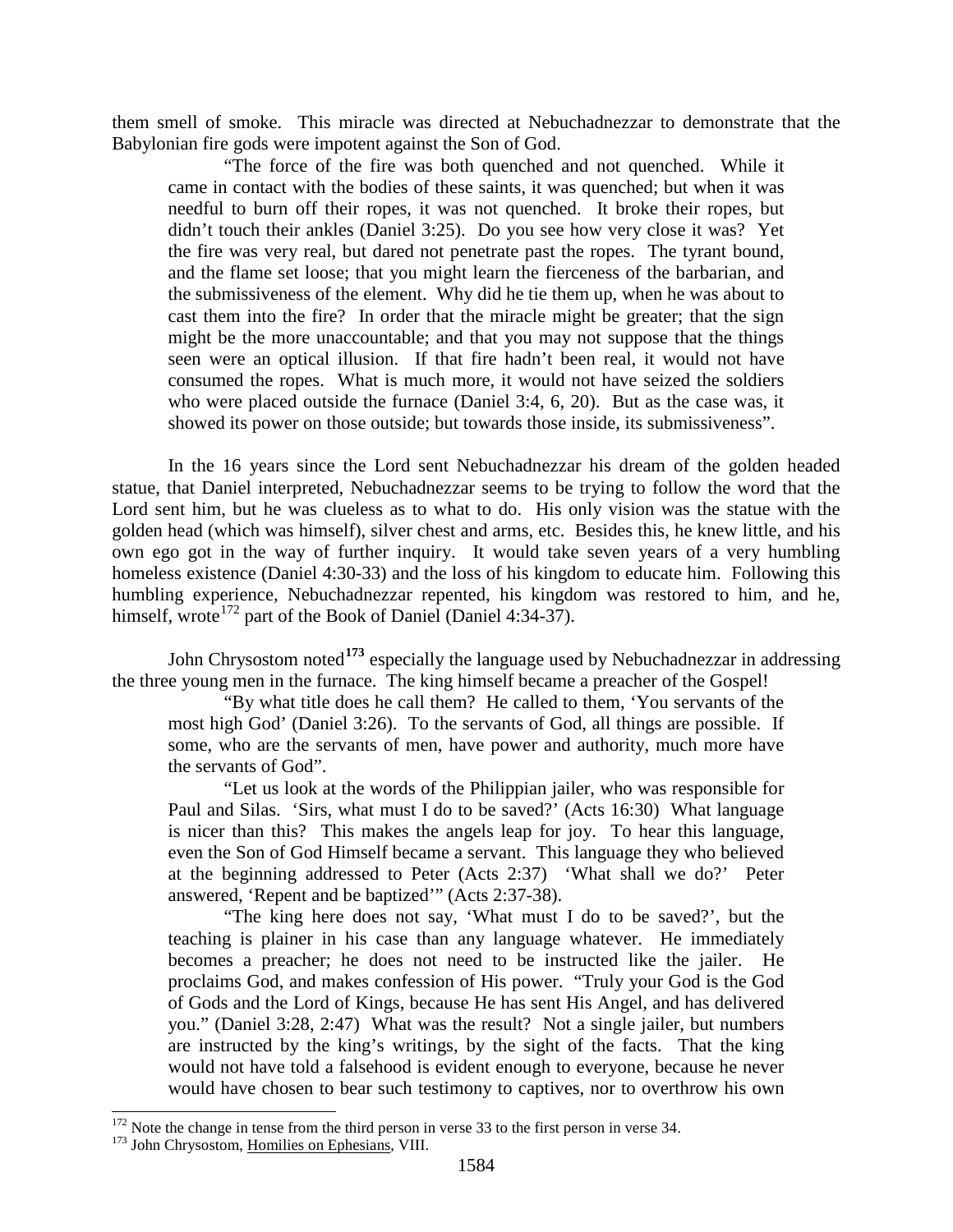them smell of smoke. This miracle was directed at Nebuchadnezzar to demonstrate that the Babylonian fire gods were impotent against the Son of God.

> "The force of the fire was both quenched and not quenched. While it came in contact with the bodies of these saints, it was quenched; but when it was needful to burn off their ropes, it was not quenched. It broke their ropes, but didn't touch their ankles (Daniel 3:25). Do you see how very close it was? Yet the fire was very real, but dared not penetrate past the ropes. The tyrant bound, and the flame set loose; that you might learn the fierceness of the barbarian, and the submissiveness of the element. Why did he tie them up, when he was about to cast them into the fire? In order that the miracle might be greater; that the sign might be the more unaccountable; and that you may not suppose that the things seen were an optical illusion. If that fire hadn't been real, it would not have consumed the ropes. What is much more, it would not have seized the soldiers who were placed outside the furnace (Daniel 3:4, 6, 20). But as the case was, it showed its power on those outside; but towards those inside, its submissiveness".

In the 16 years since the Lord sent Nebuchadnezzar his dream of the golden headed statue, that Daniel interpreted, Nebuchadnezzar seems to be trying to follow the word that the Lord sent him, but he was clueless as to what to do. His only vision was the statue with the golden head (which was himself), silver chest and arms, etc. Besides this, he knew little, and his own ego got in the way of further inquiry. It would take seven years of a very humbling homeless existence (Daniel 4:30-33) and the loss of his kingdom to educate him. Following this humbling experience, Nebuchadnezzar repented, his kingdom was restored to him, and he, himself, wrote[172] part of the Book of Daniel (Daniel 4:34-37).

John Chrysostom noted[173] especially the language used by Nebuchadnezzar in addressing the three young men in the furnace. The king himself became a preacher of the Gospel!

> "By what title does he call them? He called to them, 'You servants of the most high God' (Daniel 3:26). To the servants of God, all things are possible. If some, who are the servants of men, have power and authority, much more have the servants of God".
>
> "Let us look at the words of the Philippian jailer, who was responsible for Paul and Silas. 'Sirs, what must I do to be saved?' (Acts 16:30) What language is nicer than this? This makes the angels leap for joy. To hear this language, even the Son of God Himself became a servant. This language they who believed at the beginning addressed to Peter (Acts 2:37) 'What shall we do?' Peter answered, 'Repent and be baptized'" (Acts 2:37-38).
>
> "The king here does not say, 'What must I do to be saved?', but the teaching is plainer in his case than any language whatever. He immediately becomes a preacher; he does not need to be instructed like the jailer. He proclaims God, and makes confession of His power. "Truly your God is the God of Gods and the Lord of Kings, because He has sent His Angel, and has delivered you." (Daniel 3:28, 2:47) What was the result? Not a single jailer, but numbers are instructed by the king's writings, by the sight of the facts. That the king would not have told a falsehood is evident enough to everyone, because he never would have chosen to bear such testimony to captives, nor to overthrow his own

---

[172] Note the change in tense from the third person in verse 33 to the first person in verse 34.

[173] John Chrysostom, Homilies on Ephesians, VIII.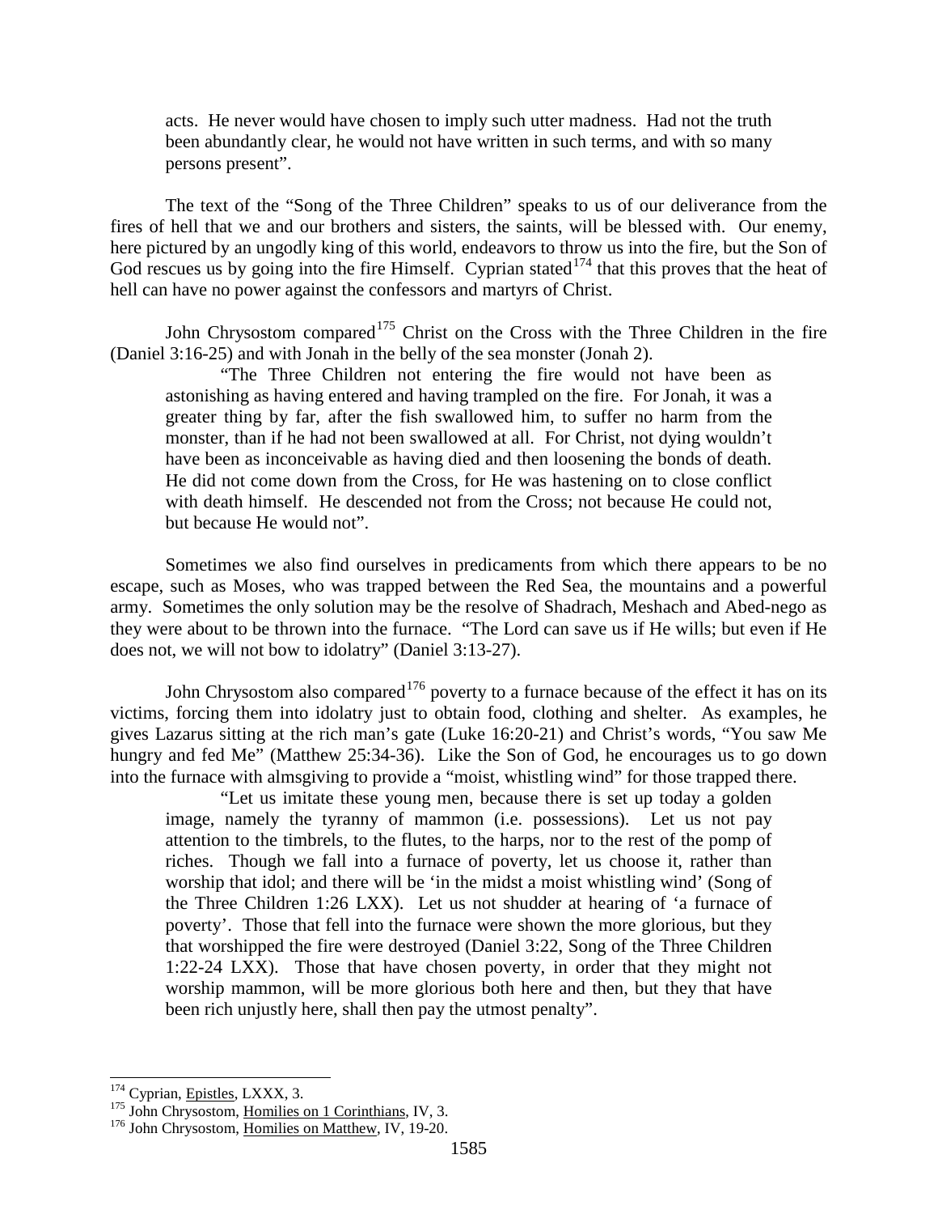> acts. He never would have chosen to imply such utter madness. Had not the truth been abundantly clear, he would not have written in such terms, and with so many persons present".

The text of the "Song of the Three Children" speaks to us of our deliverance from the fires of hell that we and our brothers and sisters, the saints, will be blessed with. Our enemy, here pictured by an ungodly king of this world, endeavors to throw us into the fire, but the Son of God rescues us by going into the fire Himself. Cyprian stated[174] that this proves that the heat of hell can have no power against the confessors and martyrs of Christ.

John Chrysostom compared[175] Christ on the Cross with the Three Children in the fire (Daniel 3:16-25) and with Jonah in the belly of the sea monster (Jonah 2).

> "The Three Children not entering the fire would not have been as astonishing as having entered and having trampled on the fire. For Jonah, it was a greater thing by far, after the fish swallowed him, to suffer no harm from the monster, than if he had not been swallowed at all. For Christ, not dying wouldn't have been as inconceivable as having died and then loosening the bonds of death. He did not come down from the Cross, for He was hastening on to close conflict with death himself. He descended not from the Cross; not because He could not, but because He would not".

Sometimes we also find ourselves in predicaments from which there appears to be no escape, such as Moses, who was trapped between the Red Sea, the mountains and a powerful army. Sometimes the only solution may be the resolve of Shadrach, Meshach and Abed-nego as they were about to be thrown into the furnace. "The Lord can save us if He wills; but even if He does not, we will not bow to idolatry" (Daniel 3:13-27).

John Chrysostom also compared[176] poverty to a furnace because of the effect it has on its victims, forcing them into idolatry just to obtain food, clothing and shelter. As examples, he gives Lazarus sitting at the rich man's gate (Luke 16:20-21) and Christ's words, "You saw Me hungry and fed Me" (Matthew 25:34-36). Like the Son of God, he encourages us to go down into the furnace with almsgiving to provide a "moist, whistling wind" for those trapped there.

> "Let us imitate these young men, because there is set up today a golden image, namely the tyranny of mammon (i.e. possessions). Let us not pay attention to the timbrels, to the flutes, to the harps, nor to the rest of the pomp of riches. Though we fall into a furnace of poverty, let us choose it, rather than worship that idol; and there will be 'in the midst a moist whistling wind' (Song of the Three Children 1:26 LXX). Let us not shudder at hearing of 'a furnace of poverty'. Those that fell into the furnace were shown the more glorious, but they that worshipped the fire were destroyed (Daniel 3:22, Song of the Three Children 1:22-24 LXX). Those that have chosen poverty, in order that they might not worship mammon, will be more glorious both here and then, but they that have been rich unjustly here, shall then pay the utmost penalty".

---

[174] Cyprian, Epistles, LXXX, 3.

[175] John Chrysostom, Homilies on 1 Corinthians, IV, 3.

[176] John Chrysostom, Homilies on Matthew, IV, 19-20.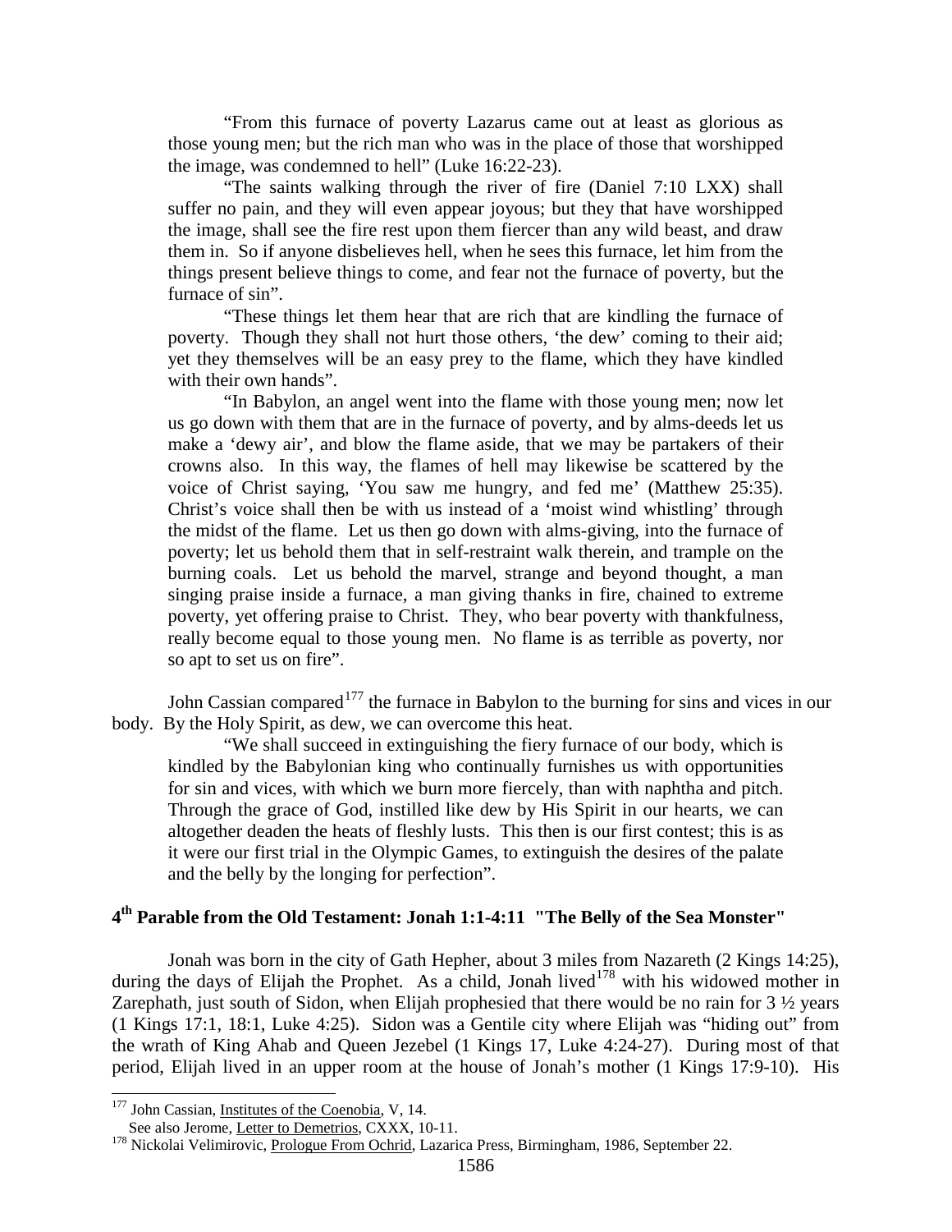> "From this furnace of poverty Lazarus came out at least as glorious as those young men; but the rich man who was in the place of those that worshipped the image, was condemned to hell" (Luke 16:22-23).
>
> "The saints walking through the river of fire (Daniel 7:10 LXX) shall suffer no pain, and they will even appear joyous; but they that have worshipped the image, shall see the fire rest upon them fiercer than any wild beast, and draw them in. So if anyone disbelieves hell, when he sees this furnace, let him from the things present believe things to come, and fear not the furnace of poverty, but the furnace of sin".
>
> "These things let them hear that are rich that are kindling the furnace of poverty. Though they shall not hurt those others, 'the dew' coming to their aid; yet they themselves will be an easy prey to the flame, which they have kindled with their own hands".
>
> "In Babylon, an angel went into the flame with those young men; now let us go down with them that are in the furnace of poverty, and by alms-deeds let us make a 'dewy air', and blow the flame aside, that we may be partakers of their crowns also. In this way, the flames of hell may likewise be scattered by the voice of Christ saying, 'You saw me hungry, and fed me' (Matthew 25:35). Christ's voice shall then be with us instead of a 'moist wind whistling' through the midst of the flame. Let us then go down with alms-giving, into the furnace of poverty; let us behold them that in self-restraint walk therein, and trample on the burning coals. Let us behold the marvel, strange and beyond thought, a man singing praise inside a furnace, a man giving thanks in fire, chained to extreme poverty, yet offering praise to Christ. They, who bear poverty with thankfulness, really become equal to those young men. No flame is as terrible as poverty, nor so apt to set us on fire".

John Cassian compared[177] the furnace in Babylon to the burning for sins and vices in our body. By the Holy Spirit, as dew, we can overcome this heat.

> "We shall succeed in extinguishing the fiery furnace of our body, which is kindled by the Babylonian king who continually furnishes us with opportunities for sin and vices, with which we burn more fiercely, than with naphtha and pitch. Through the grace of God, instilled like dew by His Spirit in our hearts, we can altogether deaden the heats of fleshly lusts. This then is our first contest; this is as it were our first trial in the Olympic Games, to extinguish the desires of the palate and the belly by the longing for perfection".

## 4th Parable from the Old Testament: Jonah 1:1-4:11 "The Belly of the Sea Monster"

Jonah was born in the city of Gath Hepher, about 3 miles from Nazareth (2 Kings 14:25), during the days of Elijah the Prophet. As a child, Jonah lived[178] with his widowed mother in Zarephath, just south of Sidon, when Elijah prophesied that there would be no rain for 3 ½ years (1 Kings 17:1, 18:1, Luke 4:25). Sidon was a Gentile city where Elijah was "hiding out" from the wrath of King Ahab and Queen Jezebel (1 Kings 17, Luke 4:24-27). During most of that period, Elijah lived in an upper room at the house of Jonah's mother (1 Kings 17:9-10). His

---

[177] John Cassian, Institutes of the Coenobia, V, 14.
See also Jerome, Letter to Demetrios, CXXX, 10-11.

[178] Nickolai Velimirovic, Prologue From Ochrid, Lazarica Press, Birmingham, 1986, September 22.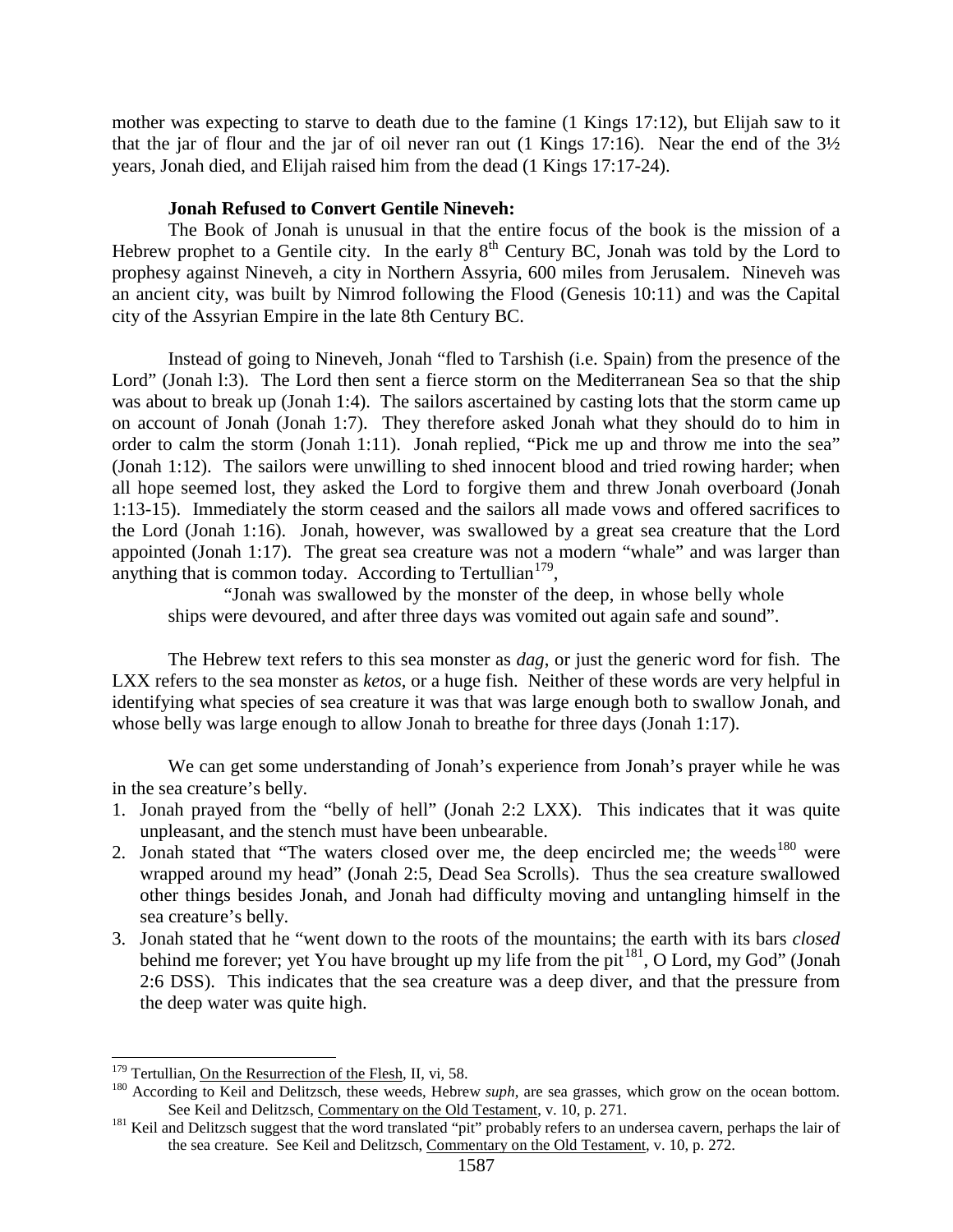mother was expecting to starve to death due to the famine (1 Kings 17:12), but Elijah saw to it that the jar of flour and the jar of oil never ran out (1 Kings 17:16). Near the end of the 3½ years, Jonah died, and Elijah raised him from the dead (1 Kings 17:17-24).

**Jonah Refused to Convert Gentile Nineveh:**

The Book of Jonah is unusual in that the entire focus of the book is the mission of a Hebrew prophet to a Gentile city. In the early 8th Century BC, Jonah was told by the Lord to prophesy against Nineveh, a city in Northern Assyria, 600 miles from Jerusalem. Nineveh was an ancient city, was built by Nimrod following the Flood (Genesis 10:11) and was the Capital city of the Assyrian Empire in the late 8th Century BC.

Instead of going to Nineveh, Jonah "fled to Tarshish (i.e. Spain) from the presence of the Lord" (Jonah l:3). The Lord then sent a fierce storm on the Mediterranean Sea so that the ship was about to break up (Jonah 1:4). The sailors ascertained by casting lots that the storm came up on account of Jonah (Jonah 1:7). They therefore asked Jonah what they should do to him in order to calm the storm (Jonah 1:11). Jonah replied, "Pick me up and throw me into the sea" (Jonah 1:12). The sailors were unwilling to shed innocent blood and tried rowing harder; when all hope seemed lost, they asked the Lord to forgive them and threw Jonah overboard (Jonah 1:13-15). Immediately the storm ceased and the sailors all made vows and offered sacrifices to the Lord (Jonah 1:16). Jonah, however, was swallowed by a great sea creature that the Lord appointed (Jonah 1:17). The great sea creature was not a modern "whale" and was larger than anything that is common today. According to Tertullian[179],

> "Jonah was swallowed by the monster of the deep, in whose belly whole ships were devoured, and after three days was vomited out again safe and sound".

The Hebrew text refers to this sea monster as *dag*, or just the generic word for fish. The LXX refers to the sea monster as *ketos*, or a huge fish. Neither of these words are very helpful in identifying what species of sea creature it was that was large enough both to swallow Jonah, and whose belly was large enough to allow Jonah to breathe for three days (Jonah 1:17).

We can get some understanding of Jonah's experience from Jonah's prayer while he was in the sea creature's belly.

1. Jonah prayed from the "belly of hell" (Jonah 2:2 LXX). This indicates that it was quite unpleasant, and the stench must have been unbearable.
2. Jonah stated that "The waters closed over me, the deep encircled me; the weeds[180] were wrapped around my head" (Jonah 2:5, Dead Sea Scrolls). Thus the sea creature swallowed other things besides Jonah, and Jonah had difficulty moving and untangling himself in the sea creature's belly.
3. Jonah stated that he "went down to the roots of the mountains; the earth with its bars *closed* behind me forever; yet You have brought up my life from the pit[181], O Lord, my God" (Jonah 2:6 DSS). This indicates that the sea creature was a deep diver, and that the pressure from the deep water was quite high.

---

[179] Tertullian, On the Resurrection of the Flesh, II, vi, 58.

[180] According to Keil and Delitzsch, these weeds, Hebrew *suph*, are sea grasses, which grow on the ocean bottom. See Keil and Delitzsch, Commentary on the Old Testament, v. 10, p. 271.

[181] Keil and Delitzsch suggest that the word translated "pit" probably refers to an undersea cavern, perhaps the lair of the sea creature. See Keil and Delitzsch, Commentary on the Old Testament, v. 10, p. 272.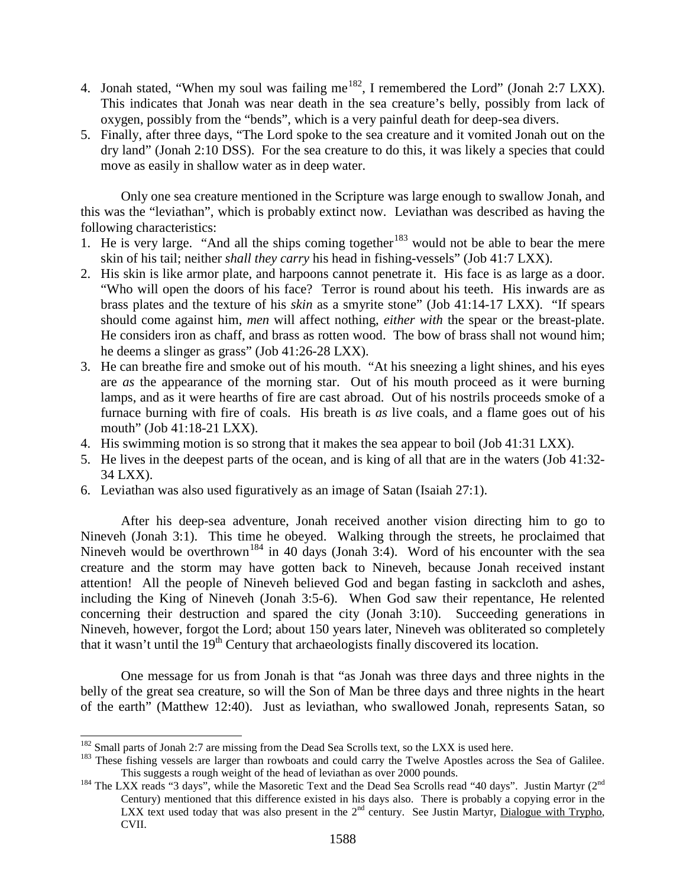4. Jonah stated, "When my soul was failing me[182], I remembered the Lord" (Jonah 2:7 LXX). This indicates that Jonah was near death in the sea creature's belly, possibly from lack of oxygen, possibly from the "bends", which is a very painful death for deep-sea divers.
5. Finally, after three days, "The Lord spoke to the sea creature and it vomited Jonah out on the dry land" (Jonah 2:10 DSS). For the sea creature to do this, it was likely a species that could move as easily in shallow water as in deep water.

Only one sea creature mentioned in the Scripture was large enough to swallow Jonah, and this was the "leviathan", which is probably extinct now. Leviathan was described as having the following characteristics:

1. He is very large. "And all the ships coming together[183] would not be able to bear the mere skin of his tail; neither *shall they carry* his head in fishing-vessels" (Job 41:7 LXX).
2. His skin is like armor plate, and harpoons cannot penetrate it. His face is as large as a door. "Who will open the doors of his face? Terror is round about his teeth. His inwards are as brass plates and the texture of his *skin* as a smyrite stone" (Job 41:14-17 LXX). "If spears should come against him, *men* will affect nothing, *either with* the spear or the breast-plate. He considers iron as chaff, and brass as rotten wood. The bow of brass shall not wound him; he deems a slinger as grass" (Job 41:26-28 LXX).
3. He can breathe fire and smoke out of his mouth. "At his sneezing a light shines, and his eyes are *as* the appearance of the morning star. Out of his mouth proceed as it were burning lamps, and as it were hearths of fire are cast abroad. Out of his nostrils proceeds smoke of a furnace burning with fire of coals. His breath is *as* live coals, and a flame goes out of his mouth" (Job 41:18-21 LXX).
4. His swimming motion is so strong that it makes the sea appear to boil (Job 41:31 LXX).
5. He lives in the deepest parts of the ocean, and is king of all that are in the waters (Job 41:32-34 LXX).
6. Leviathan was also used figuratively as an image of Satan (Isaiah 27:1).

After his deep-sea adventure, Jonah received another vision directing him to go to Nineveh (Jonah 3:1). This time he obeyed. Walking through the streets, he proclaimed that Nineveh would be overthrown[184] in 40 days (Jonah 3:4). Word of his encounter with the sea creature and the storm may have gotten back to Nineveh, because Jonah received instant attention! All the people of Nineveh believed God and began fasting in sackcloth and ashes, including the King of Nineveh (Jonah 3:5-6). When God saw their repentance, He relented concerning their destruction and spared the city (Jonah 3:10). Succeeding generations in Nineveh, however, forgot the Lord; about 150 years later, Nineveh was obliterated so completely that it wasn't until the 19th Century that archaeologists finally discovered its location.

One message for us from Jonah is that "as Jonah was three days and three nights in the belly of the great sea creature, so will the Son of Man be three days and three nights in the heart of the earth" (Matthew 12:40). Just as leviathan, who swallowed Jonah, represents Satan, so

---

[182] Small parts of Jonah 2:7 are missing from the Dead Sea Scrolls text, so the LXX is used here.

[183] These fishing vessels are larger than rowboats and could carry the Twelve Apostles across the Sea of Galilee. This suggests a rough weight of the head of leviathan as over 2000 pounds.

[184] The LXX reads "3 days", while the Masoretic Text and the Dead Sea Scrolls read "40 days". Justin Martyr (2nd Century) mentioned that this difference existed in his days also. There is probably a copying error in the LXX text used today that was also present in the 2nd century. See Justin Martyr, Dialogue with Trypho, CVII.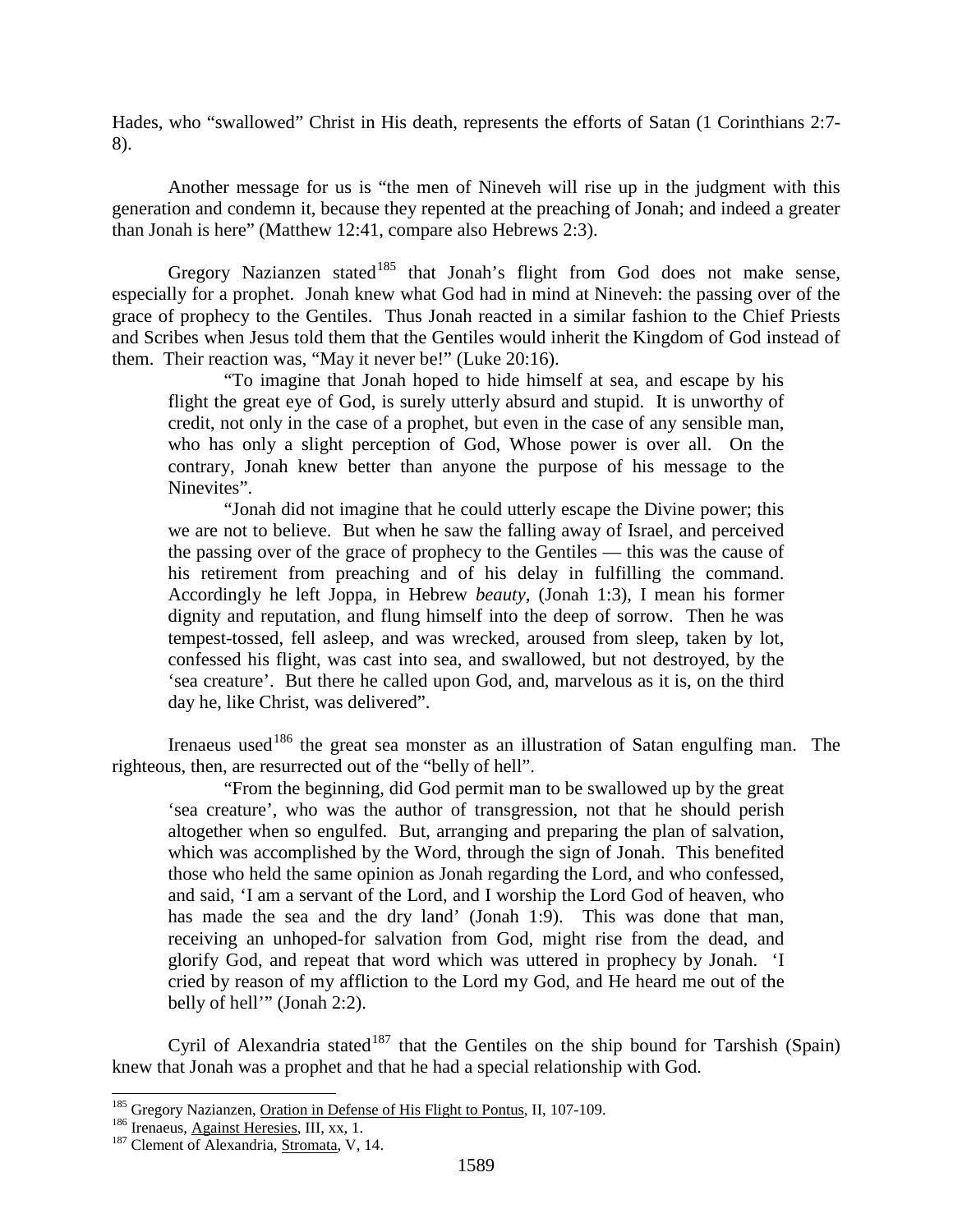Hades, who "swallowed" Christ in His death, represents the efforts of Satan (1 Corinthians 2:7-8).

Another message for us is "the men of Nineveh will rise up in the judgment with this generation and condemn it, because they repented at the preaching of Jonah; and indeed a greater than Jonah is here" (Matthew 12:41, compare also Hebrews 2:3).

Gregory Nazianzen stated[185] that Jonah's flight from God does not make sense, especially for a prophet. Jonah knew what God had in mind at Nineveh: the passing over of the grace of prophecy to the Gentiles. Thus Jonah reacted in a similar fashion to the Chief Priests and Scribes when Jesus told them that the Gentiles would inherit the Kingdom of God instead of them. Their reaction was, "May it never be!" (Luke 20:16).

> "To imagine that Jonah hoped to hide himself at sea, and escape by his flight the great eye of God, is surely utterly absurd and stupid. It is unworthy of credit, not only in the case of a prophet, but even in the case of any sensible man, who has only a slight perception of God, Whose power is over all. On the contrary, Jonah knew better than anyone the purpose of his message to the Ninevites".
>
> "Jonah did not imagine that he could utterly escape the Divine power; this we are not to believe. But when he saw the falling away of Israel, and perceived the passing over of the grace of prophecy to the Gentiles — this was the cause of his retirement from preaching and of his delay in fulfilling the command. Accordingly he left Joppa, in Hebrew *beauty*, (Jonah 1:3), I mean his former dignity and reputation, and flung himself into the deep of sorrow. Then he was tempest-tossed, fell asleep, and was wrecked, aroused from sleep, taken by lot, confessed his flight, was cast into sea, and swallowed, but not destroyed, by the 'sea creature'. But there he called upon God, and, marvelous as it is, on the third day he, like Christ, was delivered".

Irenaeus used[186] the great sea monster as an illustration of Satan engulfing man. The righteous, then, are resurrected out of the "belly of hell".

> "From the beginning, did God permit man to be swallowed up by the great 'sea creature', who was the author of transgression, not that he should perish altogether when so engulfed. But, arranging and preparing the plan of salvation, which was accomplished by the Word, through the sign of Jonah. This benefited those who held the same opinion as Jonah regarding the Lord, and who confessed, and said, 'I am a servant of the Lord, and I worship the Lord God of heaven, who has made the sea and the dry land' (Jonah 1:9). This was done that man, receiving an unhoped-for salvation from God, might rise from the dead, and glorify God, and repeat that word which was uttered in prophecy by Jonah. 'I cried by reason of my affliction to the Lord my God, and He heard me out of the belly of hell'" (Jonah 2:2).

Cyril of Alexandria stated[187] that the Gentiles on the ship bound for Tarshish (Spain) knew that Jonah was a prophet and that he had a special relationship with God.

---

[185] Gregory Nazianzen, Oration in Defense of His Flight to Pontus, II, 107-109.

[186] Irenaeus, Against Heresies, III, xx, 1.

[187] Clement of Alexandria, Stromata, V, 14.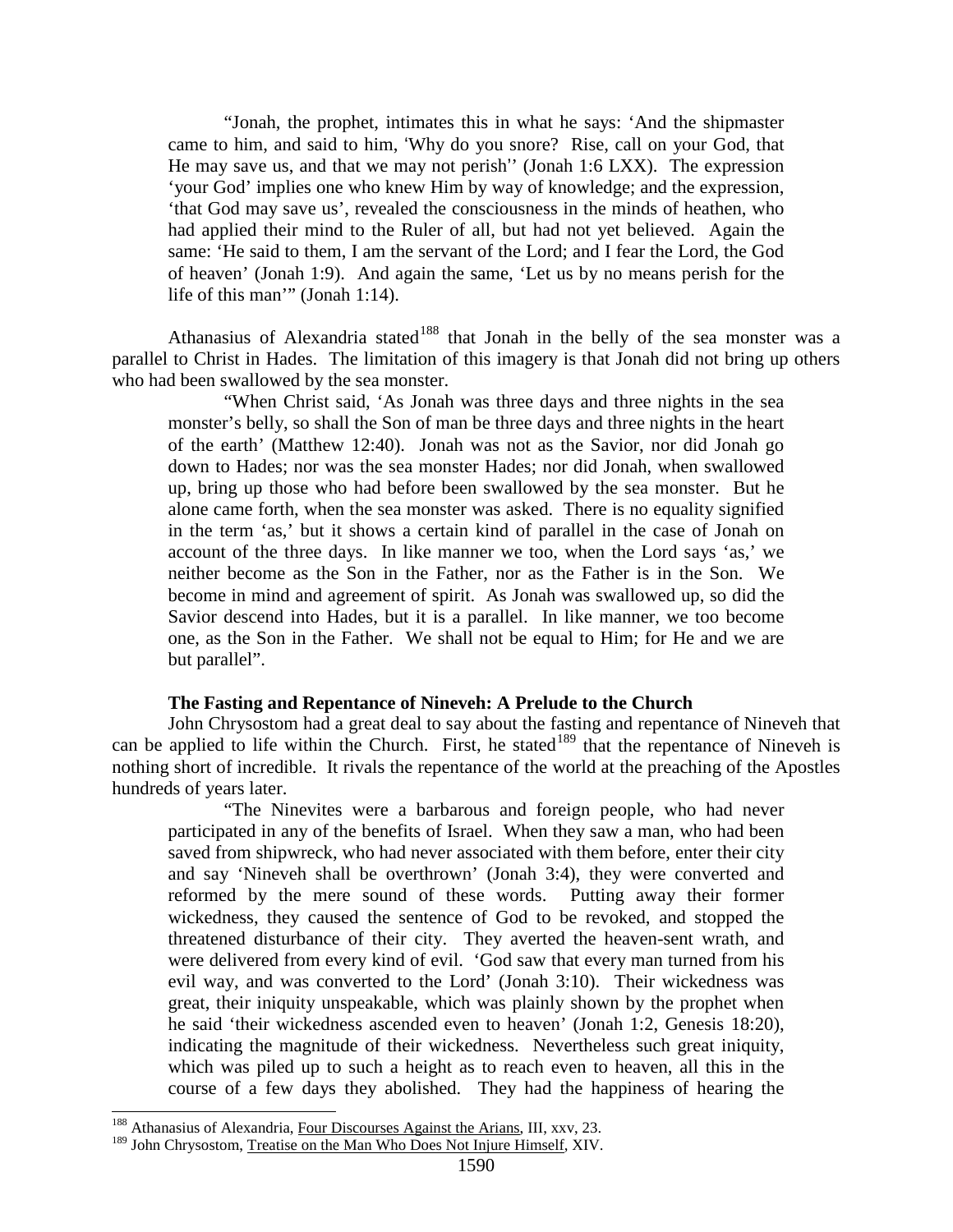"Jonah, the prophet, intimates this in what he says: 'And the shipmaster came to him, and said to him, 'Why do you snore? Rise, call on your God, that He may save us, and that we may not perish'' (Jonah 1:6 LXX). The expression 'your God' implies one who knew Him by way of knowledge; and the expression, 'that God may save us', revealed the consciousness in the minds of heathen, who had applied their mind to the Ruler of all, but had not yet believed. Again the same: 'He said to them, I am the servant of the Lord; and I fear the Lord, the God of heaven' (Jonah 1:9). And again the same, 'Let us by no means perish for the life of this man'" (Jonah 1:14).

Athanasius of Alexandria stated[188] that Jonah in the belly of the sea monster was a parallel to Christ in Hades. The limitation of this imagery is that Jonah did not bring up others who had been swallowed by the sea monster.

"When Christ said, 'As Jonah was three days and three nights in the sea monster's belly, so shall the Son of man be three days and three nights in the heart of the earth' (Matthew 12:40). Jonah was not as the Savior, nor did Jonah go down to Hades; nor was the sea monster Hades; nor did Jonah, when swallowed up, bring up those who had before been swallowed by the sea monster. But he alone came forth, when the sea monster was asked. There is no equality signified in the term 'as,' but it shows a certain kind of parallel in the case of Jonah on account of the three days. In like manner we too, when the Lord says 'as,' we neither become as the Son in the Father, nor as the Father is in the Son. We become in mind and agreement of spirit. As Jonah was swallowed up, so did the Savior descend into Hades, but it is a parallel. In like manner, we too become one, as the Son in the Father. We shall not be equal to Him; for He and we are but parallel".

**The Fasting and Repentance of Nineveh: A Prelude to the Church**

John Chrysostom had a great deal to say about the fasting and repentance of Nineveh that can be applied to life within the Church. First, he stated[189] that the repentance of Nineveh is nothing short of incredible. It rivals the repentance of the world at the preaching of the Apostles hundreds of years later.

"The Ninevites were a barbarous and foreign people, who had never participated in any of the benefits of Israel. When they saw a man, who had been saved from shipwreck, who had never associated with them before, enter their city and say 'Nineveh shall be overthrown' (Jonah 3:4), they were converted and reformed by the mere sound of these words. Putting away their former wickedness, they caused the sentence of God to be revoked, and stopped the threatened disturbance of their city. They averted the heaven-sent wrath, and were delivered from every kind of evil. 'God saw that every man turned from his evil way, and was converted to the Lord' (Jonah 3:10). Their wickedness was great, their iniquity unspeakable, which was plainly shown by the prophet when he said 'their wickedness ascended even to heaven' (Jonah 1:2, Genesis 18:20), indicating the magnitude of their wickedness. Nevertheless such great iniquity, which was piled up to such a height as to reach even to heaven, all this in the course of a few days they abolished. They had the happiness of hearing the

[188] Athanasius of Alexandria, Four Discourses Against the Arians, III, xxv, 23.

[189] John Chrysostom, Treatise on the Man Who Does Not Injure Himself, XIV.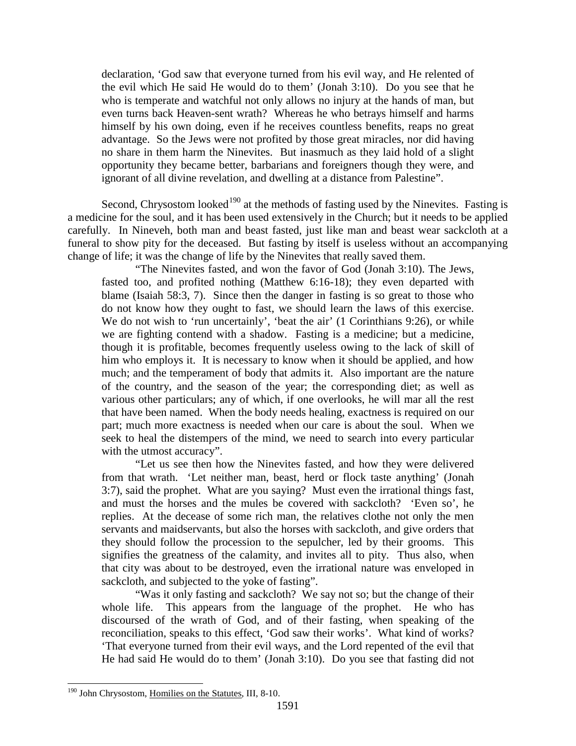> declaration, 'God saw that everyone turned from his evil way, and He relented of the evil which He said He would do to them' (Jonah 3:10). Do you see that he who is temperate and watchful not only allows no injury at the hands of man, but even turns back Heaven-sent wrath? Whereas he who betrays himself and harms himself by his own doing, even if he receives countless benefits, reaps no great advantage. So the Jews were not profited by those great miracles, nor did having no share in them harm the Ninevites. But inasmuch as they laid hold of a slight opportunity they became better, barbarians and foreigners though they were, and ignorant of all divine revelation, and dwelling at a distance from Palestine".

Second, Chrysostom looked[190] at the methods of fasting used by the Ninevites. Fasting is a medicine for the soul, and it has been used extensively in the Church; but it needs to be applied carefully. In Nineveh, both man and beast fasted, just like man and beast wear sackcloth at a funeral to show pity for the deceased. But fasting by itself is useless without an accompanying change of life; it was the change of life by the Ninevites that really saved them.

> "The Ninevites fasted, and won the favor of God (Jonah 3:10). The Jews, fasted too, and profited nothing (Matthew 6:16-18); they even departed with blame (Isaiah 58:3, 7). Since then the danger in fasting is so great to those who do not know how they ought to fast, we should learn the laws of this exercise. We do not wish to 'run uncertainly', 'beat the air' (1 Corinthians 9:26), or while we are fighting contend with a shadow. Fasting is a medicine; but a medicine, though it is profitable, becomes frequently useless owing to the lack of skill of him who employs it. It is necessary to know when it should be applied, and how much; and the temperament of body that admits it. Also important are the nature of the country, and the season of the year; the corresponding diet; as well as various other particulars; any of which, if one overlooks, he will mar all the rest that have been named. When the body needs healing, exactness is required on our part; much more exactness is needed when our care is about the soul. When we seek to heal the distempers of the mind, we need to search into every particular with the utmost accuracy".
>
> "Let us see then how the Ninevites fasted, and how they were delivered from that wrath. 'Let neither man, beast, herd or flock taste anything' (Jonah 3:7), said the prophet. What are you saying? Must even the irrational things fast, and must the horses and the mules be covered with sackcloth? 'Even so', he replies. At the decease of some rich man, the relatives clothe not only the men servants and maidservants, but also the horses with sackcloth, and give orders that they should follow the procession to the sepulcher, led by their grooms. This signifies the greatness of the calamity, and invites all to pity. Thus also, when that city was about to be destroyed, even the irrational nature was enveloped in sackcloth, and subjected to the yoke of fasting".
>
> "Was it only fasting and sackcloth? We say not so; but the change of their whole life. This appears from the language of the prophet. He who has discoursed of the wrath of God, and of their fasting, when speaking of the reconciliation, speaks to this effect, 'God saw their works'. What kind of works? 'That everyone turned from their evil ways, and the Lord repented of the evil that He had said He would do to them' (Jonah 3:10). Do you see that fasting did not

[190] John Chrysostom, Homilies on the Statutes, III, 8-10.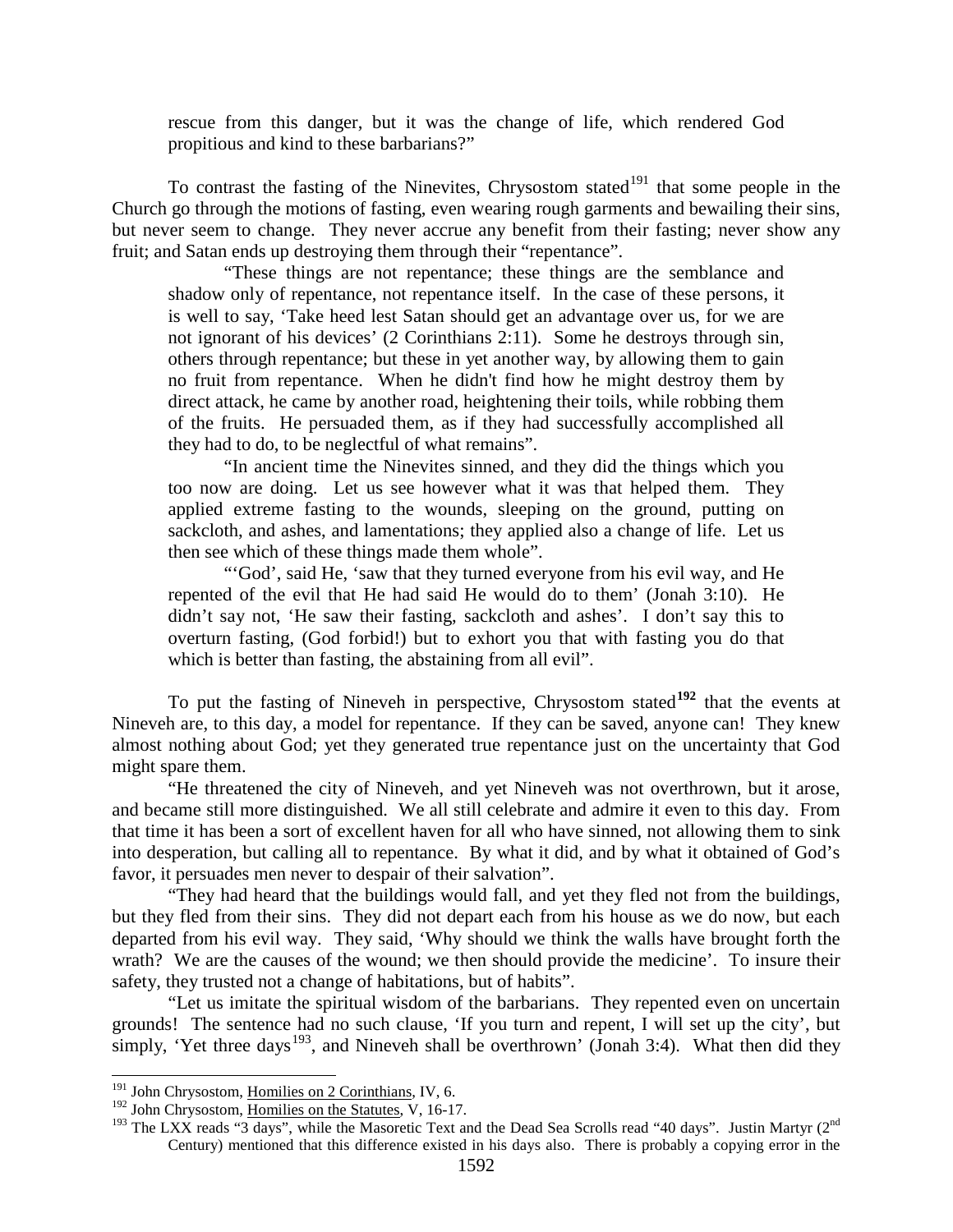rescue from this danger, but it was the change of life, which rendered God propitious and kind to these barbarians?"

To contrast the fasting of the Ninevites, Chrysostom stated[191] that some people in the Church go through the motions of fasting, even wearing rough garments and bewailing their sins, but never seem to change. They never accrue any benefit from their fasting; never show any fruit; and Satan ends up destroying them through their "repentance".

> "These things are not repentance; these things are the semblance and shadow only of repentance, not repentance itself. In the case of these persons, it is well to say, 'Take heed lest Satan should get an advantage over us, for we are not ignorant of his devices' (2 Corinthians 2:11). Some he destroys through sin, others through repentance; but these in yet another way, by allowing them to gain no fruit from repentance. When he didn't find how he might destroy them by direct attack, he came by another road, heightening their toils, while robbing them of the fruits. He persuaded them, as if they had successfully accomplished all they had to do, to be neglectful of what remains".
>
> "In ancient time the Ninevites sinned, and they did the things which you too now are doing. Let us see however what it was that helped them. They applied extreme fasting to the wounds, sleeping on the ground, putting on sackcloth, and ashes, and lamentations; they applied also a change of life. Let us then see which of these things made them whole".
>
> "'God', said He, 'saw that they turned everyone from his evil way, and He repented of the evil that He had said He would do to them' (Jonah 3:10). He didn't say not, 'He saw their fasting, sackcloth and ashes'. I don't say this to overturn fasting, (God forbid!) but to exhort you that with fasting you do that which is better than fasting, the abstaining from all evil".

To put the fasting of Nineveh in perspective, Chrysostom stated[192] that the events at Nineveh are, to this day, a model for repentance. If they can be saved, anyone can! They knew almost nothing about God; yet they generated true repentance just on the uncertainty that God might spare them.

"He threatened the city of Nineveh, and yet Nineveh was not overthrown, but it arose, and became still more distinguished. We all still celebrate and admire it even to this day. From that time it has been a sort of excellent haven for all who have sinned, not allowing them to sink into desperation, but calling all to repentance. By what it did, and by what it obtained of God's favor, it persuades men never to despair of their salvation".

"They had heard that the buildings would fall, and yet they fled not from the buildings, but they fled from their sins. They did not depart each from his house as we do now, but each departed from his evil way. They said, 'Why should we think the walls have brought forth the wrath? We are the causes of the wound; we then should provide the medicine'. To insure their safety, they trusted not a change of habitations, but of habits".

"Let us imitate the spiritual wisdom of the barbarians. They repented even on uncertain grounds! The sentence had no such clause, 'If you turn and repent, I will set up the city', but simply, 'Yet three days[193], and Nineveh shall be overthrown' (Jonah 3:4). What then did they

---

[191] John Chrysostom, Homilies on 2 Corinthians, IV, 6.

[192] John Chrysostom, Homilies on the Statutes, V, 16-17.

[193] The LXX reads "3 days", while the Masoretic Text and the Dead Sea Scrolls read "40 days". Justin Martyr (2nd Century) mentioned that this difference existed in his days also. There is probably a copying error in the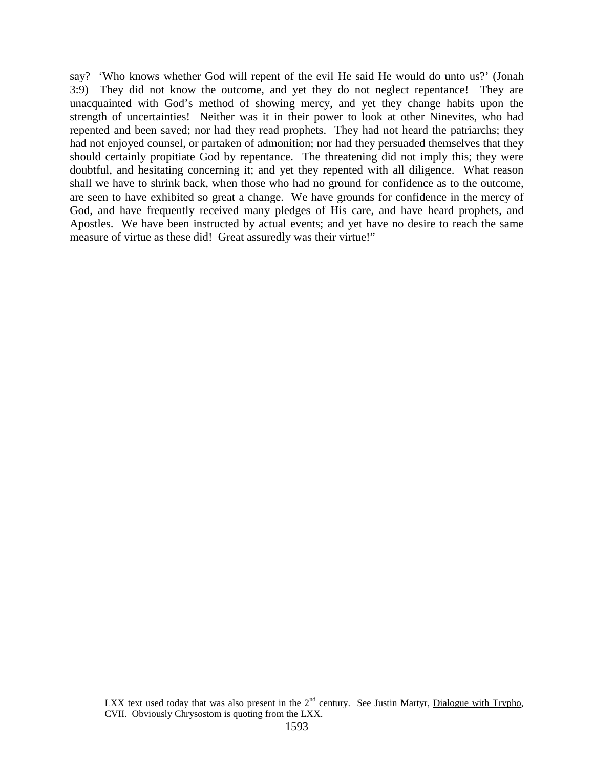say? 'Who knows whether God will repent of the evil He said He would do unto us?' (Jonah 3:9) They did not know the outcome, and yet they do not neglect repentance! They are unacquainted with God's method of showing mercy, and yet they change habits upon the strength of uncertainties! Neither was it in their power to look at other Ninevites, who had repented and been saved; nor had they read prophets. They had not heard the patriarchs; they had not enjoyed counsel, or partaken of admonition; nor had they persuaded themselves that they should certainly propitiate God by repentance. The threatening did not imply this; they were doubtful, and hesitating concerning it; and yet they repented with all diligence. What reason shall we have to shrink back, when those who had no ground for confidence as to the outcome, are seen to have exhibited so great a change. We have grounds for confidence in the mercy of God, and have frequently received many pledges of His care, and have heard prophets, and Apostles. We have been instructed by actual events; and yet have no desire to reach the same measure of virtue as these did! Great assuredly was their virtue!"

---

LXX text used today that was also present in the 2nd century. See Justin Martyr, Dialogue with Trypho, CVII. Obviously Chrysostom is quoting from the LXX.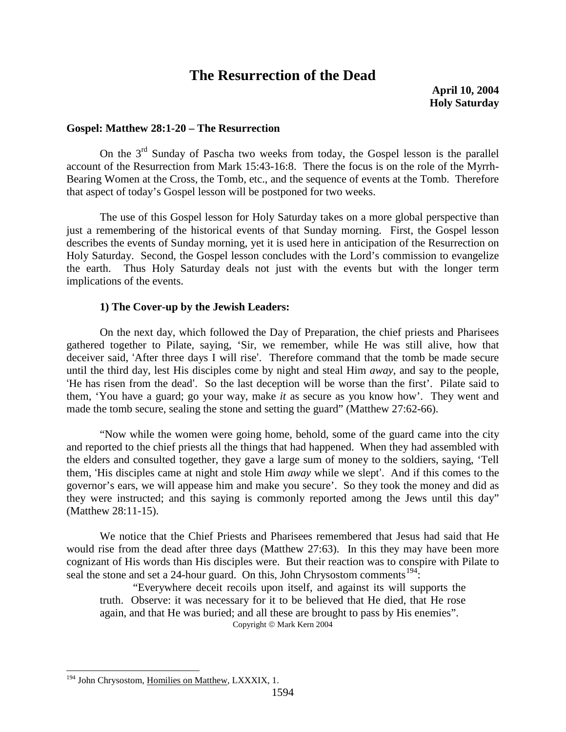# The Resurrection of the Dead

**April 10, 2004**
**Holy Saturday**

**Gospel: Matthew 28:1-20 – The Resurrection**

On the 3rd Sunday of Pascha two weeks from today, the Gospel lesson is the parallel account of the Resurrection from Mark 15:43-16:8. There the focus is on the role of the Myrrh-Bearing Women at the Cross, the Tomb, etc., and the sequence of events at the Tomb. Therefore that aspect of today's Gospel lesson will be postponed for two weeks.

The use of this Gospel lesson for Holy Saturday takes on a more global perspective than just a remembering of the historical events of that Sunday morning. First, the Gospel lesson describes the events of Sunday morning, yet it is used here in anticipation of the Resurrection on Holy Saturday. Second, the Gospel lesson concludes with the Lord's commission to evangelize the earth. Thus Holy Saturday deals not just with the events but with the longer term implications of the events.

**1) The Cover-up by the Jewish Leaders:**

On the next day, which followed the Day of Preparation, the chief priests and Pharisees gathered together to Pilate, saying, 'Sir, we remember, while He was still alive, how that deceiver said, 'After three days I will rise'. Therefore command that the tomb be made secure until the third day, lest His disciples come by night and steal Him *away*, and say to the people, 'He has risen from the dead'. So the last deception will be worse than the first'. Pilate said to them, 'You have a guard; go your way, make *it* as secure as you know how'. They went and made the tomb secure, sealing the stone and setting the guard" (Matthew 27:62-66).

"Now while the women were going home, behold, some of the guard came into the city and reported to the chief priests all the things that had happened. When they had assembled with the elders and consulted together, they gave a large sum of money to the soldiers, saying, 'Tell them, 'His disciples came at night and stole Him *away* while we slept'. And if this comes to the governor's ears, we will appease him and make you secure'. So they took the money and did as they were instructed; and this saying is commonly reported among the Jews until this day" (Matthew 28:11-15).

We notice that the Chief Priests and Pharisees remembered that Jesus had said that He would rise from the dead after three days (Matthew 27:63). In this they may have been more cognizant of His words than His disciples were. But their reaction was to conspire with Pilate to seal the stone and set a 24-hour guard. On this, John Chrysostom comments[194]:

> "Everywhere deceit recoils upon itself, and against its will supports the truth. Observe: it was necessary for it to be believed that He died, that He rose again, and that He was buried; and all these are brought to pass by His enemies".

Copyright © Mark Kern 2004

[194] John Chrysostom, Homilies on Matthew, LXXXIX, 1.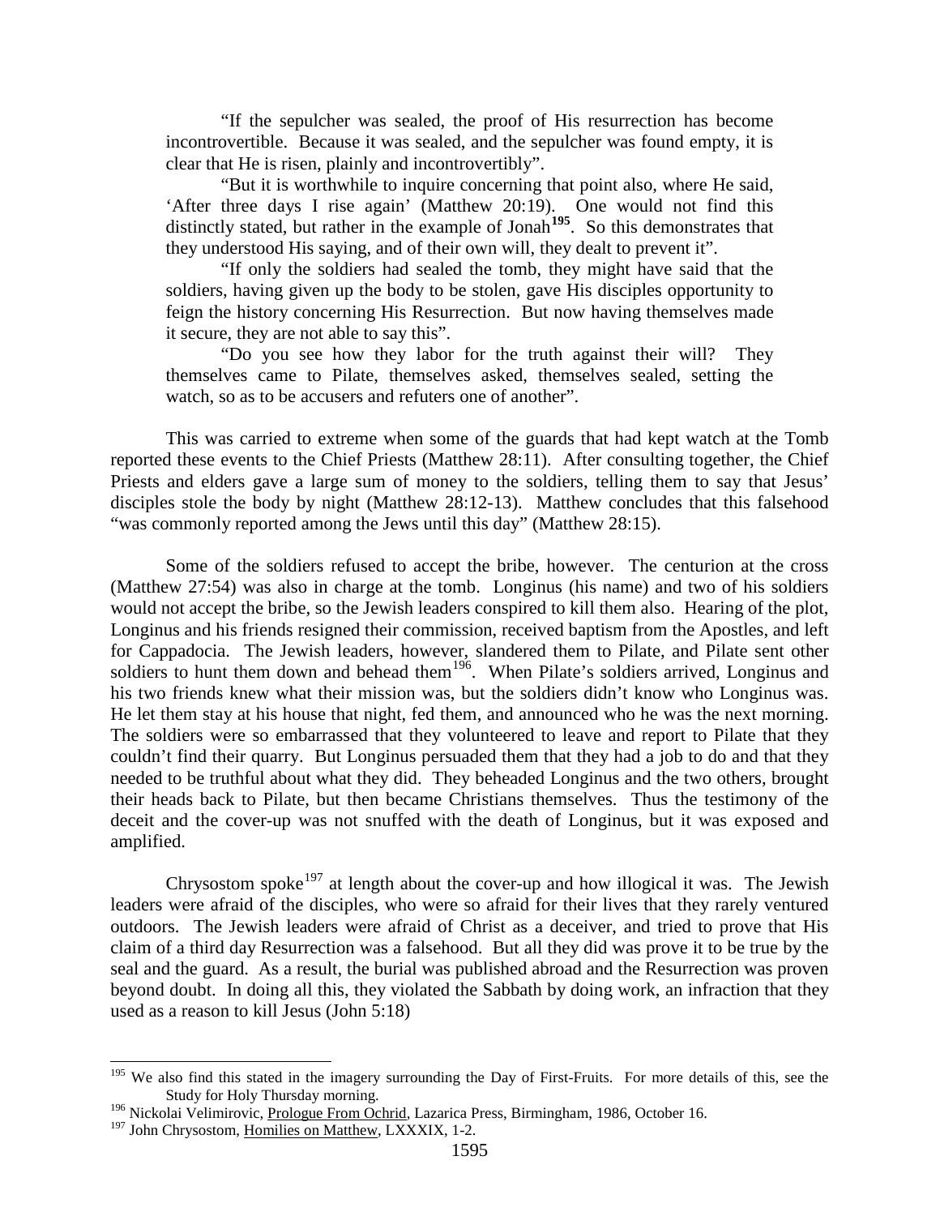> "If the sepulcher was sealed, the proof of His resurrection has become incontrovertible. Because it was sealed, and the sepulcher was found empty, it is clear that He is risen, plainly and incontrovertibly".
>
> "But it is worthwhile to inquire concerning that point also, where He said, 'After three days I rise again' (Matthew 20:19). One would not find this distinctly stated, but rather in the example of Jonah[195]. So this demonstrates that they understood His saying, and of their own will, they dealt to prevent it".
>
> "If only the soldiers had sealed the tomb, they might have said that the soldiers, having given up the body to be stolen, gave His disciples opportunity to feign the history concerning His Resurrection. But now having themselves made it secure, they are not able to say this".
>
> "Do you see how they labor for the truth against their will? They themselves came to Pilate, themselves asked, themselves sealed, setting the watch, so as to be accusers and refuters one of another".

This was carried to extreme when some of the guards that had kept watch at the Tomb reported these events to the Chief Priests (Matthew 28:11). After consulting together, the Chief Priests and elders gave a large sum of money to the soldiers, telling them to say that Jesus' disciples stole the body by night (Matthew 28:12-13). Matthew concludes that this falsehood "was commonly reported among the Jews until this day" (Matthew 28:15).

Some of the soldiers refused to accept the bribe, however. The centurion at the cross (Matthew 27:54) was also in charge at the tomb. Longinus (his name) and two of his soldiers would not accept the bribe, so the Jewish leaders conspired to kill them also. Hearing of the plot, Longinus and his friends resigned their commission, received baptism from the Apostles, and left for Cappadocia. The Jewish leaders, however, slandered them to Pilate, and Pilate sent other soldiers to hunt them down and behead them[196]. When Pilate's soldiers arrived, Longinus and his two friends knew what their mission was, but the soldiers didn't know who Longinus was. He let them stay at his house that night, fed them, and announced who he was the next morning. The soldiers were so embarrassed that they volunteered to leave and report to Pilate that they couldn't find their quarry. But Longinus persuaded them that they had a job to do and that they needed to be truthful about what they did. They beheaded Longinus and the two others, brought their heads back to Pilate, but then became Christians themselves. Thus the testimony of the deceit and the cover-up was not snuffed with the death of Longinus, but it was exposed and amplified.

Chrysostom spoke[197] at length about the cover-up and how illogical it was. The Jewish leaders were afraid of the disciples, who were so afraid for their lives that they rarely ventured outdoors. The Jewish leaders were afraid of Christ as a deceiver, and tried to prove that His claim of a third day Resurrection was a falsehood. But all they did was prove it to be true by the seal and the guard. As a result, the burial was published abroad and the Resurrection was proven beyond doubt. In doing all this, they violated the Sabbath by doing work, an infraction that they used as a reason to kill Jesus (John 5:18)

---

[195] We also find this stated in the imagery surrounding the Day of First-Fruits. For more details of this, see the Study for Holy Thursday morning.

[196] Nickolai Velimirovic, Prologue From Ochrid, Lazarica Press, Birmingham, 1986, October 16.

[197] John Chrysostom, Homilies on Matthew, LXXXIX, 1-2.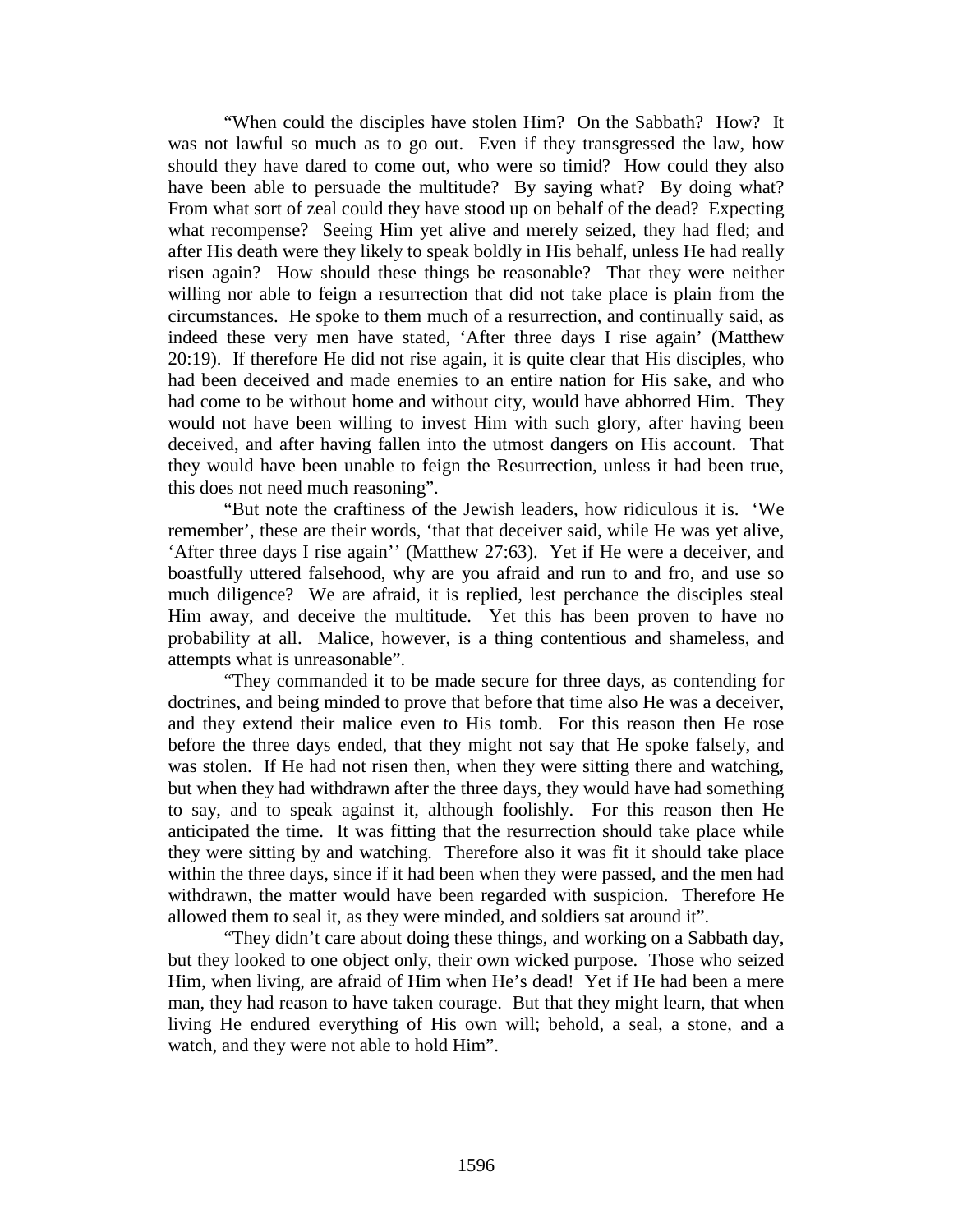"When could the disciples have stolen Him? On the Sabbath? How? It was not lawful so much as to go out. Even if they transgressed the law, how should they have dared to come out, who were so timid? How could they also have been able to persuade the multitude? By saying what? By doing what? From what sort of zeal could they have stood up on behalf of the dead? Expecting what recompense? Seeing Him yet alive and merely seized, they had fled; and after His death were they likely to speak boldly in His behalf, unless He had really risen again? How should these things be reasonable? That they were neither willing nor able to feign a resurrection that did not take place is plain from the circumstances. He spoke to them much of a resurrection, and continually said, as indeed these very men have stated, 'After three days I rise again' (Matthew 20:19). If therefore He did not rise again, it is quite clear that His disciples, who had been deceived and made enemies to an entire nation for His sake, and who had come to be without home and without city, would have abhorred Him. They would not have been willing to invest Him with such glory, after having been deceived, and after having fallen into the utmost dangers on His account. That they would have been unable to feign the Resurrection, unless it had been true, this does not need much reasoning".

"But note the craftiness of the Jewish leaders, how ridiculous it is. 'We remember', these are their words, 'that that deceiver said, while He was yet alive, 'After three days I rise again'' (Matthew 27:63). Yet if He were a deceiver, and boastfully uttered falsehood, why are you afraid and run to and fro, and use so much diligence? We are afraid, it is replied, lest perchance the disciples steal Him away, and deceive the multitude. Yet this has been proven to have no probability at all. Malice, however, is a thing contentious and shameless, and attempts what is unreasonable".

"They commanded it to be made secure for three days, as contending for doctrines, and being minded to prove that before that time also He was a deceiver, and they extend their malice even to His tomb. For this reason then He rose before the three days ended, that they might not say that He spoke falsely, and was stolen. If He had not risen then, when they were sitting there and watching, but when they had withdrawn after the three days, they would have had something to say, and to speak against it, although foolishly. For this reason then He anticipated the time. It was fitting that the resurrection should take place while they were sitting by and watching. Therefore also it was fit it should take place within the three days, since if it had been when they were passed, and the men had withdrawn, the matter would have been regarded with suspicion. Therefore He allowed them to seal it, as they were minded, and soldiers sat around it".

"They didn't care about doing these things, and working on a Sabbath day, but they looked to one object only, their own wicked purpose. Those who seized Him, when living, are afraid of Him when He's dead! Yet if He had been a mere man, they had reason to have taken courage. But that they might learn, that when living He endured everything of His own will; behold, a seal, a stone, and a watch, and they were not able to hold Him".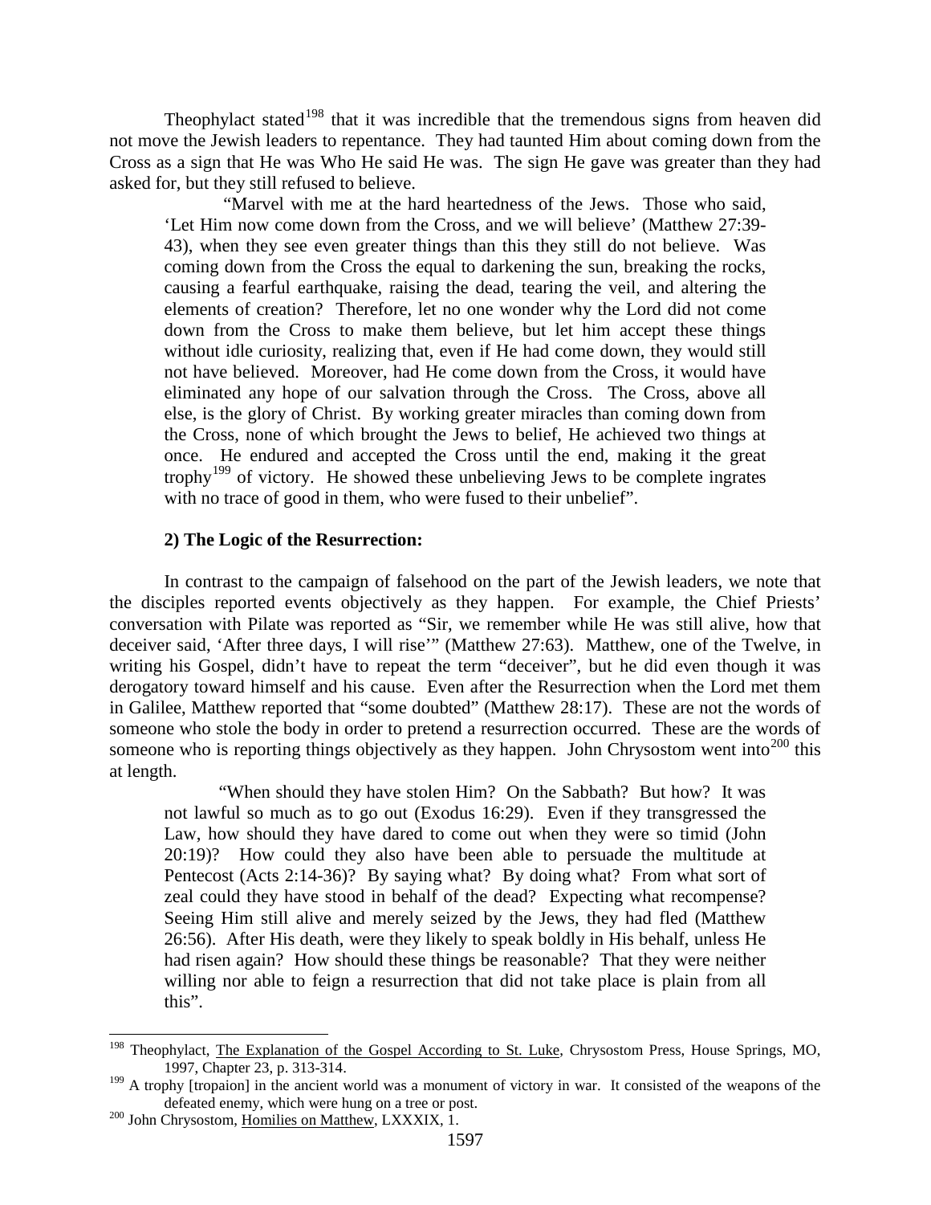Theophylact stated[198] that it was incredible that the tremendous signs from heaven did not move the Jewish leaders to repentance. They had taunted Him about coming down from the Cross as a sign that He was Who He said He was. The sign He gave was greater than they had asked for, but they still refused to believe.

> "Marvel with me at the hard heartedness of the Jews. Those who said, 'Let Him now come down from the Cross, and we will believe' (Matthew 27:39-43), when they see even greater things than this they still do not believe. Was coming down from the Cross the equal to darkening the sun, breaking the rocks, causing a fearful earthquake, raising the dead, tearing the veil, and altering the elements of creation? Therefore, let no one wonder why the Lord did not come down from the Cross to make them believe, but let him accept these things without idle curiosity, realizing that, even if He had come down, they would still not have believed. Moreover, had He come down from the Cross, it would have eliminated any hope of our salvation through the Cross. The Cross, above all else, is the glory of Christ. By working greater miracles than coming down from the Cross, none of which brought the Jews to belief, He achieved two things at once. He endured and accepted the Cross until the end, making it the great trophy[199] of victory. He showed these unbelieving Jews to be complete ingrates with no trace of good in them, who were fused to their unbelief".

### 2) The Logic of the Resurrection:

In contrast to the campaign of falsehood on the part of the Jewish leaders, we note that the disciples reported events objectively as they happen. For example, the Chief Priests' conversation with Pilate was reported as "Sir, we remember while He was still alive, how that deceiver said, 'After three days, I will rise'" (Matthew 27:63). Matthew, one of the Twelve, in writing his Gospel, didn't have to repeat the term "deceiver", but he did even though it was derogatory toward himself and his cause. Even after the Resurrection when the Lord met them in Galilee, Matthew reported that "some doubted" (Matthew 28:17). These are not the words of someone who stole the body in order to pretend a resurrection occurred. These are the words of someone who is reporting things objectively as they happen. John Chrysostom went into[200] this at length.

> "When should they have stolen Him? On the Sabbath? But how? It was not lawful so much as to go out (Exodus 16:29). Even if they transgressed the Law, how should they have dared to come out when they were so timid (John 20:19)? How could they also have been able to persuade the multitude at Pentecost (Acts 2:14-36)? By saying what? By doing what? From what sort of zeal could they have stood in behalf of the dead? Expecting what recompense? Seeing Him still alive and merely seized by the Jews, they had fled (Matthew 26:56). After His death, were they likely to speak boldly in His behalf, unless He had risen again? How should these things be reasonable? That they were neither willing nor able to feign a resurrection that did not take place is plain from all this".

---

[198] Theophylact, The Explanation of the Gospel According to St. Luke, Chrysostom Press, House Springs, MO, 1997, Chapter 23, p. 313-314.

[199] A trophy [tropaion] in the ancient world was a monument of victory in war. It consisted of the weapons of the defeated enemy, which were hung on a tree or post.

[200] John Chrysostom, Homilies on Matthew, LXXXIX, 1.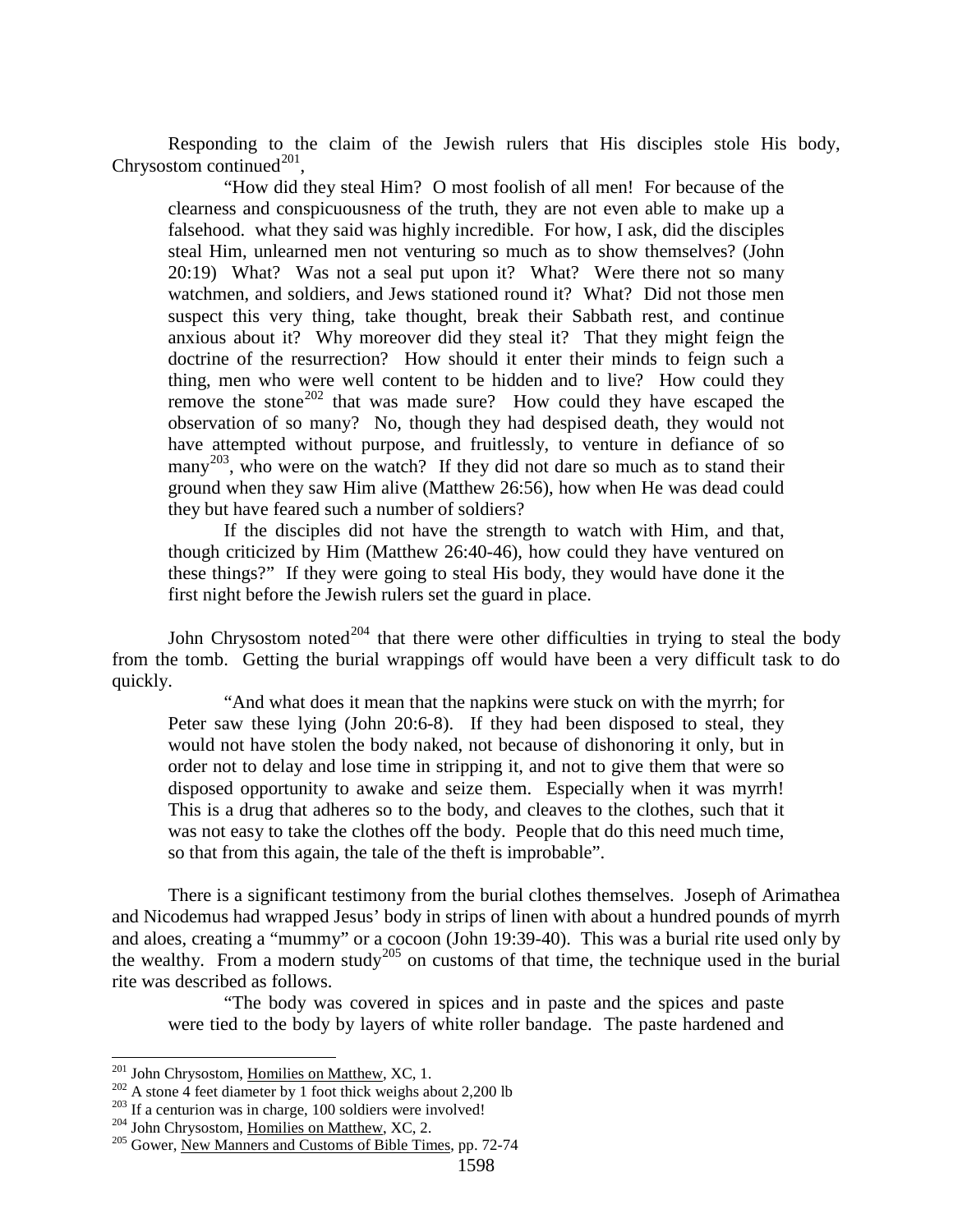Responding to the claim of the Jewish rulers that His disciples stole His body, Chrysostom continued[201],

> "How did they steal Him? O most foolish of all men! For because of the clearness and conspicuousness of the truth, they are not even able to make up a falsehood. what they said was highly incredible. For how, I ask, did the disciples steal Him, unlearned men not venturing so much as to show themselves? (John 20:19) What? Was not a seal put upon it? What? Were there not so many watchmen, and soldiers, and Jews stationed round it? What? Did not those men suspect this very thing, take thought, break their Sabbath rest, and continue anxious about it? Why moreover did they steal it? That they might feign the doctrine of the resurrection? How should it enter their minds to feign such a thing, men who were well content to be hidden and to live? How could they remove the stone[202] that was made sure? How could they have escaped the observation of so many? No, though they had despised death, they would not have attempted without purpose, and fruitlessly, to venture in defiance of so many[203], who were on the watch? If they did not dare so much as to stand their ground when they saw Him alive (Matthew 26:56), how when He was dead could they but have feared such a number of soldiers?
>
> If the disciples did not have the strength to watch with Him, and that, though criticized by Him (Matthew 26:40-46), how could they have ventured on these things?" If they were going to steal His body, they would have done it the first night before the Jewish rulers set the guard in place.

John Chrysostom noted[204] that there were other difficulties in trying to steal the body from the tomb. Getting the burial wrappings off would have been a very difficult task to do quickly.

> "And what does it mean that the napkins were stuck on with the myrrh; for Peter saw these lying (John 20:6-8). If they had been disposed to steal, they would not have stolen the body naked, not because of dishonoring it only, but in order not to delay and lose time in stripping it, and not to give them that were so disposed opportunity to awake and seize them. Especially when it was myrrh! This is a drug that adheres so to the body, and cleaves to the clothes, such that it was not easy to take the clothes off the body. People that do this need much time, so that from this again, the tale of the theft is improbable".

There is a significant testimony from the burial clothes themselves. Joseph of Arimathea and Nicodemus had wrapped Jesus' body in strips of linen with about a hundred pounds of myrrh and aloes, creating a "mummy" or a cocoon (John 19:39-40). This was a burial rite used only by the wealthy. From a modern study[205] on customs of that time, the technique used in the burial rite was described as follows.

> "The body was covered in spices and in paste and the spices and paste were tied to the body by layers of white roller bandage. The paste hardened and

---

[201] John Chrysostom, Homilies on Matthew, XC, 1.

[202] A stone 4 feet diameter by 1 foot thick weighs about 2,200 lb

[203] If a centurion was in charge, 100 soldiers were involved!

[204] John Chrysostom, Homilies on Matthew, XC, 2.

[205] Gower, New Manners and Customs of Bible Times, pp. 72-74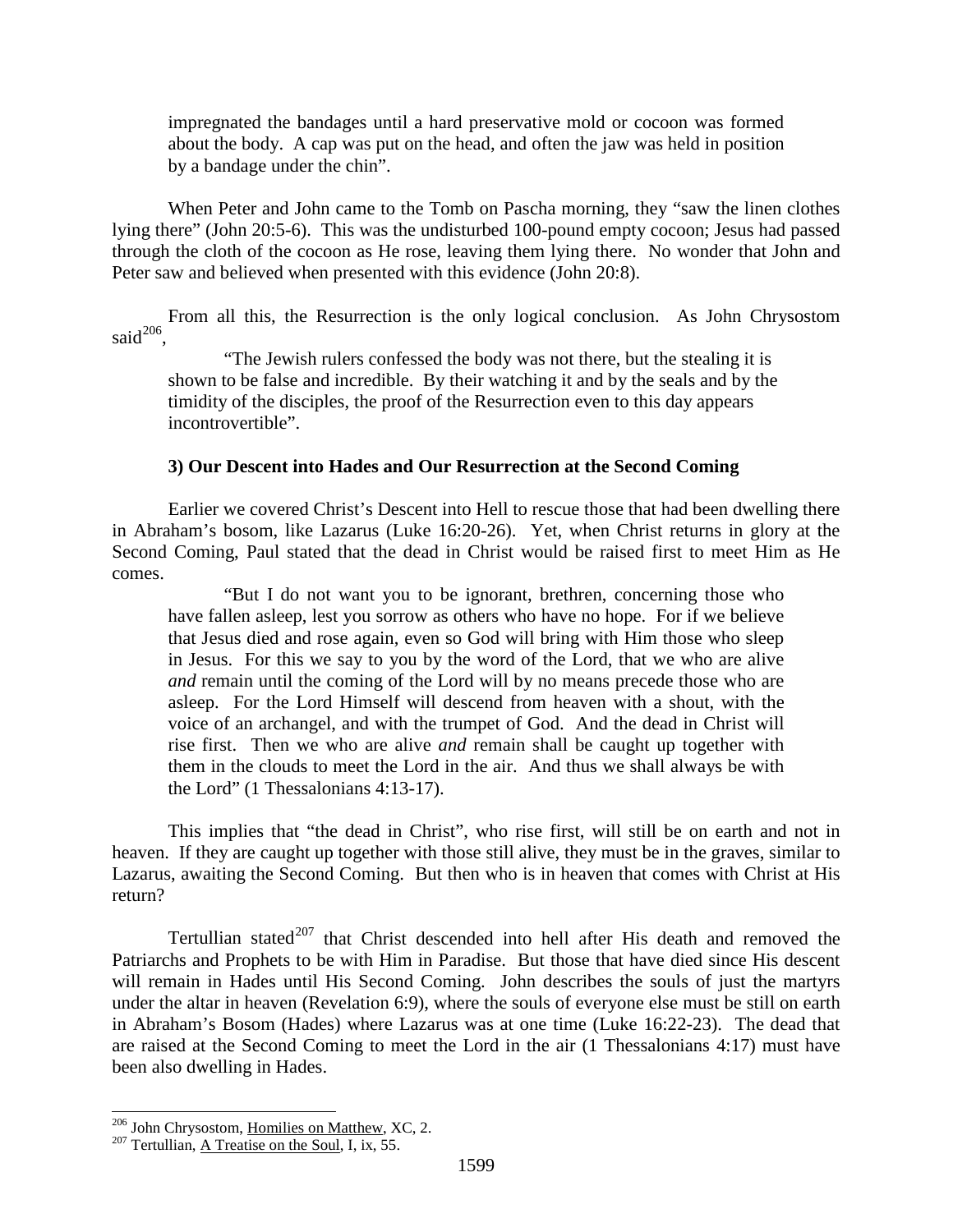impregnated the bandages until a hard preservative mold or cocoon was formed about the body. A cap was put on the head, and often the jaw was held in position by a bandage under the chin".

When Peter and John came to the Tomb on Pascha morning, they "saw the linen clothes lying there" (John 20:5-6). This was the undisturbed 100-pound empty cocoon; Jesus had passed through the cloth of the cocoon as He rose, leaving them lying there. No wonder that John and Peter saw and believed when presented with this evidence (John 20:8).

From all this, the Resurrection is the only logical conclusion. As John Chrysostom said[206],

> "The Jewish rulers confessed the body was not there, but the stealing it is shown to be false and incredible. By their watching it and by the seals and by the timidity of the disciples, the proof of the Resurrection even to this day appears incontrovertible".

### 3) Our Descent into Hades and Our Resurrection at the Second Coming

Earlier we covered Christ's Descent into Hell to rescue those that had been dwelling there in Abraham's bosom, like Lazarus (Luke 16:20-26). Yet, when Christ returns in glory at the Second Coming, Paul stated that the dead in Christ would be raised first to meet Him as He comes.

> "But I do not want you to be ignorant, brethren, concerning those who have fallen asleep, lest you sorrow as others who have no hope. For if we believe that Jesus died and rose again, even so God will bring with Him those who sleep in Jesus. For this we say to you by the word of the Lord, that we who are alive *and* remain until the coming of the Lord will by no means precede those who are asleep. For the Lord Himself will descend from heaven with a shout, with the voice of an archangel, and with the trumpet of God. And the dead in Christ will rise first. Then we who are alive *and* remain shall be caught up together with them in the clouds to meet the Lord in the air. And thus we shall always be with the Lord" (1 Thessalonians 4:13-17).

This implies that "the dead in Christ", who rise first, will still be on earth and not in heaven. If they are caught up together with those still alive, they must be in the graves, similar to Lazarus, awaiting the Second Coming. But then who is in heaven that comes with Christ at His return?

Tertullian stated[207] that Christ descended into hell after His death and removed the Patriarchs and Prophets to be with Him in Paradise. But those that have died since His descent will remain in Hades until His Second Coming. John describes the souls of just the martyrs under the altar in heaven (Revelation 6:9), where the souls of everyone else must be still on earth in Abraham's Bosom (Hades) where Lazarus was at one time (Luke 16:22-23). The dead that are raised at the Second Coming to meet the Lord in the air (1 Thessalonians 4:17) must have been also dwelling in Hades.

---

[206] John Chrysostom, Homilies on Matthew, XC, 2.

[207] Tertullian, A Treatise on the Soul, I, ix, 55.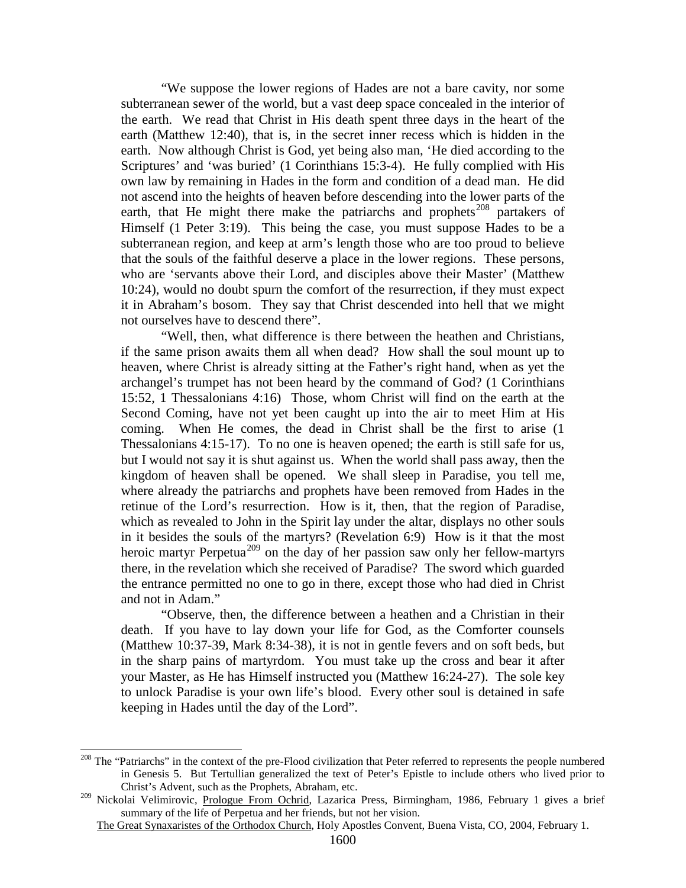"We suppose the lower regions of Hades are not a bare cavity, nor some subterranean sewer of the world, but a vast deep space concealed in the interior of the earth. We read that Christ in His death spent three days in the heart of the earth (Matthew 12:40), that is, in the secret inner recess which is hidden in the earth. Now although Christ is God, yet being also man, 'He died according to the Scriptures' and 'was buried' (1 Corinthians 15:3-4). He fully complied with His own law by remaining in Hades in the form and condition of a dead man. He did not ascend into the heights of heaven before descending into the lower parts of the earth, that He might there make the patriarchs and prophets[208] partakers of Himself (1 Peter 3:19). This being the case, you must suppose Hades to be a subterranean region, and keep at arm's length those who are too proud to believe that the souls of the faithful deserve a place in the lower regions. These persons, who are 'servants above their Lord, and disciples above their Master' (Matthew 10:24), would no doubt spurn the comfort of the resurrection, if they must expect it in Abraham's bosom. They say that Christ descended into hell that we might not ourselves have to descend there".

"Well, then, what difference is there between the heathen and Christians, if the same prison awaits them all when dead? How shall the soul mount up to heaven, where Christ is already sitting at the Father's right hand, when as yet the archangel's trumpet has not been heard by the command of God? (1 Corinthians 15:52, 1 Thessalonians 4:16) Those, whom Christ will find on the earth at the Second Coming, have not yet been caught up into the air to meet Him at His coming. When He comes, the dead in Christ shall be the first to arise (1 Thessalonians 4:15-17). To no one is heaven opened; the earth is still safe for us, but I would not say it is shut against us. When the world shall pass away, then the kingdom of heaven shall be opened. We shall sleep in Paradise, you tell me, where already the patriarchs and prophets have been removed from Hades in the retinue of the Lord's resurrection. How is it, then, that the region of Paradise, which as revealed to John in the Spirit lay under the altar, displays no other souls in it besides the souls of the martyrs? (Revelation 6:9) How is it that the most heroic martyr Perpetua[209] on the day of her passion saw only her fellow-martyrs there, in the revelation which she received of Paradise? The sword which guarded the entrance permitted no one to go in there, except those who had died in Christ and not in Adam."

"Observe, then, the difference between a heathen and a Christian in their death. If you have to lay down your life for God, as the Comforter counsels (Matthew 10:37-39, Mark 8:34-38), it is not in gentle fevers and on soft beds, but in the sharp pains of martyrdom. You must take up the cross and bear it after your Master, as He has Himself instructed you (Matthew 16:24-27). The sole key to unlock Paradise is your own life's blood. Every other soul is detained in safe keeping in Hades until the day of the Lord".

---

[208] The "Patriarchs" in the context of the pre-Flood civilization that Peter referred to represents the people numbered in Genesis 5. But Tertullian generalized the text of Peter's Epistle to include others who lived prior to Christ's Advent, such as the Prophets, Abraham, etc.

[209] Nickolai Velimirovic, Prologue From Ochrid, Lazarica Press, Birmingham, 1986, February 1 gives a brief summary of the life of Perpetua and her friends, but not her vision.
The Great Synaxaristes of the Orthodox Church, Holy Apostles Convent, Buena Vista, CO, 2004, February 1.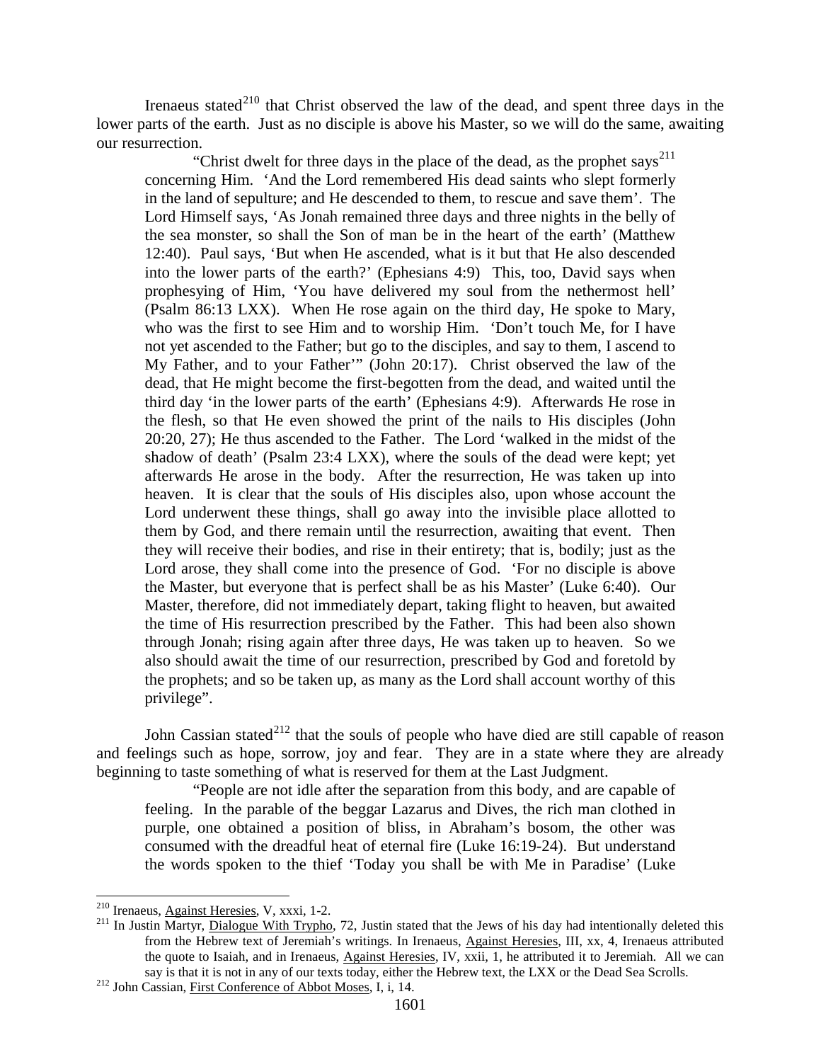Irenaeus stated[210] that Christ observed the law of the dead, and spent three days in the lower parts of the earth. Just as no disciple is above his Master, so we will do the same, awaiting our resurrection.

> "Christ dwelt for three days in the place of the dead, as the prophet says[211] concerning Him. 'And the Lord remembered His dead saints who slept formerly in the land of sepulture; and He descended to them, to rescue and save them'. The Lord Himself says, 'As Jonah remained three days and three nights in the belly of the sea monster, so shall the Son of man be in the heart of the earth' (Matthew 12:40). Paul says, 'But when He ascended, what is it but that He also descended into the lower parts of the earth?' (Ephesians 4:9) This, too, David says when prophesying of Him, 'You have delivered my soul from the nethermost hell' (Psalm 86:13 LXX). When He rose again on the third day, He spoke to Mary, who was the first to see Him and to worship Him. 'Don't touch Me, for I have not yet ascended to the Father; but go to the disciples, and say to them, I ascend to My Father, and to your Father'" (John 20:17). Christ observed the law of the dead, that He might become the first-begotten from the dead, and waited until the third day 'in the lower parts of the earth' (Ephesians 4:9). Afterwards He rose in the flesh, so that He even showed the print of the nails to His disciples (John 20:20, 27); He thus ascended to the Father. The Lord 'walked in the midst of the shadow of death' (Psalm 23:4 LXX), where the souls of the dead were kept; yet afterwards He arose in the body. After the resurrection, He was taken up into heaven. It is clear that the souls of His disciples also, upon whose account the Lord underwent these things, shall go away into the invisible place allotted to them by God, and there remain until the resurrection, awaiting that event. Then they will receive their bodies, and rise in their entirety; that is, bodily; just as the Lord arose, they shall come into the presence of God. 'For no disciple is above the Master, but everyone that is perfect shall be as his Master' (Luke 6:40). Our Master, therefore, did not immediately depart, taking flight to heaven, but awaited the time of His resurrection prescribed by the Father. This had been also shown through Jonah; rising again after three days, He was taken up to heaven. So we also should await the time of our resurrection, prescribed by God and foretold by the prophets; and so be taken up, as many as the Lord shall account worthy of this privilege".

John Cassian stated[212] that the souls of people who have died are still capable of reason and feelings such as hope, sorrow, joy and fear. They are in a state where they are already beginning to taste something of what is reserved for them at the Last Judgment.

> "People are not idle after the separation from this body, and are capable of feeling. In the parable of the beggar Lazarus and Dives, the rich man clothed in purple, one obtained a position of bliss, in Abraham's bosom, the other was consumed with the dreadful heat of eternal fire (Luke 16:19-24). But understand the words spoken to the thief 'Today you shall be with Me in Paradise' (Luke

---

[210] Irenaeus, Against Heresies, V, xxxi, 1-2.

[211] In Justin Martyr, Dialogue With Trypho, 72, Justin stated that the Jews of his day had intentionally deleted this from the Hebrew text of Jeremiah's writings. In Irenaeus, Against Heresies, III, xx, 4, Irenaeus attributed the quote to Isaiah, and in Irenaeus, Against Heresies, IV, xxii, 1, he attributed it to Jeremiah. All we can say is that it is not in any of our texts today, either the Hebrew text, the LXX or the Dead Sea Scrolls.

[212] John Cassian, First Conference of Abbot Moses, I, i, 14.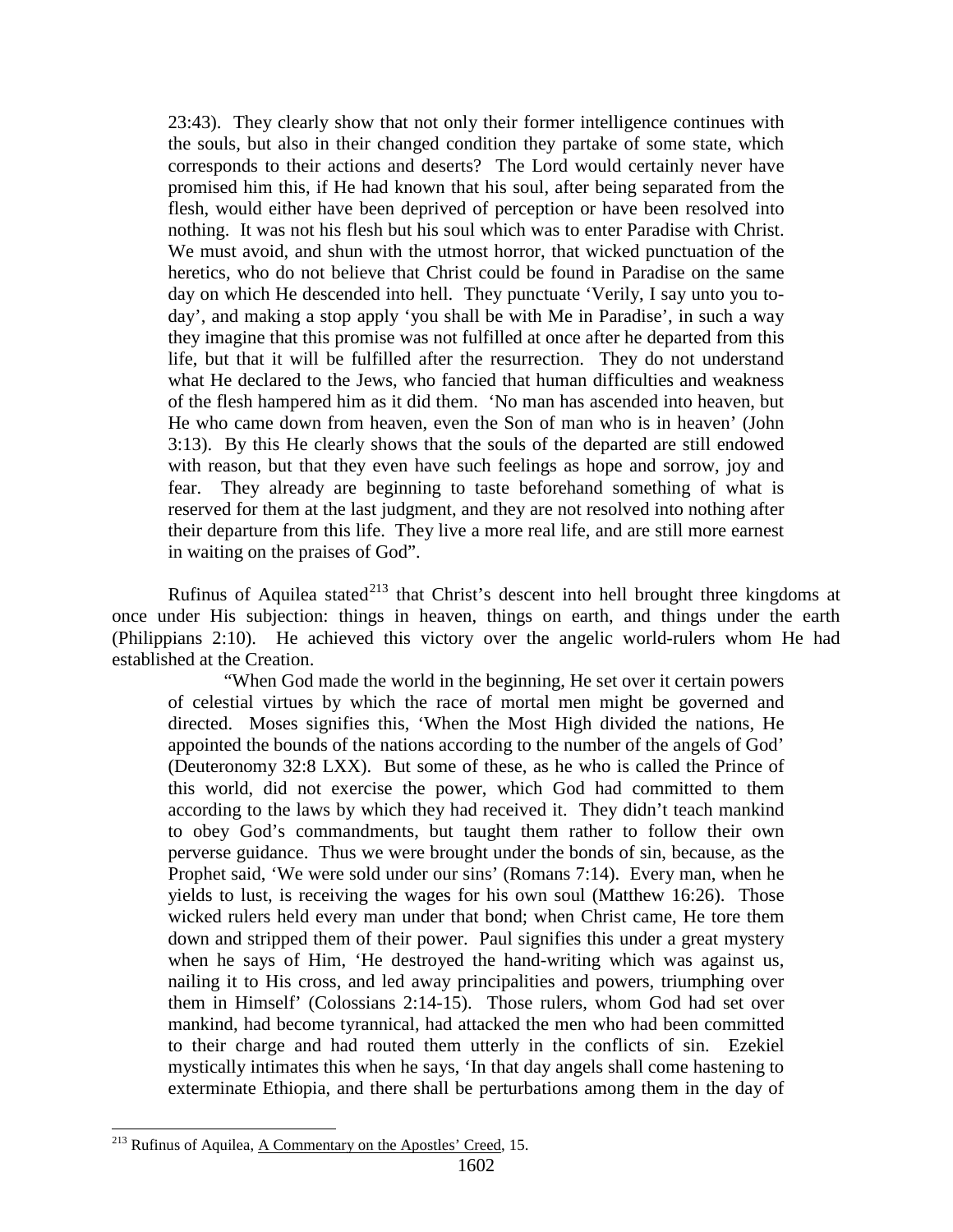> 23:43). They clearly show that not only their former intelligence continues with the souls, but also in their changed condition they partake of some state, which corresponds to their actions and deserts? The Lord would certainly never have promised him this, if He had known that his soul, after being separated from the flesh, would either have been deprived of perception or have been resolved into nothing. It was not his flesh but his soul which was to enter Paradise with Christ. We must avoid, and shun with the utmost horror, that wicked punctuation of the heretics, who do not believe that Christ could be found in Paradise on the same day on which He descended into hell. They punctuate 'Verily, I say unto you to-day', and making a stop apply 'you shall be with Me in Paradise', in such a way they imagine that this promise was not fulfilled at once after he departed from this life, but that it will be fulfilled after the resurrection. They do not understand what He declared to the Jews, who fancied that human difficulties and weakness of the flesh hampered him as it did them. 'No man has ascended into heaven, but He who came down from heaven, even the Son of man who is in heaven' (John 3:13). By this He clearly shows that the souls of the departed are still endowed with reason, but that they even have such feelings as hope and sorrow, joy and fear. They already are beginning to taste beforehand something of what is reserved for them at the last judgment, and they are not resolved into nothing after their departure from this life. They live a more real life, and are still more earnest in waiting on the praises of God".

Rufinus of Aquilea stated[213] that Christ's descent into hell brought three kingdoms at once under His subjection: things in heaven, things on earth, and things under the earth (Philippians 2:10). He achieved this victory over the angelic world-rulers whom He had established at the Creation.

> "When God made the world in the beginning, He set over it certain powers of celestial virtues by which the race of mortal men might be governed and directed. Moses signifies this, 'When the Most High divided the nations, He appointed the bounds of the nations according to the number of the angels of God' (Deuteronomy 32:8 LXX). But some of these, as he who is called the Prince of this world, did not exercise the power, which God had committed to them according to the laws by which they had received it. They didn't teach mankind to obey God's commandments, but taught them rather to follow their own perverse guidance. Thus we were brought under the bonds of sin, because, as the Prophet said, 'We were sold under our sins' (Romans 7:14). Every man, when he yields to lust, is receiving the wages for his own soul (Matthew 16:26). Those wicked rulers held every man under that bond; when Christ came, He tore them down and stripped them of their power. Paul signifies this under a great mystery when he says of Him, 'He destroyed the hand-writing which was against us, nailing it to His cross, and led away principalities and powers, triumphing over them in Himself' (Colossians 2:14-15). Those rulers, whom God had set over mankind, had become tyrannical, had attacked the men who had been committed to their charge and had routed them utterly in the conflicts of sin. Ezekiel mystically intimates this when he says, 'In that day angels shall come hastening to exterminate Ethiopia, and there shall be perturbations among them in the day of

[213] Rufinus of Aquilea, A Commentary on the Apostles' Creed, 15.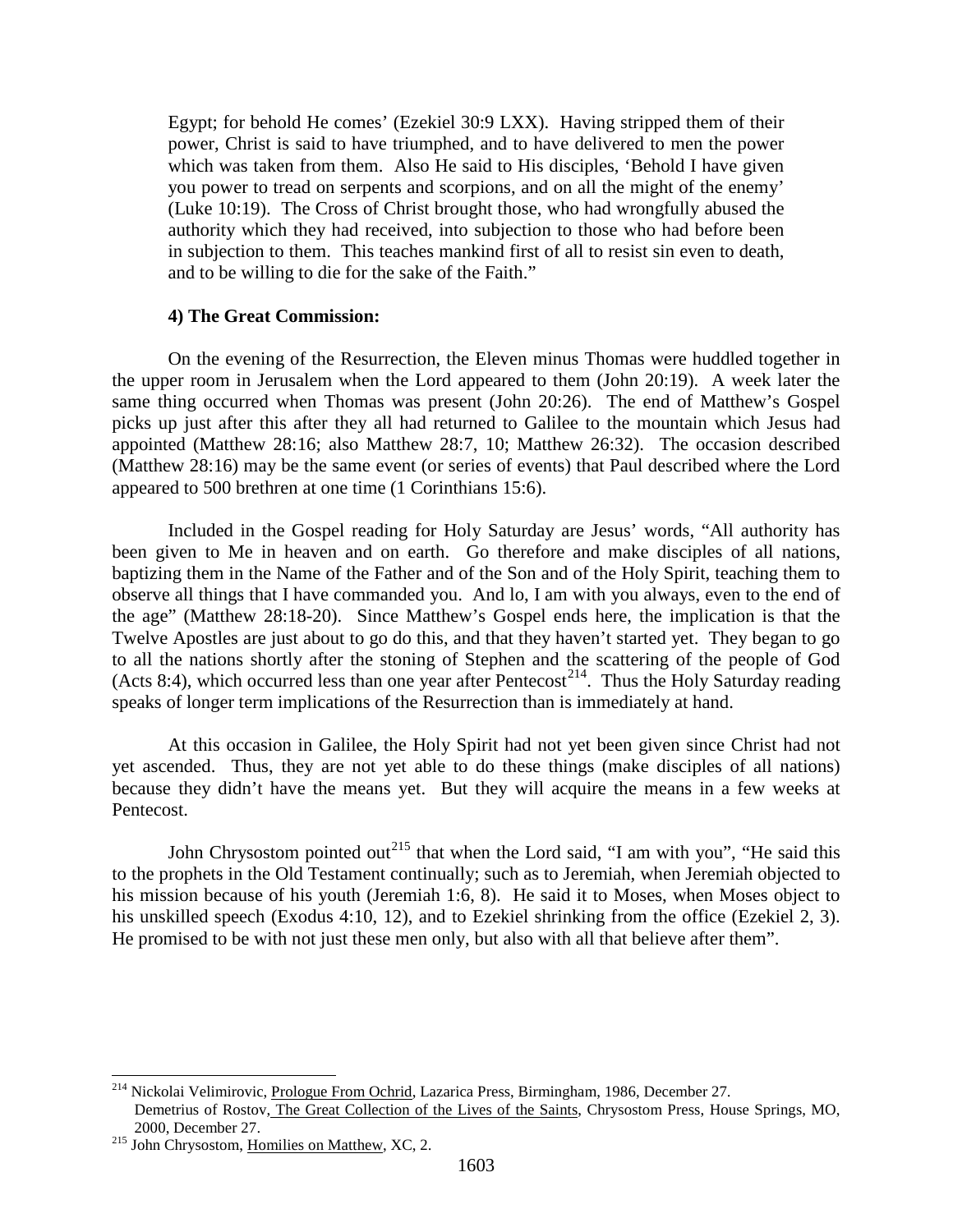Egypt; for behold He comes' (Ezekiel 30:9 LXX). Having stripped them of their power, Christ is said to have triumphed, and to have delivered to men the power which was taken from them. Also He said to His disciples, 'Behold I have given you power to tread on serpents and scorpions, and on all the might of the enemy' (Luke 10:19). The Cross of Christ brought those, who had wrongfully abused the authority which they had received, into subjection to those who had before been in subjection to them. This teaches mankind first of all to resist sin even to death, and to be willing to die for the sake of the Faith."

**4) The Great Commission:**

On the evening of the Resurrection, the Eleven minus Thomas were huddled together in the upper room in Jerusalem when the Lord appeared to them (John 20:19). A week later the same thing occurred when Thomas was present (John 20:26). The end of Matthew's Gospel picks up just after this after they all had returned to Galilee to the mountain which Jesus had appointed (Matthew 28:16; also Matthew 28:7, 10; Matthew 26:32). The occasion described (Matthew 28:16) may be the same event (or series of events) that Paul described where the Lord appeared to 500 brethren at one time (1 Corinthians 15:6).

Included in the Gospel reading for Holy Saturday are Jesus' words, "All authority has been given to Me in heaven and on earth. Go therefore and make disciples of all nations, baptizing them in the Name of the Father and of the Son and of the Holy Spirit, teaching them to observe all things that I have commanded you. And lo, I am with you always, even to the end of the age" (Matthew 28:18-20). Since Matthew's Gospel ends here, the implication is that the Twelve Apostles are just about to go do this, and that they haven't started yet. They began to go to all the nations shortly after the stoning of Stephen and the scattering of the people of God (Acts 8:4), which occurred less than one year after Pentecost[214]. Thus the Holy Saturday reading speaks of longer term implications of the Resurrection than is immediately at hand.

At this occasion in Galilee, the Holy Spirit had not yet been given since Christ had not yet ascended. Thus, they are not yet able to do these things (make disciples of all nations) because they didn't have the means yet. But they will acquire the means in a few weeks at Pentecost.

John Chrysostom pointed out[215] that when the Lord said, "I am with you", "He said this to the prophets in the Old Testament continually; such as to Jeremiah, when Jeremiah objected to his mission because of his youth (Jeremiah 1:6, 8). He said it to Moses, when Moses object to his unskilled speech (Exodus 4:10, 12), and to Ezekiel shrinking from the office (Ezekiel 2, 3). He promised to be with not just these men only, but also with all that believe after them".

---

[214] Nickolai Velimirovic, Prologue From Ochrid, Lazarica Press, Birmingham, 1986, December 27.
Demetrius of Rostov, The Great Collection of the Lives of the Saints, Chrysostom Press, House Springs, MO, 2000, December 27.

[215] John Chrysostom, Homilies on Matthew, XC, 2.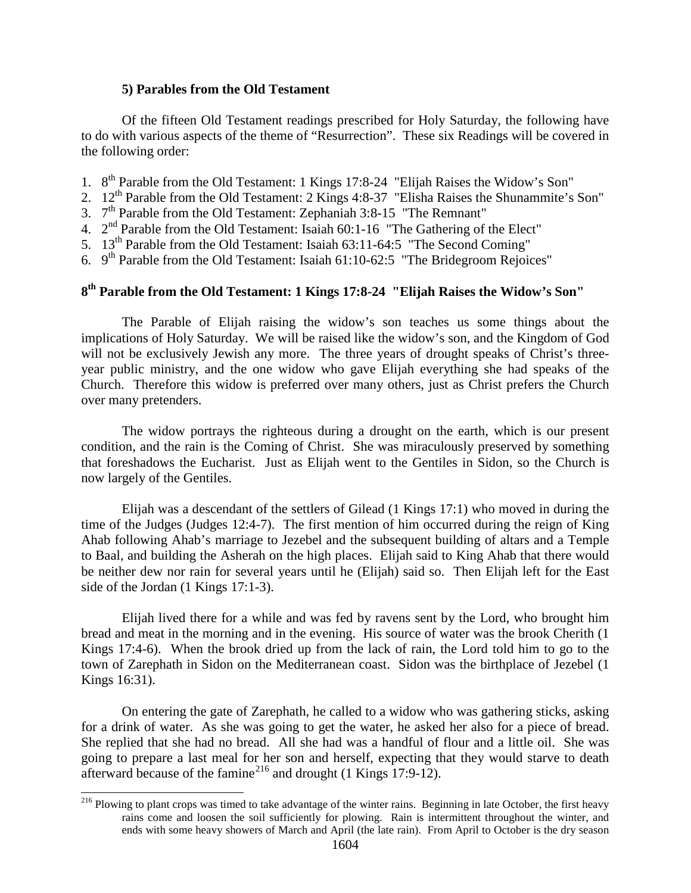### 5) Parables from the Old Testament

Of the fifteen Old Testament readings prescribed for Holy Saturday, the following have to do with various aspects of the theme of "Resurrection". These six Readings will be covered in the following order:

1. 8th Parable from the Old Testament: 1 Kings 17:8-24 "Elijah Raises the Widow's Son"
2. 12th Parable from the Old Testament: 2 Kings 4:8-37 "Elisha Raises the Shunammite's Son"
3. 7th Parable from the Old Testament: Zephaniah 3:8-15 "The Remnant"
4. 2nd Parable from the Old Testament: Isaiah 60:1-16 "The Gathering of the Elect"
5. 13th Parable from the Old Testament: Isaiah 63:11-64:5 "The Second Coming"
6. 9th Parable from the Old Testament: Isaiah 61:10-62:5 "The Bridegroom Rejoices"

## 8th Parable from the Old Testament: 1 Kings 17:8-24 "Elijah Raises the Widow's Son"

The Parable of Elijah raising the widow's son teaches us some things about the implications of Holy Saturday. We will be raised like the widow's son, and the Kingdom of God will not be exclusively Jewish any more. The three years of drought speaks of Christ's three-year public ministry, and the one widow who gave Elijah everything she had speaks of the Church. Therefore this widow is preferred over many others, just as Christ prefers the Church over many pretenders.

The widow portrays the righteous during a drought on the earth, which is our present condition, and the rain is the Coming of Christ. She was miraculously preserved by something that foreshadows the Eucharist. Just as Elijah went to the Gentiles in Sidon, so the Church is now largely of the Gentiles.

Elijah was a descendant of the settlers of Gilead (1 Kings 17:1) who moved in during the time of the Judges (Judges 12:4-7). The first mention of him occurred during the reign of King Ahab following Ahab's marriage to Jezebel and the subsequent building of altars and a Temple to Baal, and building the Asherah on the high places. Elijah said to King Ahab that there would be neither dew nor rain for several years until he (Elijah) said so. Then Elijah left for the East side of the Jordan (1 Kings 17:1-3).

Elijah lived there for a while and was fed by ravens sent by the Lord, who brought him bread and meat in the morning and in the evening. His source of water was the brook Cherith (1 Kings 17:4-6). When the brook dried up from the lack of rain, the Lord told him to go to the town of Zarephath in Sidon on the Mediterranean coast. Sidon was the birthplace of Jezebel (1 Kings 16:31).

On entering the gate of Zarephath, he called to a widow who was gathering sticks, asking for a drink of water. As she was going to get the water, he asked her also for a piece of bread. She replied that she had no bread. All she had was a handful of flour and a little oil. She was going to prepare a last meal for her son and herself, expecting that they would starve to death afterward because of the famine[216] and drought (1 Kings 17:9-12).

---

[216] Plowing to plant crops was timed to take advantage of the winter rains. Beginning in late October, the first heavy rains come and loosen the soil sufficiently for plowing. Rain is intermittent throughout the winter, and ends with some heavy showers of March and April (the late rain). From April to October is the dry season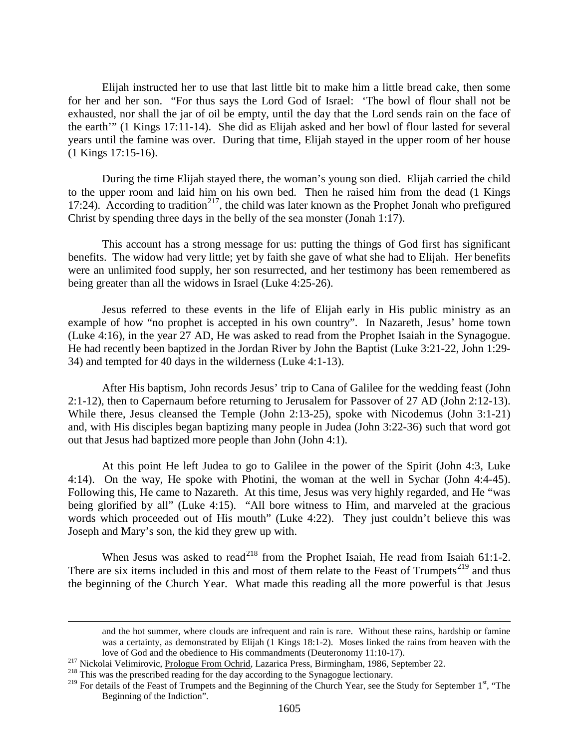Elijah instructed her to use that last little bit to make him a little bread cake, then some for her and her son. "For thus says the Lord God of Israel: 'The bowl of flour shall not be exhausted, nor shall the jar of oil be empty, until the day that the Lord sends rain on the face of the earth'" (1 Kings 17:11-14). She did as Elijah asked and her bowl of flour lasted for several years until the famine was over. During that time, Elijah stayed in the upper room of her house (1 Kings 17:15-16).

During the time Elijah stayed there, the woman's young son died. Elijah carried the child to the upper room and laid him on his own bed. Then he raised him from the dead (1 Kings 17:24). According to tradition[217], the child was later known as the Prophet Jonah who prefigured Christ by spending three days in the belly of the sea monster (Jonah 1:17).

This account has a strong message for us: putting the things of God first has significant benefits. The widow had very little; yet by faith she gave of what she had to Elijah. Her benefits were an unlimited food supply, her son resurrected, and her testimony has been remembered as being greater than all the widows in Israel (Luke 4:25-26).

Jesus referred to these events in the life of Elijah early in His public ministry as an example of how "no prophet is accepted in his own country". In Nazareth, Jesus' home town (Luke 4:16), in the year 27 AD, He was asked to read from the Prophet Isaiah in the Synagogue. He had recently been baptized in the Jordan River by John the Baptist (Luke 3:21-22, John 1:29-34) and tempted for 40 days in the wilderness (Luke 4:1-13).

After His baptism, John records Jesus' trip to Cana of Galilee for the wedding feast (John 2:1-12), then to Capernaum before returning to Jerusalem for Passover of 27 AD (John 2:12-13). While there, Jesus cleansed the Temple (John 2:13-25), spoke with Nicodemus (John 3:1-21) and, with His disciples began baptizing many people in Judea (John 3:22-36) such that word got out that Jesus had baptized more people than John (John 4:1).

At this point He left Judea to go to Galilee in the power of the Spirit (John 4:3, Luke 4:14). On the way, He spoke with Photini, the woman at the well in Sychar (John 4:4-45). Following this, He came to Nazareth. At this time, Jesus was very highly regarded, and He "was being glorified by all" (Luke 4:15). "All bore witness to Him, and marveled at the gracious words which proceeded out of His mouth" (Luke 4:22). They just couldn't believe this was Joseph and Mary's son, the kid they grew up with.

When Jesus was asked to read[218] from the Prophet Isaiah, He read from Isaiah 61:1-2. There are six items included in this and most of them relate to the Feast of Trumpets[219] and thus the beginning of the Church Year. What made this reading all the more powerful is that Jesus

---

and the hot summer, where clouds are infrequent and rain is rare. Without these rains, hardship or famine was a certainty, as demonstrated by Elijah (1 Kings 18:1-2). Moses linked the rains from heaven with the love of God and the obedience to His commandments (Deuteronomy 11:10-17).

[217] Nickolai Velimirovic, Prologue From Ochrid, Lazarica Press, Birmingham, 1986, September 22.

[218] This was the prescribed reading for the day according to the Synagogue lectionary.

[219] For details of the Feast of Trumpets and the Beginning of the Church Year, see the Study for September 1st, "The Beginning of the Indiction".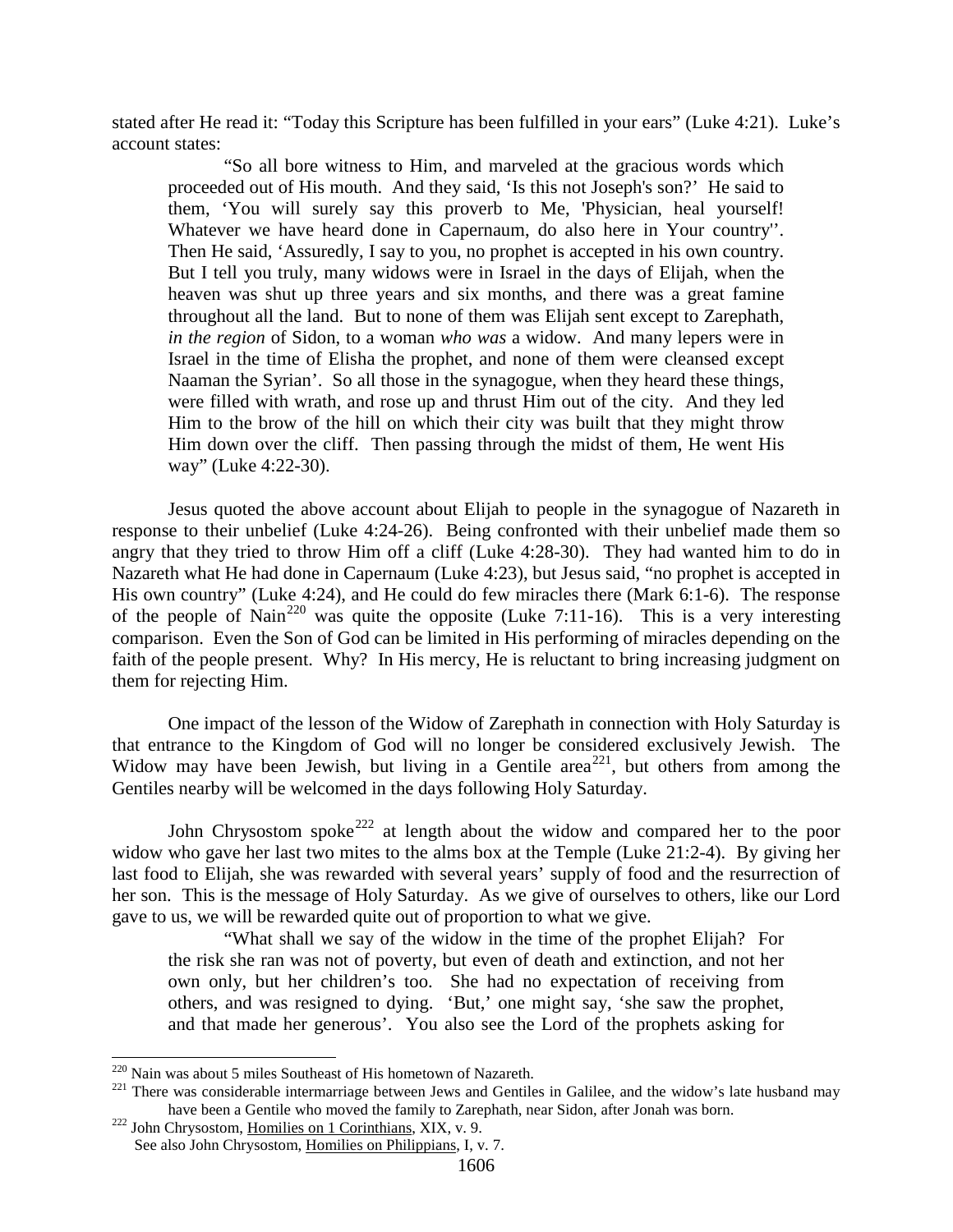stated after He read it: "Today this Scripture has been fulfilled in your ears" (Luke 4:21). Luke's account states:

> "So all bore witness to Him, and marveled at the gracious words which proceeded out of His mouth. And they said, 'Is this not Joseph's son?' He said to them, 'You will surely say this proverb to Me, 'Physician, heal yourself! Whatever we have heard done in Capernaum, do also here in Your country''. Then He said, 'Assuredly, I say to you, no prophet is accepted in his own country. But I tell you truly, many widows were in Israel in the days of Elijah, when the heaven was shut up three years and six months, and there was a great famine throughout all the land. But to none of them was Elijah sent except to Zarephath, *in the region* of Sidon, to a woman *who was* a widow. And many lepers were in Israel in the time of Elisha the prophet, and none of them were cleansed except Naaman the Syrian'. So all those in the synagogue, when they heard these things, were filled with wrath, and rose up and thrust Him out of the city. And they led Him to the brow of the hill on which their city was built that they might throw Him down over the cliff. Then passing through the midst of them, He went His way" (Luke 4:22-30).

Jesus quoted the above account about Elijah to people in the synagogue of Nazareth in response to their unbelief (Luke 4:24-26). Being confronted with their unbelief made them so angry that they tried to throw Him off a cliff (Luke 4:28-30). They had wanted him to do in Nazareth what He had done in Capernaum (Luke 4:23), but Jesus said, "no prophet is accepted in His own country" (Luke 4:24), and He could do few miracles there (Mark 6:1-6). The response of the people of Nain[220] was quite the opposite (Luke 7:11-16). This is a very interesting comparison. Even the Son of God can be limited in His performing of miracles depending on the faith of the people present. Why? In His mercy, He is reluctant to bring increasing judgment on them for rejecting Him.

One impact of the lesson of the Widow of Zarephath in connection with Holy Saturday is that entrance to the Kingdom of God will no longer be considered exclusively Jewish. The Widow may have been Jewish, but living in a Gentile area[221], but others from among the Gentiles nearby will be welcomed in the days following Holy Saturday.

John Chrysostom spoke[222] at length about the widow and compared her to the poor widow who gave her last two mites to the alms box at the Temple (Luke 21:2-4). By giving her last food to Elijah, she was rewarded with several years' supply of food and the resurrection of her son. This is the message of Holy Saturday. As we give of ourselves to others, like our Lord gave to us, we will be rewarded quite out of proportion to what we give.

> "What shall we say of the widow in the time of the prophet Elijah? For the risk she ran was not of poverty, but even of death and extinction, and not her own only, but her children's too. She had no expectation of receiving from others, and was resigned to dying. 'But,' one might say, 'she saw the prophet, and that made her generous'. You also see the Lord of the prophets asking for

---

[220] Nain was about 5 miles Southeast of His hometown of Nazareth.

[221] There was considerable intermarriage between Jews and Gentiles in Galilee, and the widow's late husband may have been a Gentile who moved the family to Zarephath, near Sidon, after Jonah was born.

[222] John Chrysostom, Homilies on 1 Corinthians, XIX, v. 9.
See also John Chrysostom, Homilies on Philippians, I, v. 7.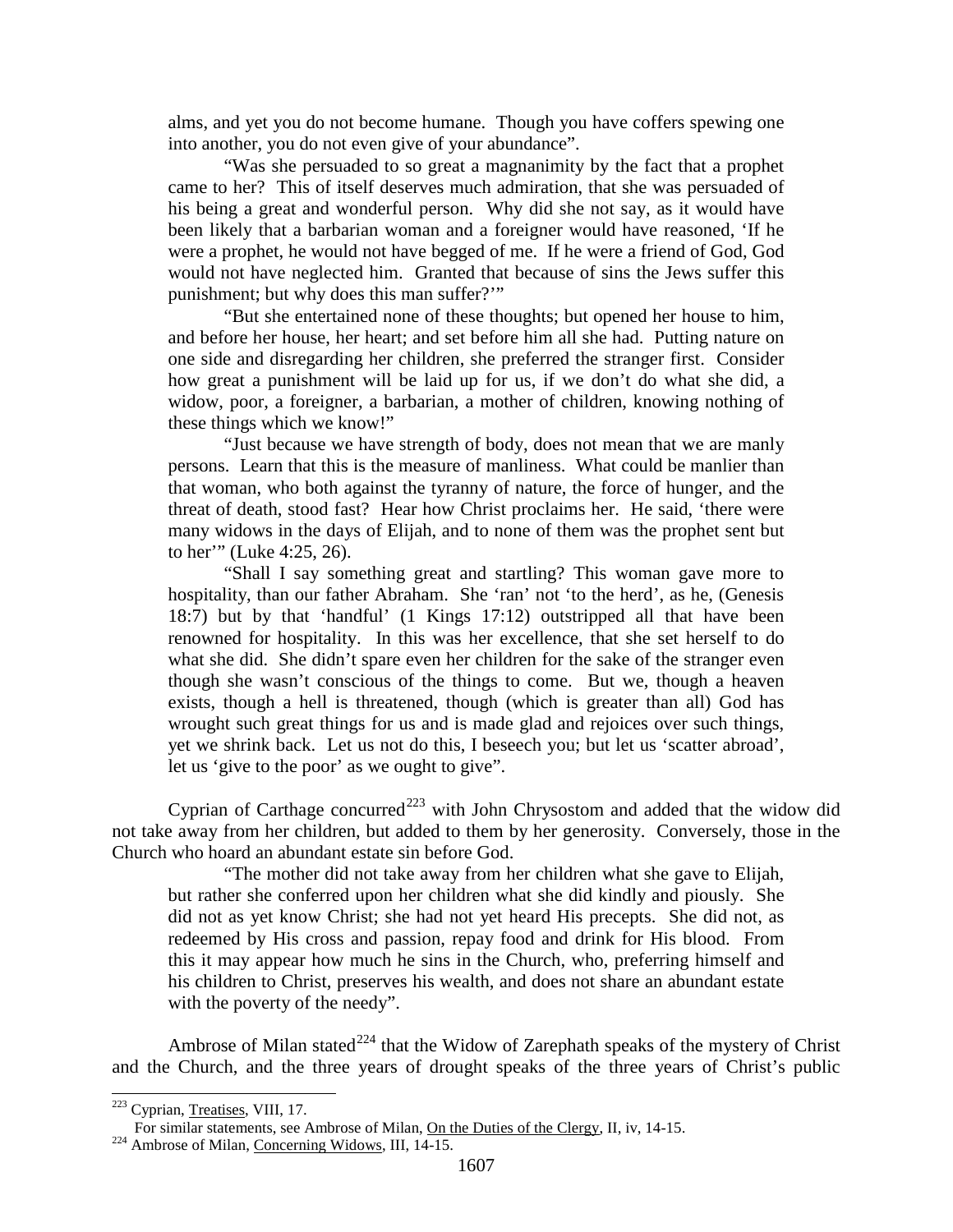alms, and yet you do not become humane. Though you have coffers spewing one into another, you do not even give of your abundance".

> "Was she persuaded to so great a magnanimity by the fact that a prophet came to her? This of itself deserves much admiration, that she was persuaded of his being a great and wonderful person. Why did she not say, as it would have been likely that a barbarian woman and a foreigner would have reasoned, 'If he were a prophet, he would not have begged of me. If he were a friend of God, God would not have neglected him. Granted that because of sins the Jews suffer this punishment; but why does this man suffer?'"
>
> "But she entertained none of these thoughts; but opened her house to him, and before her house, her heart; and set before him all she had. Putting nature on one side and disregarding her children, she preferred the stranger first. Consider how great a punishment will be laid up for us, if we don't do what she did, a widow, poor, a foreigner, a barbarian, a mother of children, knowing nothing of these things which we know!"
>
> "Just because we have strength of body, does not mean that we are manly persons. Learn that this is the measure of manliness. What could be manlier than that woman, who both against the tyranny of nature, the force of hunger, and the threat of death, stood fast? Hear how Christ proclaims her. He said, 'there were many widows in the days of Elijah, and to none of them was the prophet sent but to her'" (Luke 4:25, 26).
>
> "Shall I say something great and startling? This woman gave more to hospitality, than our father Abraham. She 'ran' not 'to the herd', as he, (Genesis 18:7) but by that 'handful' (1 Kings 17:12) outstripped all that have been renowned for hospitality. In this was her excellence, that she set herself to do what she did. She didn't spare even her children for the sake of the stranger even though she wasn't conscious of the things to come. But we, though a heaven exists, though a hell is threatened, though (which is greater than all) God has wrought such great things for us and is made glad and rejoices over such things, yet we shrink back. Let us not do this, I beseech you; but let us 'scatter abroad', let us 'give to the poor' as we ought to give".

Cyprian of Carthage concurred[223] with John Chrysostom and added that the widow did not take away from her children, but added to them by her generosity. Conversely, those in the Church who hoard an abundant estate sin before God.

> "The mother did not take away from her children what she gave to Elijah, but rather she conferred upon her children what she did kindly and piously. She did not as yet know Christ; she had not yet heard His precepts. She did not, as redeemed by His cross and passion, repay food and drink for His blood. From this it may appear how much he sins in the Church, who, preferring himself and his children to Christ, preserves his wealth, and does not share an abundant estate with the poverty of the needy".

Ambrose of Milan stated[224] that the Widow of Zarephath speaks of the mystery of Christ and the Church, and the three years of drought speaks of the three years of Christ's public

---

[223] Cyprian, Treatises, VIII, 17.
For similar statements, see Ambrose of Milan, On the Duties of the Clergy, II, iv, 14-15.

[224] Ambrose of Milan, Concerning Widows, III, 14-15.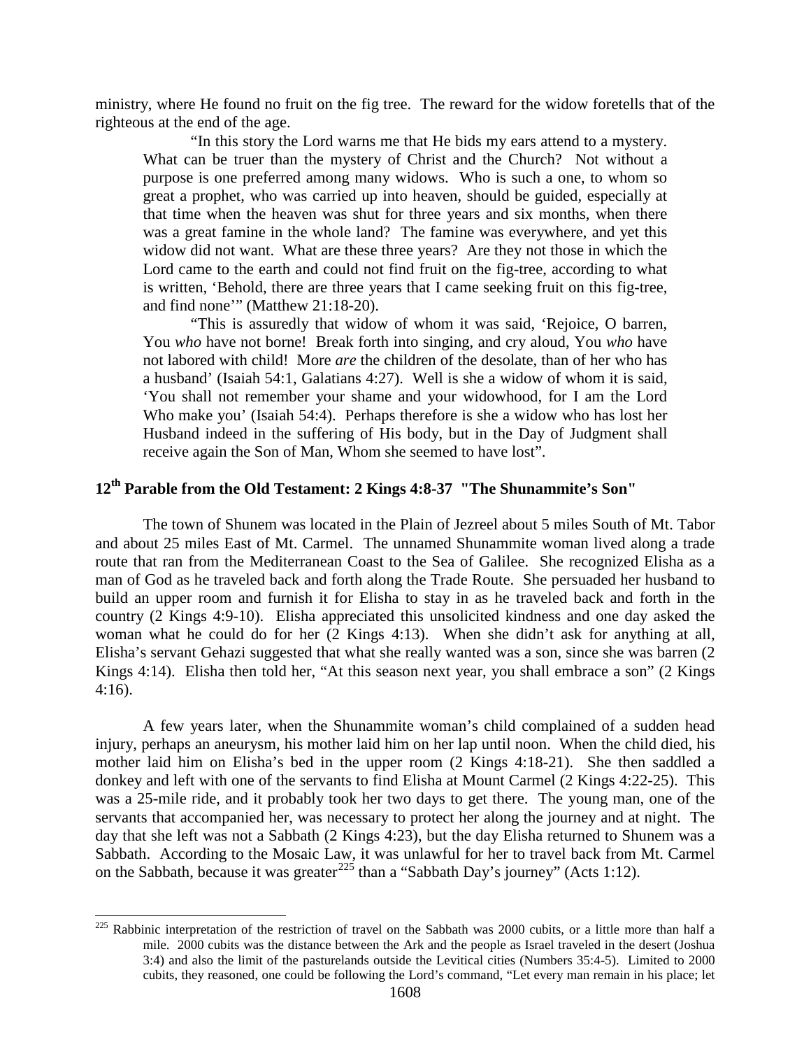ministry, where He found no fruit on the fig tree. The reward for the widow foretells that of the righteous at the end of the age.

> "In this story the Lord warns me that He bids my ears attend to a mystery. What can be truer than the mystery of Christ and the Church? Not without a purpose is one preferred among many widows. Who is such a one, to whom so great a prophet, who was carried up into heaven, should be guided, especially at that time when the heaven was shut for three years and six months, when there was a great famine in the whole land? The famine was everywhere, and yet this widow did not want. What are these three years? Are they not those in which the Lord came to the earth and could not find fruit on the fig-tree, according to what is written, 'Behold, there are three years that I came seeking fruit on this fig-tree, and find none'" (Matthew 21:18-20).
>
> "This is assuredly that widow of whom it was said, 'Rejoice, O barren, You *who* have not borne! Break forth into singing, and cry aloud, You *who* have not labored with child! More *are* the children of the desolate, than of her who has a husband' (Isaiah 54:1, Galatians 4:27). Well is she a widow of whom it is said, 'You shall not remember your shame and your widowhood, for I am the Lord Who make you' (Isaiah 54:4). Perhaps therefore is she a widow who has lost her Husband indeed in the suffering of His body, but in the Day of Judgment shall receive again the Son of Man, Whom she seemed to have lost".

## 12th Parable from the Old Testament: 2 Kings 4:8-37 "The Shunammite's Son"

The town of Shunem was located in the Plain of Jezreel about 5 miles South of Mt. Tabor and about 25 miles East of Mt. Carmel. The unnamed Shunammite woman lived along a trade route that ran from the Mediterranean Coast to the Sea of Galilee. She recognized Elisha as a man of God as he traveled back and forth along the Trade Route. She persuaded her husband to build an upper room and furnish it for Elisha to stay in as he traveled back and forth in the country (2 Kings 4:9-10). Elisha appreciated this unsolicited kindness and one day asked the woman what he could do for her (2 Kings 4:13). When she didn't ask for anything at all, Elisha's servant Gehazi suggested that what she really wanted was a son, since she was barren (2 Kings 4:14). Elisha then told her, "At this season next year, you shall embrace a son" (2 Kings 4:16).

A few years later, when the Shunammite woman's child complained of a sudden head injury, perhaps an aneurysm, his mother laid him on her lap until noon. When the child died, his mother laid him on Elisha's bed in the upper room (2 Kings 4:18-21). She then saddled a donkey and left with one of the servants to find Elisha at Mount Carmel (2 Kings 4:22-25). This was a 25-mile ride, and it probably took her two days to get there. The young man, one of the servants that accompanied her, was necessary to protect her along the journey and at night. The day that she left was not a Sabbath (2 Kings 4:23), but the day Elisha returned to Shunem was a Sabbath. According to the Mosaic Law, it was unlawful for her to travel back from Mt. Carmel on the Sabbath, because it was greater[225] than a "Sabbath Day's journey" (Acts 1:12).

---

[225] Rabbinic interpretation of the restriction of travel on the Sabbath was 2000 cubits, or a little more than half a mile. 2000 cubits was the distance between the Ark and the people as Israel traveled in the desert (Joshua 3:4) and also the limit of the pasturelands outside the Levitical cities (Numbers 35:4-5). Limited to 2000 cubits, they reasoned, one could be following the Lord's command, "Let every man remain in his place; let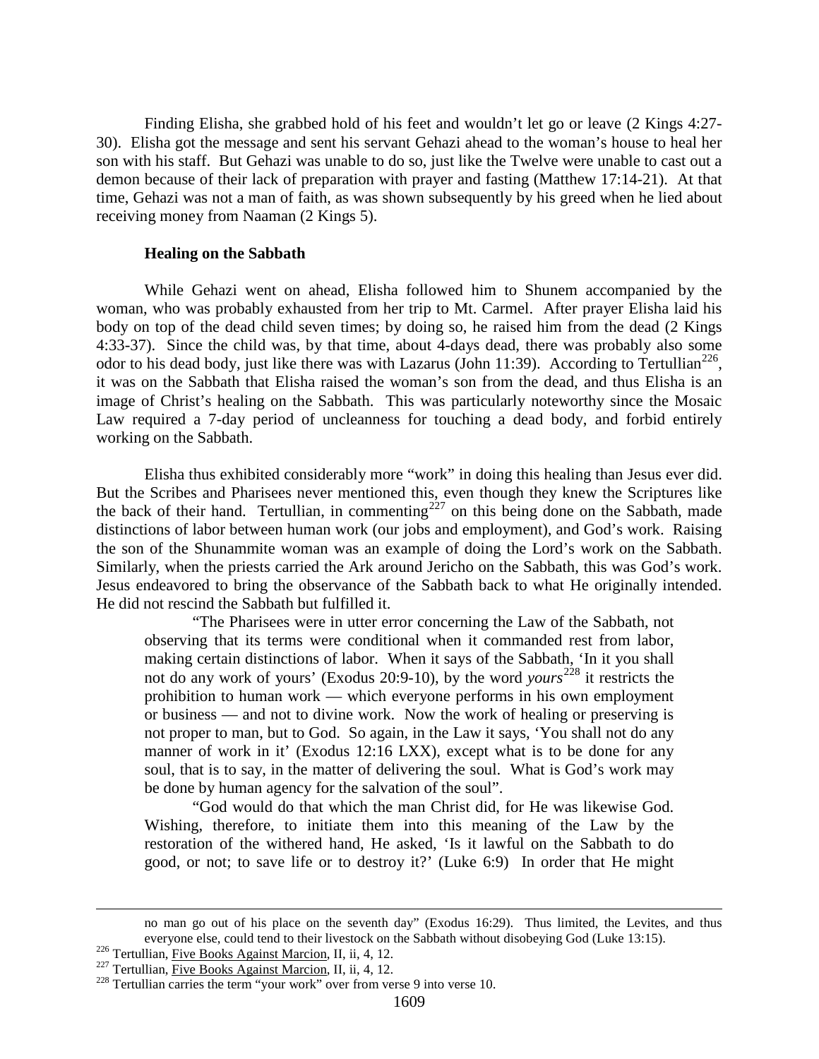Finding Elisha, she grabbed hold of his feet and wouldn't let go or leave (2 Kings 4:27-30). Elisha got the message and sent his servant Gehazi ahead to the woman's house to heal her son with his staff. But Gehazi was unable to do so, just like the Twelve were unable to cast out a demon because of their lack of preparation with prayer and fasting (Matthew 17:14-21). At that time, Gehazi was not a man of faith, as was shown subsequently by his greed when he lied about receiving money from Naaman (2 Kings 5).

### Healing on the Sabbath

While Gehazi went on ahead, Elisha followed him to Shunem accompanied by the woman, who was probably exhausted from her trip to Mt. Carmel. After prayer Elisha laid his body on top of the dead child seven times; by doing so, he raised him from the dead (2 Kings 4:33-37). Since the child was, by that time, about 4-days dead, there was probably also some odor to his dead body, just like there was with Lazarus (John 11:39). According to Tertullian[226], it was on the Sabbath that Elisha raised the woman's son from the dead, and thus Elisha is an image of Christ's healing on the Sabbath. This was particularly noteworthy since the Mosaic Law required a 7-day period of uncleanness for touching a dead body, and forbid entirely working on the Sabbath.

Elisha thus exhibited considerably more "work" in doing this healing than Jesus ever did. But the Scribes and Pharisees never mentioned this, even though they knew the Scriptures like the back of their hand. Tertullian, in commenting[227] on this being done on the Sabbath, made distinctions of labor between human work (our jobs and employment), and God's work. Raising the son of the Shunammite woman was an example of doing the Lord's work on the Sabbath. Similarly, when the priests carried the Ark around Jericho on the Sabbath, this was God's work. Jesus endeavored to bring the observance of the Sabbath back to what He originally intended. He did not rescind the Sabbath but fulfilled it.

> "The Pharisees were in utter error concerning the Law of the Sabbath, not observing that its terms were conditional when it commanded rest from labor, making certain distinctions of labor. When it says of the Sabbath, 'In it you shall not do any work of yours' (Exodus 20:9-10), by the word *yours*[228] it restricts the prohibition to human work — which everyone performs in his own employment or business — and not to divine work. Now the work of healing or preserving is not proper to man, but to God. So again, in the Law it says, 'You shall not do any manner of work in it' (Exodus 12:16 LXX), except what is to be done for any soul, that is to say, in the matter of delivering the soul. What is God's work may be done by human agency for the salvation of the soul".
>
> "God would do that which the man Christ did, for He was likewise God. Wishing, therefore, to initiate them into this meaning of the Law by the restoration of the withered hand, He asked, 'Is it lawful on the Sabbath to do good, or not; to save life or to destroy it?' (Luke 6:9) In order that He might

---

no man go out of his place on the seventh day" (Exodus 16:29). Thus limited, the Levites, and thus everyone else, could tend to their livestock on the Sabbath without disobeying God (Luke 13:15).

[226] Tertullian, Five Books Against Marcion, II, ii, 4, 12.

[227] Tertullian, Five Books Against Marcion, II, ii, 4, 12.

[228] Tertullian carries the term "your work" over from verse 9 into verse 10.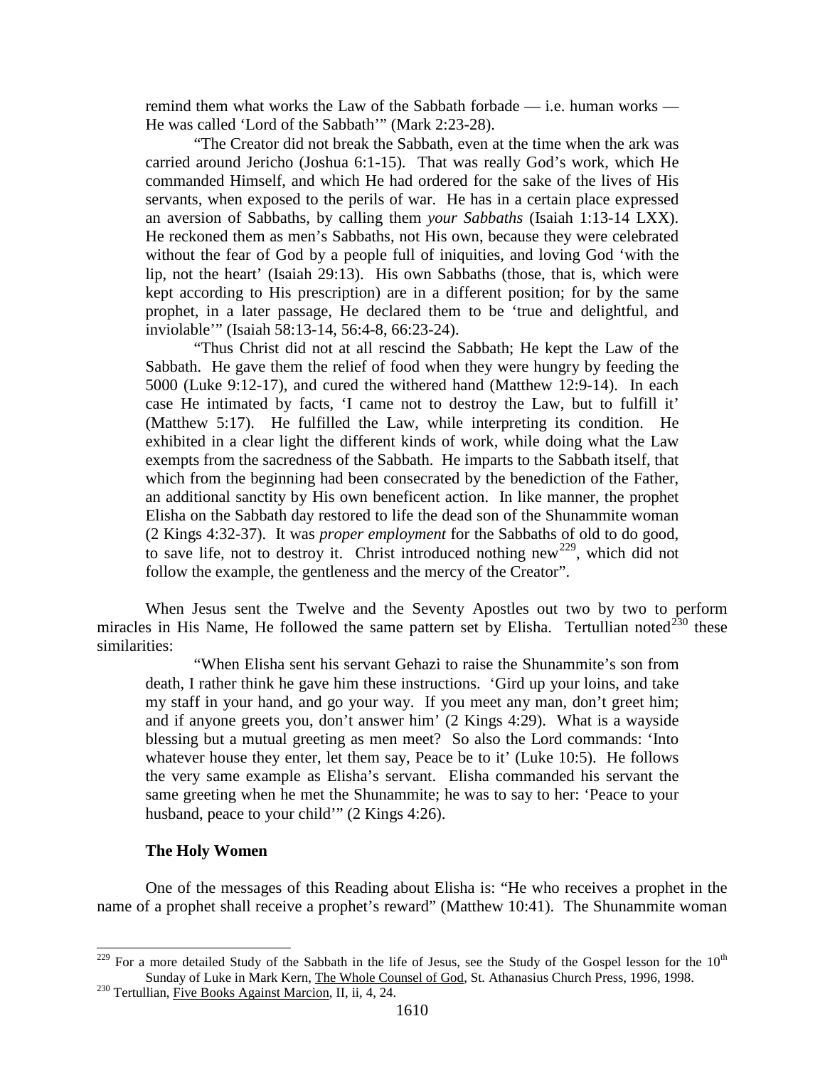remind them what works the Law of the Sabbath forbade — i.e. human works — He was called 'Lord of the Sabbath'" (Mark 2:23-28).

"The Creator did not break the Sabbath, even at the time when the ark was carried around Jericho (Joshua 6:1-15). That was really God's work, which He commanded Himself, and which He had ordered for the sake of the lives of His servants, when exposed to the perils of war. He has in a certain place expressed an aversion of Sabbaths, by calling them *your Sabbaths* (Isaiah 1:13-14 LXX). He reckoned them as men's Sabbaths, not His own, because they were celebrated without the fear of God by a people full of iniquities, and loving God 'with the lip, not the heart' (Isaiah 29:13). His own Sabbaths (those, that is, which were kept according to His prescription) are in a different position; for by the same prophet, in a later passage, He declared them to be 'true and delightful, and inviolable'" (Isaiah 58:13-14, 56:4-8, 66:23-24).

"Thus Christ did not at all rescind the Sabbath; He kept the Law of the Sabbath. He gave them the relief of food when they were hungry by feeding the 5000 (Luke 9:12-17), and cured the withered hand (Matthew 12:9-14). In each case He intimated by facts, 'I came not to destroy the Law, but to fulfill it' (Matthew 5:17). He fulfilled the Law, while interpreting its condition. He exhibited in a clear light the different kinds of work, while doing what the Law exempts from the sacredness of the Sabbath. He imparts to the Sabbath itself, that which from the beginning had been consecrated by the benediction of the Father, an additional sanctity by His own beneficent action. In like manner, the prophet Elisha on the Sabbath day restored to life the dead son of the Shunammite woman (2 Kings 4:32-37). It was *proper employment* for the Sabbaths of old to do good, to save life, not to destroy it. Christ introduced nothing new[229], which did not follow the example, the gentleness and the mercy of the Creator".

When Jesus sent the Twelve and the Seventy Apostles out two by two to perform miracles in His Name, He followed the same pattern set by Elisha. Tertullian noted[230] these similarities:

"When Elisha sent his servant Gehazi to raise the Shunammite's son from death, I rather think he gave him these instructions. 'Gird up your loins, and take my staff in your hand, and go your way. If you meet any man, don't greet him; and if anyone greets you, don't answer him' (2 Kings 4:29). What is a wayside blessing but a mutual greeting as men meet? So also the Lord commands: 'Into whatever house they enter, let them say, Peace be to it' (Luke 10:5). He follows the very same example as Elisha's servant. Elisha commanded his servant the same greeting when he met the Shunammite; he was to say to her: 'Peace to your husband, peace to your child'" (2 Kings 4:26).

**The Holy Women**

One of the messages of this Reading about Elisha is: "He who receives a prophet in the name of a prophet shall receive a prophet's reward" (Matthew 10:41). The Shunammite woman

---

[229] For a more detailed Study of the Sabbath in the life of Jesus, see the Study of the Gospel lesson for the 10th Sunday of Luke in Mark Kern, The Whole Counsel of God, St. Athanasius Church Press, 1996, 1998.

[230] Tertullian, Five Books Against Marcion, II, ii, 4, 24.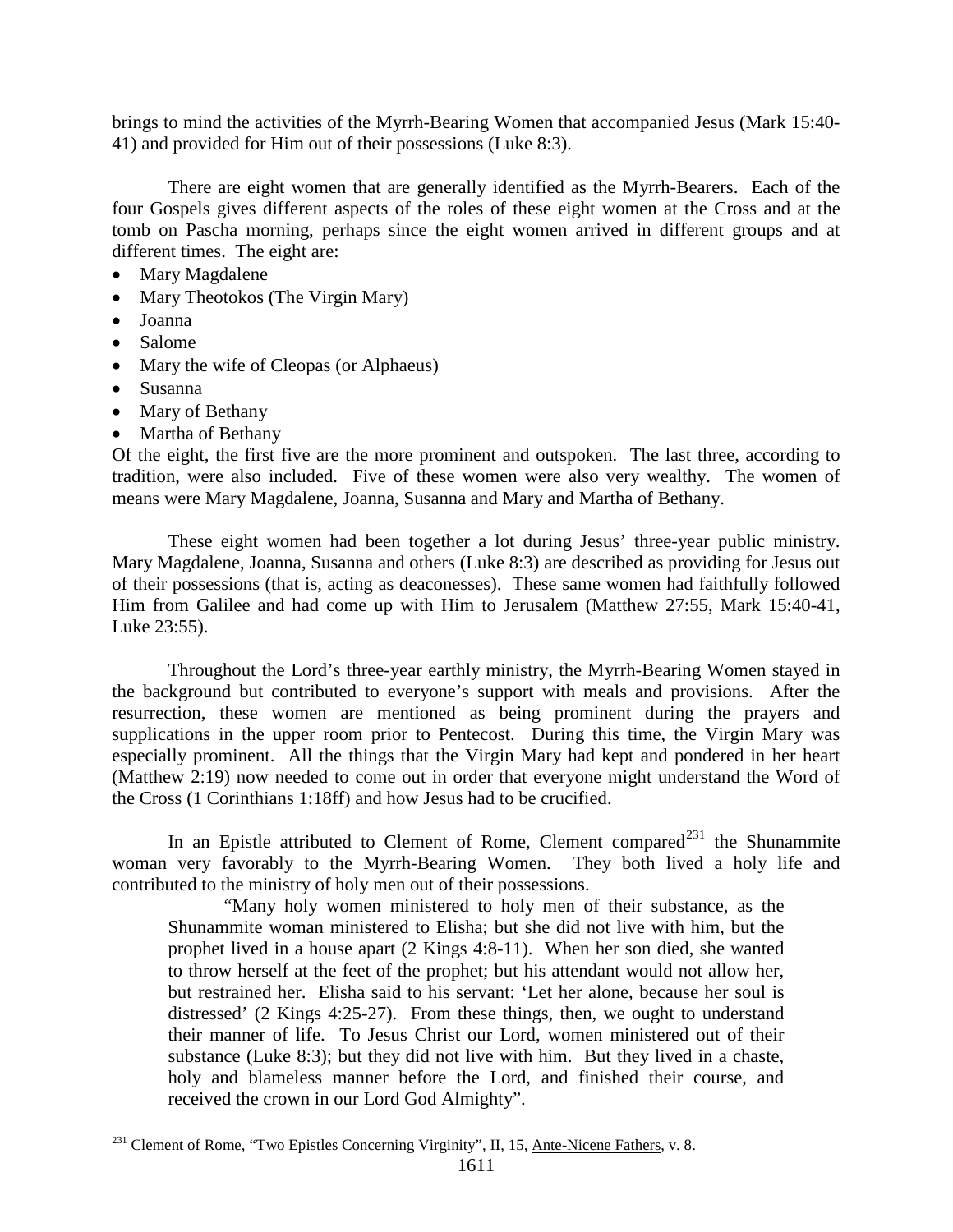brings to mind the activities of the Myrrh-Bearing Women that accompanied Jesus (Mark 15:40-41) and provided for Him out of their possessions (Luke 8:3).

There are eight women that are generally identified as the Myrrh-Bearers. Each of the four Gospels gives different aspects of the roles of these eight women at the Cross and at the tomb on Pascha morning, perhaps since the eight women arrived in different groups and at different times. The eight are:

- Mary Magdalene
- Mary Theotokos (The Virgin Mary)
- Joanna
- Salome
- Mary the wife of Cleopas (or Alphaeus)
- Susanna
- Mary of Bethany
- Martha of Bethany

Of the eight, the first five are the more prominent and outspoken. The last three, according to tradition, were also included. Five of these women were also very wealthy. The women of means were Mary Magdalene, Joanna, Susanna and Mary and Martha of Bethany.

These eight women had been together a lot during Jesus' three-year public ministry. Mary Magdalene, Joanna, Susanna and others (Luke 8:3) are described as providing for Jesus out of their possessions (that is, acting as deaconesses). These same women had faithfully followed Him from Galilee and had come up with Him to Jerusalem (Matthew 27:55, Mark 15:40-41, Luke 23:55).

Throughout the Lord's three-year earthly ministry, the Myrrh-Bearing Women stayed in the background but contributed to everyone's support with meals and provisions. After the resurrection, these women are mentioned as being prominent during the prayers and supplications in the upper room prior to Pentecost. During this time, the Virgin Mary was especially prominent. All the things that the Virgin Mary had kept and pondered in her heart (Matthew 2:19) now needed to come out in order that everyone might understand the Word of the Cross (1 Corinthians 1:18ff) and how Jesus had to be crucified.

In an Epistle attributed to Clement of Rome, Clement compared[231] the Shunammite woman very favorably to the Myrrh-Bearing Women. They both lived a holy life and contributed to the ministry of holy men out of their possessions.

> "Many holy women ministered to holy men of their substance, as the Shunammite woman ministered to Elisha; but she did not live with him, but the prophet lived in a house apart (2 Kings 4:8-11). When her son died, she wanted to throw herself at the feet of the prophet; but his attendant would not allow her, but restrained her. Elisha said to his servant: 'Let her alone, because her soul is distressed' (2 Kings 4:25-27). From these things, then, we ought to understand their manner of life. To Jesus Christ our Lord, women ministered out of their substance (Luke 8:3); but they did not live with him. But they lived in a chaste, holy and blameless manner before the Lord, and finished their course, and received the crown in our Lord God Almighty".

[231] Clement of Rome, "Two Epistles Concerning Virginity", II, 15, Ante-Nicene Fathers, v. 8.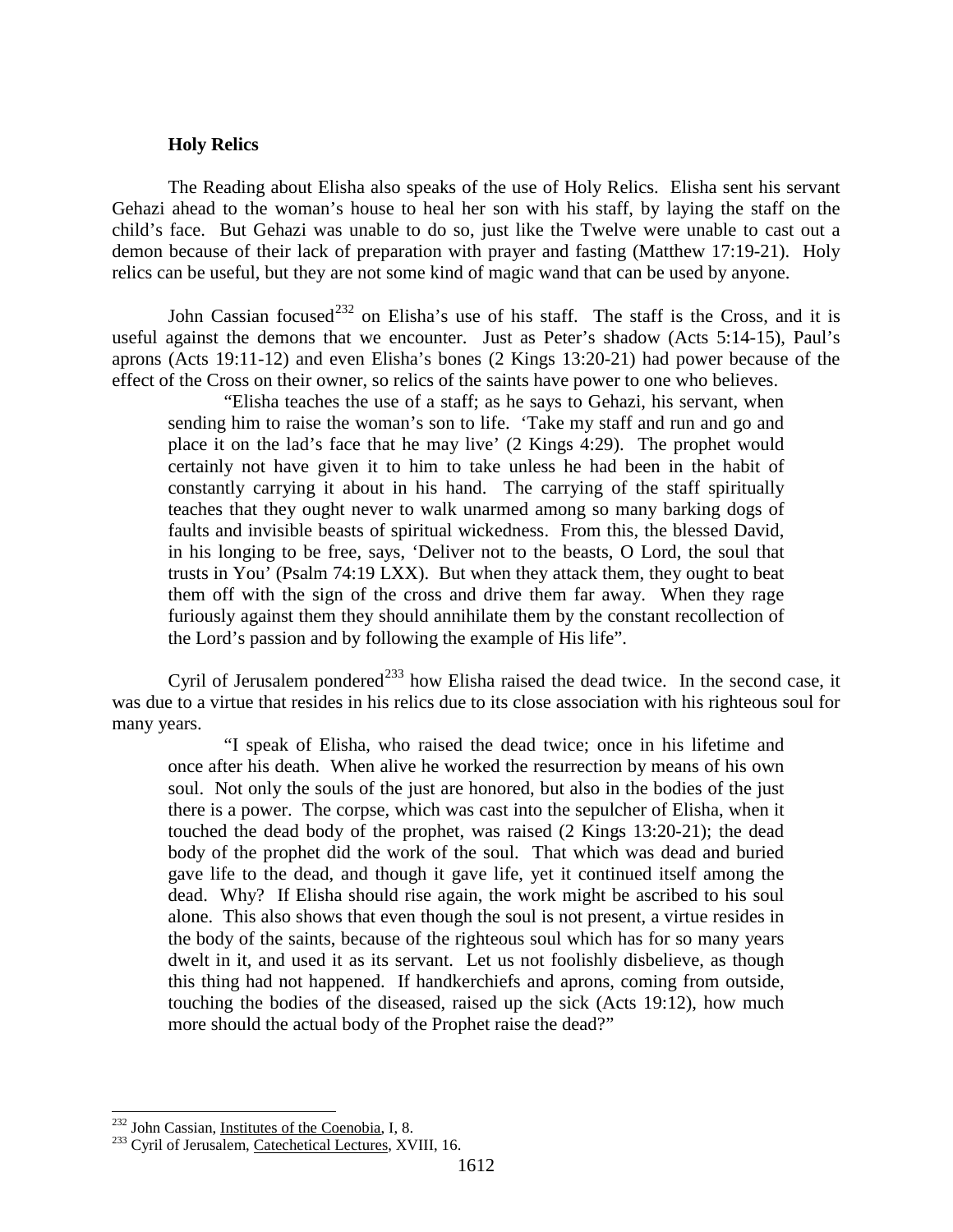### Holy Relics

The Reading about Elisha also speaks of the use of Holy Relics. Elisha sent his servant Gehazi ahead to the woman's house to heal her son with his staff, by laying the staff on the child's face. But Gehazi was unable to do so, just like the Twelve were unable to cast out a demon because of their lack of preparation with prayer and fasting (Matthew 17:19-21). Holy relics can be useful, but they are not some kind of magic wand that can be used by anyone.

John Cassian focused[232] on Elisha's use of his staff. The staff is the Cross, and it is useful against the demons that we encounter. Just as Peter's shadow (Acts 5:14-15), Paul's aprons (Acts 19:11-12) and even Elisha's bones (2 Kings 13:20-21) had power because of the effect of the Cross on their owner, so relics of the saints have power to one who believes.

> "Elisha teaches the use of a staff; as he says to Gehazi, his servant, when sending him to raise the woman's son to life. 'Take my staff and run and go and place it on the lad's face that he may live' (2 Kings 4:29). The prophet would certainly not have given it to him to take unless he had been in the habit of constantly carrying it about in his hand. The carrying of the staff spiritually teaches that they ought never to walk unarmed among so many barking dogs of faults and invisible beasts of spiritual wickedness. From this, the blessed David, in his longing to be free, says, 'Deliver not to the beasts, O Lord, the soul that trusts in You' (Psalm 74:19 LXX). But when they attack them, they ought to beat them off with the sign of the cross and drive them far away. When they rage furiously against them they should annihilate them by the constant recollection of the Lord's passion and by following the example of His life".

Cyril of Jerusalem pondered[233] how Elisha raised the dead twice. In the second case, it was due to a virtue that resides in his relics due to its close association with his righteous soul for many years.

> "I speak of Elisha, who raised the dead twice; once in his lifetime and once after his death. When alive he worked the resurrection by means of his own soul. Not only the souls of the just are honored, but also in the bodies of the just there is a power. The corpse, which was cast into the sepulcher of Elisha, when it touched the dead body of the prophet, was raised (2 Kings 13:20-21); the dead body of the prophet did the work of the soul. That which was dead and buried gave life to the dead, and though it gave life, yet it continued itself among the dead. Why? If Elisha should rise again, the work might be ascribed to his soul alone. This also shows that even though the soul is not present, a virtue resides in the body of the saints, because of the righteous soul which has for so many years dwelt in it, and used it as its servant. Let us not foolishly disbelieve, as though this thing had not happened. If handkerchiefs and aprons, coming from outside, touching the bodies of the diseased, raised up the sick (Acts 19:12), how much more should the actual body of the Prophet raise the dead?"

---

[232] John Cassian, Institutes of the Coenobia, I, 8.

[233] Cyril of Jerusalem, Catechetical Lectures, XVIII, 16.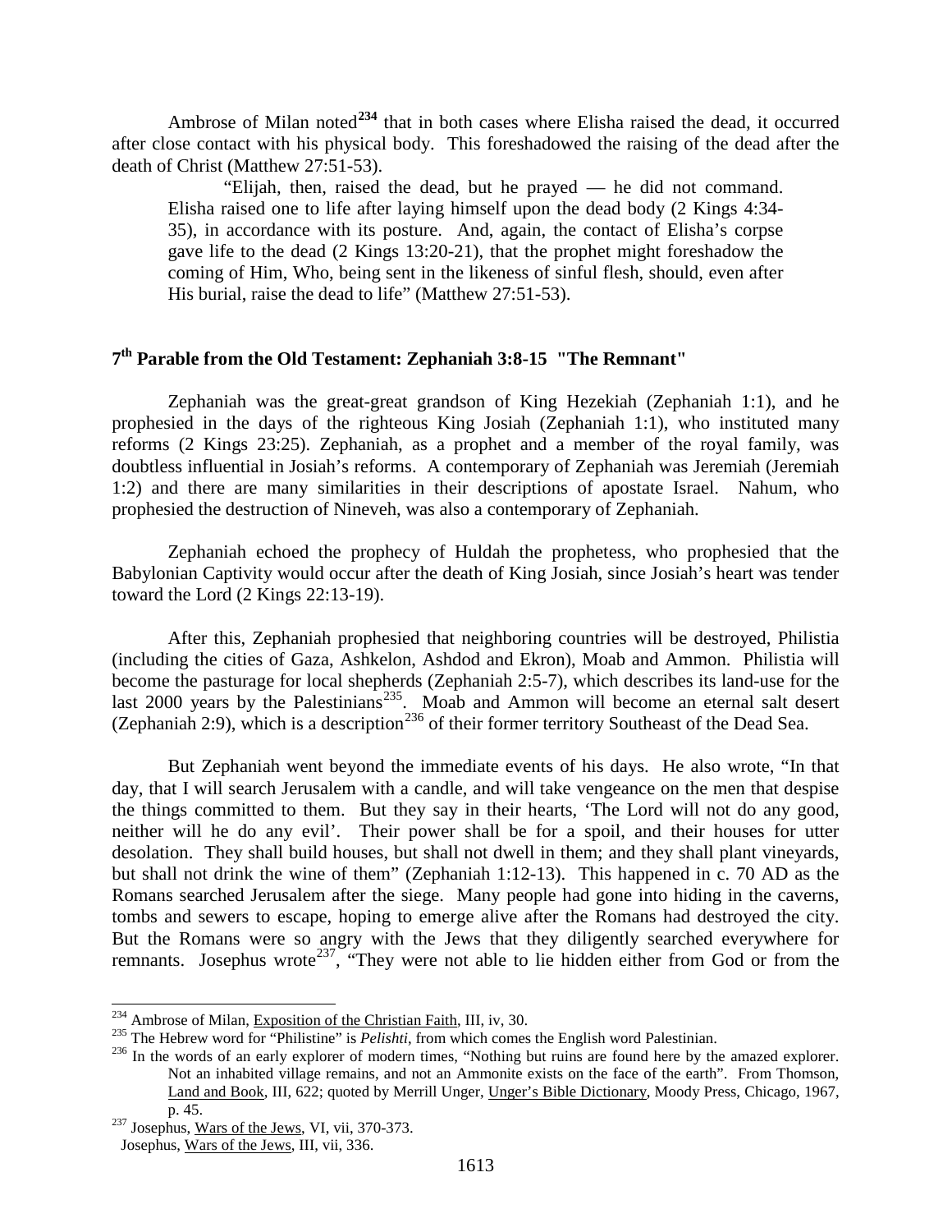Ambrose of Milan noted[234] that in both cases where Elisha raised the dead, it occurred after close contact with his physical body. This foreshadowed the raising of the dead after the death of Christ (Matthew 27:51-53).

> "Elijah, then, raised the dead, but he prayed — he did not command. Elisha raised one to life after laying himself upon the dead body (2 Kings 4:34-35), in accordance with its posture. And, again, the contact of Elisha's corpse gave life to the dead (2 Kings 13:20-21), that the prophet might foreshadow the coming of Him, Who, being sent in the likeness of sinful flesh, should, even after His burial, raise the dead to life" (Matthew 27:51-53).

## 7th Parable from the Old Testament: Zephaniah 3:8-15 "The Remnant"

Zephaniah was the great-great grandson of King Hezekiah (Zephaniah 1:1), and he prophesied in the days of the righteous King Josiah (Zephaniah 1:1), who instituted many reforms (2 Kings 23:25). Zephaniah, as a prophet and a member of the royal family, was doubtless influential in Josiah's reforms. A contemporary of Zephaniah was Jeremiah (Jeremiah 1:2) and there are many similarities in their descriptions of apostate Israel. Nahum, who prophesied the destruction of Nineveh, was also a contemporary of Zephaniah.

Zephaniah echoed the prophecy of Huldah the prophetess, who prophesied that the Babylonian Captivity would occur after the death of King Josiah, since Josiah's heart was tender toward the Lord (2 Kings 22:13-19).

After this, Zephaniah prophesied that neighboring countries will be destroyed, Philistia (including the cities of Gaza, Ashkelon, Ashdod and Ekron), Moab and Ammon. Philistia will become the pasturage for local shepherds (Zephaniah 2:5-7), which describes its land-use for the last 2000 years by the Palestinians[235]. Moab and Ammon will become an eternal salt desert (Zephaniah 2:9), which is a description[236] of their former territory Southeast of the Dead Sea.

But Zephaniah went beyond the immediate events of his days. He also wrote, "In that day, that I will search Jerusalem with a candle, and will take vengeance on the men that despise the things committed to them. But they say in their hearts, 'The Lord will not do any good, neither will he do any evil'. Their power shall be for a spoil, and their houses for utter desolation. They shall build houses, but shall not dwell in them; and they shall plant vineyards, but shall not drink the wine of them" (Zephaniah 1:12-13). This happened in c. 70 AD as the Romans searched Jerusalem after the siege. Many people had gone into hiding in the caverns, tombs and sewers to escape, hoping to emerge alive after the Romans had destroyed the city. But the Romans were so angry with the Jews that they diligently searched everywhere for remnants. Josephus wrote[237], "They were not able to lie hidden either from God or from the

---

[234] Ambrose of Milan, Exposition of the Christian Faith, III, iv, 30.

[235] The Hebrew word for "Philistine" is *Pelishti*, from which comes the English word Palestinian.

[236] In the words of an early explorer of modern times, "Nothing but ruins are found here by the amazed explorer. Not an inhabited village remains, and not an Ammonite exists on the face of the earth". From Thomson, Land and Book, III, 622; quoted by Merrill Unger, Unger's Bible Dictionary, Moody Press, Chicago, 1967, p. 45.

[237] Josephus, Wars of the Jews, VI, vii, 370-373.
Josephus, Wars of the Jews, III, vii, 336.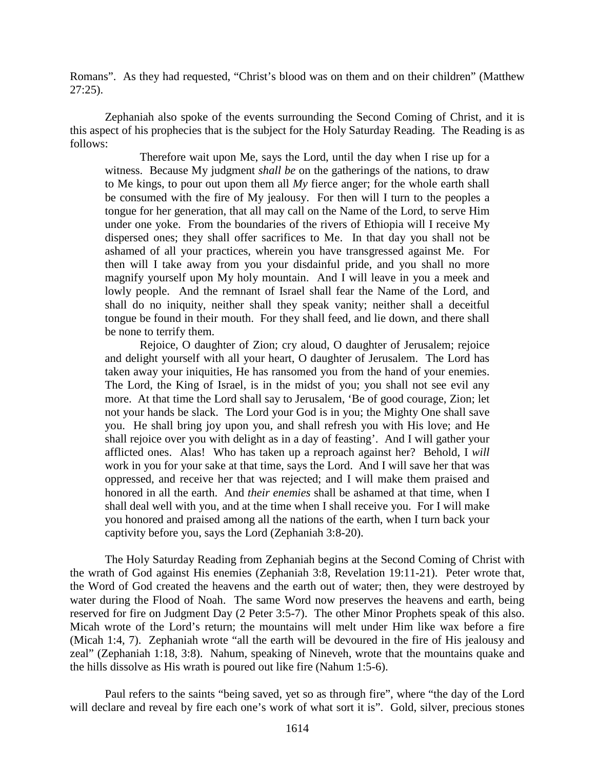Romans". As they had requested, "Christ's blood was on them and on their children" (Matthew 27:25).

Zephaniah also spoke of the events surrounding the Second Coming of Christ, and it is this aspect of his prophecies that is the subject for the Holy Saturday Reading. The Reading is as follows:

> Therefore wait upon Me, says the Lord, until the day when I rise up for a witness. Because My judgment *shall be* on the gatherings of the nations, to draw to Me kings, to pour out upon them all *My* fierce anger; for the whole earth shall be consumed with the fire of My jealousy. For then will I turn to the peoples a tongue for her generation, that all may call on the Name of the Lord, to serve Him under one yoke. From the boundaries of the rivers of Ethiopia will I receive My dispersed ones; they shall offer sacrifices to Me. In that day you shall not be ashamed of all your practices, wherein you have transgressed against Me. For then will I take away from you your disdainful pride, and you shall no more magnify yourself upon My holy mountain. And I will leave in you a meek and lowly people. And the remnant of Israel shall fear the Name of the Lord, and shall do no iniquity, neither shall they speak vanity; neither shall a deceitful tongue be found in their mouth. For they shall feed, and lie down, and there shall be none to terrify them.
>
> Rejoice, O daughter of Zion; cry aloud, O daughter of Jerusalem; rejoice and delight yourself with all your heart, O daughter of Jerusalem. The Lord has taken away your iniquities, He has ransomed you from the hand of your enemies. The Lord, the King of Israel, is in the midst of you; you shall not see evil any more. At that time the Lord shall say to Jerusalem, 'Be of good courage, Zion; let not your hands be slack. The Lord your God is in you; the Mighty One shall save you. He shall bring joy upon you, and shall refresh you with His love; and He shall rejoice over you with delight as in a day of feasting'. And I will gather your afflicted ones. Alas! Who has taken up a reproach against her? Behold, I *will* work in you for your sake at that time, says the Lord. And I will save her that was oppressed, and receive her that was rejected; and I will make them praised and honored in all the earth. And *their enemies* shall be ashamed at that time, when I shall deal well with you, and at the time when I shall receive you. For I will make you honored and praised among all the nations of the earth, when I turn back your captivity before you, says the Lord (Zephaniah 3:8-20).

The Holy Saturday Reading from Zephaniah begins at the Second Coming of Christ with the wrath of God against His enemies (Zephaniah 3:8, Revelation 19:11-21). Peter wrote that, the Word of God created the heavens and the earth out of water; then, they were destroyed by water during the Flood of Noah. The same Word now preserves the heavens and earth, being reserved for fire on Judgment Day (2 Peter 3:5-7). The other Minor Prophets speak of this also. Micah wrote of the Lord's return; the mountains will melt under Him like wax before a fire (Micah 1:4, 7). Zephaniah wrote "all the earth will be devoured in the fire of His jealousy and zeal" (Zephaniah 1:18, 3:8). Nahum, speaking of Nineveh, wrote that the mountains quake and the hills dissolve as His wrath is poured out like fire (Nahum 1:5-6).

Paul refers to the saints "being saved, yet so as through fire", where "the day of the Lord will declare and reveal by fire each one's work of what sort it is". Gold, silver, precious stones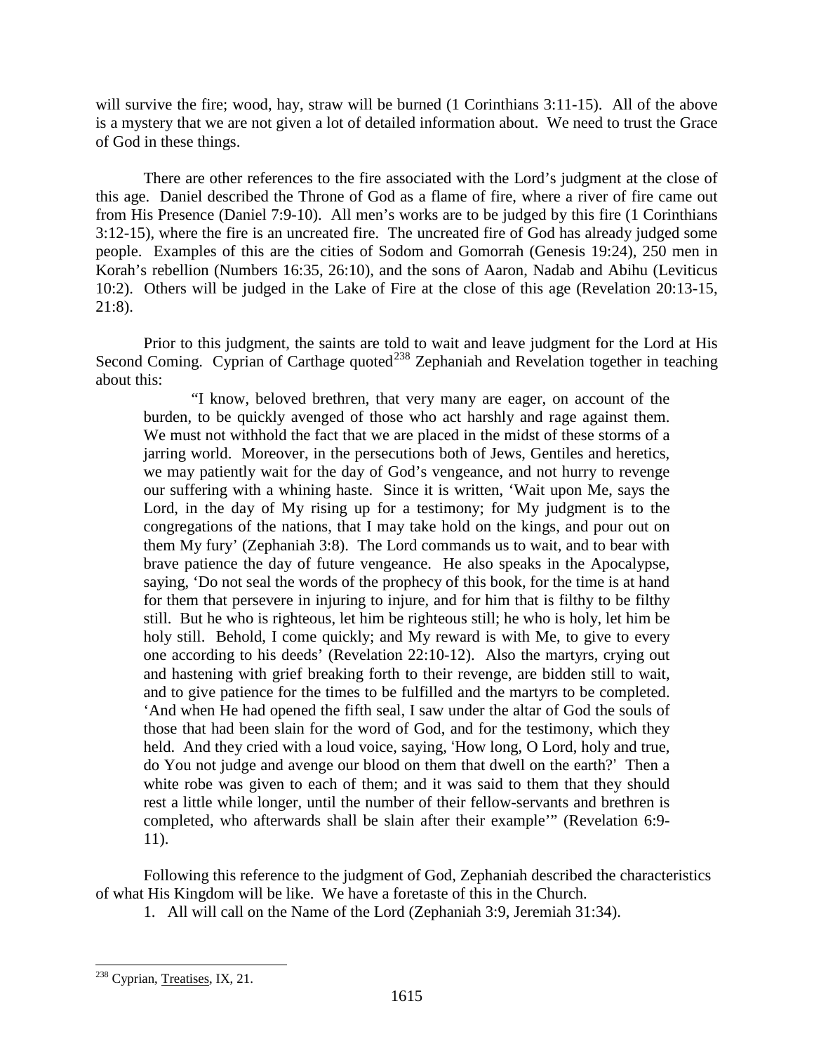will survive the fire; wood, hay, straw will be burned (1 Corinthians 3:11-15). All of the above is a mystery that we are not given a lot of detailed information about. We need to trust the Grace of God in these things.

There are other references to the fire associated with the Lord's judgment at the close of this age. Daniel described the Throne of God as a flame of fire, where a river of fire came out from His Presence (Daniel 7:9-10). All men's works are to be judged by this fire (1 Corinthians 3:12-15), where the fire is an uncreated fire. The uncreated fire of God has already judged some people. Examples of this are the cities of Sodom and Gomorrah (Genesis 19:24), 250 men in Korah's rebellion (Numbers 16:35, 26:10), and the sons of Aaron, Nadab and Abihu (Leviticus 10:2). Others will be judged in the Lake of Fire at the close of this age (Revelation 20:13-15, 21:8).

Prior to this judgment, the saints are told to wait and leave judgment for the Lord at His Second Coming. Cyprian of Carthage quoted[238] Zephaniah and Revelation together in teaching about this:

> "I know, beloved brethren, that very many are eager, on account of the burden, to be quickly avenged of those who act harshly and rage against them. We must not withhold the fact that we are placed in the midst of these storms of a jarring world. Moreover, in the persecutions both of Jews, Gentiles and heretics, we may patiently wait for the day of God's vengeance, and not hurry to revenge our suffering with a whining haste. Since it is written, 'Wait upon Me, says the Lord, in the day of My rising up for a testimony; for My judgment is to the congregations of the nations, that I may take hold on the kings, and pour out on them My fury' (Zephaniah 3:8). The Lord commands us to wait, and to bear with brave patience the day of future vengeance. He also speaks in the Apocalypse, saying, 'Do not seal the words of the prophecy of this book, for the time is at hand for them that persevere in injuring to injure, and for him that is filthy to be filthy still. But he who is righteous, let him be righteous still; he who is holy, let him be holy still. Behold, I come quickly; and My reward is with Me, to give to every one according to his deeds' (Revelation 22:10-12). Also the martyrs, crying out and hastening with grief breaking forth to their revenge, are bidden still to wait, and to give patience for the times to be fulfilled and the martyrs to be completed. 'And when He had opened the fifth seal, I saw under the altar of God the souls of those that had been slain for the word of God, and for the testimony, which they held. And they cried with a loud voice, saying, 'How long, O Lord, holy and true, do You not judge and avenge our blood on them that dwell on the earth?' Then a white robe was given to each of them; and it was said to them that they should rest a little while longer, until the number of their fellow-servants and brethren is completed, who afterwards shall be slain after their example'" (Revelation 6:9-11).

Following this reference to the judgment of God, Zephaniah described the characteristics of what His Kingdom will be like. We have a foretaste of this in the Church.

1. All will call on the Name of the Lord (Zephaniah 3:9, Jeremiah 31:34).

---

[238] Cyprian, Treatises, IX, 21.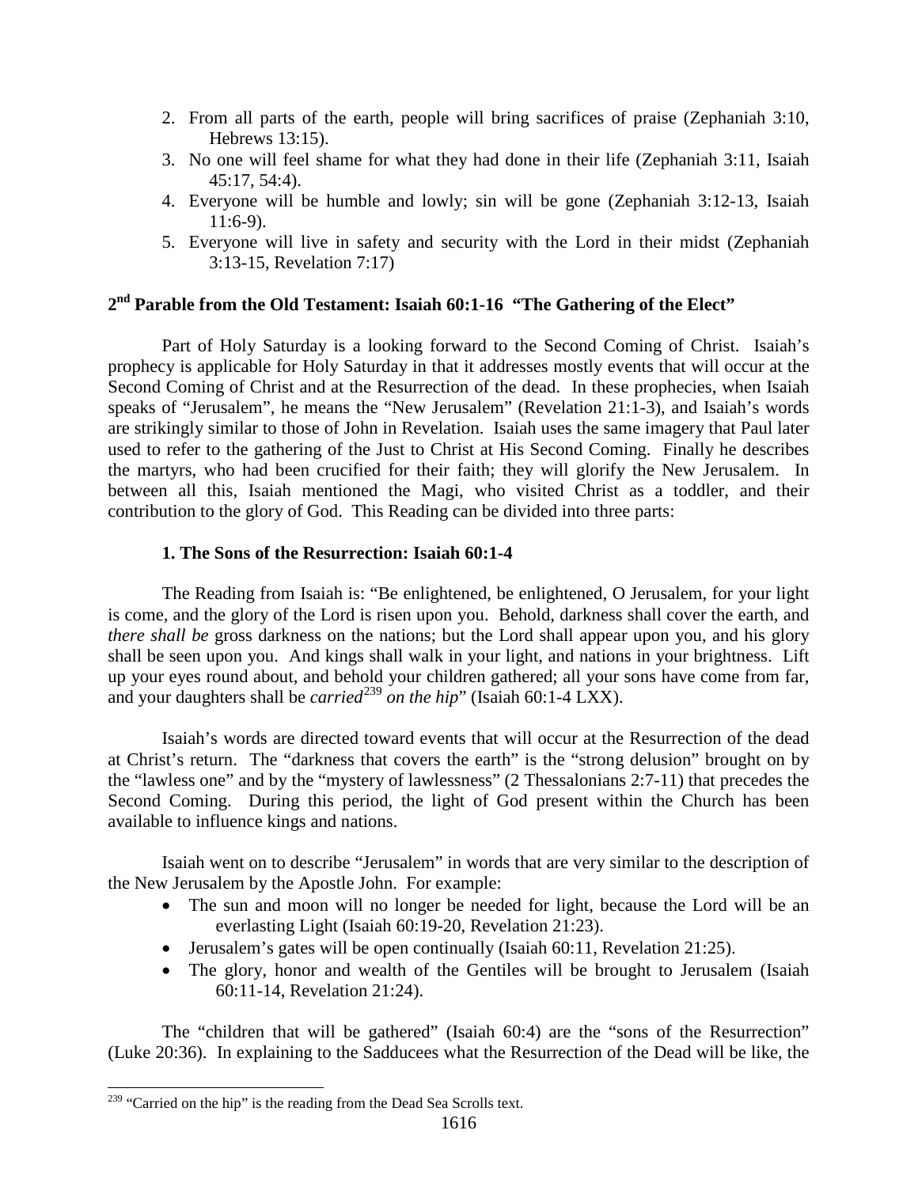2. From all parts of the earth, people will bring sacrifices of praise (Zephaniah 3:10, Hebrews 13:15).
3. No one will feel shame for what they had done in their life (Zephaniah 3:11, Isaiah 45:17, 54:4).
4. Everyone will be humble and lowly; sin will be gone (Zephaniah 3:12-13, Isaiah 11:6-9).
5. Everyone will live in safety and security with the Lord in their midst (Zephaniah 3:13-15, Revelation 7:17)

## 2nd Parable from the Old Testament: Isaiah 60:1-16 "The Gathering of the Elect"

Part of Holy Saturday is a looking forward to the Second Coming of Christ. Isaiah's prophecy is applicable for Holy Saturday in that it addresses mostly events that will occur at the Second Coming of Christ and at the Resurrection of the dead. In these prophecies, when Isaiah speaks of "Jerusalem", he means the "New Jerusalem" (Revelation 21:1-3), and Isaiah's words are strikingly similar to those of John in Revelation. Isaiah uses the same imagery that Paul later used to refer to the gathering of the Just to Christ at His Second Coming. Finally he describes the martyrs, who had been crucified for their faith; they will glorify the New Jerusalem. In between all this, Isaiah mentioned the Magi, who visited Christ as a toddler, and their contribution to the glory of God. This Reading can be divided into three parts:

### 1. The Sons of the Resurrection: Isaiah 60:1-4

The Reading from Isaiah is: "Be enlightened, be enlightened, O Jerusalem, for your light is come, and the glory of the Lord is risen upon you. Behold, darkness shall cover the earth, and *there shall be* gross darkness on the nations; but the Lord shall appear upon you, and his glory shall be seen upon you. And kings shall walk in your light, and nations in your brightness. Lift up your eyes round about, and behold your children gathered; all your sons have come from far, and your daughters shall be *carried*[239] *on the hip*" (Isaiah 60:1-4 LXX).

Isaiah's words are directed toward events that will occur at the Resurrection of the dead at Christ's return. The "darkness that covers the earth" is the "strong delusion" brought on by the "lawless one" and by the "mystery of lawlessness" (2 Thessalonians 2:7-11) that precedes the Second Coming. During this period, the light of God present within the Church has been available to influence kings and nations.

Isaiah went on to describe "Jerusalem" in words that are very similar to the description of the New Jerusalem by the Apostle John. For example:

- The sun and moon will no longer be needed for light, because the Lord will be an everlasting Light (Isaiah 60:19-20, Revelation 21:23).
- Jerusalem's gates will be open continually (Isaiah 60:11, Revelation 21:25).
- The glory, honor and wealth of the Gentiles will be brought to Jerusalem (Isaiah 60:11-14, Revelation 21:24).

The "children that will be gathered" (Isaiah 60:4) are the "sons of the Resurrection" (Luke 20:36). In explaining to the Sadducees what the Resurrection of the Dead will be like, the

---

[239] "Carried on the hip" is the reading from the Dead Sea Scrolls text.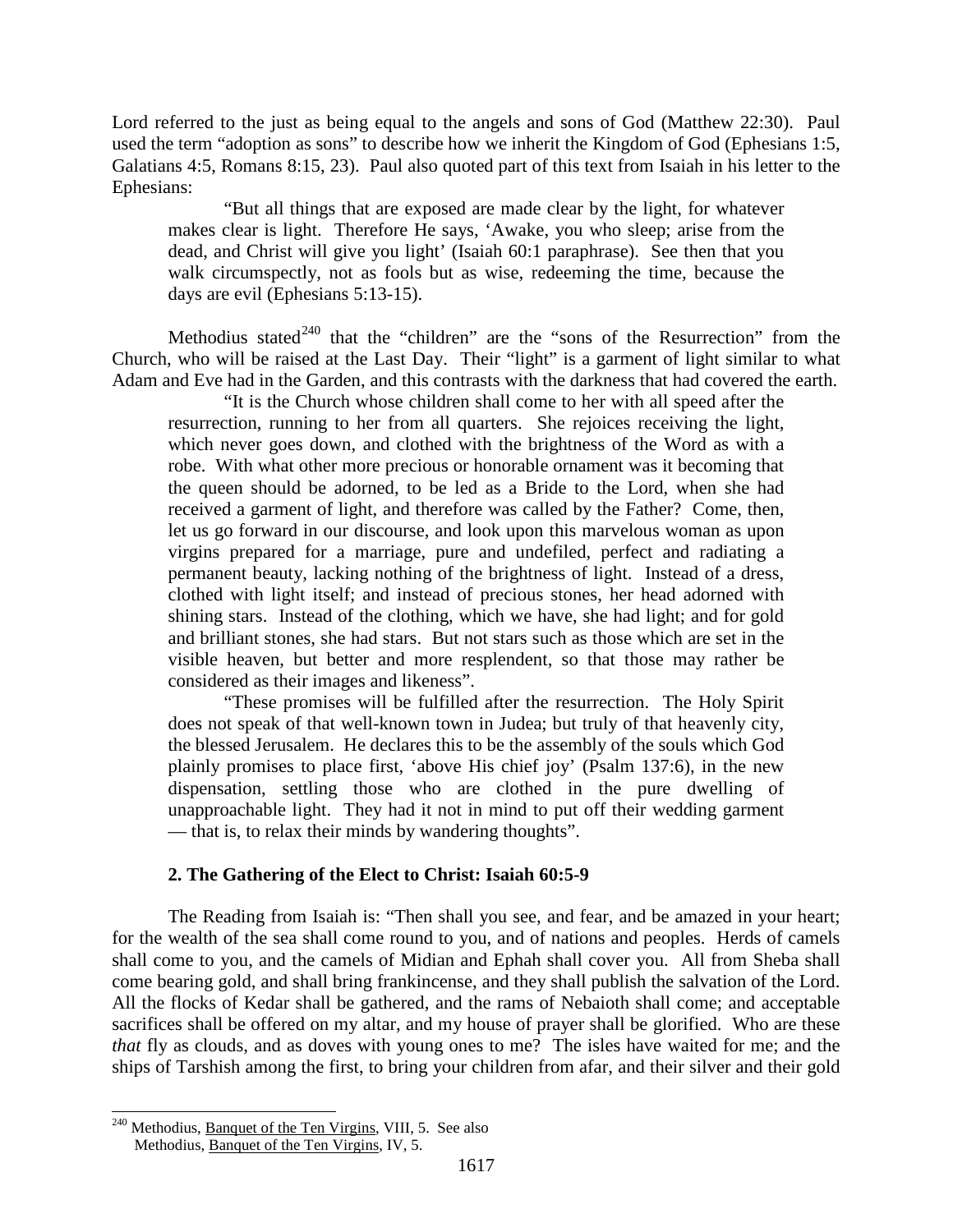Lord referred to the just as being equal to the angels and sons of God (Matthew 22:30). Paul used the term "adoption as sons" to describe how we inherit the Kingdom of God (Ephesians 1:5, Galatians 4:5, Romans 8:15, 23). Paul also quoted part of this text from Isaiah in his letter to the Ephesians:

> "But all things that are exposed are made clear by the light, for whatever makes clear is light. Therefore He says, 'Awake, you who sleep; arise from the dead, and Christ will give you light' (Isaiah 60:1 paraphrase). See then that you walk circumspectly, not as fools but as wise, redeeming the time, because the days are evil (Ephesians 5:13-15).

Methodius stated[240] that the "children" are the "sons of the Resurrection" from the Church, who will be raised at the Last Day. Their "light" is a garment of light similar to what Adam and Eve had in the Garden, and this contrasts with the darkness that had covered the earth.

> "It is the Church whose children shall come to her with all speed after the resurrection, running to her from all quarters. She rejoices receiving the light, which never goes down, and clothed with the brightness of the Word as with a robe. With what other more precious or honorable ornament was it becoming that the queen should be adorned, to be led as a Bride to the Lord, when she had received a garment of light, and therefore was called by the Father? Come, then, let us go forward in our discourse, and look upon this marvelous woman as upon virgins prepared for a marriage, pure and undefiled, perfect and radiating a permanent beauty, lacking nothing of the brightness of light. Instead of a dress, clothed with light itself; and instead of precious stones, her head adorned with shining stars. Instead of the clothing, which we have, she had light; and for gold and brilliant stones, she had stars. But not stars such as those which are set in the visible heaven, but better and more resplendent, so that those may rather be considered as their images and likeness".
>
> "These promises will be fulfilled after the resurrection. The Holy Spirit does not speak of that well-known town in Judea; but truly of that heavenly city, the blessed Jerusalem. He declares this to be the assembly of the souls which God plainly promises to place first, 'above His chief joy' (Psalm 137:6), in the new dispensation, settling those who are clothed in the pure dwelling of unapproachable light. They had it not in mind to put off their wedding garment — that is, to relax their minds by wandering thoughts".

### 2. The Gathering of the Elect to Christ: Isaiah 60:5-9

The Reading from Isaiah is: "Then shall you see, and fear, and be amazed in your heart; for the wealth of the sea shall come round to you, and of nations and peoples. Herds of camels shall come to you, and the camels of Midian and Ephah shall cover you. All from Sheba shall come bearing gold, and shall bring frankincense, and they shall publish the salvation of the Lord. All the flocks of Kedar shall be gathered, and the rams of Nebaioth shall come; and acceptable sacrifices shall be offered on my altar, and my house of prayer shall be glorified. Who are these *that* fly as clouds, and as doves with young ones to me? The isles have waited for me; and the ships of Tarshish among the first, to bring your children from afar, and their silver and their gold

---

[240] Methodius, Banquet of the Ten Virgins, VIII, 5. See also Methodius, Banquet of the Ten Virgins, IV, 5.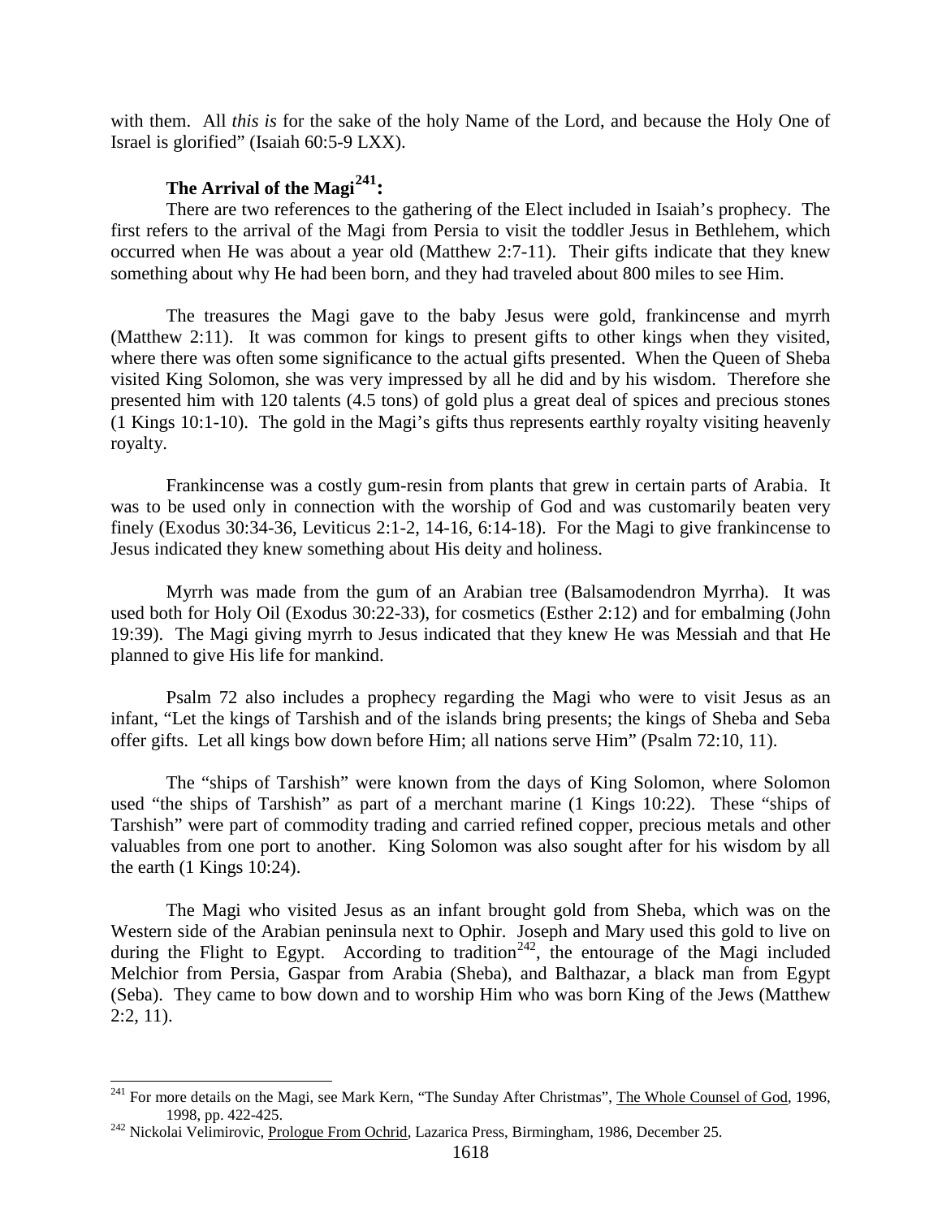with them. All *this is* for the sake of the holy Name of the Lord, and because the Holy One of Israel is glorified" (Isaiah 60:5-9 LXX).

### The Arrival of the Magi[241]:

There are two references to the gathering of the Elect included in Isaiah's prophecy. The first refers to the arrival of the Magi from Persia to visit the toddler Jesus in Bethlehem, which occurred when He was about a year old (Matthew 2:7-11). Their gifts indicate that they knew something about why He had been born, and they had traveled about 800 miles to see Him.

The treasures the Magi gave to the baby Jesus were gold, frankincense and myrrh (Matthew 2:11). It was common for kings to present gifts to other kings when they visited, where there was often some significance to the actual gifts presented. When the Queen of Sheba visited King Solomon, she was very impressed by all he did and by his wisdom. Therefore she presented him with 120 talents (4.5 tons) of gold plus a great deal of spices and precious stones (1 Kings 10:1-10). The gold in the Magi's gifts thus represents earthly royalty visiting heavenly royalty.

Frankincense was a costly gum-resin from plants that grew in certain parts of Arabia. It was to be used only in connection with the worship of God and was customarily beaten very finely (Exodus 30:34-36, Leviticus 2:1-2, 14-16, 6:14-18). For the Magi to give frankincense to Jesus indicated they knew something about His deity and holiness.

Myrrh was made from the gum of an Arabian tree (Balsamodendron Myrrha). It was used both for Holy Oil (Exodus 30:22-33), for cosmetics (Esther 2:12) and for embalming (John 19:39). The Magi giving myrrh to Jesus indicated that they knew He was Messiah and that He planned to give His life for mankind.

Psalm 72 also includes a prophecy regarding the Magi who were to visit Jesus as an infant, "Let the kings of Tarshish and of the islands bring presents; the kings of Sheba and Seba offer gifts. Let all kings bow down before Him; all nations serve Him" (Psalm 72:10, 11).

The "ships of Tarshish" were known from the days of King Solomon, where Solomon used "the ships of Tarshish" as part of a merchant marine (1 Kings 10:22). These "ships of Tarshish" were part of commodity trading and carried refined copper, precious metals and other valuables from one port to another. King Solomon was also sought after for his wisdom by all the earth (1 Kings 10:24).

The Magi who visited Jesus as an infant brought gold from Sheba, which was on the Western side of the Arabian peninsula next to Ophir. Joseph and Mary used this gold to live on during the Flight to Egypt. According to tradition[242], the entourage of the Magi included Melchior from Persia, Gaspar from Arabia (Sheba), and Balthazar, a black man from Egypt (Seba). They came to bow down and to worship Him who was born King of the Jews (Matthew 2:2, 11).

---

[241] For more details on the Magi, see Mark Kern, "The Sunday After Christmas", The Whole Counsel of God, 1996, 1998, pp. 422-425.

[242] Nickolai Velimirovic, Prologue From Ochrid, Lazarica Press, Birmingham, 1986, December 25.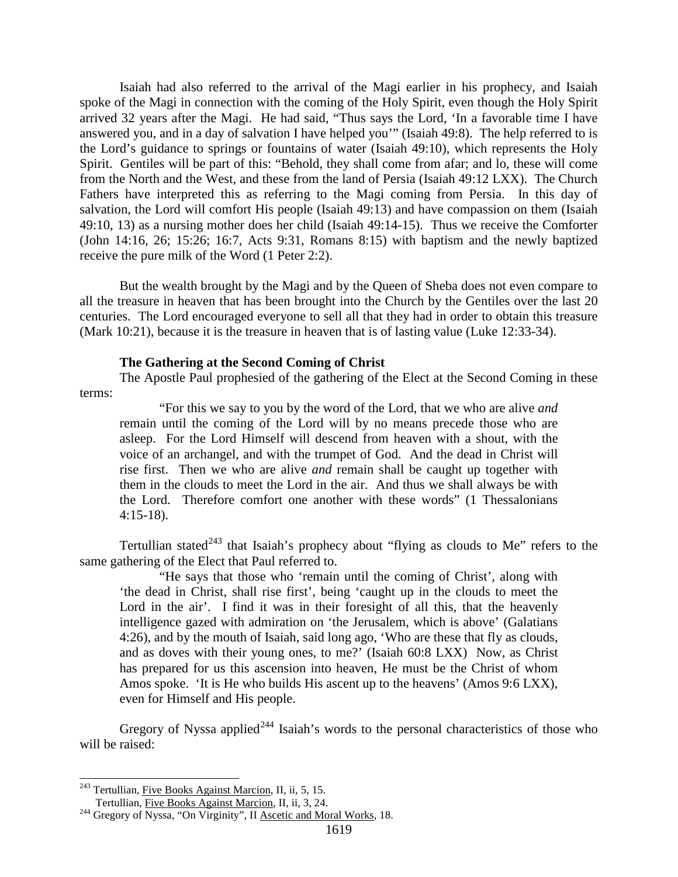Isaiah had also referred to the arrival of the Magi earlier in his prophecy, and Isaiah spoke of the Magi in connection with the coming of the Holy Spirit, even though the Holy Spirit arrived 32 years after the Magi. He had said, "Thus says the Lord, 'In a favorable time I have answered you, and in a day of salvation I have helped you'" (Isaiah 49:8). The help referred to is the Lord's guidance to springs or fountains of water (Isaiah 49:10), which represents the Holy Spirit. Gentiles will be part of this: "Behold, they shall come from afar; and lo, these will come from the North and the West, and these from the land of Persia (Isaiah 49:12 LXX). The Church Fathers have interpreted this as referring to the Magi coming from Persia. In this day of salvation, the Lord will comfort His people (Isaiah 49:13) and have compassion on them (Isaiah 49:10, 13) as a nursing mother does her child (Isaiah 49:14-15). Thus we receive the Comforter (John 14:16, 26; 15:26; 16:7, Acts 9:31, Romans 8:15) with baptism and the newly baptized receive the pure milk of the Word (1 Peter 2:2).

But the wealth brought by the Magi and by the Queen of Sheba does not even compare to all the treasure in heaven that has been brought into the Church by the Gentiles over the last 20 centuries. The Lord encouraged everyone to sell all that they had in order to obtain this treasure (Mark 10:21), because it is the treasure in heaven that is of lasting value (Luke 12:33-34).

**The Gathering at the Second Coming of Christ**

The Apostle Paul prophesied of the gathering of the Elect at the Second Coming in these terms:

> "For this we say to you by the word of the Lord, that we who are alive *and* remain until the coming of the Lord will by no means precede those who are asleep. For the Lord Himself will descend from heaven with a shout, with the voice of an archangel, and with the trumpet of God. And the dead in Christ will rise first. Then we who are alive *and* remain shall be caught up together with them in the clouds to meet the Lord in the air. And thus we shall always be with the Lord. Therefore comfort one another with these words" (1 Thessalonians 4:15-18).

Tertullian stated[243] that Isaiah's prophecy about "flying as clouds to Me" refers to the same gathering of the Elect that Paul referred to.

> "He says that those who 'remain until the coming of Christ', along with 'the dead in Christ, shall rise first', being 'caught up in the clouds to meet the Lord in the air'. I find it was in their foresight of all this, that the heavenly intelligence gazed with admiration on 'the Jerusalem, which is above' (Galatians 4:26), and by the mouth of Isaiah, said long ago, 'Who are these that fly as clouds, and as doves with their young ones, to me?' (Isaiah 60:8 LXX) Now, as Christ has prepared for us this ascension into heaven, He must be the Christ of whom Amos spoke. 'It is He who builds His ascent up to the heavens' (Amos 9:6 LXX), even for Himself and His people.

Gregory of Nyssa applied[244] Isaiah's words to the personal characteristics of those who will be raised:

---

[243] Tertullian, Five Books Against Marcion, II, ii, 5, 15.
Tertullian, Five Books Against Marcion, II, ii, 3, 24.

[244] Gregory of Nyssa, "On Virginity", II Ascetic and Moral Works, 18.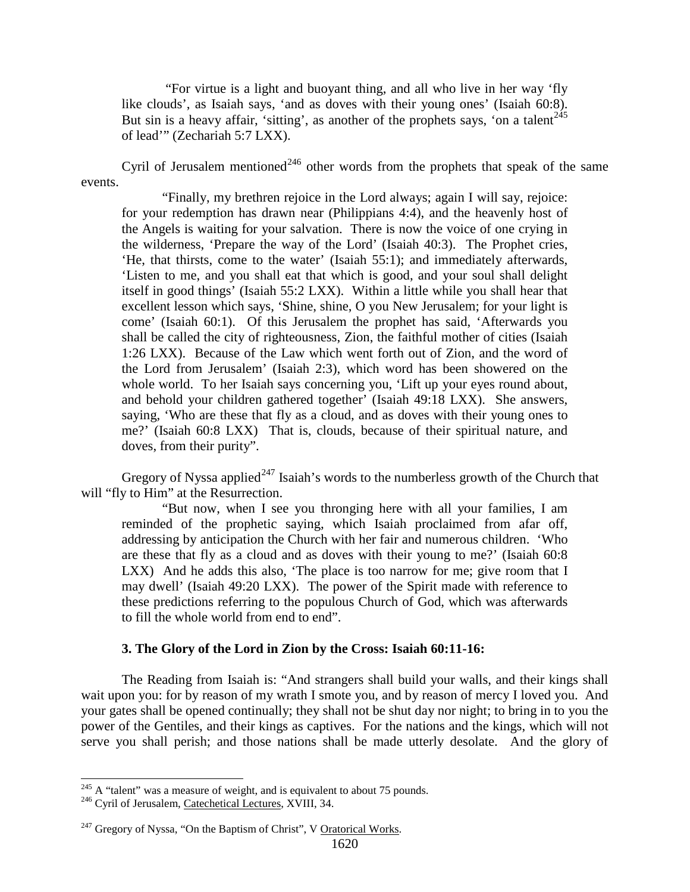> "For virtue is a light and buoyant thing, and all who live in her way 'fly like clouds', as Isaiah says, 'and as doves with their young ones' (Isaiah 60:8). But sin is a heavy affair, 'sitting', as another of the prophets says, 'on a talent[245] of lead'" (Zechariah 5:7 LXX).

Cyril of Jerusalem mentioned[246] other words from the prophets that speak of the same events.

> "Finally, my brethren rejoice in the Lord always; again I will say, rejoice: for your redemption has drawn near (Philippians 4:4), and the heavenly host of the Angels is waiting for your salvation. There is now the voice of one crying in the wilderness, 'Prepare the way of the Lord' (Isaiah 40:3). The Prophet cries, 'He, that thirsts, come to the water' (Isaiah 55:1); and immediately afterwards, 'Listen to me, and you shall eat that which is good, and your soul shall delight itself in good things' (Isaiah 55:2 LXX). Within a little while you shall hear that excellent lesson which says, 'Shine, shine, O you New Jerusalem; for your light is come' (Isaiah 60:1). Of this Jerusalem the prophet has said, 'Afterwards you shall be called the city of righteousness, Zion, the faithful mother of cities (Isaiah 1:26 LXX). Because of the Law which went forth out of Zion, and the word of the Lord from Jerusalem' (Isaiah 2:3), which word has been showered on the whole world. To her Isaiah says concerning you, 'Lift up your eyes round about, and behold your children gathered together' (Isaiah 49:18 LXX). She answers, saying, 'Who are these that fly as a cloud, and as doves with their young ones to me?' (Isaiah 60:8 LXX) That is, clouds, because of their spiritual nature, and doves, from their purity".

Gregory of Nyssa applied[247] Isaiah's words to the numberless growth of the Church that will "fly to Him" at the Resurrection.

> "But now, when I see you thronging here with all your families, I am reminded of the prophetic saying, which Isaiah proclaimed from afar off, addressing by anticipation the Church with her fair and numerous children. 'Who are these that fly as a cloud and as doves with their young to me?' (Isaiah 60:8 LXX) And he adds this also, 'The place is too narrow for me; give room that I may dwell' (Isaiah 49:20 LXX). The power of the Spirit made with reference to these predictions referring to the populous Church of God, which was afterwards to fill the whole world from end to end".

### 3. The Glory of the Lord in Zion by the Cross: Isaiah 60:11-16:

The Reading from Isaiah is: "And strangers shall build your walls, and their kings shall wait upon you: for by reason of my wrath I smote you, and by reason of mercy I loved you. And your gates shall be opened continually; they shall not be shut day nor night; to bring in to you the power of the Gentiles, and their kings as captives. For the nations and the kings, which will not serve you shall perish; and those nations shall be made utterly desolate. And the glory of

---

[245] A "talent" was a measure of weight, and is equivalent to about 75 pounds.

[246] Cyril of Jerusalem, Catechetical Lectures, XVIII, 34.

[247] Gregory of Nyssa, "On the Baptism of Christ", V Oratorical Works.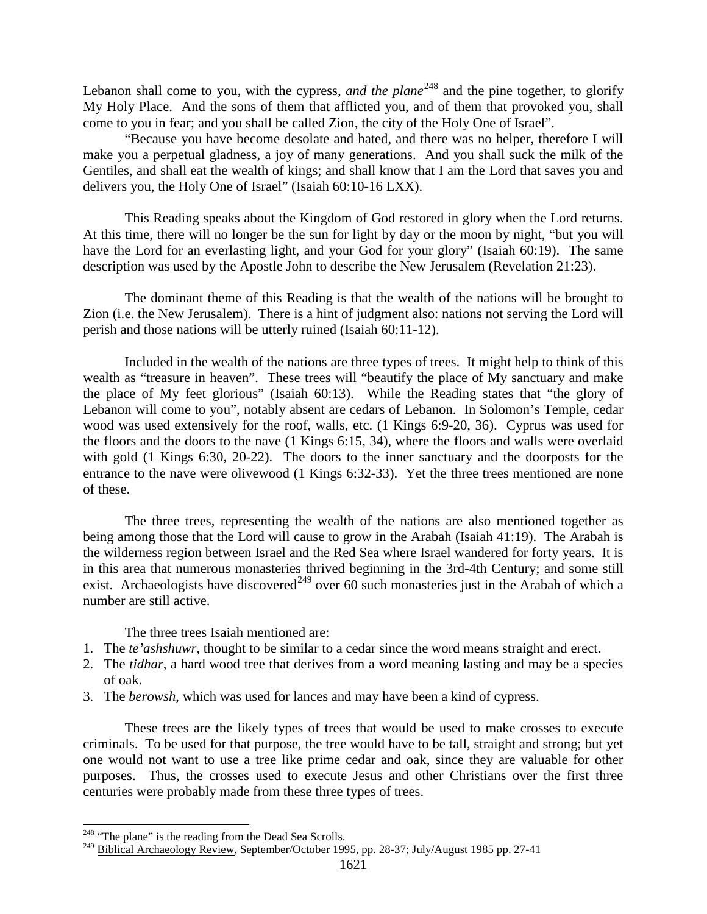Lebanon shall come to you, with the cypress, *and the plane*[248] and the pine together, to glorify My Holy Place. And the sons of them that afflicted you, and of them that provoked you, shall come to you in fear; and you shall be called Zion, the city of the Holy One of Israel".

"Because you have become desolate and hated, and there was no helper, therefore I will make you a perpetual gladness, a joy of many generations. And you shall suck the milk of the Gentiles, and shall eat the wealth of kings; and shall know that I am the Lord that saves you and delivers you, the Holy One of Israel" (Isaiah 60:10-16 LXX).

This Reading speaks about the Kingdom of God restored in glory when the Lord returns. At this time, there will no longer be the sun for light by day or the moon by night, "but you will have the Lord for an everlasting light, and your God for your glory" (Isaiah 60:19). The same description was used by the Apostle John to describe the New Jerusalem (Revelation 21:23).

The dominant theme of this Reading is that the wealth of the nations will be brought to Zion (i.e. the New Jerusalem). There is a hint of judgment also: nations not serving the Lord will perish and those nations will be utterly ruined (Isaiah 60:11-12).

Included in the wealth of the nations are three types of trees. It might help to think of this wealth as "treasure in heaven". These trees will "beautify the place of My sanctuary and make the place of My feet glorious" (Isaiah 60:13). While the Reading states that "the glory of Lebanon will come to you", notably absent are cedars of Lebanon. In Solomon's Temple, cedar wood was used extensively for the roof, walls, etc. (1 Kings 6:9-20, 36). Cyprus was used for the floors and the doors to the nave (1 Kings 6:15, 34), where the floors and walls were overlaid with gold (1 Kings 6:30, 20-22). The doors to the inner sanctuary and the doorposts for the entrance to the nave were olivewood (1 Kings 6:32-33). Yet the three trees mentioned are none of these.

The three trees, representing the wealth of the nations are also mentioned together as being among those that the Lord will cause to grow in the Arabah (Isaiah 41:19). The Arabah is the wilderness region between Israel and the Red Sea where Israel wandered for forty years. It is in this area that numerous monasteries thrived beginning in the 3rd-4th Century; and some still exist. Archaeologists have discovered[249] over 60 such monasteries just in the Arabah of which a number are still active.

The three trees Isaiah mentioned are:

1. The *te'ashshuwr*, thought to be similar to a cedar since the word means straight and erect.
2. The *tidhar*, a hard wood tree that derives from a word meaning lasting and may be a species of oak.
3. The *berowsh*, which was used for lances and may have been a kind of cypress.

These trees are the likely types of trees that would be used to make crosses to execute criminals. To be used for that purpose, the tree would have to be tall, straight and strong; but yet one would not want to use a tree like prime cedar and oak, since they are valuable for other purposes. Thus, the crosses used to execute Jesus and other Christians over the first three centuries were probably made from these three types of trees.

---

[248] "The plane" is the reading from the Dead Sea Scrolls.

[249] Biblical Archaeology Review, September/October 1995, pp. 28-37; July/August 1985 pp. 27-41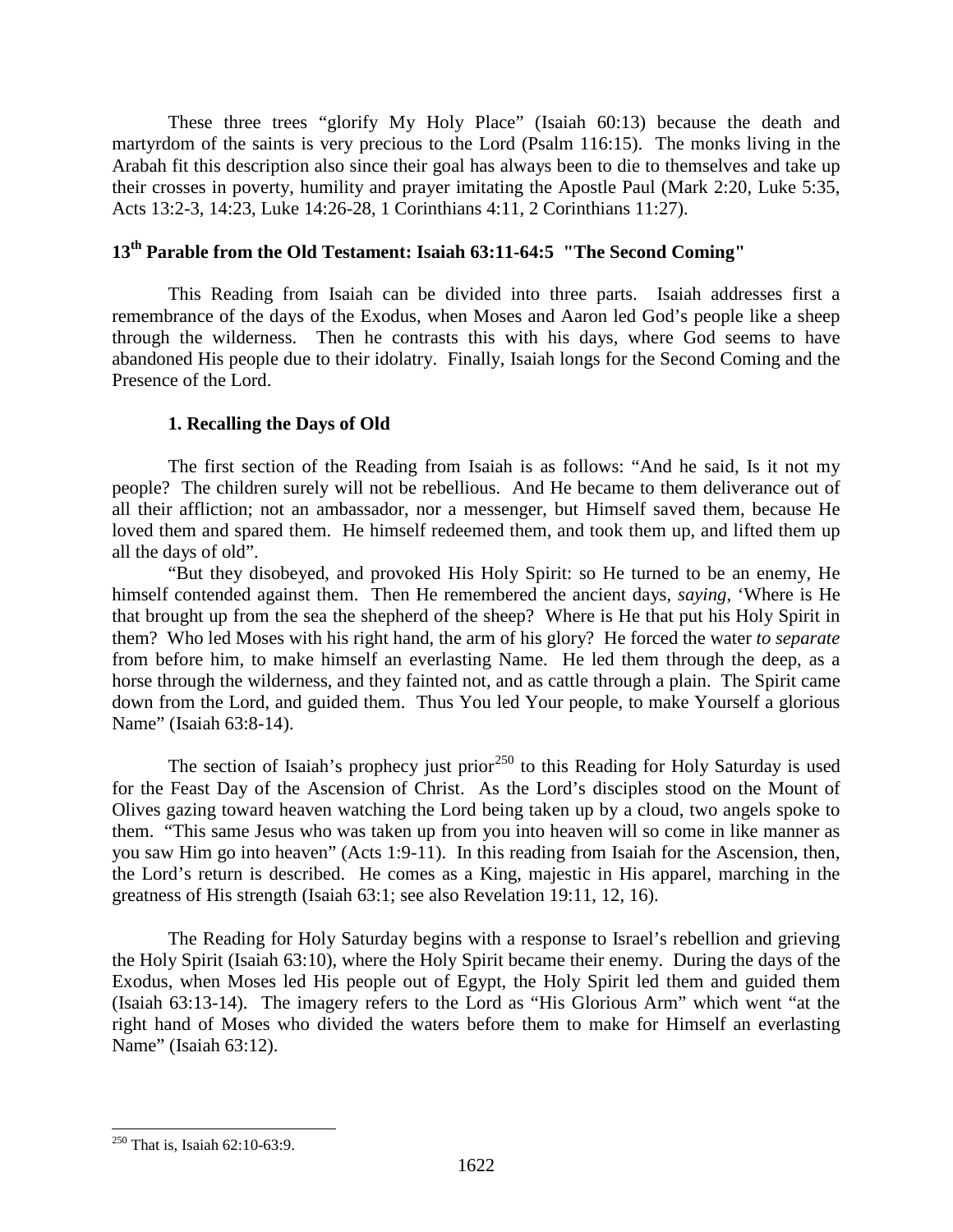These three trees "glorify My Holy Place" (Isaiah 60:13) because the death and martyrdom of the saints is very precious to the Lord (Psalm 116:15). The monks living in the Arabah fit this description also since their goal has always been to die to themselves and take up their crosses in poverty, humility and prayer imitating the Apostle Paul (Mark 2:20, Luke 5:35, Acts 13:2-3, 14:23, Luke 14:26-28, 1 Corinthians 4:11, 2 Corinthians 11:27).

## 13th Parable from the Old Testament: Isaiah 63:11-64:5 "The Second Coming"

This Reading from Isaiah can be divided into three parts. Isaiah addresses first a remembrance of the days of the Exodus, when Moses and Aaron led God's people like a sheep through the wilderness. Then he contrasts this with his days, where God seems to have abandoned His people due to their idolatry. Finally, Isaiah longs for the Second Coming and the Presence of the Lord.

### 1. Recalling the Days of Old

The first section of the Reading from Isaiah is as follows: "And he said, Is it not my people? The children surely will not be rebellious. And He became to them deliverance out of all their affliction; not an ambassador, nor a messenger, but Himself saved them, because He loved them and spared them. He himself redeemed them, and took them up, and lifted them up all the days of old".

"But they disobeyed, and provoked His Holy Spirit: so He turned to be an enemy, He himself contended against them. Then He remembered the ancient days, *saying*, 'Where is He that brought up from the sea the shepherd of the sheep? Where is He that put his Holy Spirit in them? Who led Moses with his right hand, the arm of his glory? He forced the water *to separate* from before him, to make himself an everlasting Name. He led them through the deep, as a horse through the wilderness, and they fainted not, and as cattle through a plain. The Spirit came down from the Lord, and guided them. Thus You led Your people, to make Yourself a glorious Name" (Isaiah 63:8-14).

The section of Isaiah's prophecy just prior[250] to this Reading for Holy Saturday is used for the Feast Day of the Ascension of Christ. As the Lord's disciples stood on the Mount of Olives gazing toward heaven watching the Lord being taken up by a cloud, two angels spoke to them. "This same Jesus who was taken up from you into heaven will so come in like manner as you saw Him go into heaven" (Acts 1:9-11). In this reading from Isaiah for the Ascension, then, the Lord's return is described. He comes as a King, majestic in His apparel, marching in the greatness of His strength (Isaiah 63:1; see also Revelation 19:11, 12, 16).

The Reading for Holy Saturday begins with a response to Israel's rebellion and grieving the Holy Spirit (Isaiah 63:10), where the Holy Spirit became their enemy. During the days of the Exodus, when Moses led His people out of Egypt, the Holy Spirit led them and guided them (Isaiah 63:13-14). The imagery refers to the Lord as "His Glorious Arm" which went "at the right hand of Moses who divided the waters before them to make for Himself an everlasting Name" (Isaiah 63:12).

[250] That is, Isaiah 62:10-63:9.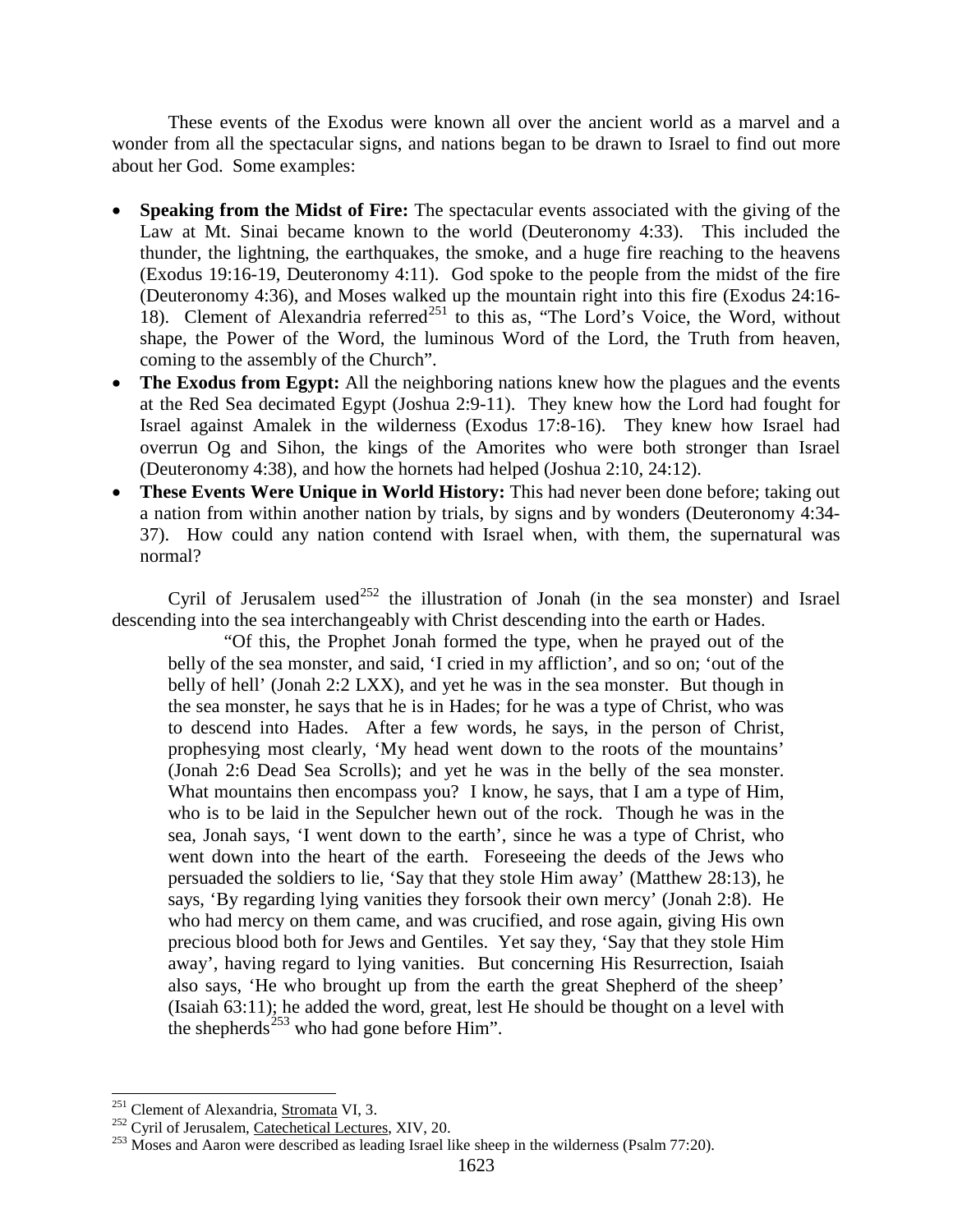These events of the Exodus were known all over the ancient world as a marvel and a wonder from all the spectacular signs, and nations began to be drawn to Israel to find out more about her God. Some examples:

- **Speaking from the Midst of Fire:** The spectacular events associated with the giving of the Law at Mt. Sinai became known to the world (Deuteronomy 4:33). This included the thunder, the lightning, the earthquakes, the smoke, and a huge fire reaching to the heavens (Exodus 19:16-19, Deuteronomy 4:11). God spoke to the people from the midst of the fire (Deuteronomy 4:36), and Moses walked up the mountain right into this fire (Exodus 24:16-18). Clement of Alexandria referred[251] to this as, "The Lord's Voice, the Word, without shape, the Power of the Word, the luminous Word of the Lord, the Truth from heaven, coming to the assembly of the Church".
- **The Exodus from Egypt:** All the neighboring nations knew how the plagues and the events at the Red Sea decimated Egypt (Joshua 2:9-11). They knew how the Lord had fought for Israel against Amalek in the wilderness (Exodus 17:8-16). They knew how Israel had overrun Og and Sihon, the kings of the Amorites who were both stronger than Israel (Deuteronomy 4:38), and how the hornets had helped (Joshua 2:10, 24:12).
- **These Events Were Unique in World History:** This had never been done before; taking out a nation from within another nation by trials, by signs and by wonders (Deuteronomy 4:34-37). How could any nation contend with Israel when, with them, the supernatural was normal?

Cyril of Jerusalem used[252] the illustration of Jonah (in the sea monster) and Israel descending into the sea interchangeably with Christ descending into the earth or Hades.

> "Of this, the Prophet Jonah formed the type, when he prayed out of the belly of the sea monster, and said, 'I cried in my affliction', and so on; 'out of the belly of hell' (Jonah 2:2 LXX), and yet he was in the sea monster. But though in the sea monster, he says that he is in Hades; for he was a type of Christ, who was to descend into Hades. After a few words, he says, in the person of Christ, prophesying most clearly, 'My head went down to the roots of the mountains' (Jonah 2:6 Dead Sea Scrolls); and yet he was in the belly of the sea monster. What mountains then encompass you? I know, he says, that I am a type of Him, who is to be laid in the Sepulcher hewn out of the rock. Though he was in the sea, Jonah says, 'I went down to the earth', since he was a type of Christ, who went down into the heart of the earth. Foreseeing the deeds of the Jews who persuaded the soldiers to lie, 'Say that they stole Him away' (Matthew 28:13), he says, 'By regarding lying vanities they forsook their own mercy' (Jonah 2:8). He who had mercy on them came, and was crucified, and rose again, giving His own precious blood both for Jews and Gentiles. Yet say they, 'Say that they stole Him away', having regard to lying vanities. But concerning His Resurrection, Isaiah also says, 'He who brought up from the earth the great Shepherd of the sheep' (Isaiah 63:11); he added the word, great, lest He should be thought on a level with the shepherds[253] who had gone before Him".

---

[251] Clement of Alexandria, Stromata VI, 3.

[252] Cyril of Jerusalem, Catechetical Lectures, XIV, 20.

[253] Moses and Aaron were described as leading Israel like sheep in the wilderness (Psalm 77:20).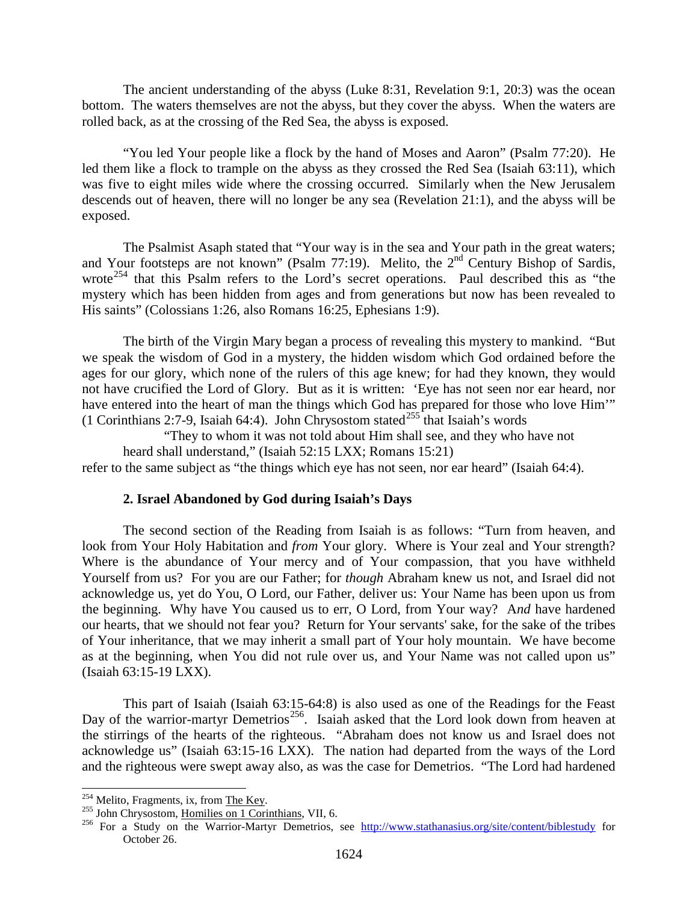The ancient understanding of the abyss (Luke 8:31, Revelation 9:1, 20:3) was the ocean bottom. The waters themselves are not the abyss, but they cover the abyss. When the waters are rolled back, as at the crossing of the Red Sea, the abyss is exposed.

"You led Your people like a flock by the hand of Moses and Aaron" (Psalm 77:20). He led them like a flock to trample on the abyss as they crossed the Red Sea (Isaiah 63:11), which was five to eight miles wide where the crossing occurred. Similarly when the New Jerusalem descends out of heaven, there will no longer be any sea (Revelation 21:1), and the abyss will be exposed.

The Psalmist Asaph stated that "Your way is in the sea and Your path in the great waters; and Your footsteps are not known" (Psalm 77:19). Melito, the 2nd Century Bishop of Sardis, wrote[254] that this Psalm refers to the Lord's secret operations. Paul described this as "the mystery which has been hidden from ages and from generations but now has been revealed to His saints" (Colossians 1:26, also Romans 16:25, Ephesians 1:9).

The birth of the Virgin Mary began a process of revealing this mystery to mankind. "But we speak the wisdom of God in a mystery, the hidden wisdom which God ordained before the ages for our glory, which none of the rulers of this age knew; for had they known, they would not have crucified the Lord of Glory. But as it is written: 'Eye has not seen nor ear heard, nor have entered into the heart of man the things which God has prepared for those who love Him'" (1 Corinthians 2:7-9, Isaiah 64:4). John Chrysostom stated[255] that Isaiah's words

> "They to whom it was not told about Him shall see, and they who have not heard shall understand," (Isaiah 52:15 LXX; Romans 15:21)

refer to the same subject as "the things which eye has not seen, nor ear heard" (Isaiah 64:4).

### 2. Israel Abandoned by God during Isaiah's Days

The second section of the Reading from Isaiah is as follows: "Turn from heaven, and look from Your Holy Habitation and *from* Your glory. Where is Your zeal and Your strength? Where is the abundance of Your mercy and of Your compassion, that you have withheld Yourself from us? For you are our Father; for *though* Abraham knew us not, and Israel did not acknowledge us, yet do You, O Lord, our Father, deliver us: Your Name has been upon us from the beginning. Why have You caused us to err, O Lord, from Your way? A*nd* have hardened our hearts, that we should not fear you? Return for Your servants' sake, for the sake of the tribes of Your inheritance, that we may inherit a small part of Your holy mountain. We have become as at the beginning, when You did not rule over us, and Your Name was not called upon us" (Isaiah 63:15-19 LXX).

This part of Isaiah (Isaiah 63:15-64:8) is also used as one of the Readings for the Feast Day of the warrior-martyr Demetrios[256]. Isaiah asked that the Lord look down from heaven at the stirrings of the hearts of the righteous. "Abraham does not know us and Israel does not acknowledge us" (Isaiah 63:15-16 LXX). The nation had departed from the ways of the Lord and the righteous were swept away also, as was the case for Demetrios. "The Lord had hardened

---

[254] Melito, Fragments, ix, from The Key.

[255] John Chrysostom, Homilies on 1 Corinthians, VII, 6.

[256] For a Study on the Warrior-Martyr Demetrios, see http://www.stathanasius.org/site/content/biblestudy for October 26.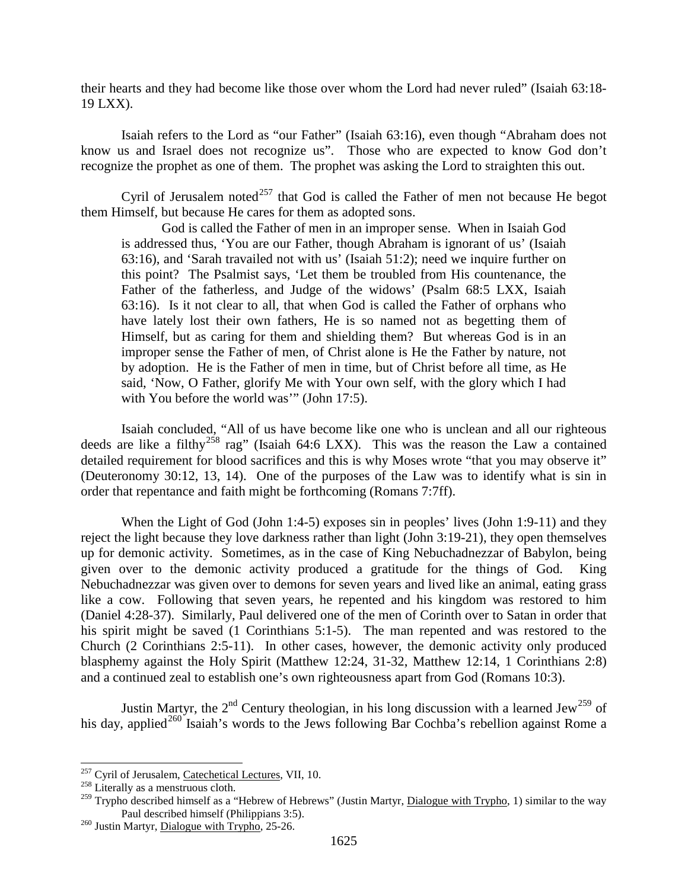their hearts and they had become like those over whom the Lord had never ruled" (Isaiah 63:18-19 LXX).

Isaiah refers to the Lord as "our Father" (Isaiah 63:16), even though "Abraham does not know us and Israel does not recognize us". Those who are expected to know God don't recognize the prophet as one of them. The prophet was asking the Lord to straighten this out.

Cyril of Jerusalem noted[257] that God is called the Father of men not because He begot them Himself, but because He cares for them as adopted sons.

> God is called the Father of men in an improper sense. When in Isaiah God is addressed thus, 'You are our Father, though Abraham is ignorant of us' (Isaiah 63:16), and 'Sarah travailed not with us' (Isaiah 51:2); need we inquire further on this point? The Psalmist says, 'Let them be troubled from His countenance, the Father of the fatherless, and Judge of the widows' (Psalm 68:5 LXX, Isaiah 63:16). Is it not clear to all, that when God is called the Father of orphans who have lately lost their own fathers, He is so named not as begetting them of Himself, but as caring for them and shielding them? But whereas God is in an improper sense the Father of men, of Christ alone is He the Father by nature, not by adoption. He is the Father of men in time, but of Christ before all time, as He said, 'Now, O Father, glorify Me with Your own self, with the glory which I had with You before the world was'" (John 17:5).

Isaiah concluded, "All of us have become like one who is unclean and all our righteous deeds are like a filthy[258] rag" (Isaiah 64:6 LXX). This was the reason the Law a contained detailed requirement for blood sacrifices and this is why Moses wrote "that you may observe it" (Deuteronomy 30:12, 13, 14). One of the purposes of the Law was to identify what is sin in order that repentance and faith might be forthcoming (Romans 7:7ff).

When the Light of God (John 1:4-5) exposes sin in peoples' lives (John 1:9-11) and they reject the light because they love darkness rather than light (John 3:19-21), they open themselves up for demonic activity. Sometimes, as in the case of King Nebuchadnezzar of Babylon, being given over to the demonic activity produced a gratitude for the things of God. King Nebuchadnezzar was given over to demons for seven years and lived like an animal, eating grass like a cow. Following that seven years, he repented and his kingdom was restored to him (Daniel 4:28-37). Similarly, Paul delivered one of the men of Corinth over to Satan in order that his spirit might be saved (1 Corinthians 5:1-5). The man repented and was restored to the Church (2 Corinthians 2:5-11). In other cases, however, the demonic activity only produced blasphemy against the Holy Spirit (Matthew 12:24, 31-32, Matthew 12:14, 1 Corinthians 2:8) and a continued zeal to establish one's own righteousness apart from God (Romans 10:3).

Justin Martyr, the 2nd Century theologian, in his long discussion with a learned Jew[259] of his day, applied[260] Isaiah's words to the Jews following Bar Cochba's rebellion against Rome a

---

[257] Cyril of Jerusalem, Catechetical Lectures, VII, 10.

[258] Literally as a menstruous cloth.

[259] Trypho described himself as a "Hebrew of Hebrews" (Justin Martyr, Dialogue with Trypho, 1) similar to the way Paul described himself (Philippians 3:5).

[260] Justin Martyr, Dialogue with Trypho, 25-26.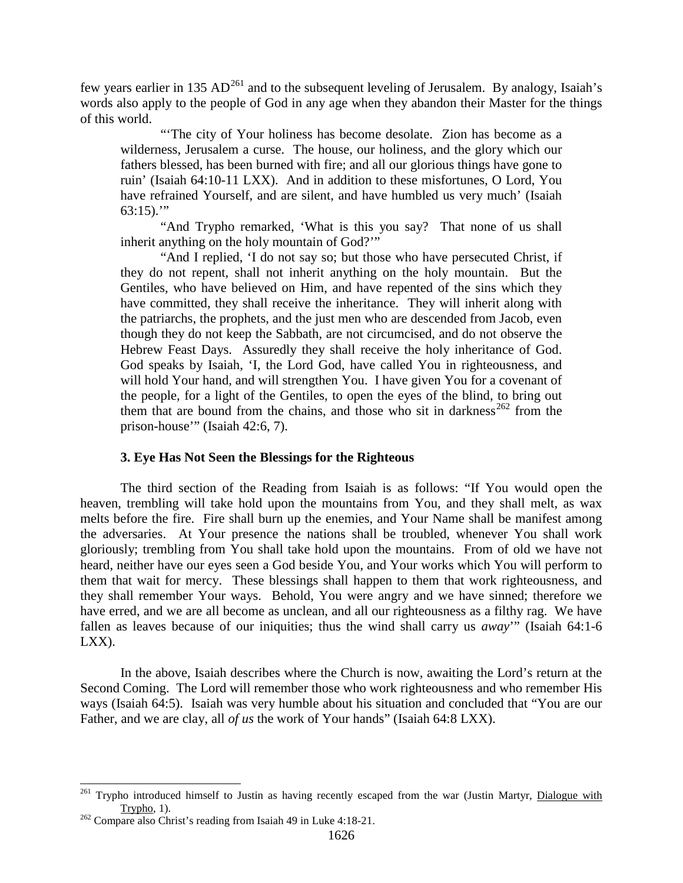few years earlier in 135 AD[261] and to the subsequent leveling of Jerusalem. By analogy, Isaiah's words also apply to the people of God in any age when they abandon their Master for the things of this world.

> "'The city of Your holiness has become desolate. Zion has become as a wilderness, Jerusalem a curse. The house, our holiness, and the glory which our fathers blessed, has been burned with fire; and all our glorious things have gone to ruin' (Isaiah 64:10-11 LXX). And in addition to these misfortunes, O Lord, You have refrained Yourself, and are silent, and have humbled us very much' (Isaiah 63:15).'"
>
> "And Trypho remarked, 'What is this you say? That none of us shall inherit anything on the holy mountain of God?'"
>
> "And I replied, 'I do not say so; but those who have persecuted Christ, if they do not repent, shall not inherit anything on the holy mountain. But the Gentiles, who have believed on Him, and have repented of the sins which they have committed, they shall receive the inheritance. They will inherit along with the patriarchs, the prophets, and the just men who are descended from Jacob, even though they do not keep the Sabbath, are not circumcised, and do not observe the Hebrew Feast Days. Assuredly they shall receive the holy inheritance of God. God speaks by Isaiah, 'I, the Lord God, have called You in righteousness, and will hold Your hand, and will strengthen You. I have given You for a covenant of the people, for a light of the Gentiles, to open the eyes of the blind, to bring out them that are bound from the chains, and those who sit in darkness[262] from the prison-house'" (Isaiah 42:6, 7).

### 3. Eye Has Not Seen the Blessings for the Righteous

The third section of the Reading from Isaiah is as follows: "If You would open the heaven, trembling will take hold upon the mountains from You, and they shall melt, as wax melts before the fire. Fire shall burn up the enemies, and Your Name shall be manifest among the adversaries. At Your presence the nations shall be troubled, whenever You shall work gloriously; trembling from You shall take hold upon the mountains. From of old we have not heard, neither have our eyes seen a God beside You, and Your works which You will perform to them that wait for mercy. These blessings shall happen to them that work righteousness, and they shall remember Your ways. Behold, You were angry and we have sinned; therefore we have erred, and we are all become as unclean, and all our righteousness as a filthy rag. We have fallen as leaves because of our iniquities; thus the wind shall carry us *away*'" (Isaiah 64:1-6 LXX).

In the above, Isaiah describes where the Church is now, awaiting the Lord's return at the Second Coming. The Lord will remember those who work righteousness and who remember His ways (Isaiah 64:5). Isaiah was very humble about his situation and concluded that "You are our Father, and we are clay, all *of us* the work of Your hands" (Isaiah 64:8 LXX).

---

[261] Trypho introduced himself to Justin as having recently escaped from the war (Justin Martyr, Dialogue with Trypho, 1).

[262] Compare also Christ's reading from Isaiah 49 in Luke 4:18-21.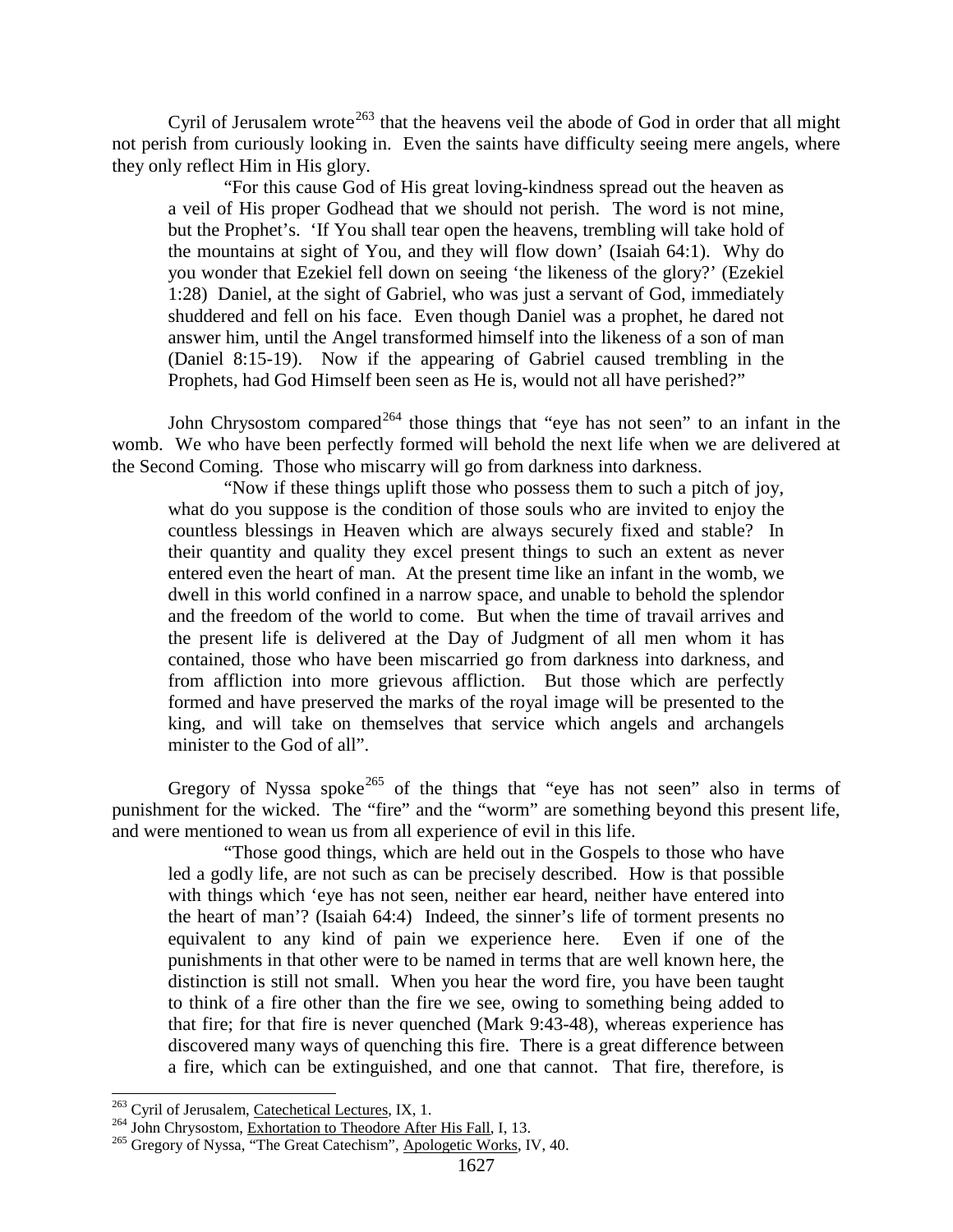Cyril of Jerusalem wrote[263] that the heavens veil the abode of God in order that all might not perish from curiously looking in. Even the saints have difficulty seeing mere angels, where they only reflect Him in His glory.

> "For this cause God of His great loving-kindness spread out the heaven as a veil of His proper Godhead that we should not perish. The word is not mine, but the Prophet's. 'If You shall tear open the heavens, trembling will take hold of the mountains at sight of You, and they will flow down' (Isaiah 64:1). Why do you wonder that Ezekiel fell down on seeing 'the likeness of the glory?' (Ezekiel 1:28) Daniel, at the sight of Gabriel, who was just a servant of God, immediately shuddered and fell on his face. Even though Daniel was a prophet, he dared not answer him, until the Angel transformed himself into the likeness of a son of man (Daniel 8:15-19). Now if the appearing of Gabriel caused trembling in the Prophets, had God Himself been seen as He is, would not all have perished?"

John Chrysostom compared[264] those things that "eye has not seen" to an infant in the womb. We who have been perfectly formed will behold the next life when we are delivered at the Second Coming. Those who miscarry will go from darkness into darkness.

> "Now if these things uplift those who possess them to such a pitch of joy, what do you suppose is the condition of those souls who are invited to enjoy the countless blessings in Heaven which are always securely fixed and stable? In their quantity and quality they excel present things to such an extent as never entered even the heart of man. At the present time like an infant in the womb, we dwell in this world confined in a narrow space, and unable to behold the splendor and the freedom of the world to come. But when the time of travail arrives and the present life is delivered at the Day of Judgment of all men whom it has contained, those who have been miscarried go from darkness into darkness, and from affliction into more grievous affliction. But those which are perfectly formed and have preserved the marks of the royal image will be presented to the king, and will take on themselves that service which angels and archangels minister to the God of all".

Gregory of Nyssa spoke[265] of the things that "eye has not seen" also in terms of punishment for the wicked. The "fire" and the "worm" are something beyond this present life, and were mentioned to wean us from all experience of evil in this life.

> "Those good things, which are held out in the Gospels to those who have led a godly life, are not such as can be precisely described. How is that possible with things which 'eye has not seen, neither ear heard, neither have entered into the heart of man'? (Isaiah 64:4) Indeed, the sinner's life of torment presents no equivalent to any kind of pain we experience here. Even if one of the punishments in that other were to be named in terms that are well known here, the distinction is still not small. When you hear the word fire, you have been taught to think of a fire other than the fire we see, owing to something being added to that fire; for that fire is never quenched (Mark 9:43-48), whereas experience has discovered many ways of quenching this fire. There is a great difference between a fire, which can be extinguished, and one that cannot. That fire, therefore, is

---

[263] Cyril of Jerusalem, Catechetical Lectures, IX, 1.

[264] John Chrysostom, Exhortation to Theodore After His Fall, I, 13.

[265] Gregory of Nyssa, "The Great Catechism", Apologetic Works, IV, 40.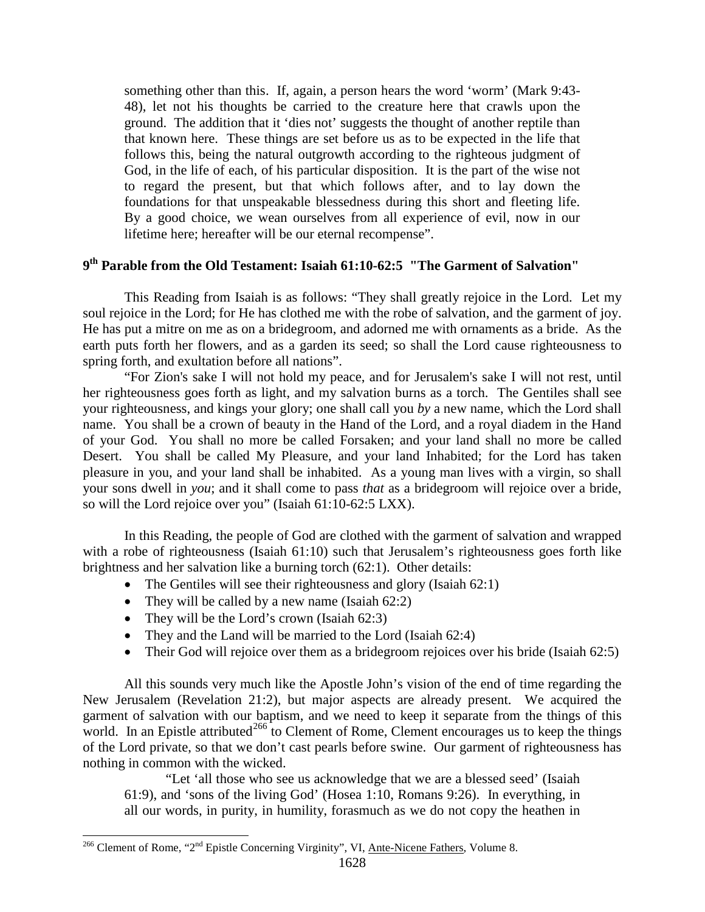something other than this. If, again, a person hears the word 'worm' (Mark 9:43-48), let not his thoughts be carried to the creature here that crawls upon the ground. The addition that it 'dies not' suggests the thought of another reptile than that known here. These things are set before us as to be expected in the life that follows this, being the natural outgrowth according to the righteous judgment of God, in the life of each, of his particular disposition. It is the part of the wise not to regard the present, but that which follows after, and to lay down the foundations for that unspeakable blessedness during this short and fleeting life. By a good choice, we wean ourselves from all experience of evil, now in our lifetime here; hereafter will be our eternal recompense".

## 9th Parable from the Old Testament: Isaiah 61:10-62:5 "The Garment of Salvation"

This Reading from Isaiah is as follows: "They shall greatly rejoice in the Lord. Let my soul rejoice in the Lord; for He has clothed me with the robe of salvation, and the garment of joy. He has put a mitre on me as on a bridegroom, and adorned me with ornaments as a bride. As the earth puts forth her flowers, and as a garden its seed; so shall the Lord cause righteousness to spring forth, and exultation before all nations".

"For Zion's sake I will not hold my peace, and for Jerusalem's sake I will not rest, until her righteousness goes forth as light, and my salvation burns as a torch. The Gentiles shall see your righteousness, and kings your glory; one shall call you *by* a new name, which the Lord shall name. You shall be a crown of beauty in the Hand of the Lord, and a royal diadem in the Hand of your God. You shall no more be called Forsaken; and your land shall no more be called Desert. You shall be called My Pleasure, and your land Inhabited; for the Lord has taken pleasure in you, and your land shall be inhabited. As a young man lives with a virgin, so shall your sons dwell in *you*; and it shall come to pass *that* as a bridegroom will rejoice over a bride, so will the Lord rejoice over you" (Isaiah 61:10-62:5 LXX).

In this Reading, the people of God are clothed with the garment of salvation and wrapped with a robe of righteousness (Isaiah 61:10) such that Jerusalem's righteousness goes forth like brightness and her salvation like a burning torch (62:1). Other details:

- The Gentiles will see their righteousness and glory (Isaiah 62:1)
- They will be called by a new name (Isaiah 62:2)
- They will be the Lord's crown (Isaiah 62:3)
- They and the Land will be married to the Lord (Isaiah 62:4)
- Their God will rejoice over them as a bridegroom rejoices over his bride (Isaiah 62:5)

All this sounds very much like the Apostle John's vision of the end of time regarding the New Jerusalem (Revelation 21:2), but major aspects are already present. We acquired the garment of salvation with our baptism, and we need to keep it separate from the things of this world. In an Epistle attributed[266] to Clement of Rome, Clement encourages us to keep the things of the Lord private, so that we don't cast pearls before swine. Our garment of righteousness has nothing in common with the wicked.

"Let 'all those who see us acknowledge that we are a blessed seed' (Isaiah 61:9), and 'sons of the living God' (Hosea 1:10, Romans 9:26). In everything, in all our words, in purity, in humility, forasmuch as we do not copy the heathen in

[266] Clement of Rome, "2nd Epistle Concerning Virginity", VI, Ante-Nicene Fathers, Volume 8.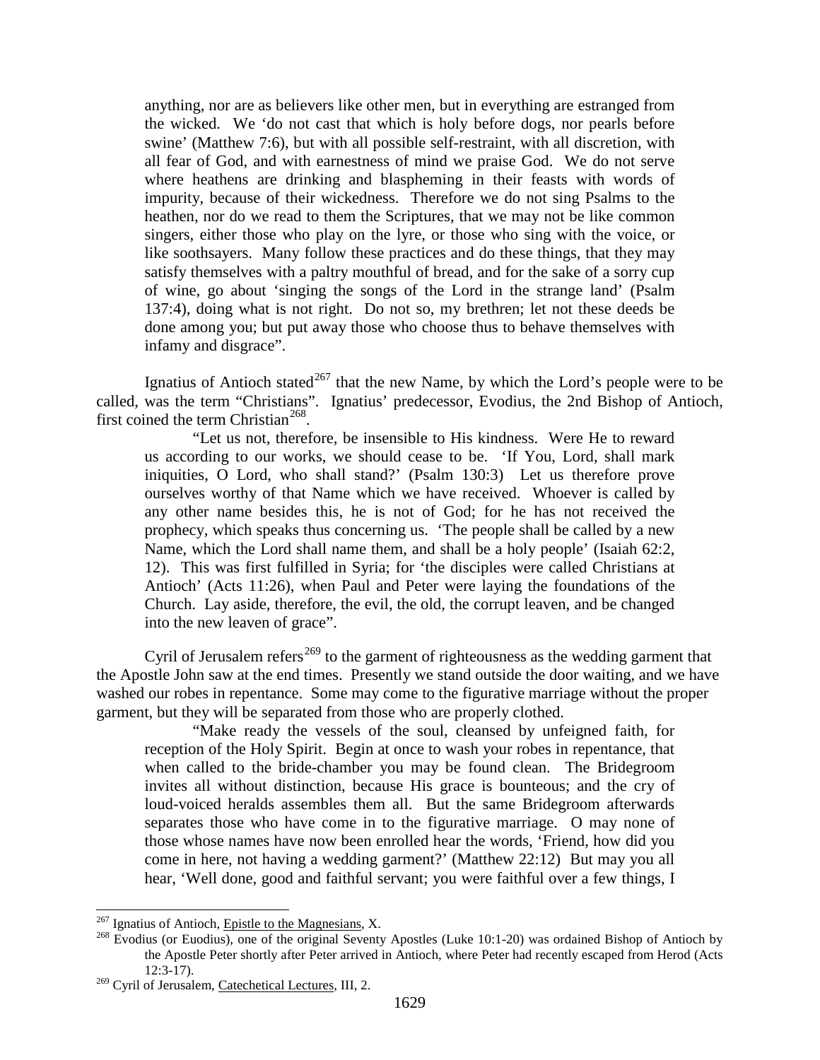> anything, nor are as believers like other men, but in everything are estranged from the wicked. We 'do not cast that which is holy before dogs, nor pearls before swine' (Matthew 7:6), but with all possible self-restraint, with all discretion, with all fear of God, and with earnestness of mind we praise God. We do not serve where heathens are drinking and blaspheming in their feasts with words of impurity, because of their wickedness. Therefore we do not sing Psalms to the heathen, nor do we read to them the Scriptures, that we may not be like common singers, either those who play on the lyre, or those who sing with the voice, or like soothsayers. Many follow these practices and do these things, that they may satisfy themselves with a paltry mouthful of bread, and for the sake of a sorry cup of wine, go about 'singing the songs of the Lord in the strange land' (Psalm 137:4), doing what is not right. Do not so, my brethren; let not these deeds be done among you; but put away those who choose thus to behave themselves with infamy and disgrace".

Ignatius of Antioch stated[267] that the new Name, by which the Lord's people were to be called, was the term "Christians". Ignatius' predecessor, Evodius, the 2nd Bishop of Antioch, first coined the term Christian[268].

> "Let us not, therefore, be insensible to His kindness. Were He to reward us according to our works, we should cease to be. 'If You, Lord, shall mark iniquities, O Lord, who shall stand?' (Psalm 130:3) Let us therefore prove ourselves worthy of that Name which we have received. Whoever is called by any other name besides this, he is not of God; for he has not received the prophecy, which speaks thus concerning us. 'The people shall be called by a new Name, which the Lord shall name them, and shall be a holy people' (Isaiah 62:2, 12). This was first fulfilled in Syria; for 'the disciples were called Christians at Antioch' (Acts 11:26), when Paul and Peter were laying the foundations of the Church. Lay aside, therefore, the evil, the old, the corrupt leaven, and be changed into the new leaven of grace".

Cyril of Jerusalem refers[269] to the garment of righteousness as the wedding garment that the Apostle John saw at the end times. Presently we stand outside the door waiting, and we have washed our robes in repentance. Some may come to the figurative marriage without the proper garment, but they will be separated from those who are properly clothed.

> "Make ready the vessels of the soul, cleansed by unfeigned faith, for reception of the Holy Spirit. Begin at once to wash your robes in repentance, that when called to the bride-chamber you may be found clean. The Bridegroom invites all without distinction, because His grace is bounteous; and the cry of loud-voiced heralds assembles them all. But the same Bridegroom afterwards separates those who have come in to the figurative marriage. O may none of those whose names have now been enrolled hear the words, 'Friend, how did you come in here, not having a wedding garment?' (Matthew 22:12) But may you all hear, 'Well done, good and faithful servant; you were faithful over a few things, I

---

[267] Ignatius of Antioch, Epistle to the Magnesians, X.

[268] Evodius (or Euodius), one of the original Seventy Apostles (Luke 10:1-20) was ordained Bishop of Antioch by the Apostle Peter shortly after Peter arrived in Antioch, where Peter had recently escaped from Herod (Acts 12:3-17).

[269] Cyril of Jerusalem, Catechetical Lectures, III, 2.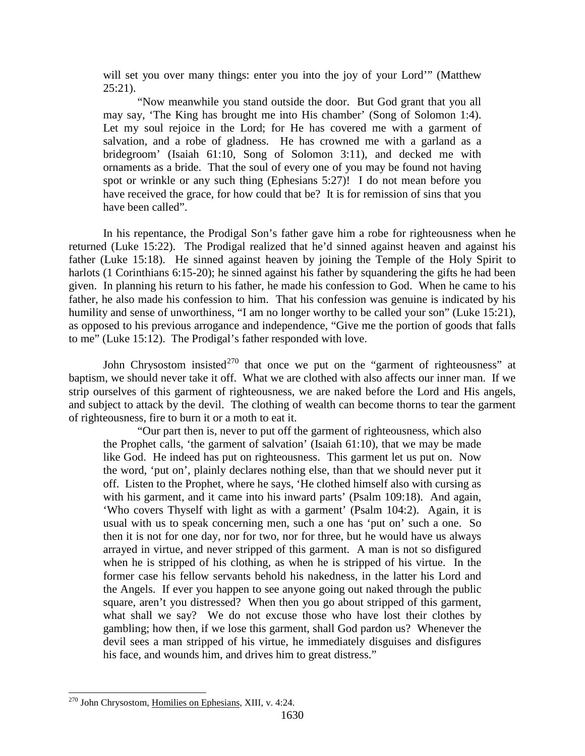> will set you over many things: enter you into the joy of your Lord'" (Matthew 25:21).
>
> "Now meanwhile you stand outside the door. But God grant that you all may say, 'The King has brought me into His chamber' (Song of Solomon 1:4). Let my soul rejoice in the Lord; for He has covered me with a garment of salvation, and a robe of gladness. He has crowned me with a garland as a bridegroom' (Isaiah 61:10, Song of Solomon 3:11), and decked me with ornaments as a bride. That the soul of every one of you may be found not having spot or wrinkle or any such thing (Ephesians 5:27)! I do not mean before you have received the grace, for how could that be? It is for remission of sins that you have been called".

In his repentance, the Prodigal Son's father gave him a robe for righteousness when he returned (Luke 15:22). The Prodigal realized that he'd sinned against heaven and against his father (Luke 15:18). He sinned against heaven by joining the Temple of the Holy Spirit to harlots (1 Corinthians 6:15-20); he sinned against his father by squandering the gifts he had been given. In planning his return to his father, he made his confession to God. When he came to his father, he also made his confession to him. That his confession was genuine is indicated by his humility and sense of unworthiness, "I am no longer worthy to be called your son" (Luke 15:21), as opposed to his previous arrogance and independence, "Give me the portion of goods that falls to me" (Luke 15:12). The Prodigal's father responded with love.

John Chrysostom insisted[270] that once we put on the "garment of righteousness" at baptism, we should never take it off. What we are clothed with also affects our inner man. If we strip ourselves of this garment of righteousness, we are naked before the Lord and His angels, and subject to attack by the devil. The clothing of wealth can become thorns to tear the garment of righteousness, fire to burn it or a moth to eat it.

> "Our part then is, never to put off the garment of righteousness, which also the Prophet calls, 'the garment of salvation' (Isaiah 61:10), that we may be made like God. He indeed has put on righteousness. This garment let us put on. Now the word, 'put on', plainly declares nothing else, than that we should never put it off. Listen to the Prophet, where he says, 'He clothed himself also with cursing as with his garment, and it came into his inward parts' (Psalm 109:18). And again, 'Who covers Thyself with light as with a garment' (Psalm 104:2). Again, it is usual with us to speak concerning men, such a one has 'put on' such a one. So then it is not for one day, nor for two, nor for three, but he would have us always arrayed in virtue, and never stripped of this garment. A man is not so disfigured when he is stripped of his clothing, as when he is stripped of his virtue. In the former case his fellow servants behold his nakedness, in the latter his Lord and the Angels. If ever you happen to see anyone going out naked through the public square, aren't you distressed? When then you go about stripped of this garment, what shall we say? We do not excuse those who have lost their clothes by gambling; how then, if we lose this garment, shall God pardon us? Whenever the devil sees a man stripped of his virtue, he immediately disguises and disfigures his face, and wounds him, and drives him to great distress."

---

[270] John Chrysostom, Homilies on Ephesians, XIII, v. 4:24.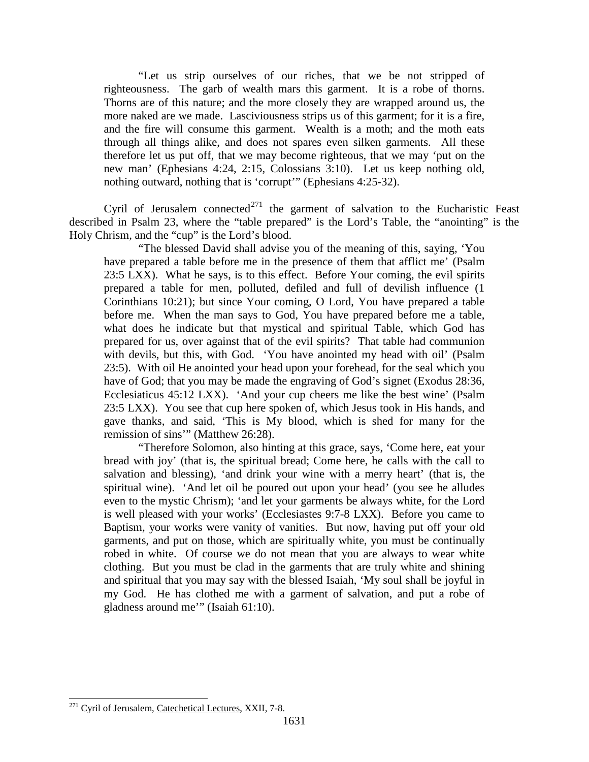> "Let us strip ourselves of our riches, that we be not stripped of righteousness. The garb of wealth mars this garment. It is a robe of thorns. Thorns are of this nature; and the more closely they are wrapped around us, the more naked are we made. Lasciviousness strips us of this garment; for it is a fire, and the fire will consume this garment. Wealth is a moth; and the moth eats through all things alike, and does not spares even silken garments. All these therefore let us put off, that we may become righteous, that we may 'put on the new man' (Ephesians 4:24, 2:15, Colossians 3:10). Let us keep nothing old, nothing outward, nothing that is 'corrupt'" (Ephesians 4:25-32).

Cyril of Jerusalem connected[271] the garment of salvation to the Eucharistic Feast described in Psalm 23, where the "table prepared" is the Lord's Table, the "anointing" is the Holy Chrism, and the "cup" is the Lord's blood.

> "The blessed David shall advise you of the meaning of this, saying, 'You have prepared a table before me in the presence of them that afflict me' (Psalm 23:5 LXX). What he says, is to this effect. Before Your coming, the evil spirits prepared a table for men, polluted, defiled and full of devilish influence (1 Corinthians 10:21); but since Your coming, O Lord, You have prepared a table before me. When the man says to God, You have prepared before me a table, what does he indicate but that mystical and spiritual Table, which God has prepared for us, over against that of the evil spirits? That table had communion with devils, but this, with God. 'You have anointed my head with oil' (Psalm 23:5). With oil He anointed your head upon your forehead, for the seal which you have of God; that you may be made the engraving of God's signet (Exodus 28:36, Ecclesiaticus 45:12 LXX). 'And your cup cheers me like the best wine' (Psalm 23:5 LXX). You see that cup here spoken of, which Jesus took in His hands, and gave thanks, and said, 'This is My blood, which is shed for many for the remission of sins'" (Matthew 26:28).
>
> "Therefore Solomon, also hinting at this grace, says, 'Come here, eat your bread with joy' (that is, the spiritual bread; Come here, he calls with the call to salvation and blessing), 'and drink your wine with a merry heart' (that is, the spiritual wine). 'And let oil be poured out upon your head' (you see he alludes even to the mystic Chrism); 'and let your garments be always white, for the Lord is well pleased with your works' (Ecclesiastes 9:7-8 LXX). Before you came to Baptism, your works were vanity of vanities. But now, having put off your old garments, and put on those, which are spiritually white, you must be continually robed in white. Of course we do not mean that you are always to wear white clothing. But you must be clad in the garments that are truly white and shining and spiritual that you may say with the blessed Isaiah, 'My soul shall be joyful in my God. He has clothed me with a garment of salvation, and put a robe of gladness around me'" (Isaiah 61:10).

[271] Cyril of Jerusalem, Catechetical Lectures, XXII, 7-8.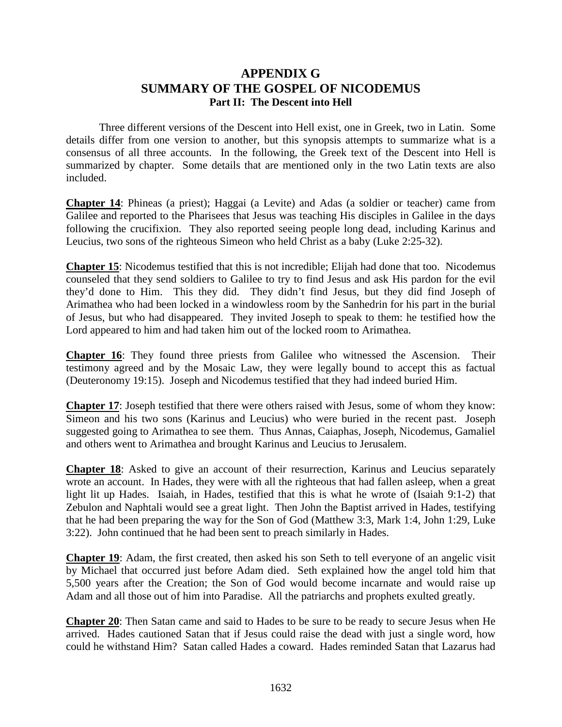# APPENDIX G
# SUMMARY OF THE GOSPEL OF NICODEMUS
### Part II: The Descent into Hell

Three different versions of the Descent into Hell exist, one in Greek, two in Latin. Some details differ from one version to another, but this synopsis attempts to summarize what is a consensus of all three accounts. In the following, the Greek text of the Descent into Hell is summarized by chapter. Some details that are mentioned only in the two Latin texts are also included.

**Chapter 14**: Phineas (a priest); Haggai (a Levite) and Adas (a soldier or teacher) came from Galilee and reported to the Pharisees that Jesus was teaching His disciples in Galilee in the days following the crucifixion. They also reported seeing people long dead, including Karinus and Leucius, two sons of the righteous Simeon who held Christ as a baby (Luke 2:25-32).

**Chapter 15**: Nicodemus testified that this is not incredible; Elijah had done that too. Nicodemus counseled that they send soldiers to Galilee to try to find Jesus and ask His pardon for the evil they'd done to Him. This they did. They didn't find Jesus, but they did find Joseph of Arimathea who had been locked in a windowless room by the Sanhedrin for his part in the burial of Jesus, but who had disappeared. They invited Joseph to speak to them: he testified how the Lord appeared to him and had taken him out of the locked room to Arimathea.

**Chapter 16**: They found three priests from Galilee who witnessed the Ascension. Their testimony agreed and by the Mosaic Law, they were legally bound to accept this as factual (Deuteronomy 19:15). Joseph and Nicodemus testified that they had indeed buried Him.

**Chapter 17**: Joseph testified that there were others raised with Jesus, some of whom they know: Simeon and his two sons (Karinus and Leucius) who were buried in the recent past. Joseph suggested going to Arimathea to see them. Thus Annas, Caiaphas, Joseph, Nicodemus, Gamaliel and others went to Arimathea and brought Karinus and Leucius to Jerusalem.

**Chapter 18**: Asked to give an account of their resurrection, Karinus and Leucius separately wrote an account. In Hades, they were with all the righteous that had fallen asleep, when a great light lit up Hades. Isaiah, in Hades, testified that this is what he wrote of (Isaiah 9:1-2) that Zebulon and Naphtali would see a great light. Then John the Baptist arrived in Hades, testifying that he had been preparing the way for the Son of God (Matthew 3:3, Mark 1:4, John 1:29, Luke 3:22). John continued that he had been sent to preach similarly in Hades.

**Chapter 19**: Adam, the first created, then asked his son Seth to tell everyone of an angelic visit by Michael that occurred just before Adam died. Seth explained how the angel told him that 5,500 years after the Creation; the Son of God would become incarnate and would raise up Adam and all those out of him into Paradise. All the patriarchs and prophets exulted greatly.

**Chapter 20**: Then Satan came and said to Hades to be sure to be ready to secure Jesus when He arrived. Hades cautioned Satan that if Jesus could raise the dead with just a single word, how could he withstand Him? Satan called Hades a coward. Hades reminded Satan that Lazarus had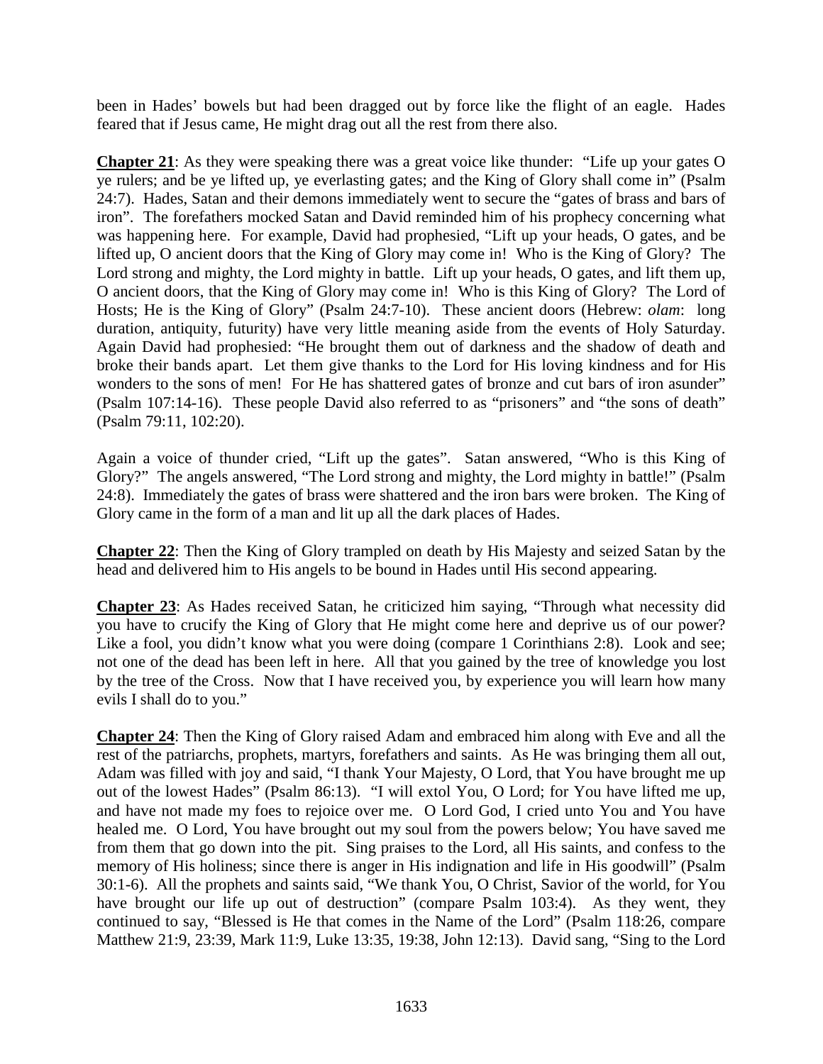been in Hades' bowels but had been dragged out by force like the flight of an eagle. Hades feared that if Jesus came, He might drag out all the rest from there also.

**Chapter 21**: As they were speaking there was a great voice like thunder: "Life up your gates O ye rulers; and be ye lifted up, ye everlasting gates; and the King of Glory shall come in" (Psalm 24:7). Hades, Satan and their demons immediately went to secure the "gates of brass and bars of iron". The forefathers mocked Satan and David reminded him of his prophecy concerning what was happening here. For example, David had prophesied, "Lift up your heads, O gates, and be lifted up, O ancient doors that the King of Glory may come in! Who is the King of Glory? The Lord strong and mighty, the Lord mighty in battle. Lift up your heads, O gates, and lift them up, O ancient doors, that the King of Glory may come in! Who is this King of Glory? The Lord of Hosts; He is the King of Glory" (Psalm 24:7-10). These ancient doors (Hebrew: *olam*: long duration, antiquity, futurity) have very little meaning aside from the events of Holy Saturday. Again David had prophesied: "He brought them out of darkness and the shadow of death and broke their bands apart. Let them give thanks to the Lord for His loving kindness and for His wonders to the sons of men! For He has shattered gates of bronze and cut bars of iron asunder" (Psalm 107:14-16). These people David also referred to as "prisoners" and "the sons of death" (Psalm 79:11, 102:20).

Again a voice of thunder cried, "Lift up the gates". Satan answered, "Who is this King of Glory?" The angels answered, "The Lord strong and mighty, the Lord mighty in battle!" (Psalm 24:8). Immediately the gates of brass were shattered and the iron bars were broken. The King of Glory came in the form of a man and lit up all the dark places of Hades.

**Chapter 22**: Then the King of Glory trampled on death by His Majesty and seized Satan by the head and delivered him to His angels to be bound in Hades until His second appearing.

**Chapter 23**: As Hades received Satan, he criticized him saying, "Through what necessity did you have to crucify the King of Glory that He might come here and deprive us of our power? Like a fool, you didn't know what you were doing (compare 1 Corinthians 2:8). Look and see; not one of the dead has been left in here. All that you gained by the tree of knowledge you lost by the tree of the Cross. Now that I have received you, by experience you will learn how many evils I shall do to you."

**Chapter 24**: Then the King of Glory raised Adam and embraced him along with Eve and all the rest of the patriarchs, prophets, martyrs, forefathers and saints. As He was bringing them all out, Adam was filled with joy and said, "I thank Your Majesty, O Lord, that You have brought me up out of the lowest Hades" (Psalm 86:13). "I will extol You, O Lord; for You have lifted me up, and have not made my foes to rejoice over me. O Lord God, I cried unto You and You have healed me. O Lord, You have brought out my soul from the powers below; You have saved me from them that go down into the pit. Sing praises to the Lord, all His saints, and confess to the memory of His holiness; since there is anger in His indignation and life in His goodwill" (Psalm 30:1-6). All the prophets and saints said, "We thank You, O Christ, Savior of the world, for You have brought our life up out of destruction" (compare Psalm 103:4). As they went, they continued to say, "Blessed is He that comes in the Name of the Lord" (Psalm 118:26, compare Matthew 21:9, 23:39, Mark 11:9, Luke 13:35, 19:38, John 12:13). David sang, "Sing to the Lord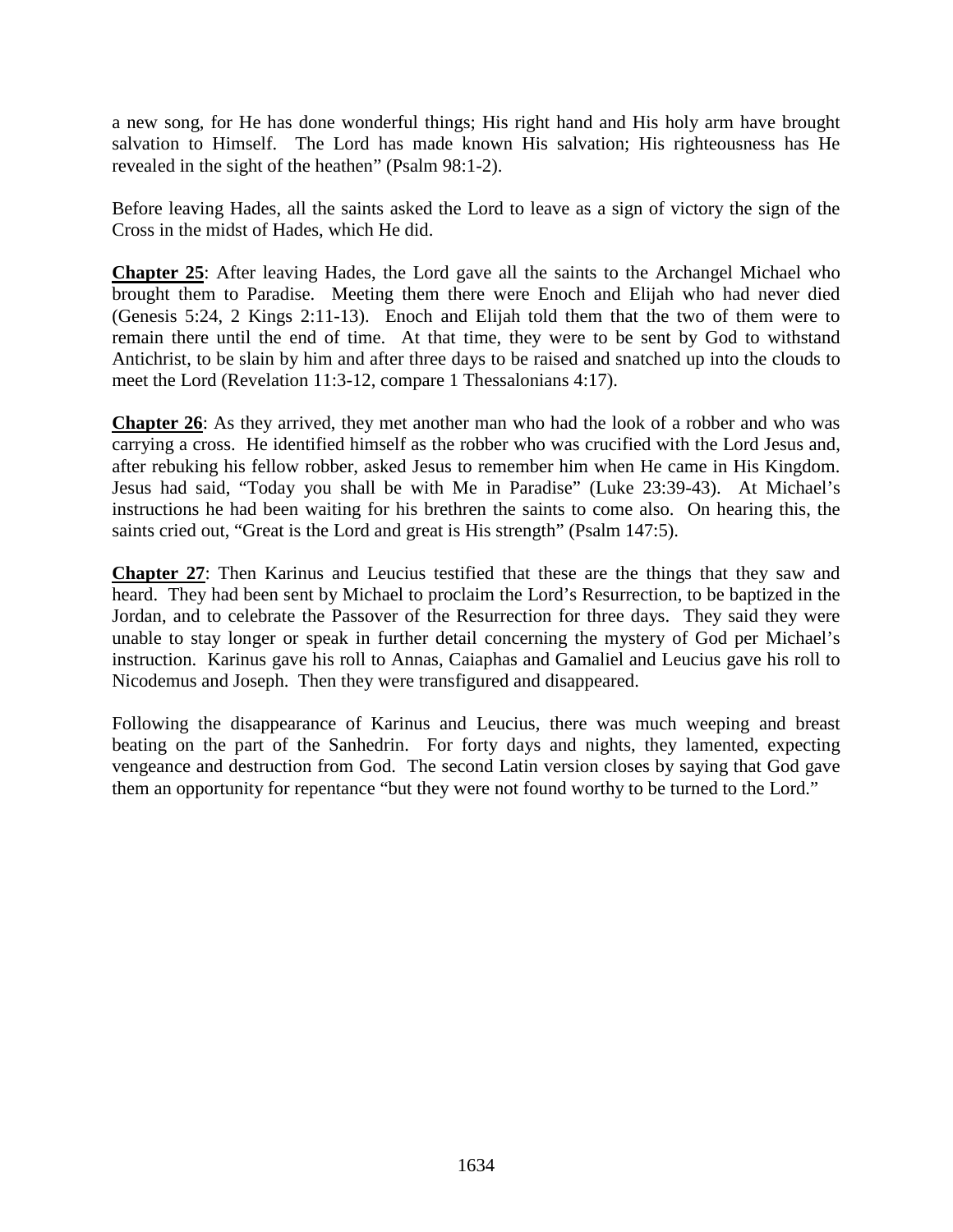a new song, for He has done wonderful things; His right hand and His holy arm have brought salvation to Himself. The Lord has made known His salvation; His righteousness has He revealed in the sight of the heathen" (Psalm 98:1-2).

Before leaving Hades, all the saints asked the Lord to leave as a sign of victory the sign of the Cross in the midst of Hades, which He did.

**Chapter 25**: After leaving Hades, the Lord gave all the saints to the Archangel Michael who brought them to Paradise. Meeting them there were Enoch and Elijah who had never died (Genesis 5:24, 2 Kings 2:11-13). Enoch and Elijah told them that the two of them were to remain there until the end of time. At that time, they were to be sent by God to withstand Antichrist, to be slain by him and after three days to be raised and snatched up into the clouds to meet the Lord (Revelation 11:3-12, compare 1 Thessalonians 4:17).

**Chapter 26**: As they arrived, they met another man who had the look of a robber and who was carrying a cross. He identified himself as the robber who was crucified with the Lord Jesus and, after rebuking his fellow robber, asked Jesus to remember him when He came in His Kingdom. Jesus had said, "Today you shall be with Me in Paradise" (Luke 23:39-43). At Michael's instructions he had been waiting for his brethren the saints to come also. On hearing this, the saints cried out, "Great is the Lord and great is His strength" (Psalm 147:5).

**Chapter 27**: Then Karinus and Leucius testified that these are the things that they saw and heard. They had been sent by Michael to proclaim the Lord's Resurrection, to be baptized in the Jordan, and to celebrate the Passover of the Resurrection for three days. They said they were unable to stay longer or speak in further detail concerning the mystery of God per Michael's instruction. Karinus gave his roll to Annas, Caiaphas and Gamaliel and Leucius gave his roll to Nicodemus and Joseph. Then they were transfigured and disappeared.

Following the disappearance of Karinus and Leucius, there was much weeping and breast beating on the part of the Sanhedrin. For forty days and nights, they lamented, expecting vengeance and destruction from God. The second Latin version closes by saying that God gave them an opportunity for repentance "but they were not found worthy to be turned to the Lord."